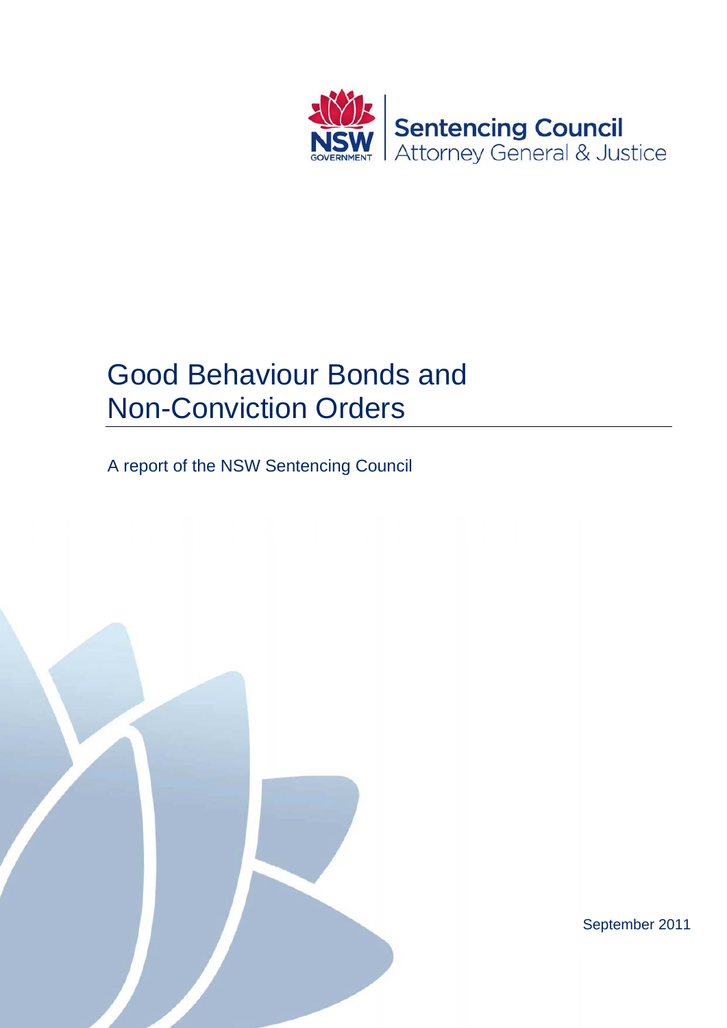NSW GOVERNMENT | **Sentencing Council**
Attorney General & Justice

# Good Behaviour Bonds and Non-Conviction Orders

A report of the NSW Sentencing Council

September 2011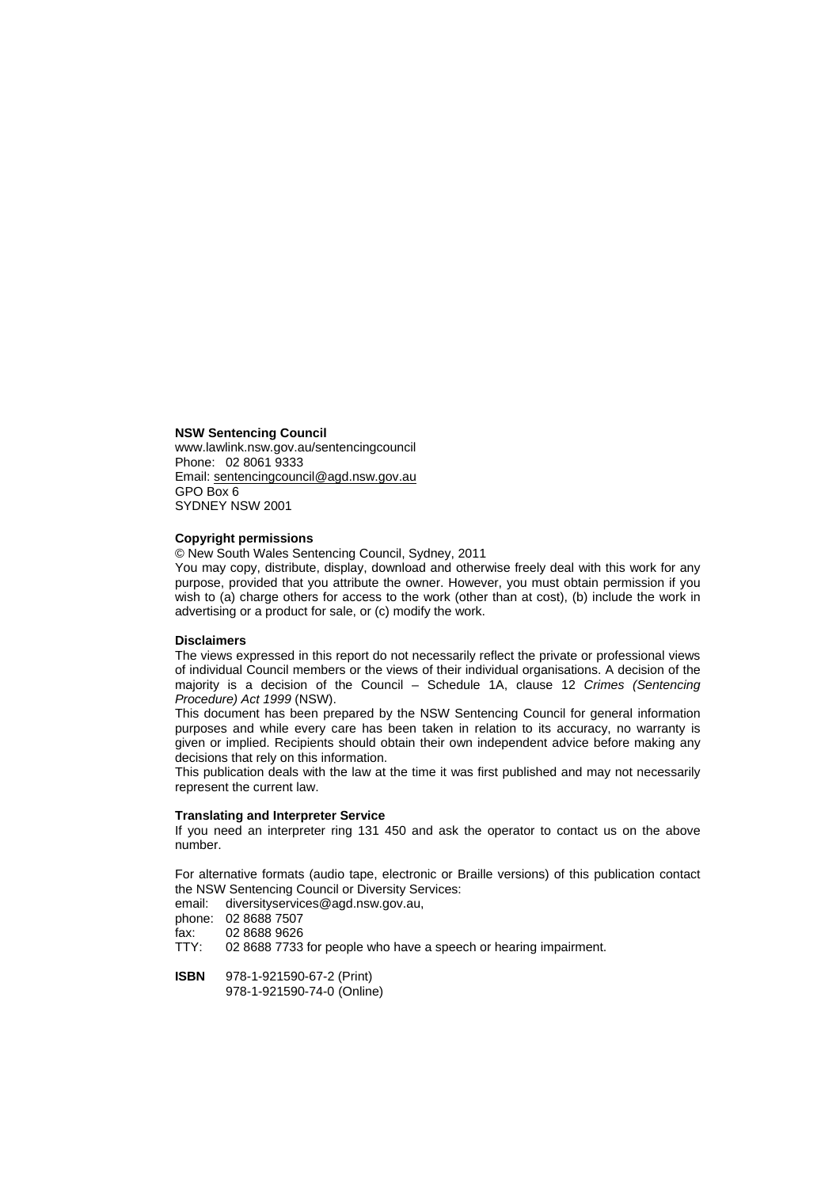**NSW Sentencing Council**
www.lawlink.nsw.gov.au/sentencingcouncil
Phone: 02 8061 9333
Email: sentencingcouncil@agd.nsw.gov.au
GPO Box 6
SYDNEY NSW 2001

**Copyright permissions**

© New South Wales Sentencing Council, Sydney, 2011

You may copy, distribute, display, download and otherwise freely deal with this work for any purpose, provided that you attribute the owner. However, you must obtain permission if you wish to (a) charge others for access to the work (other than at cost), (b) include the work in advertising or a product for sale, or (c) modify the work.

**Disclaimers**

The views expressed in this report do not necessarily reflect the private or professional views of individual Council members or the views of their individual organisations. A decision of the majority is a decision of the Council – Schedule 1A, clause 12 *Crimes (Sentencing Procedure) Act 1999* (NSW).

This document has been prepared by the NSW Sentencing Council for general information purposes and while every care has been taken in relation to its accuracy, no warranty is given or implied. Recipients should obtain their own independent advice before making any decisions that rely on this information.

This publication deals with the law at the time it was first published and may not necessarily represent the current law.

**Translating and Interpreter Service**

If you need an interpreter ring 131 450 and ask the operator to contact us on the above number.

For alternative formats (audio tape, electronic or Braille versions) of this publication contact the NSW Sentencing Council or Diversity Services:

email: diversityservices@agd.nsw.gov.au,
phone: 02 8688 7507
fax: 02 8688 9626
TTY: 02 8688 7733 for people who have a speech or hearing impairment.

**ISBN** 978-1-921590-67-2 (Print)
978-1-921590-74-0 (Online)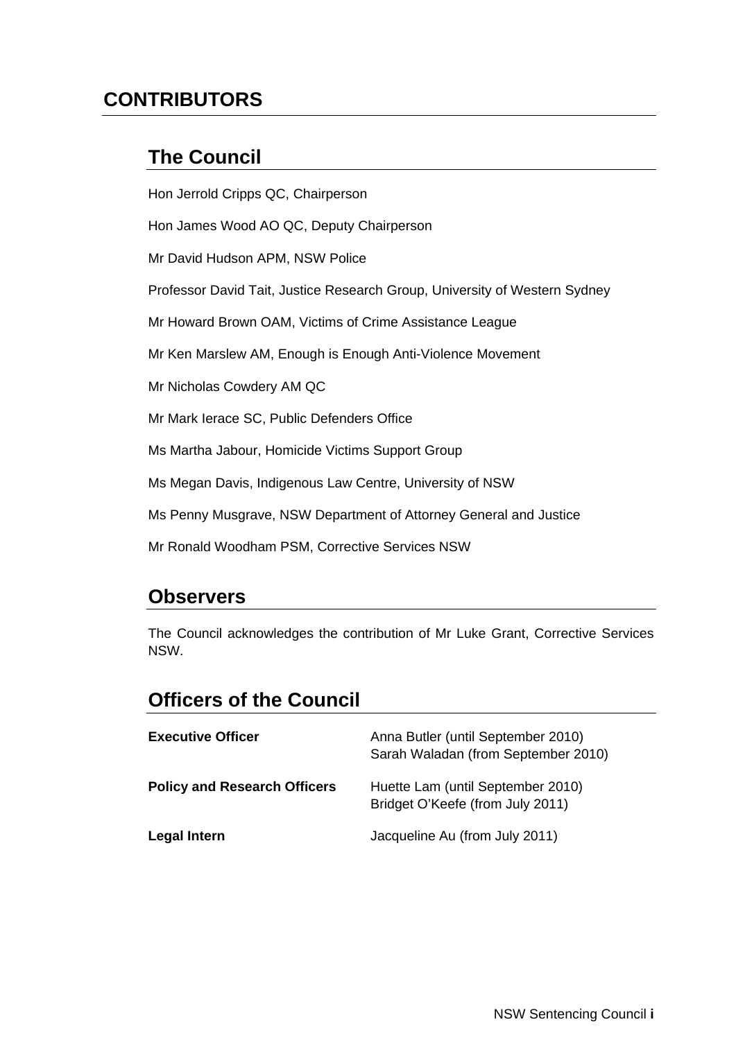# CONTRIBUTORS

## The Council

Hon Jerrold Cripps QC, Chairperson

Hon James Wood AO QC, Deputy Chairperson

Mr David Hudson APM, NSW Police

Professor David Tait, Justice Research Group, University of Western Sydney

Mr Howard Brown OAM, Victims of Crime Assistance League

Mr Ken Marslew AM, Enough is Enough Anti-Violence Movement

Mr Nicholas Cowdery AM QC

Mr Mark Ierace SC, Public Defenders Office

Ms Martha Jabour, Homicide Victims Support Group

Ms Megan Davis, Indigenous Law Centre, University of NSW

Ms Penny Musgrave, NSW Department of Attorney General and Justice

Mr Ronald Woodham PSM, Corrective Services NSW

## Observers

The Council acknowledges the contribution of Mr Luke Grant, Corrective Services NSW.

## Officers of the Council

| | |
|---|---|
| **Executive Officer** | Anna Butler (until September 2010)<br>Sarah Waladan (from September 2010) |
| **Policy and Research Officers** | Huette Lam (until September 2010)<br>Bridget O'Keefe (from July 2011) |
| **Legal Intern** | Jacqueline Au (from July 2011) |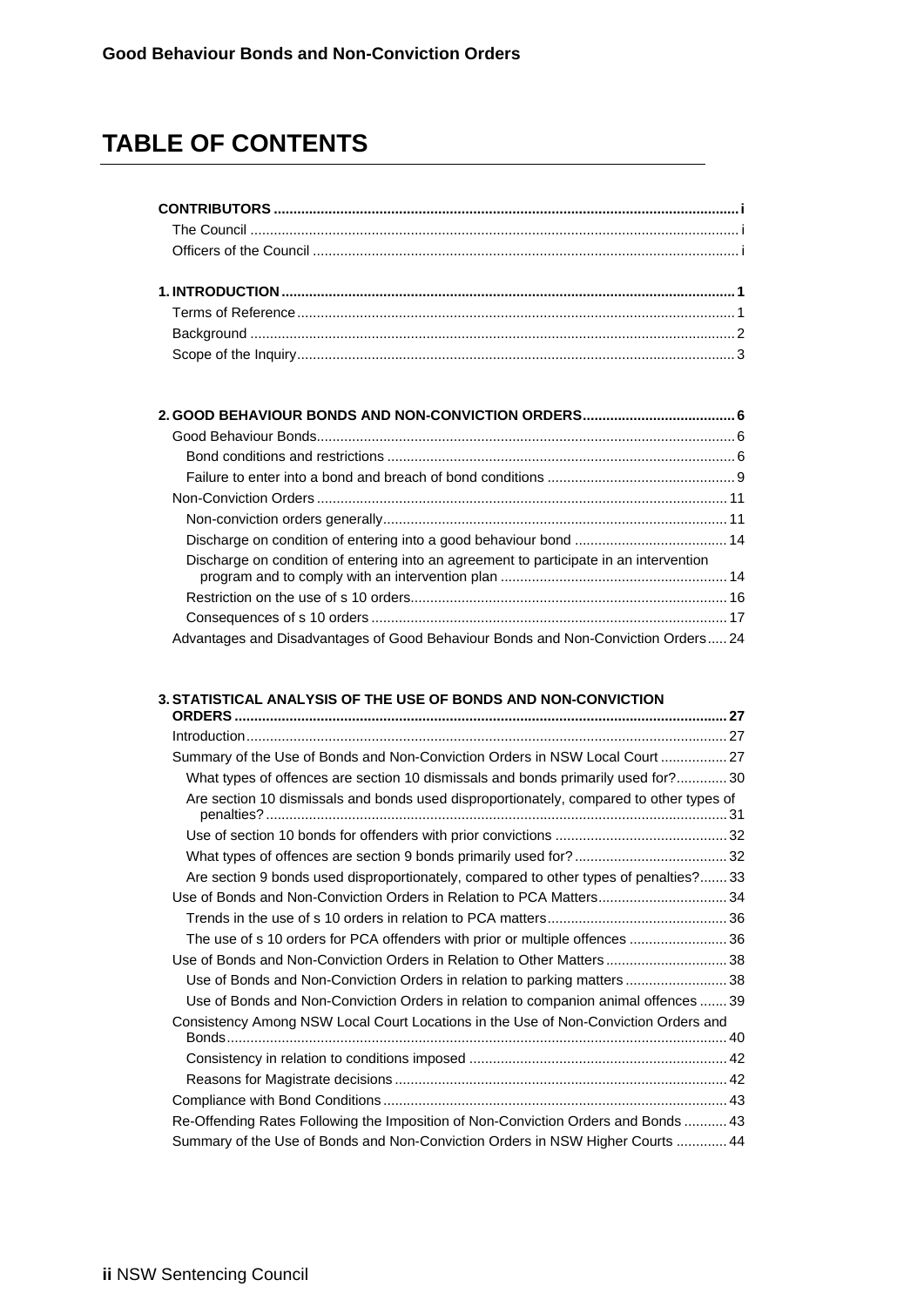# TABLE OF CONTENTS

**CONTRIBUTORS** .......... i
- The Council .......... i
- Officers of the Council .......... i

**1. INTRODUCTION** .......... 1
- Terms of Reference .......... 1
- Background .......... 2
- Scope of the Inquiry .......... 3

**2. GOOD BEHAVIOUR BONDS AND NON-CONVICTION ORDERS** .......... 6
- Good Behaviour Bonds .......... 6
  - Bond conditions and restrictions .......... 6
  - Failure to enter into a bond and breach of bond conditions .......... 9
- Non-Conviction Orders .......... 11
  - Non-conviction orders generally .......... 11
  - Discharge on condition of entering into a good behaviour bond .......... 14
  - Discharge on condition of entering into an agreement to participate in an intervention program and to comply with an intervention plan .......... 14
  - Restriction on the use of s 10 orders .......... 16
  - Consequences of s 10 orders .......... 17
- Advantages and Disadvantages of Good Behaviour Bonds and Non-Conviction Orders .......... 24

**3. STATISTICAL ANALYSIS OF THE USE OF BONDS AND NON-CONVICTION ORDERS** .......... 27
- Introduction .......... 27
- Summary of the Use of Bonds and Non-Conviction Orders in NSW Local Court .......... 27
  - What types of offences are section 10 dismissals and bonds primarily used for? .......... 30
  - Are section 10 dismissals and bonds used disproportionately, compared to other types of penalties? .......... 31
  - Use of section 10 bonds for offenders with prior convictions .......... 32
  - What types of offences are section 9 bonds primarily used for? .......... 32
  - Are section 9 bonds used disproportionately, compared to other types of penalties? .......... 33
- Use of Bonds and Non-Conviction Orders in Relation to PCA Matters .......... 34
  - Trends in the use of s 10 orders in relation to PCA matters .......... 36
  - The use of s 10 orders for PCA offenders with prior or multiple offences .......... 36
- Use of Bonds and Non-Conviction Orders in Relation to Other Matters .......... 38
  - Use of Bonds and Non-Conviction Orders in relation to parking matters .......... 38
  - Use of Bonds and Non-Conviction Orders in relation to companion animal offences .......... 39
- Consistency Among NSW Local Court Locations in the Use of Non-Conviction Orders and Bonds .......... 40
  - Consistency in relation to conditions imposed .......... 42
  - Reasons for Magistrate decisions .......... 42
- Compliance with Bond Conditions .......... 43
- Re-Offending Rates Following the Imposition of Non-Conviction Orders and Bonds .......... 43
- Summary of the Use of Bonds and Non-Conviction Orders in NSW Higher Courts .......... 44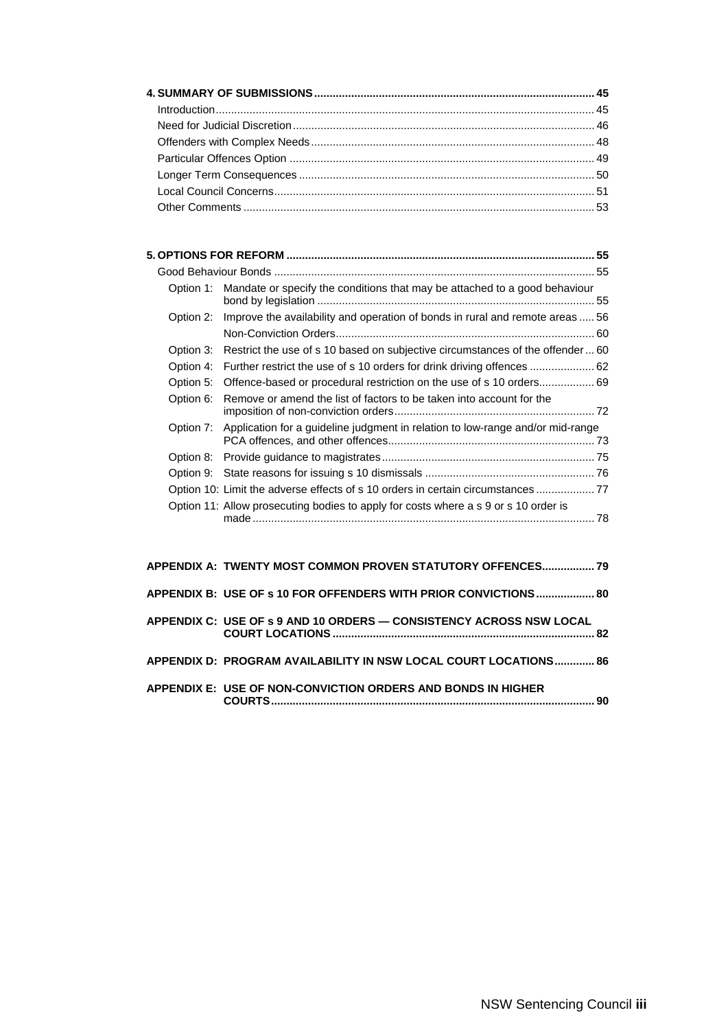**4. SUMMARY OF SUBMISSIONS** .......... 45

Introduction .......... 45

Need for Judicial Discretion .......... 46

Offenders with Complex Needs .......... 48

Particular Offences Option .......... 49

Longer Term Consequences .......... 50

Local Council Concerns .......... 51

Other Comments .......... 53

**5. OPTIONS FOR REFORM** .......... 55

Good Behaviour Bonds .......... 55

Option 1: Mandate or specify the conditions that may be attached to a good behaviour bond by legislation .......... 55

Option 2: Improve the availability and operation of bonds in rural and remote areas .......... 56

Non-Conviction Orders .......... 60

Option 3: Restrict the use of s 10 based on subjective circumstances of the offender .......... 60

Option 4: Further restrict the use of s 10 orders for drink driving offences .......... 62

Option 5: Offence-based or procedural restriction on the use of s 10 orders .......... 69

Option 6: Remove or amend the list of factors to be taken into account for the imposition of non-conviction orders .......... 72

Option 7: Application for a guideline judgment in relation to low-range and/or mid-range PCA offences, and other offences .......... 73

Option 8: Provide guidance to magistrates .......... 75

Option 9: State reasons for issuing s 10 dismissals .......... 76

Option 10: Limit the adverse effects of s 10 orders in certain circumstances .......... 77

Option 11: Allow prosecuting bodies to apply for costs where a s 9 or s 10 order is made .......... 78

**APPENDIX A: TWENTY MOST COMMON PROVEN STATUTORY OFFENCES** .......... 79

**APPENDIX B: USE OF s 10 FOR OFFENDERS WITH PRIOR CONVICTIONS** .......... 80

**APPENDIX C: USE OF s 9 AND 10 ORDERS — CONSISTENCY ACROSS NSW LOCAL COURT LOCATIONS** .......... 82

**APPENDIX D: PROGRAM AVAILABILITY IN NSW LOCAL COURT LOCATIONS** .......... 86

**APPENDIX E: USE OF NON-CONVICTION ORDERS AND BONDS IN HIGHER COURTS** .......... 90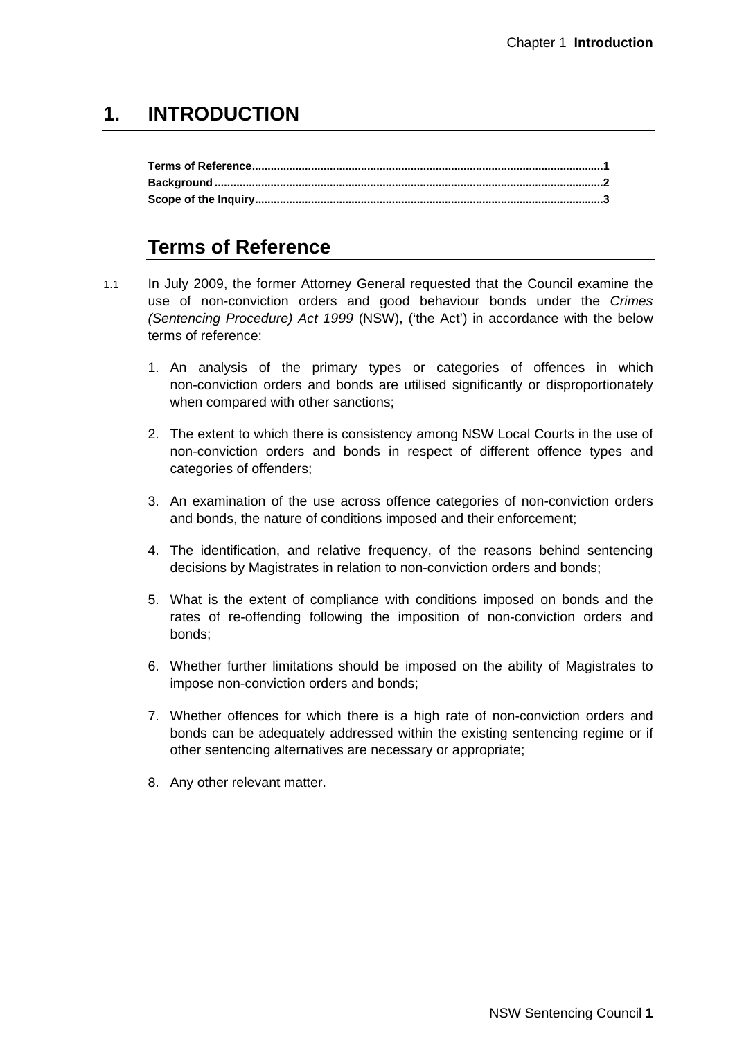# 1. INTRODUCTION

Terms of Reference..........................................................................................................1
Background.....................................................................................................................2
Scope of the Inquiry.........................................................................................................3

## Terms of Reference

1.1 In July 2009, the former Attorney General requested that the Council examine the use of non-conviction orders and good behaviour bonds under the *Crimes (Sentencing Procedure) Act 1999* (NSW), ('the Act') in accordance with the below terms of reference:

1. An analysis of the primary types or categories of offences in which non-conviction orders and bonds are utilised significantly or disproportionately when compared with other sanctions;
2. The extent to which there is consistency among NSW Local Courts in the use of non-conviction orders and bonds in respect of different offence types and categories of offenders;
3. An examination of the use across offence categories of non-conviction orders and bonds, the nature of conditions imposed and their enforcement;
4. The identification, and relative frequency, of the reasons behind sentencing decisions by Magistrates in relation to non-conviction orders and bonds;
5. What is the extent of compliance with conditions imposed on bonds and the rates of re-offending following the imposition of non-conviction orders and bonds;
6. Whether further limitations should be imposed on the ability of Magistrates to impose non-conviction orders and bonds;
7. Whether offences for which there is a high rate of non-conviction orders and bonds can be adequately addressed within the existing sentencing regime or if other sentencing alternatives are necessary or appropriate;
8. Any other relevant matter.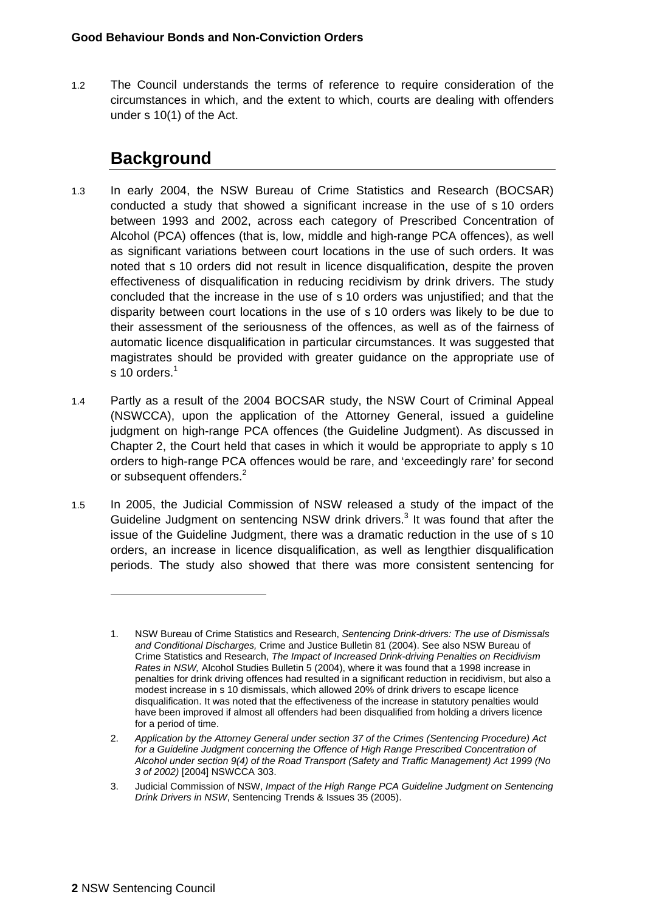1.2 The Council understands the terms of reference to require consideration of the circumstances in which, and the extent to which, courts are dealing with offenders under s 10(1) of the Act.

## Background

1.3 In early 2004, the NSW Bureau of Crime Statistics and Research (BOCSAR) conducted a study that showed a significant increase in the use of s 10 orders between 1993 and 2002, across each category of Prescribed Concentration of Alcohol (PCA) offences (that is, low, middle and high-range PCA offences), as well as significant variations between court locations in the use of such orders. It was noted that s 10 orders did not result in licence disqualification, despite the proven effectiveness of disqualification in reducing recidivism by drink drivers. The study concluded that the increase in the use of s 10 orders was unjustified; and that the disparity between court locations in the use of s 10 orders was likely to be due to their assessment of the seriousness of the offences, as well as of the fairness of automatic licence disqualification in particular circumstances. It was suggested that magistrates should be provided with greater guidance on the appropriate use of s 10 orders.[1]

1.4 Partly as a result of the 2004 BOCSAR study, the NSW Court of Criminal Appeal (NSWCCA), upon the application of the Attorney General, issued a guideline judgment on high-range PCA offences (the Guideline Judgment). As discussed in Chapter 2, the Court held that cases in which it would be appropriate to apply s 10 orders to high-range PCA offences would be rare, and 'exceedingly rare' for second or subsequent offenders.[2]

1.5 In 2005, the Judicial Commission of NSW released a study of the impact of the Guideline Judgment on sentencing NSW drink drivers.[3] It was found that after the issue of the Guideline Judgment, there was a dramatic reduction in the use of s 10 orders, an increase in licence disqualification, as well as lengthier disqualification periods. The study also showed that there was more consistent sentencing for

---

1. NSW Bureau of Crime Statistics and Research, *Sentencing Drink-drivers: The use of Dismissals and Conditional Discharges,* Crime and Justice Bulletin 81 (2004). See also NSW Bureau of Crime Statistics and Research, *The Impact of Increased Drink-driving Penalties on Recidivism Rates in NSW,* Alcohol Studies Bulletin 5 (2004), where it was found that a 1998 increase in penalties for drink driving offences had resulted in a significant reduction in recidivism, but also a modest increase in s 10 dismissals, which allowed 20% of drink drivers to escape licence disqualification. It was noted that the effectiveness of the increase in statutory penalties would have been improved if almost all offenders had been disqualified from holding a drivers licence for a period of time.

2. *Application by the Attorney General under section 37 of the Crimes (Sentencing Procedure) Act for a Guideline Judgment concerning the Offence of High Range Prescribed Concentration of Alcohol under section 9(4) of the Road Transport (Safety and Traffic Management) Act 1999 (No 3 of 2002)* [2004] NSWCCA 303.

3. Judicial Commission of NSW, *Impact of the High Range PCA Guideline Judgment on Sentencing Drink Drivers in NSW*, Sentencing Trends & Issues 35 (2005).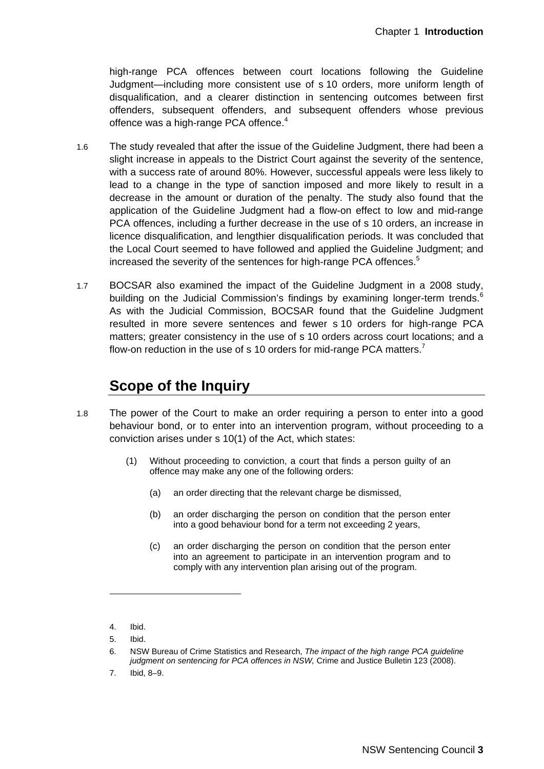high-range PCA offences between court locations following the Guideline Judgment—including more consistent use of s 10 orders, more uniform length of disqualification, and a clearer distinction in sentencing outcomes between first offenders, subsequent offenders, and subsequent offenders whose previous offence was a high-range PCA offence.[4]

1.6 The study revealed that after the issue of the Guideline Judgment, there had been a slight increase in appeals to the District Court against the severity of the sentence, with a success rate of around 80%. However, successful appeals were less likely to lead to a change in the type of sanction imposed and more likely to result in a decrease in the amount or duration of the penalty. The study also found that the application of the Guideline Judgment had a flow-on effect to low and mid-range PCA offences, including a further decrease in the use of s 10 orders, an increase in licence disqualification, and lengthier disqualification periods. It was concluded that the Local Court seemed to have followed and applied the Guideline Judgment; and increased the severity of the sentences for high-range PCA offences.[5]

1.7 BOCSAR also examined the impact of the Guideline Judgment in a 2008 study, building on the Judicial Commission's findings by examining longer-term trends.[6] As with the Judicial Commission, BOCSAR found that the Guideline Judgment resulted in more severe sentences and fewer s 10 orders for high-range PCA matters; greater consistency in the use of s 10 orders across court locations; and a flow-on reduction in the use of s 10 orders for mid-range PCA matters.[7]

## Scope of the Inquiry

1.8 The power of the Court to make an order requiring a person to enter into a good behaviour bond, or to enter into an intervention program, without proceeding to a conviction arises under s 10(1) of the Act, which states:

> (1) Without proceeding to conviction, a court that finds a person guilty of an offence may make any one of the following orders:
>
> (a) an order directing that the relevant charge be dismissed,
>
> (b) an order discharging the person on condition that the person enter into a good behaviour bond for a term not exceeding 2 years,
>
> (c) an order discharging the person on condition that the person enter into an agreement to participate in an intervention program and to comply with any intervention plan arising out of the program.

---

4. Ibid.
5. Ibid.
6. NSW Bureau of Crime Statistics and Research, *The impact of the high range PCA guideline judgment on sentencing for PCA offences in NSW,* Crime and Justice Bulletin 123 (2008).
7. Ibid, 8–9.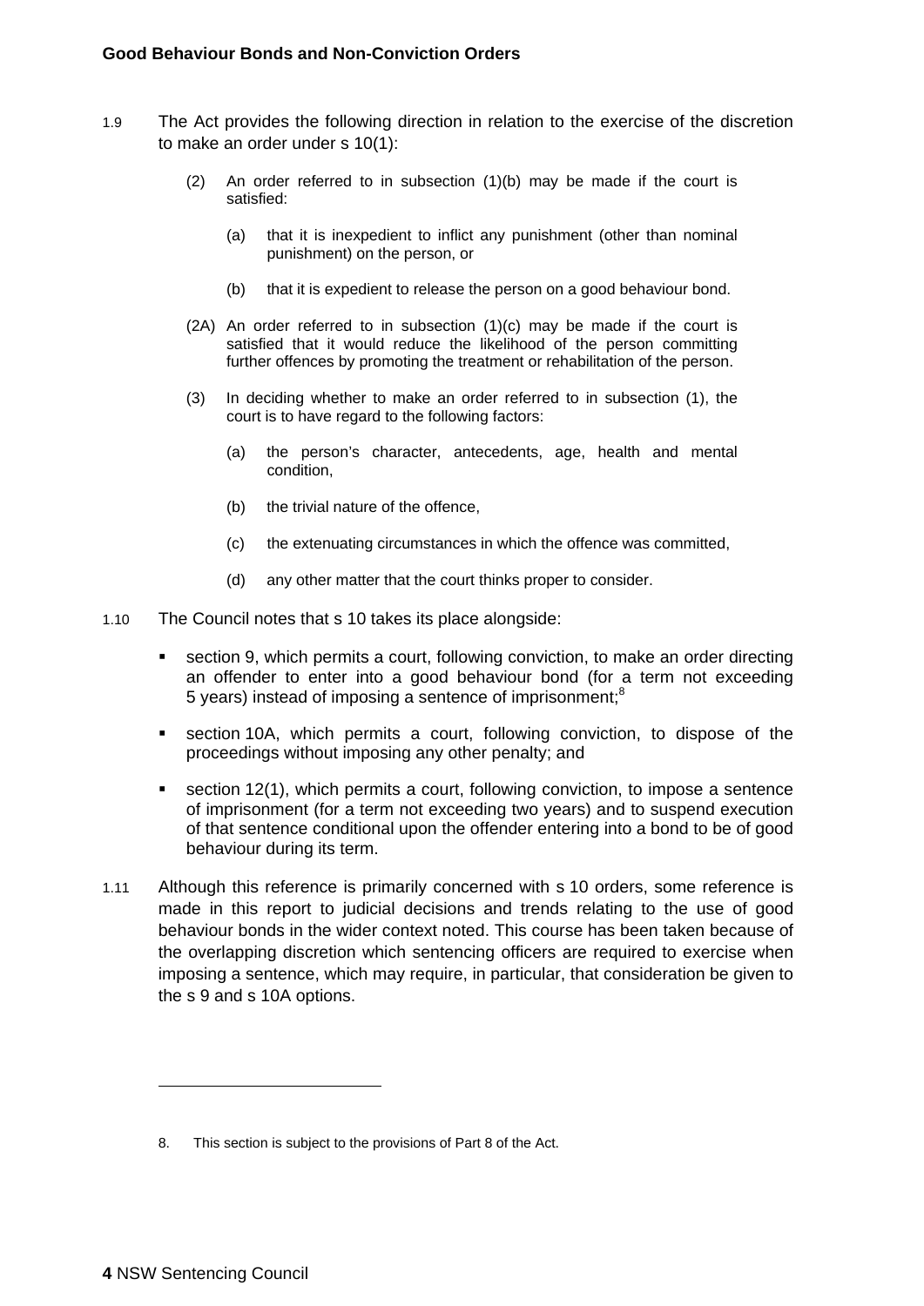1.9 The Act provides the following direction in relation to the exercise of the discretion to make an order under s 10(1):

> (2) An order referred to in subsection (1)(b) may be made if the court is satisfied:
>
> (a) that it is inexpedient to inflict any punishment (other than nominal punishment) on the person, or
>
> (b) that it is expedient to release the person on a good behaviour bond.
>
> (2A) An order referred to in subsection (1)(c) may be made if the court is satisfied that it would reduce the likelihood of the person committing further offences by promoting the treatment or rehabilitation of the person.
>
> (3) In deciding whether to make an order referred to in subsection (1), the court is to have regard to the following factors:
>
> (a) the person's character, antecedents, age, health and mental condition,
>
> (b) the trivial nature of the offence,
>
> (c) the extenuating circumstances in which the offence was committed,
>
> (d) any other matter that the court thinks proper to consider.

1.10 The Council notes that s 10 takes its place alongside:

- section 9, which permits a court, following conviction, to make an order directing an offender to enter into a good behaviour bond (for a term not exceeding 5 years) instead of imposing a sentence of imprisonment;[8]
- section 10A, which permits a court, following conviction, to dispose of the proceedings without imposing any other penalty; and
- section 12(1), which permits a court, following conviction, to impose a sentence of imprisonment (for a term not exceeding two years) and to suspend execution of that sentence conditional upon the offender entering into a bond to be of good behaviour during its term.

1.11 Although this reference is primarily concerned with s 10 orders, some reference is made in this report to judicial decisions and trends relating to the use of good behaviour bonds in the wider context noted. This course has been taken because of the overlapping discretion which sentencing officers are required to exercise when imposing a sentence, which may require, in particular, that consideration be given to the s 9 and s 10A options.

---

8. This section is subject to the provisions of Part 8 of the Act.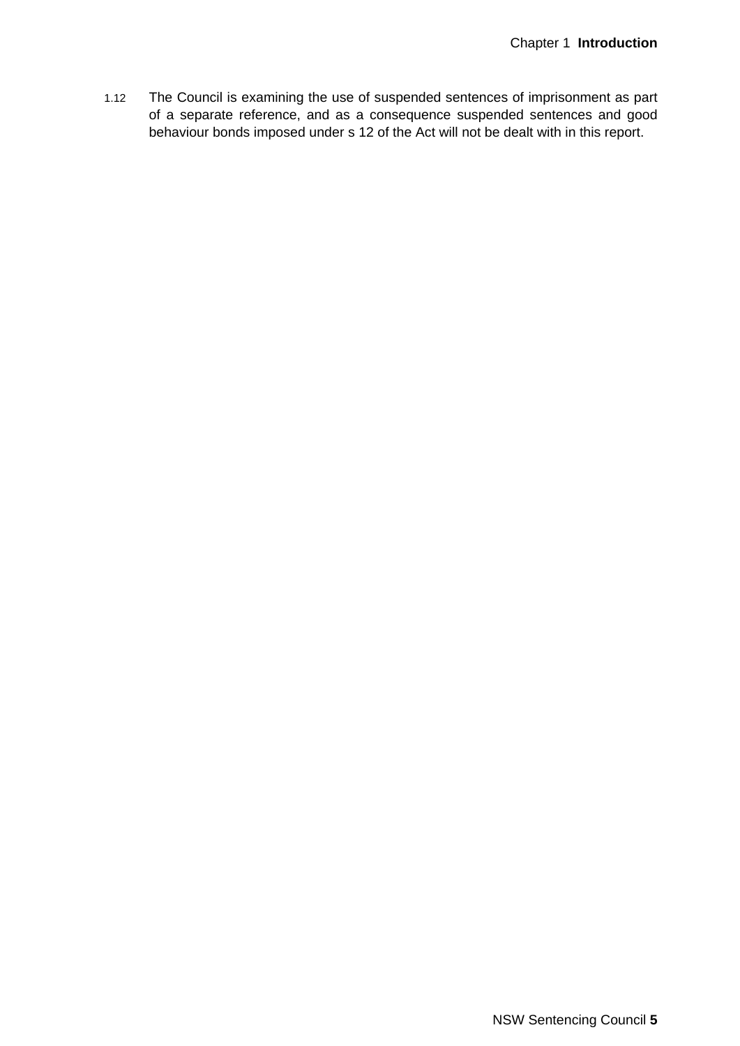1.12 The Council is examining the use of suspended sentences of imprisonment as part of a separate reference, and as a consequence suspended sentences and good behaviour bonds imposed under s 12 of the Act will not be dealt with in this report.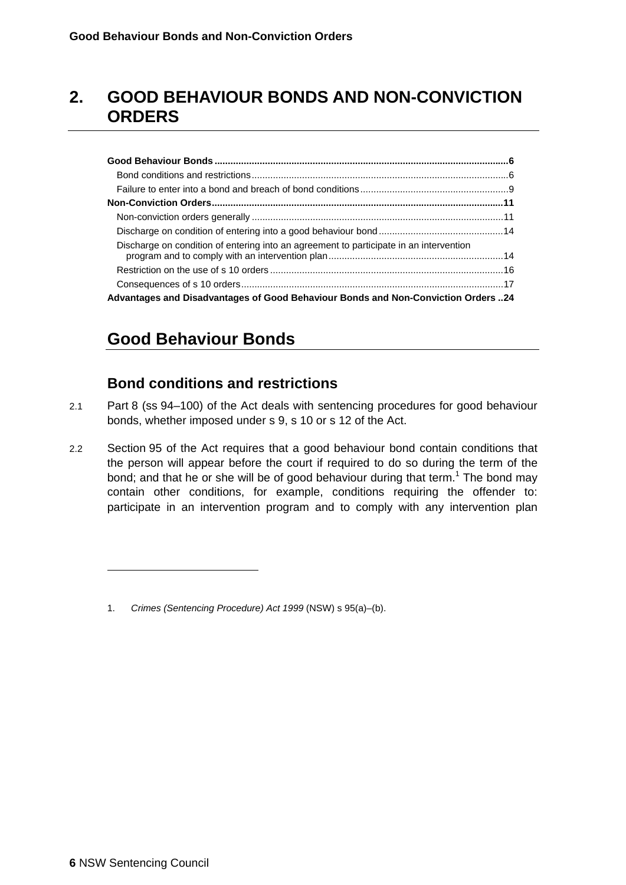# 2. GOOD BEHAVIOUR BONDS AND NON-CONVICTION ORDERS

**Good Behaviour Bonds** ..... **6**
- Bond conditions and restrictions ..... 6
- Failure to enter into a bond and breach of bond conditions ..... 9

**Non-Conviction Orders** ..... **11**
- Non-conviction orders generally ..... 11
- Discharge on condition of entering into a good behaviour bond ..... 14
- Discharge on condition of entering into an agreement to participate in an intervention program and to comply with an intervention plan ..... 14
- Restriction on the use of s 10 orders ..... 16
- Consequences of s 10 orders ..... 17

**Advantages and Disadvantages of Good Behaviour Bonds and Non-Conviction Orders** ..... **24**

## Good Behaviour Bonds

### Bond conditions and restrictions

2.1 Part 8 (ss 94–100) of the Act deals with sentencing procedures for good behaviour bonds, whether imposed under s 9, s 10 or s 12 of the Act.

2.2 Section 95 of the Act requires that a good behaviour bond contain conditions that the person will appear before the court if required to do so during the term of the bond; and that he or she will be of good behaviour during that term.[1] The bond may contain other conditions, for example, conditions requiring the offender to: participate in an intervention program and to comply with any intervention plan

---

1. *Crimes (Sentencing Procedure) Act 1999* (NSW) s 95(a)–(b).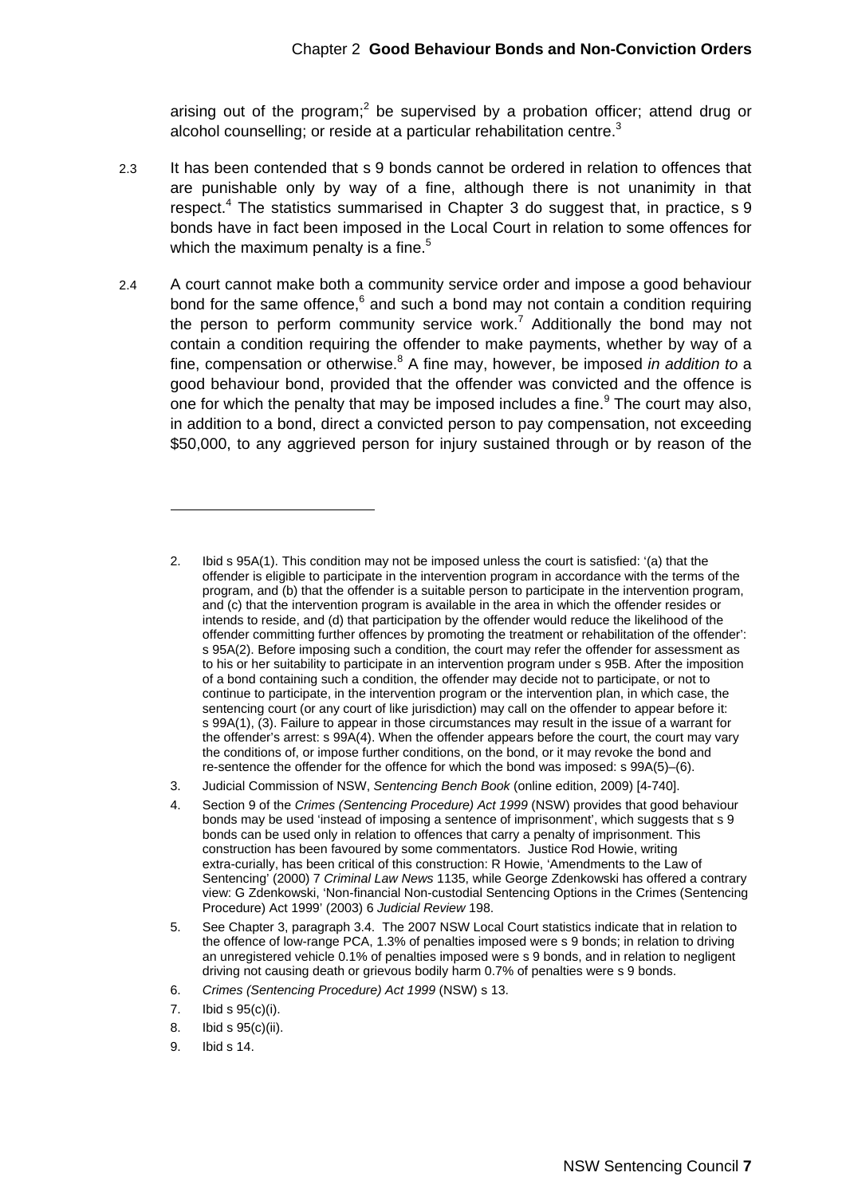arising out of the program;[2] be supervised by a probation officer; attend drug or alcohol counselling; or reside at a particular rehabilitation centre.[3]

2.3 It has been contended that s 9 bonds cannot be ordered in relation to offences that are punishable only by way of a fine, although there is not unanimity in that respect.[4] The statistics summarised in Chapter 3 do suggest that, in practice, s 9 bonds have in fact been imposed in the Local Court in relation to some offences for which the maximum penalty is a fine.[5]

2.4 A court cannot make both a community service order and impose a good behaviour bond for the same offence,[6] and such a bond may not contain a condition requiring the person to perform community service work.[7] Additionally the bond may not contain a condition requiring the offender to make payments, whether by way of a fine, compensation or otherwise.[8] A fine may, however, be imposed *in addition to* a good behaviour bond, provided that the offender was convicted and the offence is one for which the penalty that may be imposed includes a fine.[9] The court may also, in addition to a bond, direct a convicted person to pay compensation, not exceeding $50,000, to any aggrieved person for injury sustained through or by reason of the

---

2. Ibid s 95A(1). This condition may not be imposed unless the court is satisfied: '(a) that the offender is eligible to participate in the intervention program in accordance with the terms of the program, and (b) that the offender is a suitable person to participate in the intervention program, and (c) that the intervention program is available in the area in which the offender resides or intends to reside, and (d) that participation by the offender would reduce the likelihood of the offender committing further offences by promoting the treatment or rehabilitation of the offender': s 95A(2). Before imposing such a condition, the court may refer the offender for assessment as to his or her suitability to participate in an intervention program under s 95B. After the imposition of a bond containing such a condition, the offender may decide not to participate, or not to continue to participate, in the intervention program or the intervention plan, in which case, the sentencing court (or any court of like jurisdiction) may call on the offender to appear before it: s 99A(1), (3). Failure to appear in those circumstances may result in the issue of a warrant for the offender's arrest: s 99A(4). When the offender appears before the court, the court may vary the conditions of, or impose further conditions, on the bond, or it may revoke the bond and re-sentence the offender for the offence for which the bond was imposed: s 99A(5)–(6).
3. Judicial Commission of NSW, *Sentencing Bench Book* (online edition, 2009) [4-740].
4. Section 9 of the *Crimes (Sentencing Procedure) Act 1999* (NSW) provides that good behaviour bonds may be used 'instead of imposing a sentence of imprisonment', which suggests that s 9 bonds can be used only in relation to offences that carry a penalty of imprisonment. This construction has been favoured by some commentators. Justice Rod Howie, writing extra-curially, has been critical of this construction: R Howie, 'Amendments to the Law of Sentencing' (2000) 7 *Criminal Law News* 1135, while George Zdenkowski has offered a contrary view: G Zdenkowski, 'Non-financial Non-custodial Sentencing Options in the Crimes (Sentencing Procedure) Act 1999' (2003) 6 *Judicial Review* 198.
5. See Chapter 3, paragraph 3.4. The 2007 NSW Local Court statistics indicate that in relation to the offence of low-range PCA, 1.3% of penalties imposed were s 9 bonds; in relation to driving an unregistered vehicle 0.1% of penalties imposed were s 9 bonds, and in relation to negligent driving not causing death or grievous bodily harm 0.7% of penalties were s 9 bonds.
6. *Crimes (Sentencing Procedure) Act 1999* (NSW) s 13.
7. Ibid s 95(c)(i).
8. Ibid s 95(c)(ii).
9. Ibid s 14.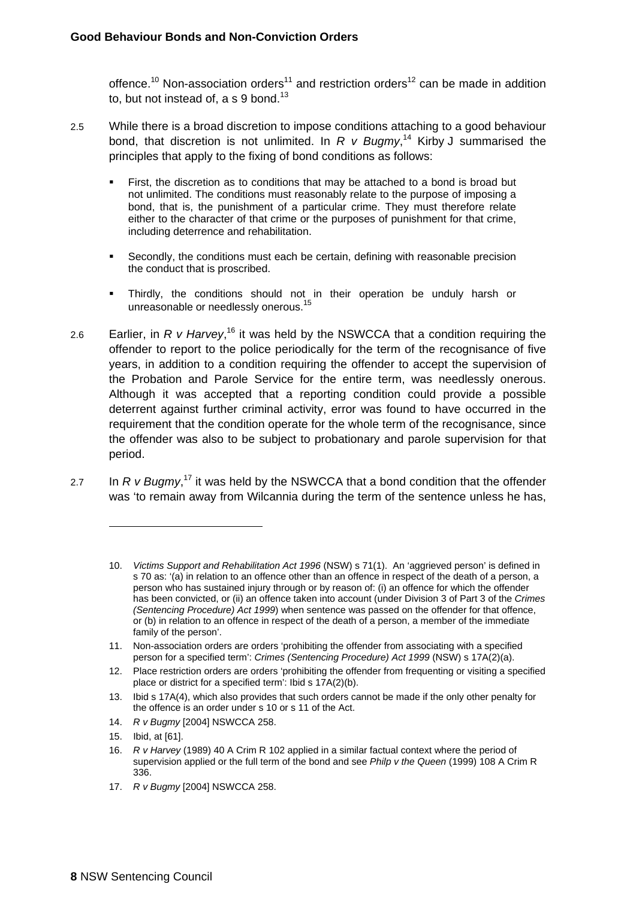offence.[10] Non-association orders[11] and restriction orders[12] can be made in addition to, but not instead of, a s 9 bond.[13]

2.5 While there is a broad discretion to impose conditions attaching to a good behaviour bond, that discretion is not unlimited. In *R v Bugmy*,[14] Kirby J summarised the principles that apply to the fixing of bond conditions as follows:

- First, the discretion as to conditions that may be attached to a bond is broad but not unlimited. The conditions must reasonably relate to the purpose of imposing a bond, that is, the punishment of a particular crime. They must therefore relate either to the character of that crime or the purposes of punishment for that crime, including deterrence and rehabilitation.
- Secondly, the conditions must each be certain, defining with reasonable precision the conduct that is proscribed.
- Thirdly, the conditions should not in their operation be unduly harsh or unreasonable or needlessly onerous.[15]

2.6 Earlier, in *R v Harvey*,[16] it was held by the NSWCCA that a condition requiring the offender to report to the police periodically for the term of the recognisance of five years, in addition to a condition requiring the offender to accept the supervision of the Probation and Parole Service for the entire term, was needlessly onerous. Although it was accepted that a reporting condition could provide a possible deterrent against further criminal activity, error was found to have occurred in the requirement that the condition operate for the whole term of the recognisance, since the offender was also to be subject to probationary and parole supervision for that period.

2.7 In *R v Bugmy*,[17] it was held by the NSWCCA that a bond condition that the offender was 'to remain away from Wilcannia during the term of the sentence unless he has,

---

10. *Victims Support and Rehabilitation Act 1996* (NSW) s 71(1). An 'aggrieved person' is defined in s 70 as: '(a) in relation to an offence other than an offence in respect of the death of a person, a person who has sustained injury through or by reason of: (i) an offence for which the offender has been convicted, or (ii) an offence taken into account (under Division 3 of Part 3 of the *Crimes (Sentencing Procedure) Act 1999*) when sentence was passed on the offender for that offence, or (b) in relation to an offence in respect of the death of a person, a member of the immediate family of the person'.
11. Non-association orders are orders 'prohibiting the offender from associating with a specified person for a specified term': *Crimes (Sentencing Procedure) Act 1999* (NSW) s 17A(2)(a).
12. Place restriction orders are orders 'prohibiting the offender from frequenting or visiting a specified place or district for a specified term': Ibid s 17A(2)(b).
13. Ibid s 17A(4), which also provides that such orders cannot be made if the only other penalty for the offence is an order under s 10 or s 11 of the Act.
14. *R v Bugmy* [2004] NSWCCA 258.
15. Ibid, at [61].
16. *R v Harvey* (1989) 40 A Crim R 102 applied in a similar factual context where the period of supervision applied or the full term of the bond and see *Philp v the Queen* (1999) 108 A Crim R 336.
17. *R v Bugmy* [2004] NSWCCA 258.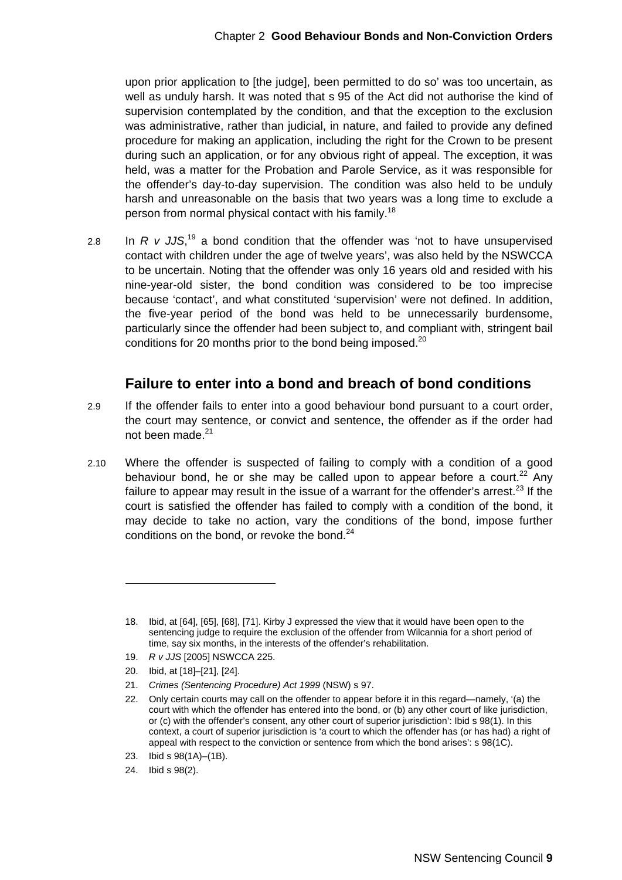upon prior application to [the judge], been permitted to do so' was too uncertain, as well as unduly harsh. It was noted that s 95 of the Act did not authorise the kind of supervision contemplated by the condition, and that the exception to the exclusion was administrative, rather than judicial, in nature, and failed to provide any defined procedure for making an application, including the right for the Crown to be present during such an application, or for any obvious right of appeal. The exception, it was held, was a matter for the Probation and Parole Service, as it was responsible for the offender's day-to-day supervision. The condition was also held to be unduly harsh and unreasonable on the basis that two years was a long time to exclude a person from normal physical contact with his family.[18]

2.8 In *R v JJS*,[19] a bond condition that the offender was 'not to have unsupervised contact with children under the age of twelve years', was also held by the NSWCCA to be uncertain. Noting that the offender was only 16 years old and resided with his nine-year-old sister, the bond condition was considered to be too imprecise because 'contact', and what constituted 'supervision' were not defined. In addition, the five-year period of the bond was held to be unnecessarily burdensome, particularly since the offender had been subject to, and compliant with, stringent bail conditions for 20 months prior to the bond being imposed.[20]

## Failure to enter into a bond and breach of bond conditions

2.9 If the offender fails to enter into a good behaviour bond pursuant to a court order, the court may sentence, or convict and sentence, the offender as if the order had not been made.[21]

2.10 Where the offender is suspected of failing to comply with a condition of a good behaviour bond, he or she may be called upon to appear before a court.[22] Any failure to appear may result in the issue of a warrant for the offender's arrest.[23] If the court is satisfied the offender has failed to comply with a condition of the bond, it may decide to take no action, vary the conditions of the bond, impose further conditions on the bond, or revoke the bond.[24]

---

18. Ibid, at [64], [65], [68], [71]. Kirby J expressed the view that it would have been open to the sentencing judge to require the exclusion of the offender from Wilcannia for a short period of time, say six months, in the interests of the offender's rehabilitation.
19. *R v JJS* [2005] NSWCCA 225.
20. Ibid, at [18]–[21], [24].
21. *Crimes (Sentencing Procedure) Act 1999* (NSW) s 97.
22. Only certain courts may call on the offender to appear before it in this regard—namely, '(a) the court with which the offender has entered into the bond, or (b) any other court of like jurisdiction, or (c) with the offender's consent, any other court of superior jurisdiction': Ibid s 98(1). In this context, a court of superior jurisdiction is 'a court to which the offender has (or has had) a right of appeal with respect to the conviction or sentence from which the bond arises': s 98(1C).
23. Ibid s 98(1A)–(1B).
24. Ibid s 98(2).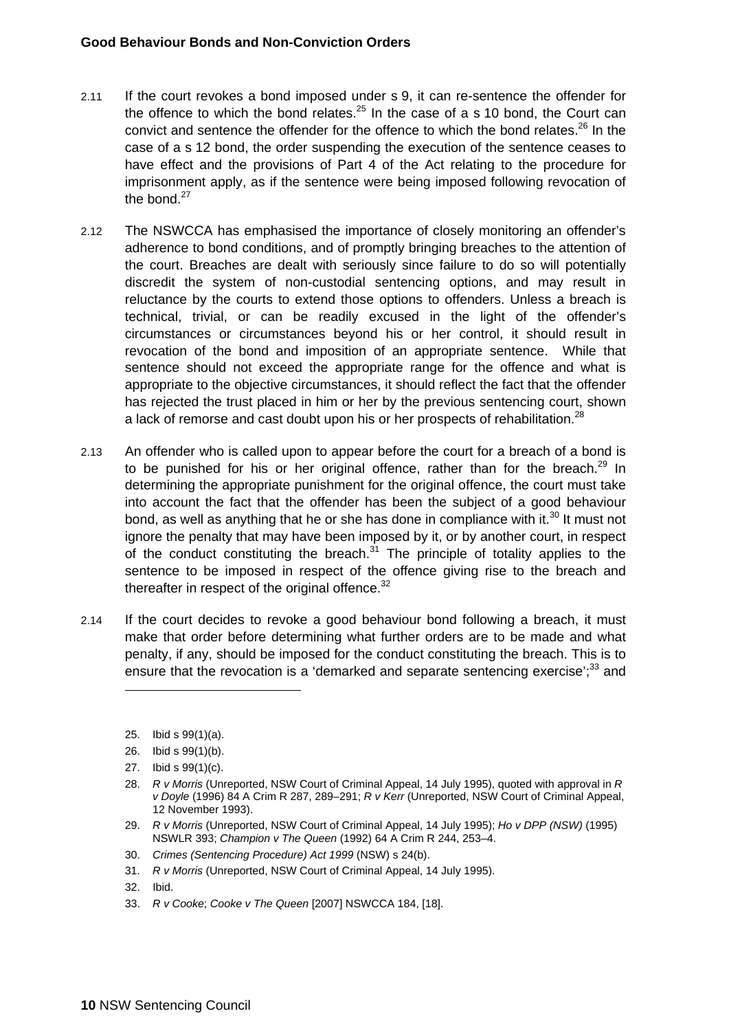2.11 If the court revokes a bond imposed under s 9, it can re-sentence the offender for the offence to which the bond relates.[25] In the case of a s 10 bond, the Court can convict and sentence the offender for the offence to which the bond relates.[26] In the case of a s 12 bond, the order suspending the execution of the sentence ceases to have effect and the provisions of Part 4 of the Act relating to the procedure for imprisonment apply, as if the sentence were being imposed following revocation of the bond.[27]

2.12 The NSWCCA has emphasised the importance of closely monitoring an offender's adherence to bond conditions, and of promptly bringing breaches to the attention of the court. Breaches are dealt with seriously since failure to do so will potentially discredit the system of non-custodial sentencing options, and may result in reluctance by the courts to extend those options to offenders. Unless a breach is technical, trivial, or can be readily excused in the light of the offender's circumstances or circumstances beyond his or her control, it should result in revocation of the bond and imposition of an appropriate sentence. While that sentence should not exceed the appropriate range for the offence and what is appropriate to the objective circumstances, it should reflect the fact that the offender has rejected the trust placed in him or her by the previous sentencing court, shown a lack of remorse and cast doubt upon his or her prospects of rehabilitation.[28]

2.13 An offender who is called upon to appear before the court for a breach of a bond is to be punished for his or her original offence, rather than for the breach.[29] In determining the appropriate punishment for the original offence, the court must take into account the fact that the offender has been the subject of a good behaviour bond, as well as anything that he or she has done in compliance with it.[30] It must not ignore the penalty that may have been imposed by it, or by another court, in respect of the conduct constituting the breach.[31] The principle of totality applies to the sentence to be imposed in respect of the offence giving rise to the breach and thereafter in respect of the original offence.[32]

2.14 If the court decides to revoke a good behaviour bond following a breach, it must make that order before determining what further orders are to be made and what penalty, if any, should be imposed for the conduct constituting the breach. This is to ensure that the revocation is a 'demarked and separate sentencing exercise';[33] and

---

25. Ibid s 99(1)(a).
26. Ibid s 99(1)(b).
27. Ibid s 99(1)(c).
28. *R v Morris* (Unreported, NSW Court of Criminal Appeal, 14 July 1995), quoted with approval in *R v Doyle* (1996) 84 A Crim R 287, 289–291; *R v Kerr* (Unreported, NSW Court of Criminal Appeal, 12 November 1993).
29. *R v Morris* (Unreported, NSW Court of Criminal Appeal, 14 July 1995); *Ho v DPP (NSW)* (1995) NSWLR 393; *Champion v The Queen* (1992) 64 A Crim R 244, 253–4.
30. *Crimes (Sentencing Procedure) Act 1999* (NSW) s 24(b).
31. *R v Morris* (Unreported, NSW Court of Criminal Appeal, 14 July 1995).
32. Ibid.
33. *R v Cooke*; *Cooke v The Queen* [2007] NSWCCA 184, [18].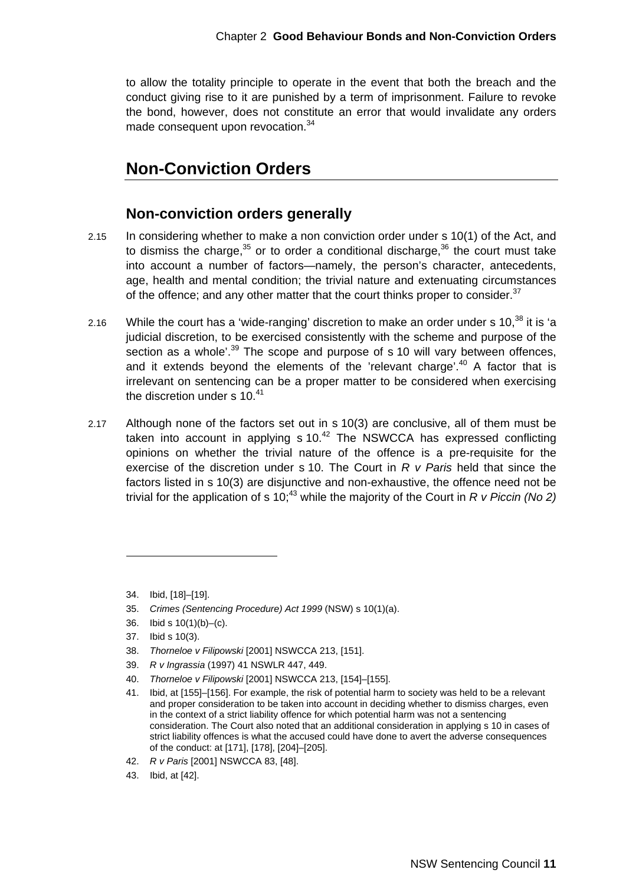to allow the totality principle to operate in the event that both the breach and the conduct giving rise to it are punished by a term of imprisonment. Failure to revoke the bond, however, does not constitute an error that would invalidate any orders made consequent upon revocation.[34]

## Non-Conviction Orders

### Non-conviction orders generally

2.15 In considering whether to make a non conviction order under s 10(1) of the Act, and to dismiss the charge,[35] or to order a conditional discharge,[36] the court must take into account a number of factors—namely, the person's character, antecedents, age, health and mental condition; the trivial nature and extenuating circumstances of the offence; and any other matter that the court thinks proper to consider.[37]

2.16 While the court has a 'wide-ranging' discretion to make an order under s 10,[38] it is 'a judicial discretion, to be exercised consistently with the scheme and purpose of the section as a whole'.[39] The scope and purpose of s 10 will vary between offences, and it extends beyond the elements of the 'relevant charge'.[40] A factor that is irrelevant on sentencing can be a proper matter to be considered when exercising the discretion under s 10.[41]

2.17 Although none of the factors set out in s 10(3) are conclusive, all of them must be taken into account in applying s 10.[42] The NSWCCA has expressed conflicting opinions on whether the trivial nature of the offence is a pre-requisite for the exercise of the discretion under s 10. The Court in *R v Paris* held that since the factors listed in s 10(3) are disjunctive and non-exhaustive, the offence need not be trivial for the application of s 10;[43] while the majority of the Court in *R v Piccin (No 2)*

---

34. Ibid, [18]–[19].
35. *Crimes (Sentencing Procedure) Act 1999* (NSW) s 10(1)(a).
36. Ibid s 10(1)(b)–(c).
37. Ibid s 10(3).
38. *Thorneloe v Filipowski* [2001] NSWCCA 213, [151].
39. *R v Ingrassia* (1997) 41 NSWLR 447, 449.
40. *Thorneloe v Filipowski* [2001] NSWCCA 213, [154]–[155].
41. Ibid, at [155]–[156]. For example, the risk of potential harm to society was held to be a relevant and proper consideration to be taken into account in deciding whether to dismiss charges, even in the context of a strict liability offence for which potential harm was not a sentencing consideration. The Court also noted that an additional consideration in applying s 10 in cases of strict liability offences is what the accused could have done to avert the adverse consequences of the conduct: at [171], [178], [204]–[205].
42. *R v Paris* [2001] NSWCCA 83, [48].
43. Ibid, at [42].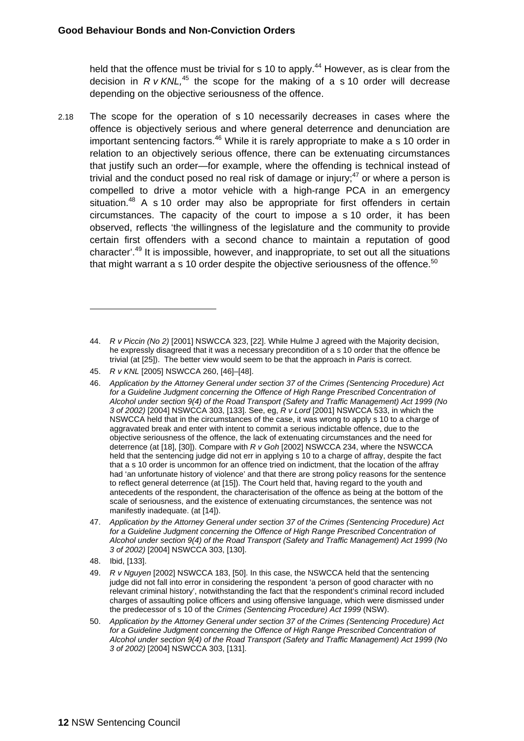held that the offence must be trivial for s 10 to apply.[44] However, as is clear from the decision in *R v KNL*,[45] the scope for the making of a s 10 order will decrease depending on the objective seriousness of the offence.

2.18 The scope for the operation of s 10 necessarily decreases in cases where the offence is objectively serious and where general deterrence and denunciation are important sentencing factors.[46] While it is rarely appropriate to make a s 10 order in relation to an objectively serious offence, there can be extenuating circumstances that justify such an order—for example, where the offending is technical instead of trivial and the conduct posed no real risk of damage or injury;[47] or where a person is compelled to drive a motor vehicle with a high-range PCA in an emergency situation.[48] A s 10 order may also be appropriate for first offenders in certain circumstances. The capacity of the court to impose a s 10 order, it has been observed, reflects 'the willingness of the legislature and the community to provide certain first offenders with a second chance to maintain a reputation of good character'.[49] It is impossible, however, and inappropriate, to set out all the situations that might warrant a s 10 order despite the objective seriousness of the offence.[50]

---

44. *R v Piccin (No 2)* [2001] NSWCCA 323, [22]. While Hulme J agreed with the Majority decision, he expressly disagreed that it was a necessary precondition of a s 10 order that the offence be trivial (at [25]). The better view would seem to be that the approach in *Paris* is correct.
45. *R v KNL* [2005] NSWCCA 260, [46]–[48].
46. *Application by the Attorney General under section 37 of the Crimes (Sentencing Procedure) Act for a Guideline Judgment concerning the Offence of High Range Prescribed Concentration of Alcohol under section 9(4) of the Road Transport (Safety and Traffic Management) Act 1999 (No 3 of 2002)* [2004] NSWCCA 303, [133]. See, eg, *R v Lord* [2001] NSWCCA 533, in which the NSWCCA held that in the circumstances of the case, it was wrong to apply s 10 to a charge of aggravated break and enter with intent to commit a serious indictable offence, due to the objective seriousness of the offence, the lack of extenuating circumstances and the need for deterrence (at [18], [30]). Compare with *R v Goh* [2002] NSWCCA 234, where the NSWCCA held that the sentencing judge did not err in applying s 10 to a charge of affray, despite the fact that a s 10 order is uncommon for an offence tried on indictment, that the location of the affray had 'an unfortunate history of violence' and that there are strong policy reasons for the sentence to reflect general deterrence (at [15]). The Court held that, having regard to the youth and antecedents of the respondent, the characterisation of the offence as being at the bottom of the scale of seriousness, and the existence of extenuating circumstances, the sentence was not manifestly inadequate. (at [14]).
47. *Application by the Attorney General under section 37 of the Crimes (Sentencing Procedure) Act for a Guideline Judgment concerning the Offence of High Range Prescribed Concentration of Alcohol under section 9(4) of the Road Transport (Safety and Traffic Management) Act 1999 (No 3 of 2002)* [2004] NSWCCA 303, [130].
48. Ibid, [133].
49. *R v Nguyen* [2002] NSWCCA 183, [50]. In this case, the NSWCCA held that the sentencing judge did not fall into error in considering the respondent 'a person of good character with no relevant criminal history', notwithstanding the fact that the respondent's criminal record included charges of assaulting police officers and using offensive language, which were dismissed under the predecessor of s 10 of the *Crimes (Sentencing Procedure) Act 1999* (NSW).
50. *Application by the Attorney General under section 37 of the Crimes (Sentencing Procedure) Act for a Guideline Judgment concerning the Offence of High Range Prescribed Concentration of Alcohol under section 9(4) of the Road Transport (Safety and Traffic Management) Act 1999 (No 3 of 2002)* [2004] NSWCCA 303, [131].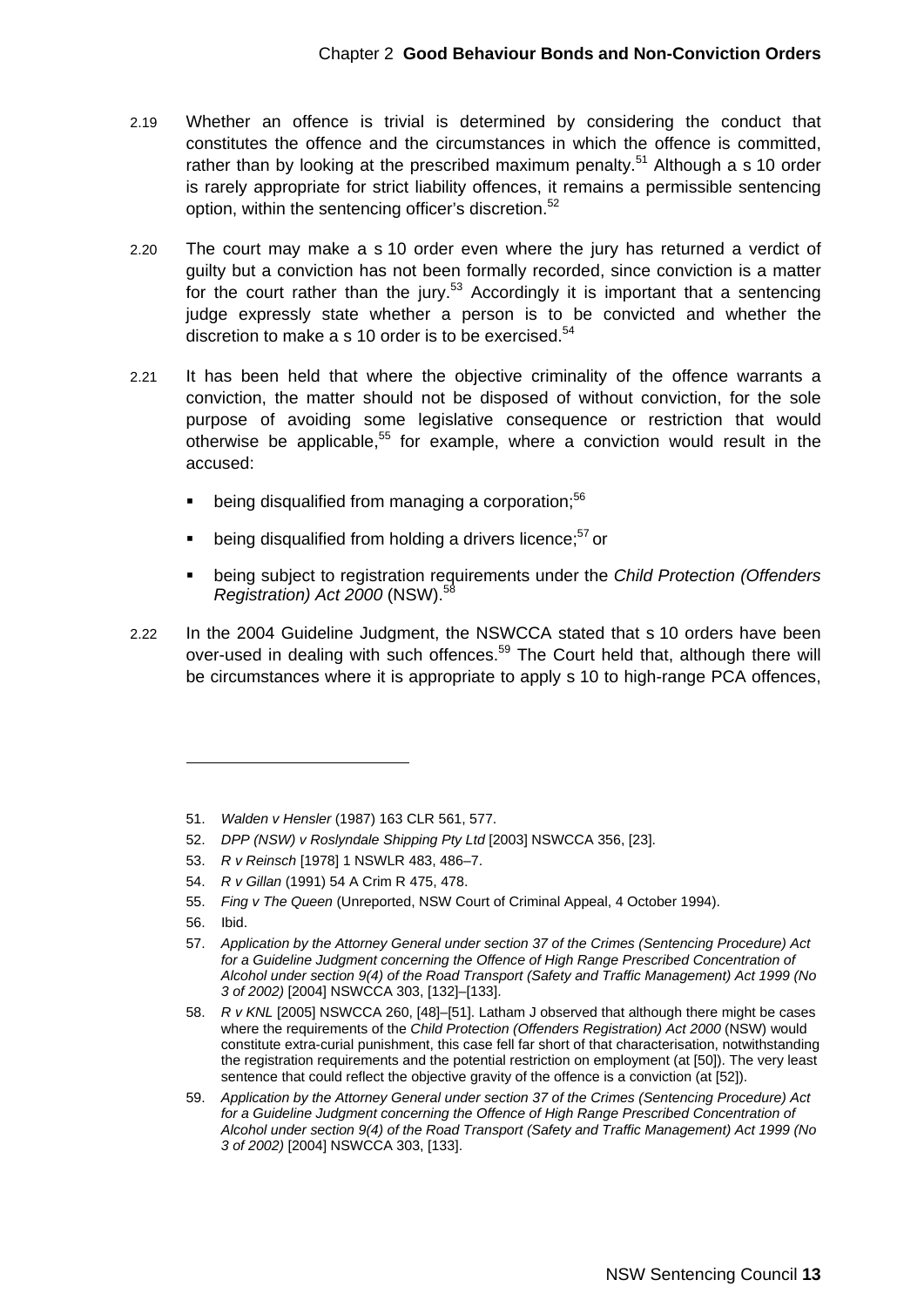2.19 Whether an offence is trivial is determined by considering the conduct that constitutes the offence and the circumstances in which the offence is committed, rather than by looking at the prescribed maximum penalty.[51] Although a s 10 order is rarely appropriate for strict liability offences, it remains a permissible sentencing option, within the sentencing officer's discretion.[52]

2.20 The court may make a s 10 order even where the jury has returned a verdict of guilty but a conviction has not been formally recorded, since conviction is a matter for the court rather than the jury.[53] Accordingly it is important that a sentencing judge expressly state whether a person is to be convicted and whether the discretion to make a s 10 order is to be exercised.[54]

2.21 It has been held that where the objective criminality of the offence warrants a conviction, the matter should not be disposed of without conviction, for the sole purpose of avoiding some legislative consequence or restriction that would otherwise be applicable,[55] for example, where a conviction would result in the accused:

- being disqualified from managing a corporation;[56]
- being disqualified from holding a drivers licence;[57] or
- being subject to registration requirements under the *Child Protection (Offenders Registration) Act 2000* (NSW).[58]

2.22 In the 2004 Guideline Judgment, the NSWCCA stated that s 10 orders have been over-used in dealing with such offences.[59] The Court held that, although there will be circumstances where it is appropriate to apply s 10 to high-range PCA offences,

---

51. *Walden v Hensler* (1987) 163 CLR 561, 577.
52. *DPP (NSW) v Roslyndale Shipping Pty Ltd* [2003] NSWCCA 356, [23].
53. *R v Reinsch* [1978] 1 NSWLR 483, 486–7.
54. *R v Gillan* (1991) 54 A Crim R 475, 478.
55. *Fing v The Queen* (Unreported, NSW Court of Criminal Appeal, 4 October 1994).
56. Ibid.
57. *Application by the Attorney General under section 37 of the Crimes (Sentencing Procedure) Act for a Guideline Judgment concerning the Offence of High Range Prescribed Concentration of Alcohol under section 9(4) of the Road Transport (Safety and Traffic Management) Act 1999 (No 3 of 2002)* [2004] NSWCCA 303, [132]–[133].
58. *R v KNL* [2005] NSWCCA 260, [48]–[51]. Latham J observed that although there might be cases where the requirements of the *Child Protection (Offenders Registration) Act 2000* (NSW) would constitute extra-curial punishment, this case fell far short of that characterisation, notwithstanding the registration requirements and the potential restriction on employment (at [50]). The very least sentence that could reflect the objective gravity of the offence is a conviction (at [52]).
59. *Application by the Attorney General under section 37 of the Crimes (Sentencing Procedure) Act for a Guideline Judgment concerning the Offence of High Range Prescribed Concentration of Alcohol under section 9(4) of the Road Transport (Safety and Traffic Management) Act 1999 (No 3 of 2002)* [2004] NSWCCA 303, [133].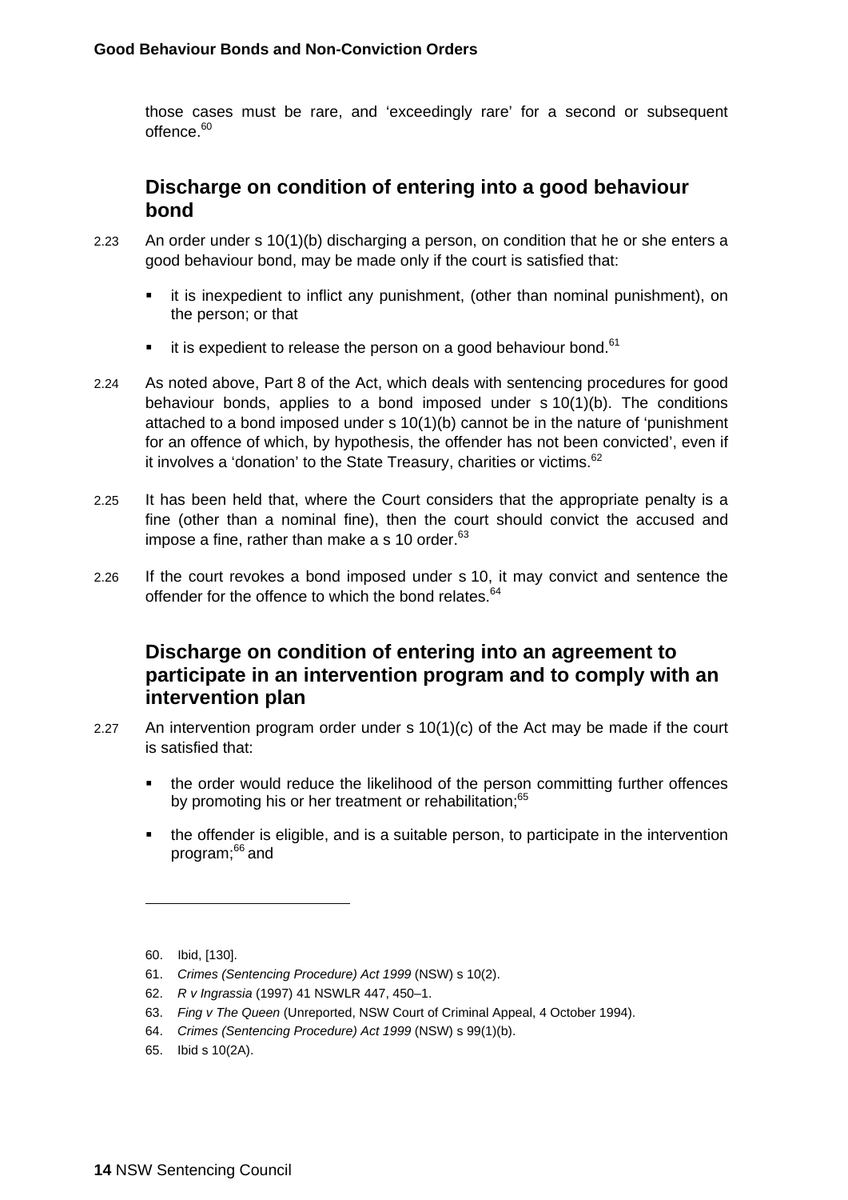those cases must be rare, and 'exceedingly rare' for a second or subsequent offence.[60]

## Discharge on condition of entering into a good behaviour bond

2.23 An order under s 10(1)(b) discharging a person, on condition that he or she enters a good behaviour bond, may be made only if the court is satisfied that:

- it is inexpedient to inflict any punishment, (other than nominal punishment), on the person; or that
- it is expedient to release the person on a good behaviour bond.[61]

2.24 As noted above, Part 8 of the Act, which deals with sentencing procedures for good behaviour bonds, applies to a bond imposed under s 10(1)(b). The conditions attached to a bond imposed under s 10(1)(b) cannot be in the nature of 'punishment for an offence of which, by hypothesis, the offender has not been convicted', even if it involves a 'donation' to the State Treasury, charities or victims.[62]

2.25 It has been held that, where the Court considers that the appropriate penalty is a fine (other than a nominal fine), then the court should convict the accused and impose a fine, rather than make a s 10 order.[63]

2.26 If the court revokes a bond imposed under s 10, it may convict and sentence the offender for the offence to which the bond relates.[64]

## Discharge on condition of entering into an agreement to participate in an intervention program and to comply with an intervention plan

2.27 An intervention program order under s 10(1)(c) of the Act may be made if the court is satisfied that:

- the order would reduce the likelihood of the person committing further offences by promoting his or her treatment or rehabilitation;[65]
- the offender is eligible, and is a suitable person, to participate in the intervention program;[66] and

---

60. Ibid, [130].
61. *Crimes (Sentencing Procedure) Act 1999* (NSW) s 10(2).
62. *R v Ingrassia* (1997) 41 NSWLR 447, 450–1.
63. *Fing v The Queen* (Unreported, NSW Court of Criminal Appeal, 4 October 1994).
64. *Crimes (Sentencing Procedure) Act 1999* (NSW) s 99(1)(b).
65. Ibid s 10(2A).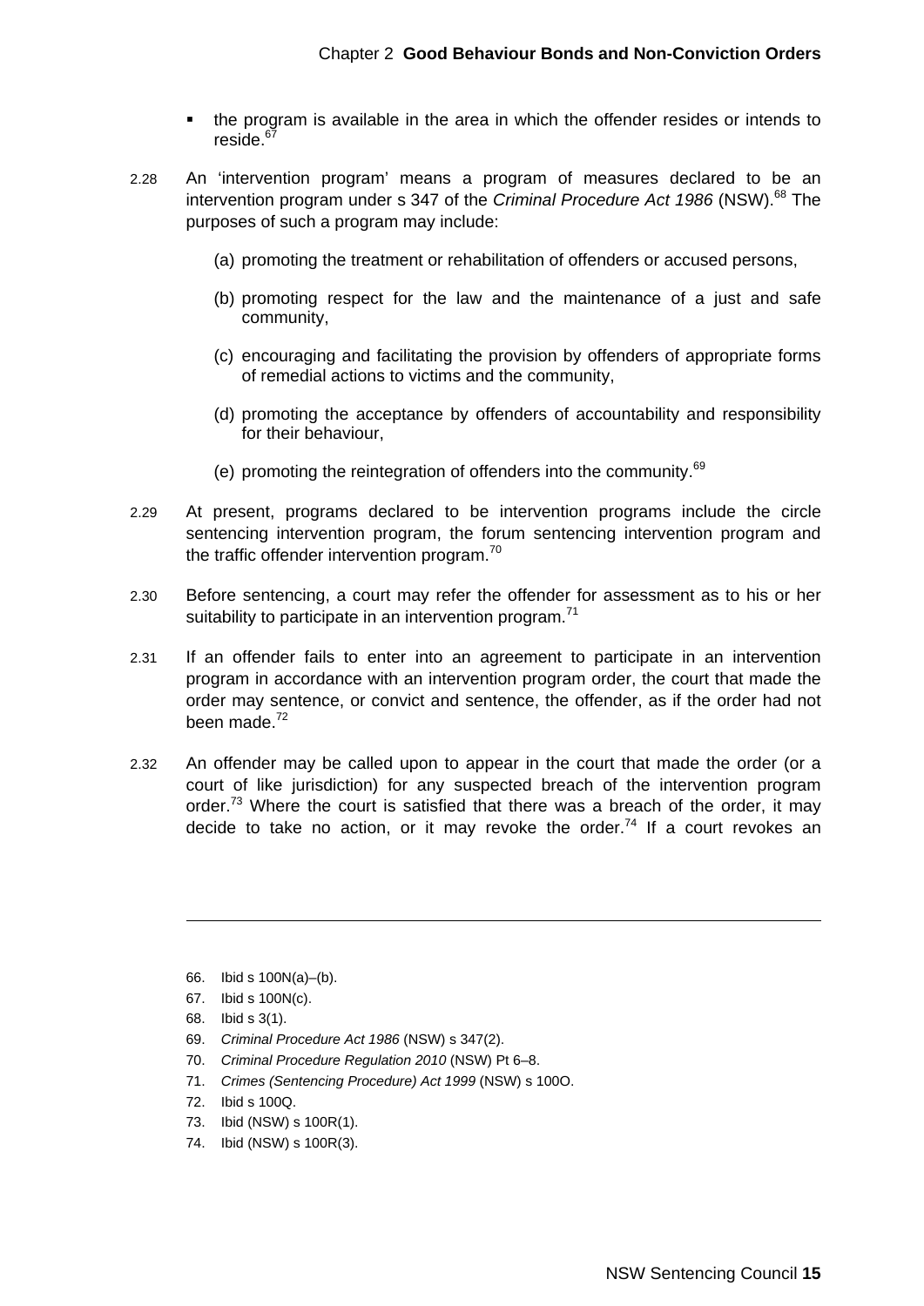- the program is available in the area in which the offender resides or intends to reside.[67]

2.28 An 'intervention program' means a program of measures declared to be an intervention program under s 347 of the *Criminal Procedure Act 1986* (NSW).[68] The purposes of such a program may include:

(a) promoting the treatment or rehabilitation of offenders or accused persons,

(b) promoting respect for the law and the maintenance of a just and safe community,

(c) encouraging and facilitating the provision by offenders of appropriate forms of remedial actions to victims and the community,

(d) promoting the acceptance by offenders of accountability and responsibility for their behaviour,

(e) promoting the reintegration of offenders into the community.[69]

2.29 At present, programs declared to be intervention programs include the circle sentencing intervention program, the forum sentencing intervention program and the traffic offender intervention program.[70]

2.30 Before sentencing, a court may refer the offender for assessment as to his or her suitability to participate in an intervention program.[71]

2.31 If an offender fails to enter into an agreement to participate in an intervention program in accordance with an intervention program order, the court that made the order may sentence, or convict and sentence, the offender, as if the order had not been made.[72]

2.32 An offender may be called upon to appear in the court that made the order (or a court of like jurisdiction) for any suspected breach of the intervention program order.[73] Where the court is satisfied that there was a breach of the order, it may decide to take no action, or it may revoke the order.[74] If a court revokes an

---

66. Ibid s 100N(a)–(b).
67. Ibid s 100N(c).
68. Ibid s 3(1).
69. *Criminal Procedure Act 1986* (NSW) s 347(2).
70. *Criminal Procedure Regulation 2010* (NSW) Pt 6–8.
71. *Crimes (Sentencing Procedure) Act 1999* (NSW) s 100O.
72. Ibid s 100Q.
73. Ibid (NSW) s 100R(1).
74. Ibid (NSW) s 100R(3).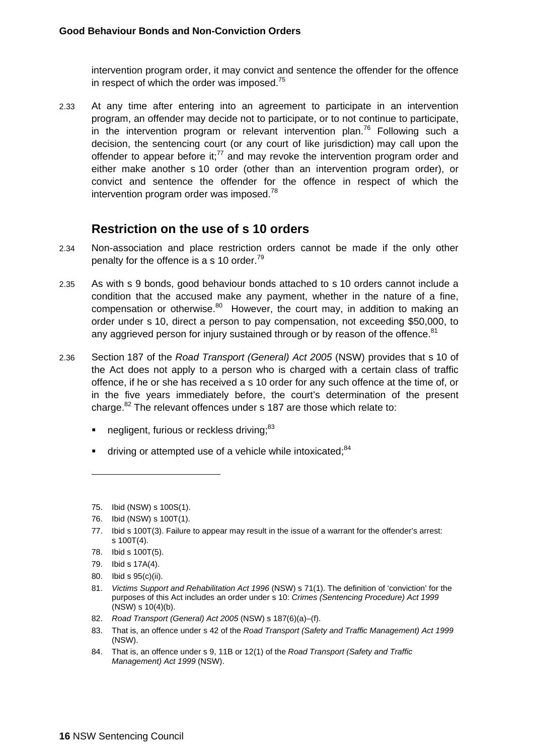intervention program order, it may convict and sentence the offender for the offence in respect of which the order was imposed.[75]

2.33 At any time after entering into an agreement to participate in an intervention program, an offender may decide not to participate, or to not continue to participate, in the intervention program or relevant intervention plan.[76] Following such a decision, the sentencing court (or any court of like jurisdiction) may call upon the offender to appear before it;[77] and may revoke the intervention program order and either make another s 10 order (other than an intervention program order), or convict and sentence the offender for the offence in respect of which the intervention program order was imposed.[78]

## Restriction on the use of s 10 orders

2.34 Non-association and place restriction orders cannot be made if the only other penalty for the offence is a s 10 order.[79]

2.35 As with s 9 bonds, good behaviour bonds attached to s 10 orders cannot include a condition that the accused make any payment, whether in the nature of a fine, compensation or otherwise.[80] However, the court may, in addition to making an order under s 10, direct a person to pay compensation, not exceeding $50,000, to any aggrieved person for injury sustained through or by reason of the offence.[81]

2.36 Section 187 of the *Road Transport (General) Act 2005* (NSW) provides that s 10 of the Act does not apply to a person who is charged with a certain class of traffic offence, if he or she has received a s 10 order for any such offence at the time of, or in the five years immediately before, the court's determination of the present charge.[82] The relevant offences under s 187 are those which relate to:

- negligent, furious or reckless driving;[83]
- driving or attempted use of a vehicle while intoxicated;[84]

---

75. Ibid (NSW) s 100S(1).
76. Ibid (NSW) s 100T(1).
77. Ibid s 100T(3). Failure to appear may result in the issue of a warrant for the offender's arrest: s 100T(4).
78. Ibid s 100T(5).
79. Ibid s 17A(4).
80. Ibid s 95(c)(ii).
81. *Victims Support and Rehabilitation Act 1996* (NSW) s 71(1). The definition of 'conviction' for the purposes of this Act includes an order under s 10: *Crimes (Sentencing Procedure) Act 1999* (NSW) s 10(4)(b).
82. *Road Transport (General) Act 2005* (NSW) s 187(6)(a)–(f).
83. That is, an offence under s 42 of the *Road Transport (Safety and Traffic Management) Act 1999* (NSW).
84. That is, an offence under s 9, 11B or 12(1) of the *Road Transport (Safety and Traffic Management) Act 1999* (NSW).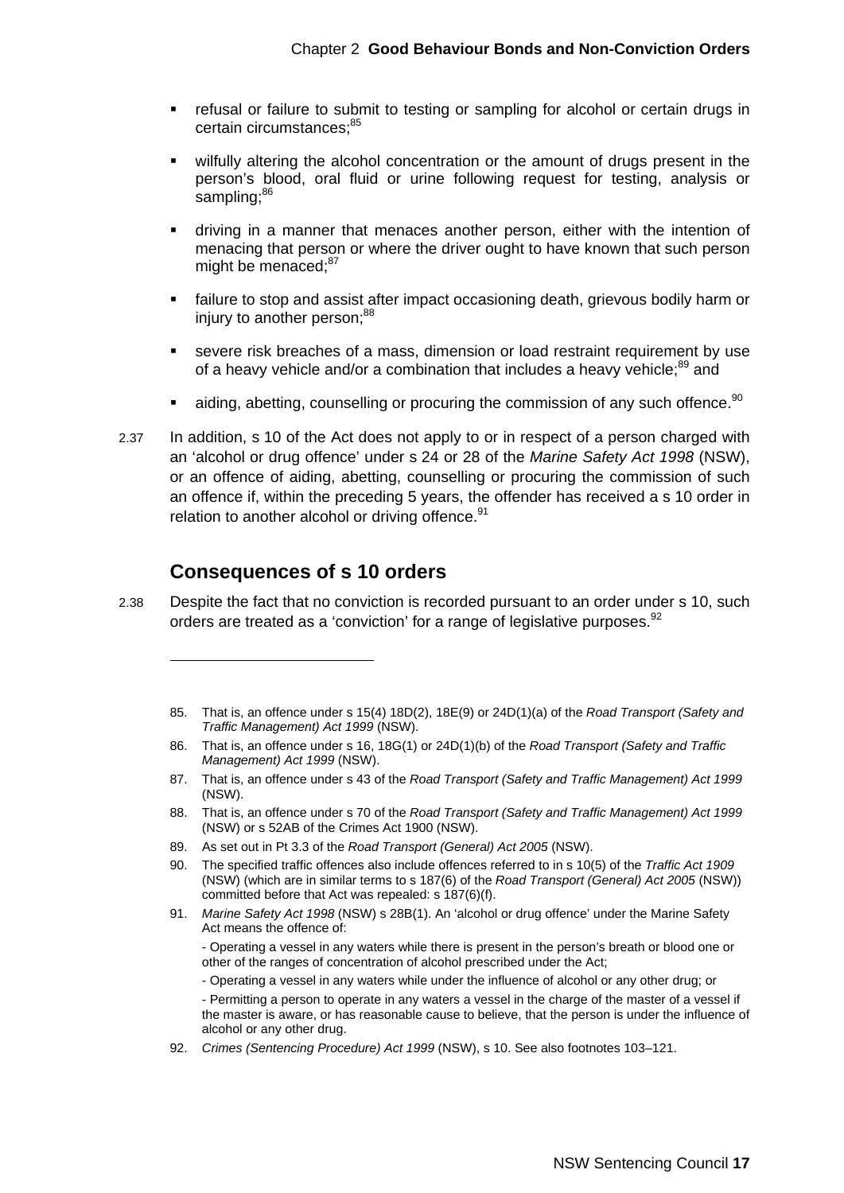- refusal or failure to submit to testing or sampling for alcohol or certain drugs in certain circumstances;[85]
- wilfully altering the alcohol concentration or the amount of drugs present in the person's blood, oral fluid or urine following request for testing, analysis or sampling;[86]
- driving in a manner that menaces another person, either with the intention of menacing that person or where the driver ought to have known that such person might be menaced;[87]
- failure to stop and assist after impact occasioning death, grievous bodily harm or injury to another person;[88]
- severe risk breaches of a mass, dimension or load restraint requirement by use of a heavy vehicle and/or a combination that includes a heavy vehicle;[89] and
- aiding, abetting, counselling or procuring the commission of any such offence.[90]

2.37 In addition, s 10 of the Act does not apply to or in respect of a person charged with an 'alcohol or drug offence' under s 24 or 28 of the *Marine Safety Act 1998* (NSW), or an offence of aiding, abetting, counselling or procuring the commission of such an offence if, within the preceding 5 years, the offender has received a s 10 order in relation to another alcohol or driving offence.[91]

## Consequences of s 10 orders

2.38 Despite the fact that no conviction is recorded pursuant to an order under s 10, such orders are treated as a 'conviction' for a range of legislative purposes.[92]

---

85. That is, an offence under s 15(4) 18D(2), 18E(9) or 24D(1)(a) of the *Road Transport (Safety and Traffic Management) Act 1999* (NSW).

86. That is, an offence under s 16, 18G(1) or 24D(1)(b) of the *Road Transport (Safety and Traffic Management) Act 1999* (NSW).

87. That is, an offence under s 43 of the *Road Transport (Safety and Traffic Management) Act 1999* (NSW).

88. That is, an offence under s 70 of the *Road Transport (Safety and Traffic Management) Act 1999* (NSW) or s 52AB of the Crimes Act 1900 (NSW).

89. As set out in Pt 3.3 of the *Road Transport (General) Act 2005* (NSW).

90. The specified traffic offences also include offences referred to in s 10(5) of the *Traffic Act 1909* (NSW) (which are in similar terms to s 187(6) of the *Road Transport (General) Act 2005* (NSW)) committed before that Act was repealed: s 187(6)(f).

91. *Marine Safety Act 1998* (NSW) s 28B(1). An 'alcohol or drug offence' under the Marine Safety Act means the offence of:

    - Operating a vessel in any waters while there is present in the person's breath or blood one or other of the ranges of concentration of alcohol prescribed under the Act;

    - Operating a vessel in any waters while under the influence of alcohol or any other drug; or

    - Permitting a person to operate in any waters a vessel in the charge of the master of a vessel if the master is aware, or has reasonable cause to believe, that the person is under the influence of alcohol or any other drug.

92. *Crimes (Sentencing Procedure) Act 1999* (NSW), s 10. See also footnotes 103–121.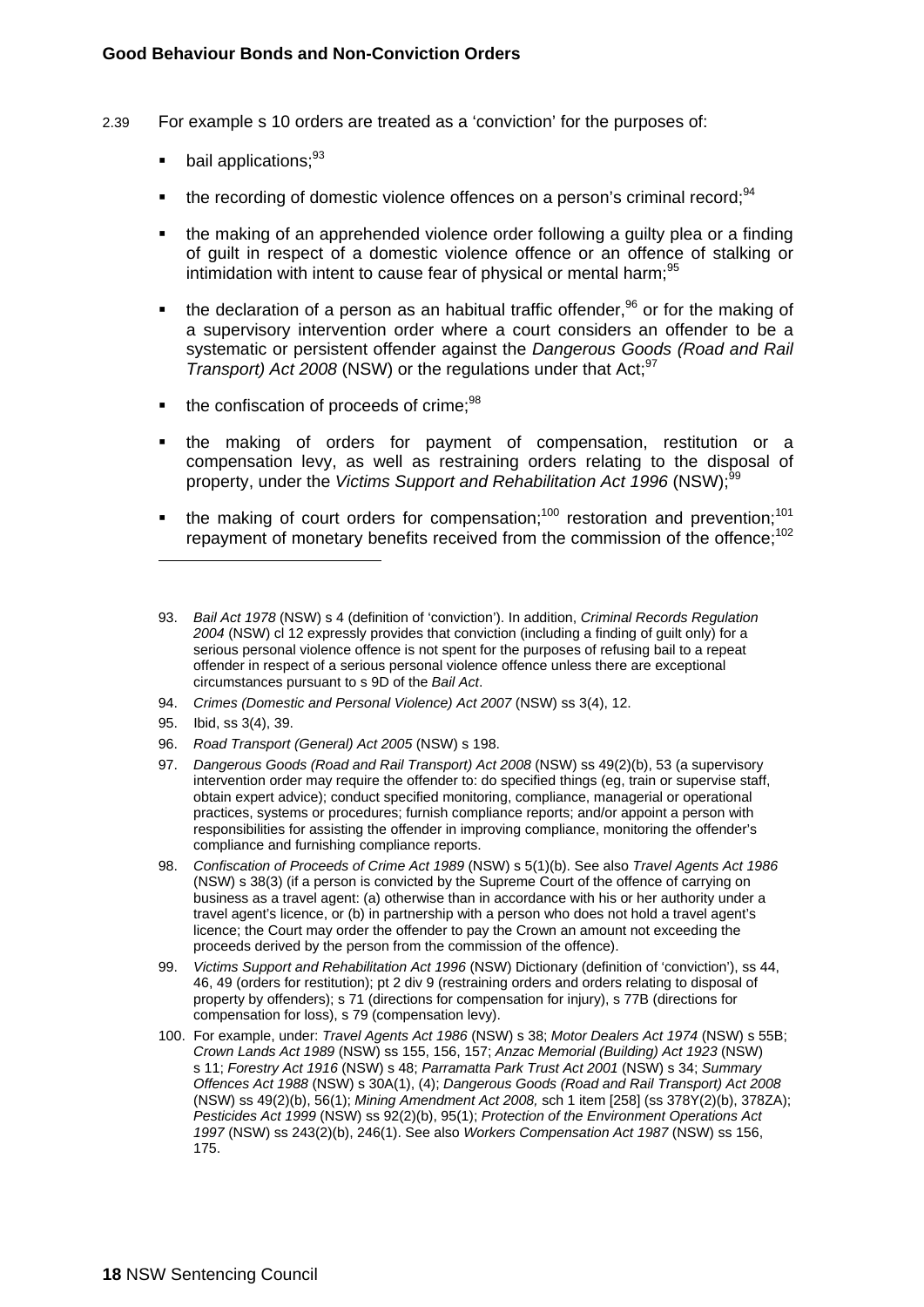2.39 For example s 10 orders are treated as a 'conviction' for the purposes of:

- bail applications;[93]
- the recording of domestic violence offences on a person's criminal record;[94]
- the making of an apprehended violence order following a guilty plea or a finding of guilt in respect of a domestic violence offence or an offence of stalking or intimidation with intent to cause fear of physical or mental harm;[95]
- the declaration of a person as an habitual traffic offender,[96] or for the making of a supervisory intervention order where a court considers an offender to be a systematic or persistent offender against the *Dangerous Goods (Road and Rail Transport) Act 2008* (NSW) or the regulations under that Act;[97]
- the confiscation of proceeds of crime;[98]
- the making of orders for payment of compensation, restitution or a compensation levy, as well as restraining orders relating to the disposal of property, under the *Victims Support and Rehabilitation Act 1996* (NSW);[99]
- the making of court orders for compensation;[100] restoration and prevention;[101] repayment of monetary benefits received from the commission of the offence;[102]

---

93. *Bail Act 1978* (NSW) s 4 (definition of 'conviction'). In addition, *Criminal Records Regulation 2004* (NSW) cl 12 expressly provides that conviction (including a finding of guilt only) for a serious personal violence offence is not spent for the purposes of refusing bail to a repeat offender in respect of a serious personal violence offence unless there are exceptional circumstances pursuant to s 9D of the *Bail Act*.

94. *Crimes (Domestic and Personal Violence) Act 2007* (NSW) ss 3(4), 12.

95. Ibid, ss 3(4), 39.

96. *Road Transport (General) Act 2005* (NSW) s 198.

97. *Dangerous Goods (Road and Rail Transport) Act 2008* (NSW) ss 49(2)(b), 53 (a supervisory intervention order may require the offender to: do specified things (eg, train or supervise staff, obtain expert advice); conduct specified monitoring, compliance, managerial or operational practices, systems or procedures; furnish compliance reports; and/or appoint a person with responsibilities for assisting the offender in improving compliance, monitoring the offender's compliance and furnishing compliance reports.

98. *Confiscation of Proceeds of Crime Act 1989* (NSW) s 5(1)(b). See also *Travel Agents Act 1986* (NSW) s 38(3) (if a person is convicted by the Supreme Court of the offence of carrying on business as a travel agent: (a) otherwise than in accordance with his or her authority under a travel agent's licence, or (b) in partnership with a person who does not hold a travel agent's licence; the Court may order the offender to pay the Crown an amount not exceeding the proceeds derived by the person from the commission of the offence).

99. *Victims Support and Rehabilitation Act 1996* (NSW) Dictionary (definition of 'conviction'), ss 44, 46, 49 (orders for restitution); pt 2 div 9 (restraining orders and orders relating to disposal of property by offenders); s 71 (directions for compensation for injury), s 77B (directions for compensation for loss), s 79 (compensation levy).

100. For example, under: *Travel Agents Act 1986* (NSW) s 38; *Motor Dealers Act 1974* (NSW) s 55B; *Crown Lands Act 1989* (NSW) ss 155, 156, 157; *Anzac Memorial (Building) Act 1923* (NSW) s 11; *Forestry Act 1916* (NSW) s 48; *Parramatta Park Trust Act 2001* (NSW) s 34; *Summary Offences Act 1988* (NSW) s 30A(1), (4); *Dangerous Goods (Road and Rail Transport) Act 2008* (NSW) ss 49(2)(b), 56(1); *Mining Amendment Act 2008,* sch 1 item [258] (ss 378Y(2)(b), 378ZA); *Pesticides Act 1999* (NSW) ss 92(2)(b), 95(1); *Protection of the Environment Operations Act 1997* (NSW) ss 243(2)(b), 246(1). See also *Workers Compensation Act 1987* (NSW) ss 156, 175.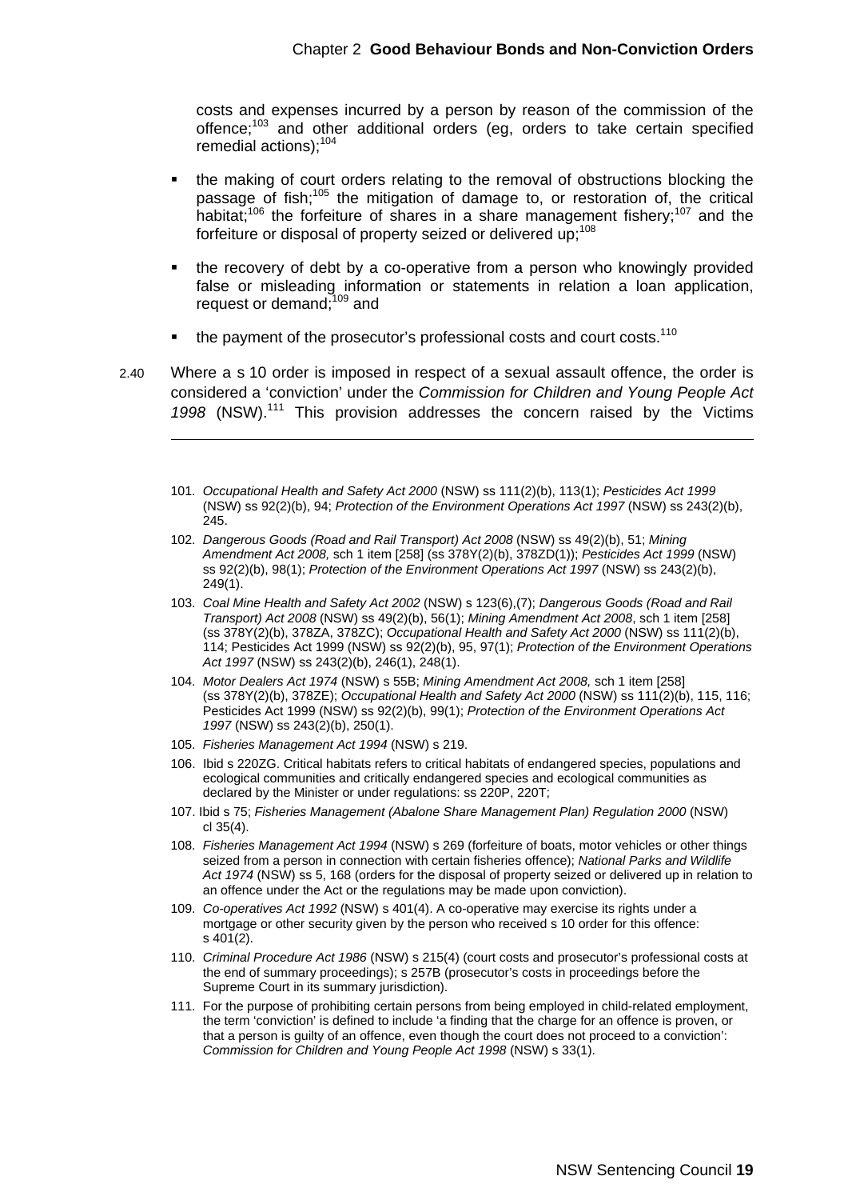costs and expenses incurred by a person by reason of the commission of the offence;[103] and other additional orders (eg, orders to take certain specified remedial actions);[104]

- the making of court orders relating to the removal of obstructions blocking the passage of fish;[105] the mitigation of damage to, or restoration of, the critical habitat;[106] the forfeiture of shares in a share management fishery;[107] and the forfeiture or disposal of property seized or delivered up;[108]
- the recovery of debt by a co-operative from a person who knowingly provided false or misleading information or statements in relation a loan application, request or demand;[109] and
- the payment of the prosecutor's professional costs and court costs.[110]

2.40 Where a s 10 order is imposed in respect of a sexual assault offence, the order is considered a 'conviction' under the *Commission for Children and Young People Act 1998* (NSW).[111] This provision addresses the concern raised by the Victims

---

101. *Occupational Health and Safety Act 2000* (NSW) ss 111(2)(b), 113(1); *Pesticides Act 1999* (NSW) ss 92(2)(b), 94; *Protection of the Environment Operations Act 1997* (NSW) ss 243(2)(b), 245.
102. *Dangerous Goods (Road and Rail Transport) Act 2008* (NSW) ss 49(2)(b), 51; *Mining Amendment Act 2008,* sch 1 item [258] (ss 378Y(2)(b), 378ZD(1)); *Pesticides Act 1999* (NSW) ss 92(2)(b), 98(1); *Protection of the Environment Operations Act 1997* (NSW) ss 243(2)(b), 249(1).
103. *Coal Mine Health and Safety Act 2002* (NSW) s 123(6),(7); *Dangerous Goods (Road and Rail Transport) Act 2008* (NSW) ss 49(2)(b), 56(1); *Mining Amendment Act 2008*, sch 1 item [258] (ss 378Y(2)(b), 378ZA, 378ZC); *Occupational Health and Safety Act 2000* (NSW) ss 111(2)(b), 114; Pesticides Act 1999 (NSW) ss 92(2)(b), 95, 97(1); *Protection of the Environment Operations Act 1997* (NSW) ss 243(2)(b), 246(1), 248(1).
104. *Motor Dealers Act 1974* (NSW) s 55B; *Mining Amendment Act 2008,* sch 1 item [258] (ss 378Y(2)(b), 378ZE); *Occupational Health and Safety Act 2000* (NSW) ss 111(2)(b), 115, 116; Pesticides Act 1999 (NSW) ss 92(2)(b), 99(1); *Protection of the Environment Operations Act 1997* (NSW) ss 243(2)(b), 250(1).
105. *Fisheries Management Act 1994* (NSW) s 219.
106. Ibid s 220ZG. Critical habitats refers to critical habitats of endangered species, populations and ecological communities and critically endangered species and ecological communities as declared by the Minister or under regulations: ss 220P, 220T;
107. Ibid s 75; *Fisheries Management (Abalone Share Management Plan) Regulation 2000* (NSW) cl 35(4).
108. *Fisheries Management Act 1994* (NSW) s 269 (forfeiture of boats, motor vehicles or other things seized from a person in connection with certain fisheries offence); *National Parks and Wildlife Act 1974* (NSW) ss 5, 168 (orders for the disposal of property seized or delivered up in relation to an offence under the Act or the regulations may be made upon conviction).
109. *Co-operatives Act 1992* (NSW) s 401(4). A co-operative may exercise its rights under a mortgage or other security given by the person who received s 10 order for this offence: s 401(2).
110. *Criminal Procedure Act 1986* (NSW) s 215(4) (court costs and prosecutor's professional costs at the end of summary proceedings); s 257B (prosecutor's costs in proceedings before the Supreme Court in its summary jurisdiction).
111. For the purpose of prohibiting certain persons from being employed in child-related employment, the term 'conviction' is defined to include 'a finding that the charge for an offence is proven, or that a person is guilty of an offence, even though the court does not proceed to a conviction': *Commission for Children and Young People Act 1998* (NSW) s 33(1).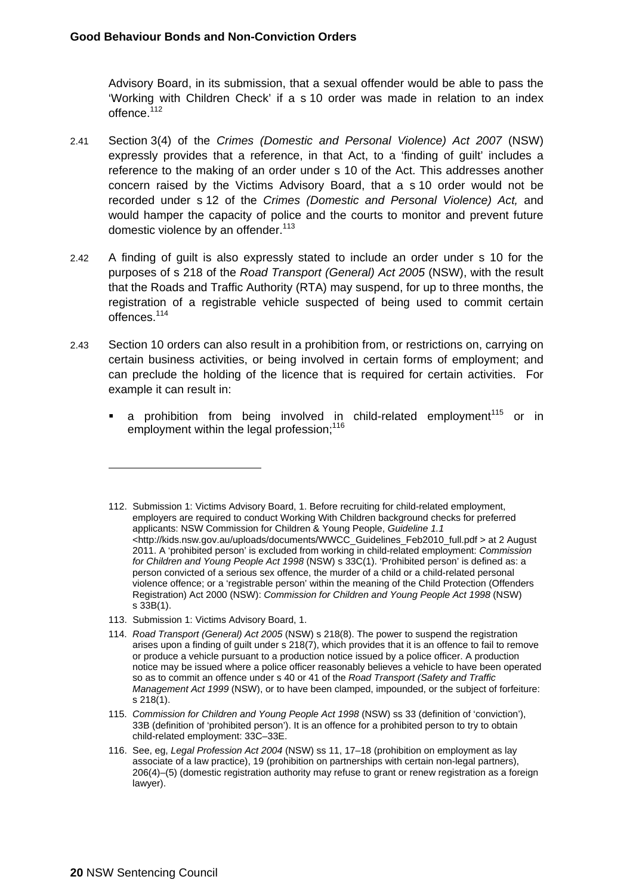Advisory Board, in its submission, that a sexual offender would be able to pass the 'Working with Children Check' if a s 10 order was made in relation to an index offence.[112]

2.41 Section 3(4) of the *Crimes (Domestic and Personal Violence) Act 2007* (NSW) expressly provides that a reference, in that Act, to a 'finding of guilt' includes a reference to the making of an order under s 10 of the Act. This addresses another concern raised by the Victims Advisory Board, that a s 10 order would not be recorded under s 12 of the *Crimes (Domestic and Personal Violence) Act,* and would hamper the capacity of police and the courts to monitor and prevent future domestic violence by an offender.[113]

2.42 A finding of guilt is also expressly stated to include an order under s 10 for the purposes of s 218 of the *Road Transport (General) Act 2005* (NSW), with the result that the Roads and Traffic Authority (RTA) may suspend, for up to three months, the registration of a registrable vehicle suspected of being used to commit certain offences.[114]

2.43 Section 10 orders can also result in a prohibition from, or restrictions on, carrying on certain business activities, or being involved in certain forms of employment; and can preclude the holding of the licence that is required for certain activities. For example it can result in:

- a prohibition from being involved in child-related employment[115] or in employment within the legal profession;[116]

---

112. Submission 1: Victims Advisory Board, 1. Before recruiting for child-related employment, employers are required to conduct Working With Children background checks for preferred applicants: NSW Commission for Children & Young People, *Guideline 1.1* <http://kids.nsw.gov.au/uploads/documents/WWCC_Guidelines_Feb2010_full.pdf > at 2 August 2011. A 'prohibited person' is excluded from working in child-related employment: *Commission for Children and Young People Act 1998* (NSW) s 33C(1). 'Prohibited person' is defined as: a person convicted of a serious sex offence, the murder of a child or a child-related personal violence offence; or a 'registrable person' within the meaning of the Child Protection (Offenders Registration) Act 2000 (NSW): *Commission for Children and Young People Act 1998* (NSW) s 33B(1).

113. Submission 1: Victims Advisory Board, 1.

114. *Road Transport (General) Act 2005* (NSW) s 218(8). The power to suspend the registration arises upon a finding of guilt under s 218(7), which provides that it is an offence to fail to remove or produce a vehicle pursuant to a production notice issued by a police officer. A production notice may be issued where a police officer reasonably believes a vehicle to have been operated so as to commit an offence under s 40 or 41 of the *Road Transport (Safety and Traffic Management Act 1999* (NSW), or to have been clamped, impounded, or the subject of forfeiture: s 218(1).

115. *Commission for Children and Young People Act 1998* (NSW) ss 33 (definition of 'conviction'), 33B (definition of 'prohibited person'). It is an offence for a prohibited person to try to obtain child-related employment: 33C–33E.

116. See, eg, *Legal Profession Act 2004* (NSW) ss 11, 17–18 (prohibition on employment as lay associate of a law practice), 19 (prohibition on partnerships with certain non-legal partners), 206(4)–(5) (domestic registration authority may refuse to grant or renew registration as a foreign lawyer).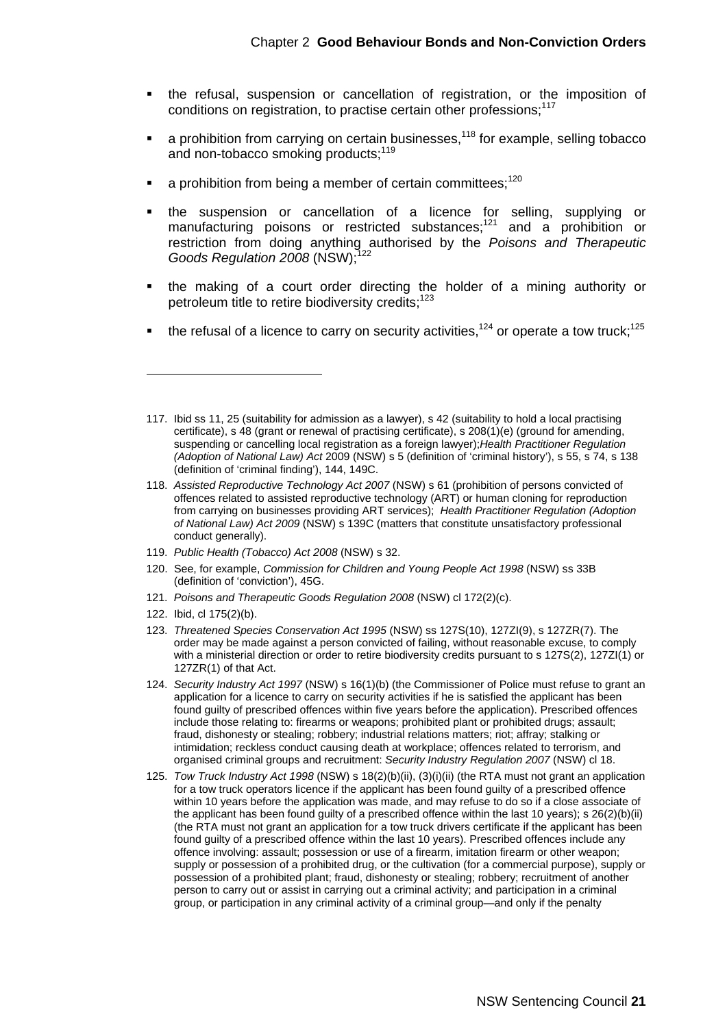- the refusal, suspension or cancellation of registration, or the imposition of conditions on registration, to practise certain other professions;[117]
- a prohibition from carrying on certain businesses,[118] for example, selling tobacco and non-tobacco smoking products;[119]
- a prohibition from being a member of certain committees;[120]
- the suspension or cancellation of a licence for selling, supplying or manufacturing poisons or restricted substances;[121] and a prohibition or restriction from doing anything authorised by the *Poisons and Therapeutic Goods Regulation 2008* (NSW);[122]
- the making of a court order directing the holder of a mining authority or petroleum title to retire biodiversity credits;[123]
- the refusal of a licence to carry on security activities,[124] or operate a tow truck;[125]

---

117. Ibid ss 11, 25 (suitability for admission as a lawyer), s 42 (suitability to hold a local practising certificate), s 48 (grant or renewal of practising certificate), s 208(1)(e) (ground for amending, suspending or cancelling local registration as a foreign lawyer);*Health Practitioner Regulation (Adoption of National Law) Act* 2009 (NSW) s 5 (definition of 'criminal history'), s 55, s 74, s 138 (definition of 'criminal finding'), 144, 149C.
118. *Assisted Reproductive Technology Act 2007* (NSW) s 61 (prohibition of persons convicted of offences related to assisted reproductive technology (ART) or human cloning for reproduction from carrying on businesses providing ART services); *Health Practitioner Regulation (Adoption of National Law) Act 2009* (NSW) s 139C (matters that constitute unsatisfactory professional conduct generally).
119. *Public Health (Tobacco) Act 2008* (NSW) s 32.
120. See, for example, *Commission for Children and Young People Act 1998* (NSW) ss 33B (definition of 'conviction'), 45G.
121. *Poisons and Therapeutic Goods Regulation 2008* (NSW) cl 172(2)(c).
122. Ibid, cl 175(2)(b).
123. *Threatened Species Conservation Act 1995* (NSW) ss 127S(10), 127ZI(9), s 127ZR(7). The order may be made against a person convicted of failing, without reasonable excuse, to comply with a ministerial direction or order to retire biodiversity credits pursuant to s 127S(2), 127ZI(1) or 127ZR(1) of that Act.
124. *Security Industry Act 1997* (NSW) s 16(1)(b) (the Commissioner of Police must refuse to grant an application for a licence to carry on security activities if he is satisfied the applicant has been found guilty of prescribed offences within five years before the application). Prescribed offences include those relating to: firearms or weapons; prohibited plant or prohibited drugs; assault; fraud, dishonesty or stealing; robbery; industrial relations matters; riot; affray; stalking or intimidation; reckless conduct causing death at workplace; offences related to terrorism, and organised criminal groups and recruitment: *Security Industry Regulation 2007* (NSW) cl 18.
125. *Tow Truck Industry Act 1998* (NSW) s 18(2)(b)(ii), (3)(i)(ii) (the RTA must not grant an application for a tow truck operators licence if the applicant has been found guilty of a prescribed offence within 10 years before the application was made, and may refuse to do so if a close associate of the applicant has been found guilty of a prescribed offence within the last 10 years); s 26(2)(b)(ii) (the RTA must not grant an application for a tow truck drivers certificate if the applicant has been found guilty of a prescribed offence within the last 10 years). Prescribed offences include any offence involving: assault; possession or use of a firearm, imitation firearm or other weapon; supply or possession of a prohibited drug, or the cultivation (for a commercial purpose), supply or possession of a prohibited plant; fraud, dishonesty or stealing; robbery; recruitment of another person to carry out or assist in carrying out a criminal activity; and participation in a criminal group, or participation in any criminal activity of a criminal group—and only if the penalty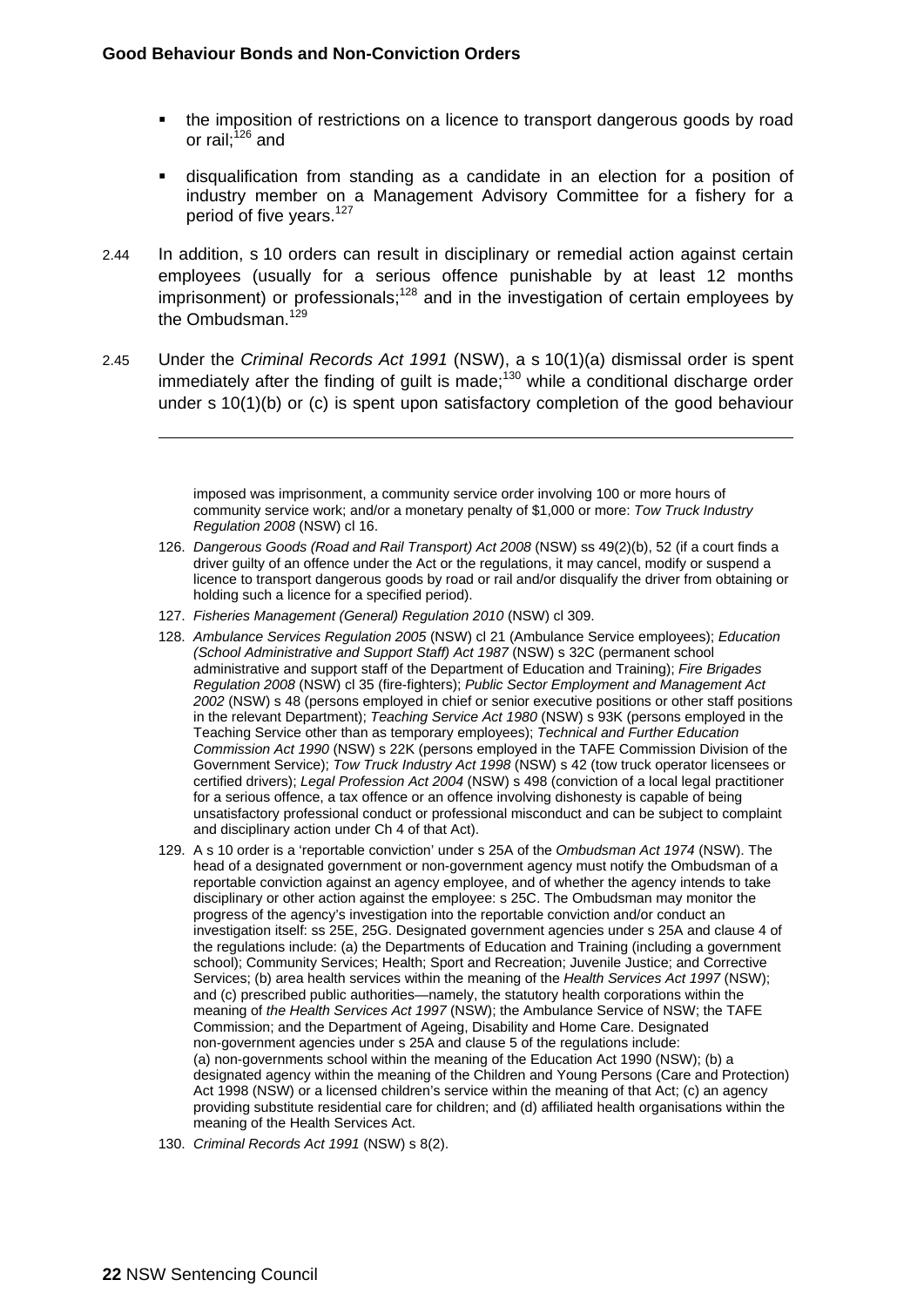- the imposition of restrictions on a licence to transport dangerous goods by road or rail;[126] and
- disqualification from standing as a candidate in an election for a position of industry member on a Management Advisory Committee for a fishery for a period of five years.[127]

2.44 In addition, s 10 orders can result in disciplinary or remedial action against certain employees (usually for a serious offence punishable by at least 12 months imprisonment) or professionals;[128] and in the investigation of certain employees by the Ombudsman.[129]

2.45 Under the *Criminal Records Act 1991* (NSW), a s 10(1)(a) dismissal order is spent immediately after the finding of guilt is made;[130] while a conditional discharge order under s 10(1)(b) or (c) is spent upon satisfactory completion of the good behaviour

---

imposed was imprisonment, a community service order involving 100 or more hours of community service work; and/or a monetary penalty of $1,000 or more: *Tow Truck Industry Regulation 2008* (NSW) cl 16.

126. *Dangerous Goods (Road and Rail Transport) Act 2008* (NSW) ss 49(2)(b), 52 (if a court finds a driver guilty of an offence under the Act or the regulations, it may cancel, modify or suspend a licence to transport dangerous goods by road or rail and/or disqualify the driver from obtaining or holding such a licence for a specified period).

127. *Fisheries Management (General) Regulation 2010* (NSW) cl 309.

128. *Ambulance Services Regulation 2005* (NSW) cl 21 (Ambulance Service employees); *Education (School Administrative and Support Staff) Act 1987* (NSW) s 32C (permanent school administrative and support staff of the Department of Education and Training); *Fire Brigades Regulation 2008* (NSW) cl 35 (fire-fighters); *Public Sector Employment and Management Act 2002* (NSW) s 48 (persons employed in chief or senior executive positions or other staff positions in the relevant Department); *Teaching Service Act 1980* (NSW) s 93K (persons employed in the Teaching Service other than as temporary employees); *Technical and Further Education Commission Act 1990* (NSW) s 22K (persons employed in the TAFE Commission Division of the Government Service); *Tow Truck Industry Act 1998* (NSW) s 42 (tow truck operator licensees or certified drivers); *Legal Profession Act 2004* (NSW) s 498 (conviction of a local legal practitioner for a serious offence, a tax offence or an offence involving dishonesty is capable of being unsatisfactory professional conduct or professional misconduct and can be subject to complaint and disciplinary action under Ch 4 of that Act).

129. A s 10 order is a 'reportable conviction' under s 25A of the *Ombudsman Act 1974* (NSW). The head of a designated government or non-government agency must notify the Ombudsman of a reportable conviction against an agency employee, and of whether the agency intends to take disciplinary or other action against the employee: s 25C. The Ombudsman may monitor the progress of the agency's investigation into the reportable conviction and/or conduct an investigation itself: ss 25E, 25G. Designated government agencies under s 25A and clause 4 of the regulations include: (a) the Departments of Education and Training (including a government school); Community Services; Health; Sport and Recreation; Juvenile Justice; and Corrective Services; (b) area health services within the meaning of the *Health Services Act 1997* (NSW); and (c) prescribed public authorities—namely, the statutory health corporations within the meaning of *the Health Services Act 1997* (NSW); the Ambulance Service of NSW; the TAFE Commission; and the Department of Ageing, Disability and Home Care. Designated non-government agencies under s 25A and clause 5 of the regulations include: (a) non-governments school within the meaning of the Education Act 1990 (NSW); (b) a designated agency within the meaning of the Children and Young Persons (Care and Protection) Act 1998 (NSW) or a licensed children's service within the meaning of that Act; (c) an agency providing substitute residential care for children; and (d) affiliated health organisations within the meaning of the Health Services Act.

130. *Criminal Records Act 1991* (NSW) s 8(2).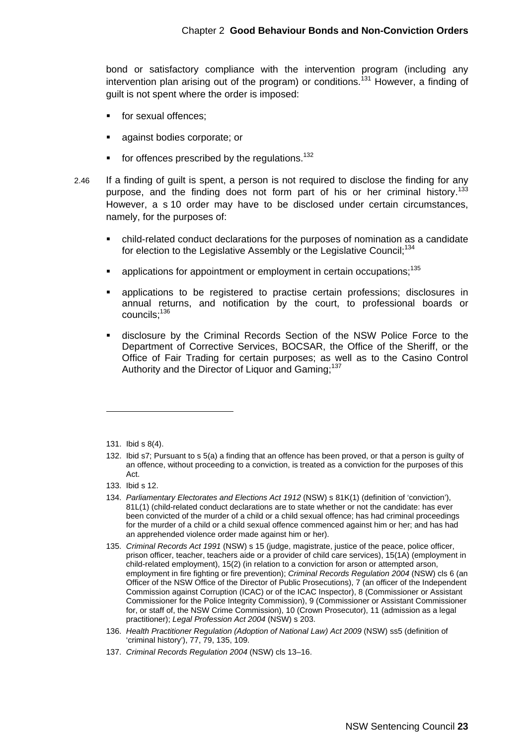bond or satisfactory compliance with the intervention program (including any intervention plan arising out of the program) or conditions.[131] However, a finding of guilt is not spent where the order is imposed:

- for sexual offences;
- against bodies corporate; or
- for offences prescribed by the regulations.[132]

2.46 If a finding of guilt is spent, a person is not required to disclose the finding for any purpose, and the finding does not form part of his or her criminal history.[133] However, a s 10 order may have to be disclosed under certain circumstances, namely, for the purposes of:

- child-related conduct declarations for the purposes of nomination as a candidate for election to the Legislative Assembly or the Legislative Council;[134]
- applications for appointment or employment in certain occupations;[135]
- applications to be registered to practise certain professions; disclosures in annual returns, and notification by the court, to professional boards or councils;[136]
- disclosure by the Criminal Records Section of the NSW Police Force to the Department of Corrective Services, BOCSAR, the Office of the Sheriff, or the Office of Fair Trading for certain purposes; as well as to the Casino Control Authority and the Director of Liquor and Gaming;[137]

---

131. Ibid s 8(4).
132. Ibid s7; Pursuant to s 5(a) a finding that an offence has been proved, or that a person is guilty of an offence, without proceeding to a conviction, is treated as a conviction for the purposes of this Act.
133. Ibid s 12.
134. *Parliamentary Electorates and Elections Act 1912* (NSW) s 81K(1) (definition of 'conviction'), 81L(1) (child-related conduct declarations are to state whether or not the candidate: has ever been convicted of the murder of a child or a child sexual offence; has had criminal proceedings for the murder of a child or a child sexual offence commenced against him or her; and has had an apprehended violence order made against him or her).
135. *Criminal Records Act 1991* (NSW) s 15 (judge, magistrate, justice of the peace, police officer, prison officer, teacher, teachers aide or a provider of child care services), 15(1A) (employment in child-related employment), 15(2) (in relation to a conviction for arson or attempted arson, employment in fire fighting or fire prevention); *Criminal Records Regulation 2004* (NSW) cls 6 (an Officer of the NSW Office of the Director of Public Prosecutions), 7 (an officer of the Independent Commission against Corruption (ICAC) or of the ICAC Inspector), 8 (Commissioner or Assistant Commissioner for the Police Integrity Commission), 9 (Commissioner or Assistant Commissioner for, or staff of, the NSW Crime Commission), 10 (Crown Prosecutor), 11 (admission as a legal practitioner); *Legal Profession Act 2004* (NSW) s 203.
136. *Health Practitioner Regulation (Adoption of National Law) Act 2009* (NSW) ss5 (definition of 'criminal history'), 77, 79, 135, 109.
137. *Criminal Records Regulation 2004* (NSW) cls 13–16.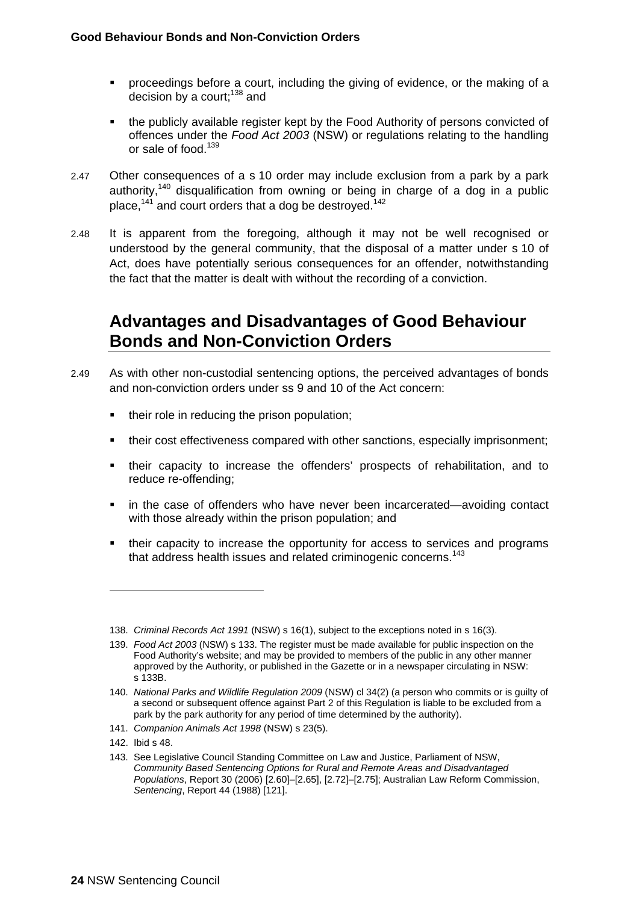- proceedings before a court, including the giving of evidence, or the making of a decision by a court;[138] and
- the publicly available register kept by the Food Authority of persons convicted of offences under the *Food Act 2003* (NSW) or regulations relating to the handling or sale of food.[139]

2.47 Other consequences of a s 10 order may include exclusion from a park by a park authority,[140] disqualification from owning or being in charge of a dog in a public place,[141] and court orders that a dog be destroyed.[142]

2.48 It is apparent from the foregoing, although it may not be well recognised or understood by the general community, that the disposal of a matter under s 10 of Act, does have potentially serious consequences for an offender, notwithstanding the fact that the matter is dealt with without the recording of a conviction.

## Advantages and Disadvantages of Good Behaviour Bonds and Non-Conviction Orders

2.49 As with other non-custodial sentencing options, the perceived advantages of bonds and non-conviction orders under ss 9 and 10 of the Act concern:

- their role in reducing the prison population;
- their cost effectiveness compared with other sanctions, especially imprisonment;
- their capacity to increase the offenders' prospects of rehabilitation, and to reduce re-offending;
- in the case of offenders who have never been incarcerated—avoiding contact with those already within the prison population; and
- their capacity to increase the opportunity for access to services and programs that address health issues and related criminogenic concerns.[143]

---

138. *Criminal Records Act 1991* (NSW) s 16(1), subject to the exceptions noted in s 16(3).

139. *Food Act 2003* (NSW) s 133. The register must be made available for public inspection on the Food Authority's website; and may be provided to members of the public in any other manner approved by the Authority, or published in the Gazette or in a newspaper circulating in NSW: s 133B.

140. *National Parks and Wildlife Regulation 2009* (NSW) cl 34(2) (a person who commits or is guilty of a second or subsequent offence against Part 2 of this Regulation is liable to be excluded from a park by the park authority for any period of time determined by the authority).

141. *Companion Animals Act 1998* (NSW) s 23(5).

142. Ibid s 48.

143. See Legislative Council Standing Committee on Law and Justice, Parliament of NSW, *Community Based Sentencing Options for Rural and Remote Areas and Disadvantaged Populations*, Report 30 (2006) [2.60]–[2.65], [2.72]–[2.75]; Australian Law Reform Commission, *Sentencing*, Report 44 (1988) [121].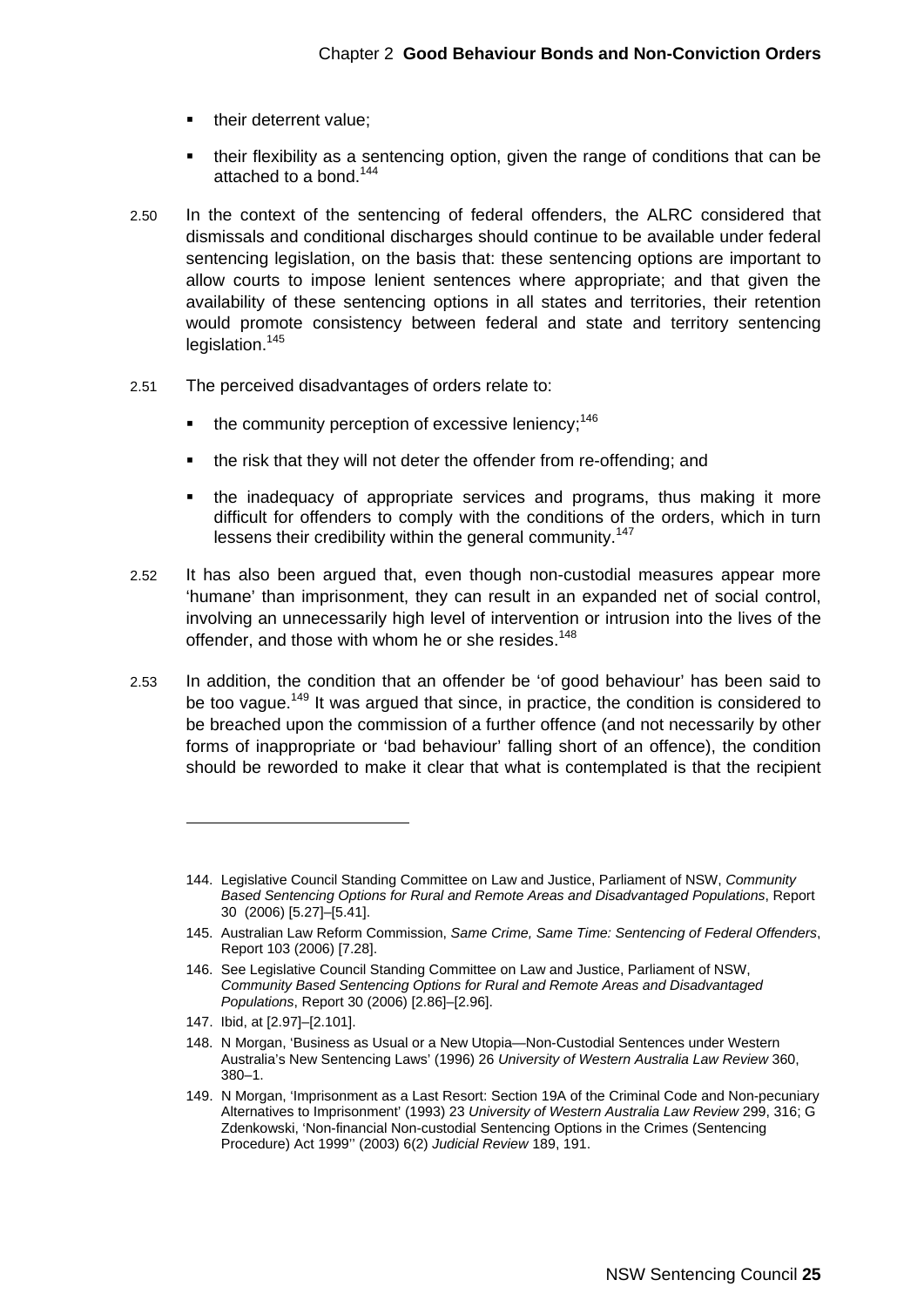- their deterrent value;

- their flexibility as a sentencing option, given the range of conditions that can be attached to a bond.[144]

2.50 In the context of the sentencing of federal offenders, the ALRC considered that dismissals and conditional discharges should continue to be available under federal sentencing legislation, on the basis that: these sentencing options are important to allow courts to impose lenient sentences where appropriate; and that given the availability of these sentencing options in all states and territories, their retention would promote consistency between federal and state and territory sentencing legislation.[145]

2.51 The perceived disadvantages of orders relate to:

- the community perception of excessive leniency;[146]

- the risk that they will not deter the offender from re-offending; and

- the inadequacy of appropriate services and programs, thus making it more difficult for offenders to comply with the conditions of the orders, which in turn lessens their credibility within the general community.[147]

2.52 It has also been argued that, even though non-custodial measures appear more 'humane' than imprisonment, they can result in an expanded net of social control, involving an unnecessarily high level of intervention or intrusion into the lives of the offender, and those with whom he or she resides.[148]

2.53 In addition, the condition that an offender be 'of good behaviour' has been said to be too vague.[149] It was argued that since, in practice, the condition is considered to be breached upon the commission of a further offence (and not necessarily by other forms of inappropriate or 'bad behaviour' falling short of an offence), the condition should be reworded to make it clear that what is contemplated is that the recipient

---

144. Legislative Council Standing Committee on Law and Justice, Parliament of NSW, *Community Based Sentencing Options for Rural and Remote Areas and Disadvantaged Populations*, Report 30 (2006) [5.27]–[5.41].

145. Australian Law Reform Commission, *Same Crime, Same Time: Sentencing of Federal Offenders*, Report 103 (2006) [7.28].

146. See Legislative Council Standing Committee on Law and Justice, Parliament of NSW, *Community Based Sentencing Options for Rural and Remote Areas and Disadvantaged Populations*, Report 30 (2006) [2.86]–[2.96].

147. Ibid, at [2.97]–[2.101].

148. N Morgan, 'Business as Usual or a New Utopia—Non-Custodial Sentences under Western Australia's New Sentencing Laws' (1996) 26 *University of Western Australia Law Review* 360, 380–1.

149. N Morgan, 'Imprisonment as a Last Resort: Section 19A of the Criminal Code and Non-pecuniary Alternatives to Imprisonment' (1993) 23 *University of Western Australia Law Review* 299, 316; G Zdenkowski, 'Non-financial Non-custodial Sentencing Options in the Crimes (Sentencing Procedure) Act 1999'' (2003) 6(2) *Judicial Review* 189, 191.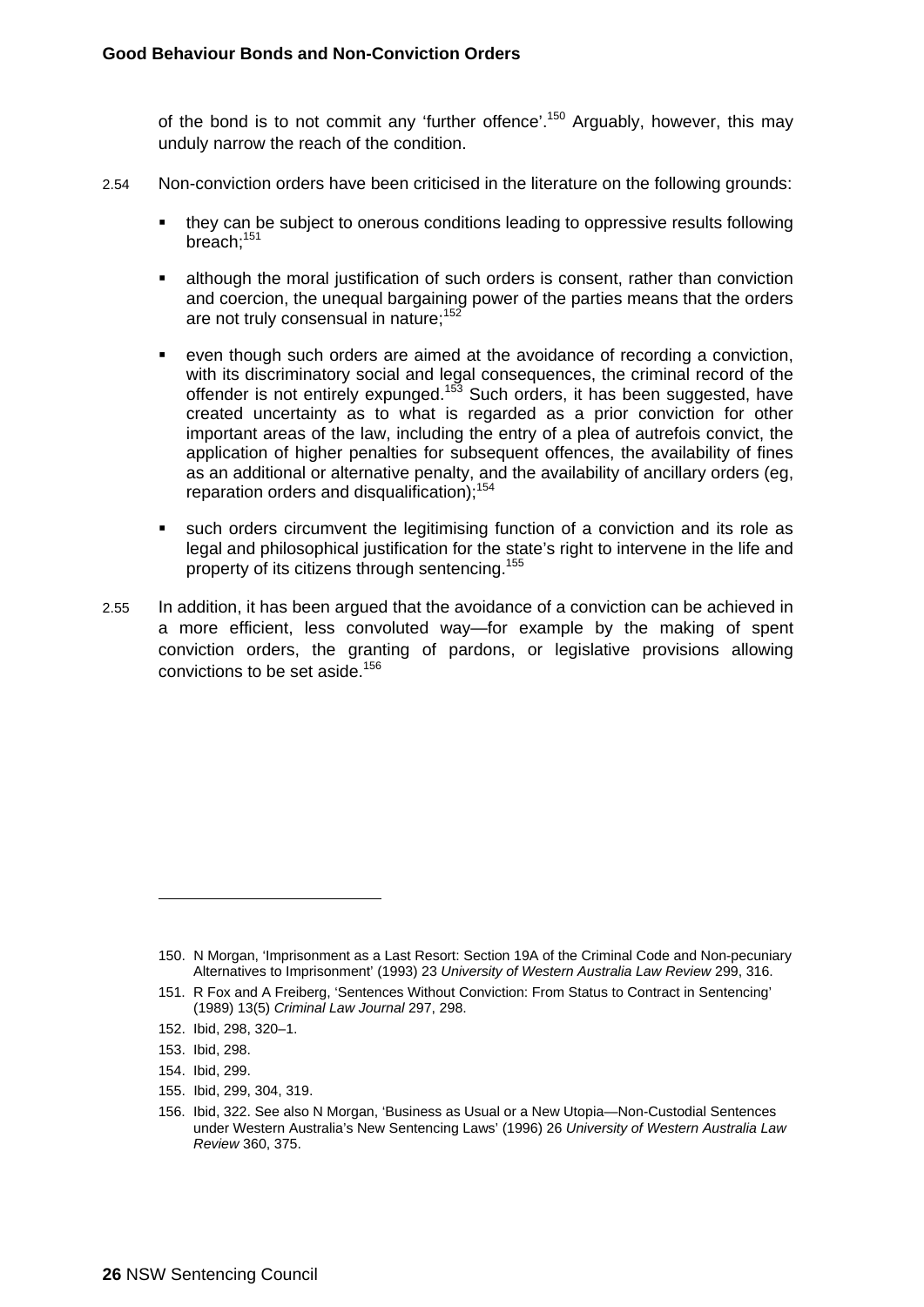of the bond is to not commit any 'further offence'.[150] Arguably, however, this may unduly narrow the reach of the condition.

2.54 Non-conviction orders have been criticised in the literature on the following grounds:

- they can be subject to onerous conditions leading to oppressive results following breach;[151]
- although the moral justification of such orders is consent, rather than conviction and coercion, the unequal bargaining power of the parties means that the orders are not truly consensual in nature;[152]
- even though such orders are aimed at the avoidance of recording a conviction, with its discriminatory social and legal consequences, the criminal record of the offender is not entirely expunged.[153] Such orders, it has been suggested, have created uncertainty as to what is regarded as a prior conviction for other important areas of the law, including the entry of a plea of autrefois convict, the application of higher penalties for subsequent offences, the availability of fines as an additional or alternative penalty, and the availability of ancillary orders (eg, reparation orders and disqualification);[154]
- such orders circumvent the legitimising function of a conviction and its role as legal and philosophical justification for the state's right to intervene in the life and property of its citizens through sentencing.[155]

2.55 In addition, it has been argued that the avoidance of a conviction can be achieved in a more efficient, less convoluted way—for example by the making of spent conviction orders, the granting of pardons, or legislative provisions allowing convictions to be set aside.[156]

---

150. N Morgan, 'Imprisonment as a Last Resort: Section 19A of the Criminal Code and Non-pecuniary Alternatives to Imprisonment' (1993) 23 *University of Western Australia Law Review* 299, 316.
151. R Fox and A Freiberg, 'Sentences Without Conviction: From Status to Contract in Sentencing' (1989) 13(5) *Criminal Law Journal* 297, 298.
152. Ibid, 298, 320–1.
153. Ibid, 298.
154. Ibid, 299.
155. Ibid, 299, 304, 319.
156. Ibid, 322. See also N Morgan, 'Business as Usual or a New Utopia—Non-Custodial Sentences under Western Australia's New Sentencing Laws' (1996) 26 *University of Western Australia Law Review* 360, 375.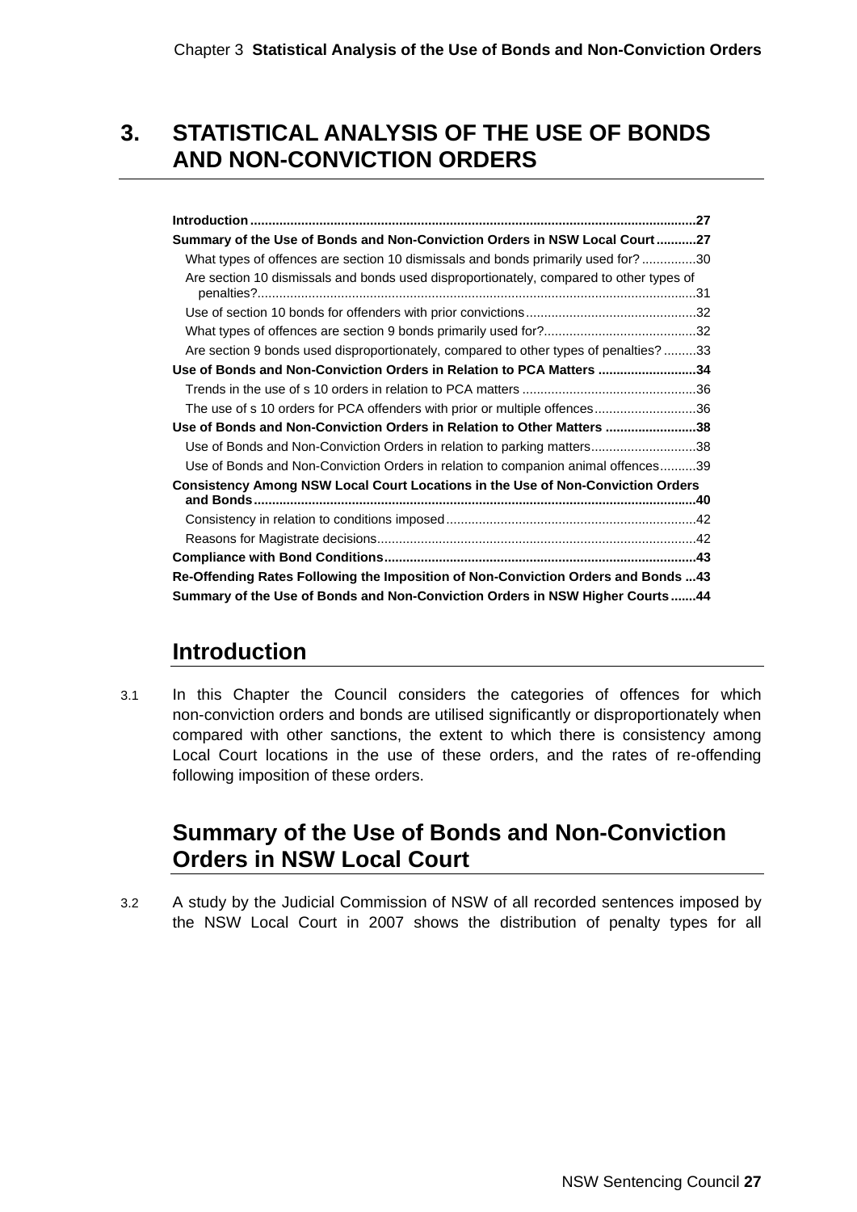# 3. STATISTICAL ANALYSIS OF THE USE OF BONDS AND NON-CONVICTION ORDERS

**Introduction** ....................................................................................................................27
**Summary of the Use of Bonds and Non-Conviction Orders in NSW Local Court** ...........27
- What types of offences are section 10 dismissals and bonds primarily used for? ...............30
- Are section 10 dismissals and bonds used disproportionately, compared to other types of penalties? ........................................................................................................................31
- Use of section 10 bonds for offenders with prior convictions ...............................................32
- What types of offences are section 9 bonds primarily used for? ..........................................32
- Are section 9 bonds used disproportionately, compared to other types of penalties? .........33

**Use of Bonds and Non-Conviction Orders in Relation to PCA Matters** ..........................34
- Trends in the use of s 10 orders in relation to PCA matters ................................................36
- The use of s 10 orders for PCA offenders with prior or multiple offences ............................36

**Use of Bonds and Non-Conviction Orders in Relation to Other Matters** .........................38
- Use of Bonds and Non-Conviction Orders in relation to parking matters .............................38
- Use of Bonds and Non-Conviction Orders in relation to companion animal offences ..........39

**Consistency Among NSW Local Court Locations in the Use of Non-Conviction Orders and Bonds** ........................................................................................................................40
- Consistency in relation to conditions imposed .....................................................................42
- Reasons for Magistrate decisions .......................................................................................42

**Compliance with Bond Conditions** .....................................................................................43
**Re-Offending Rates Following the Imposition of Non-Conviction Orders and Bonds** ...43
**Summary of the Use of Bonds and Non-Conviction Orders in NSW Higher Courts** .......44

## Introduction

3.1 In this Chapter the Council considers the categories of offences for which non-conviction orders and bonds are utilised significantly or disproportionately when compared with other sanctions, the extent to which there is consistency among Local Court locations in the use of these orders, and the rates of re-offending following imposition of these orders.

## Summary of the Use of Bonds and Non-Conviction Orders in NSW Local Court

3.2 A study by the Judicial Commission of NSW of all recorded sentences imposed by the NSW Local Court in 2007 shows the distribution of penalty types for all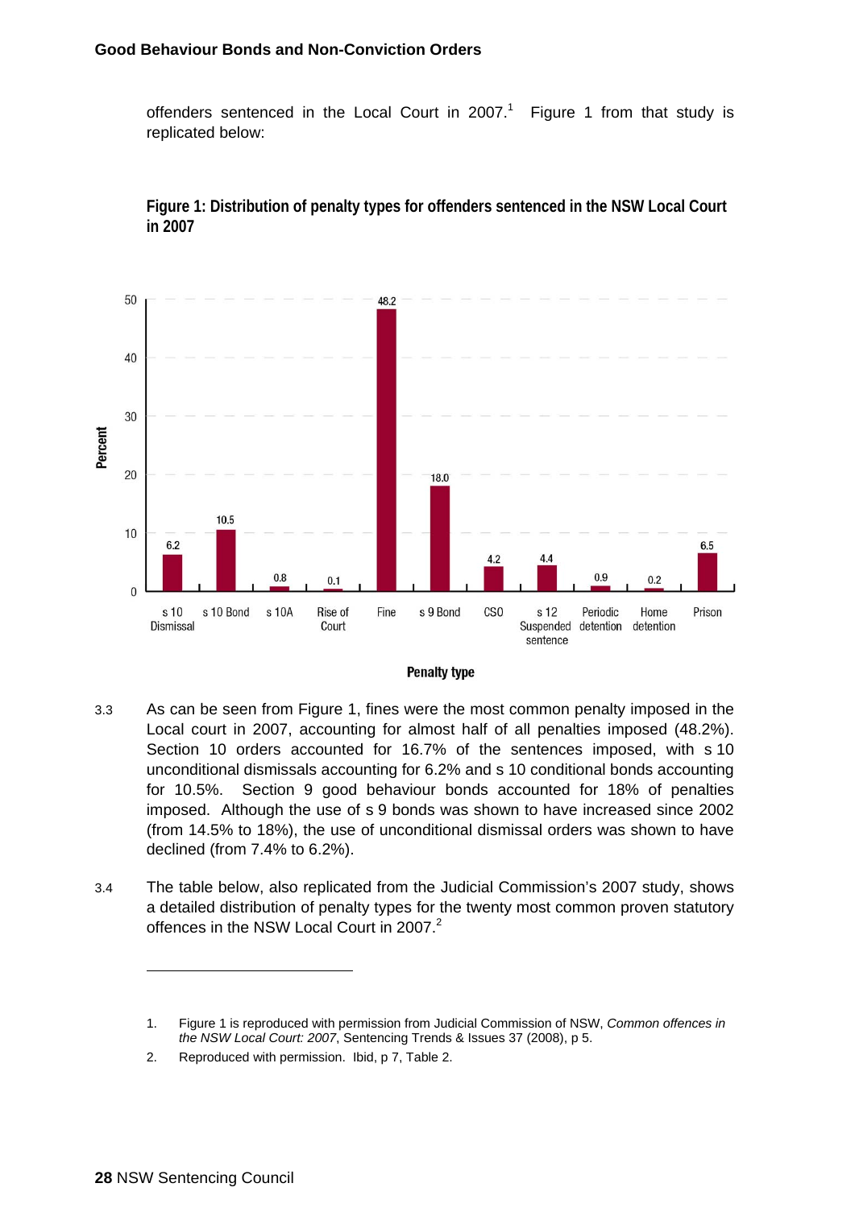offenders sentenced in the Local Court in 2007.[1] Figure 1 from that study is replicated below:

**Figure 1: Distribution of penalty types for offenders sentenced in the NSW Local Court in 2007**

| Penalty type | Percent |
|---|---|
| s 10 Dismissal | 6.2 |
| s 10 Bond | 10.5 |
| s 10A | 0.8 |
| Rise of Court | 0.1 |
| Fine | 48.2 |
| s 9 Bond | 18.0 |
| CSO | 4.2 |
| s 12 Suspended sentence | 4.4 |
| Periodic detention | 0.9 |
| Home detention | 0.2 |
| Prison | 6.5 |

3.3 As can be seen from Figure 1, fines were the most common penalty imposed in the Local court in 2007, accounting for almost half of all penalties imposed (48.2%). Section 10 orders accounted for 16.7% of the sentences imposed, with s 10 unconditional dismissals accounting for 6.2% and s 10 conditional bonds accounting for 10.5%. Section 9 good behaviour bonds accounted for 18% of penalties imposed. Although the use of s 9 bonds was shown to have increased since 2002 (from 14.5% to 18%), the use of unconditional dismissal orders was shown to have declined (from 7.4% to 6.2%).

3.4 The table below, also replicated from the Judicial Commission's 2007 study, shows a detailed distribution of penalty types for the twenty most common proven statutory offences in the NSW Local Court in 2007.[2]

---

1. Figure 1 is reproduced with permission from Judicial Commission of NSW, *Common offences in the NSW Local Court: 2007*, Sentencing Trends & Issues 37 (2008), p 5.
2. Reproduced with permission. Ibid, p 7, Table 2.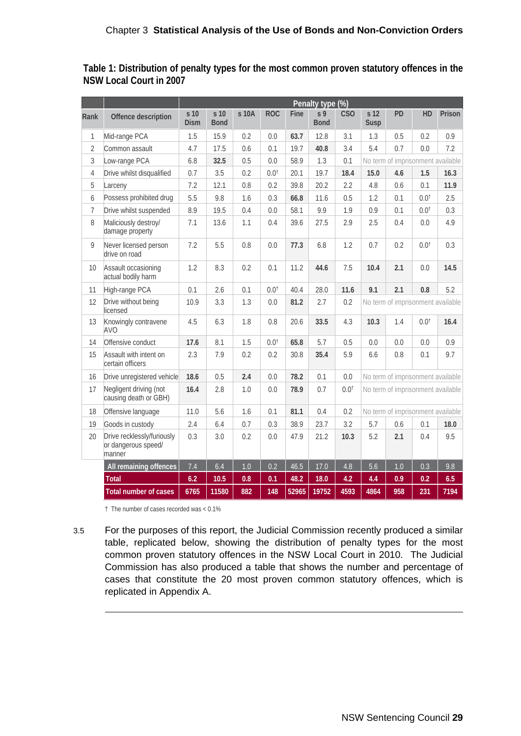**Table 1: Distribution of penalty types for the most common proven statutory offences in the NSW Local Court in 2007**

| Rank | Offence description | Penalty type (%) | | | | | | | | | | |
|---|---|---|---|---|---|---|---|---|---|---|---|---|
| | | s 10 Dism | s 10 Bond | s 10A | ROC | Fine | s 9 Bond | CSO | s 12 Susp | PD | HD | Prison |
| 1 | Mid-range PCA | 1.5 | 15.9 | 0.2 | 0.0 | **63.7** | 12.8 | 3.1 | 1.3 | 0.5 | 0.2 | 0.9 |
| 2 | Common assault | 4.7 | 17.5 | 0.6 | 0.1 | 19.7 | **40.8** | 3.4 | 5.4 | 0.7 | 0.0 | 7.2 |
| 3 | Low-range PCA | 6.8 | **32.5** | 0.5 | 0.0 | 58.9 | 1.3 | 0.1 | No term of imprisonment available | | | |
| 4 | Drive whilst disqualified | 0.7 | 3.5 | 0.2 | 0.0† | 20.1 | 19.7 | **18.4** | **15.0** | **4.6** | **1.5** | **16.3** |
| 5 | Larceny | 7.2 | 12.1 | 0.8 | 0.2 | 39.8 | 20.2 | 2.2 | 4.8 | 0.6 | 0.1 | **11.9** |
| 6 | Possess prohibited drug | 5.5 | 9.8 | 1.6 | 0.3 | **66.8** | 11.6 | 0.5 | 1.2 | 0.1 | 0.0† | 2.5 |
| 7 | Drive whilst suspended | 8.9 | 19.5 | 0.4 | 0.0 | 58.1 | 9.9 | 1.9 | 0.9 | 0.1 | 0.0† | 0.3 |
| 8 | Maliciously destroy/ damage property | 7.1 | 13.6 | 1.1 | 0.4 | 39.6 | 27.5 | 2.9 | 2.5 | 0.4 | 0.0 | 4.9 |
| 9 | Never licensed person drive on road | 7.2 | 5.5 | 0.8 | 0.0 | **77.3** | 6.8 | 1.2 | 0.7 | 0.2 | 0.0† | 0.3 |
| 10 | Assault occasioning actual bodily harm | 1.2 | 8.3 | 0.2 | 0.1 | 11.2 | **44.6** | 7.5 | **10.4** | **2.1** | 0.0 | **14.5** |
| 11 | High-range PCA | 0.1 | 2.6 | 0.1 | 0.0† | 40.4 | 28.0 | **11.6** | **9.1** | **2.1** | **0.8** | 5.2 |
| 12 | Drive without being licensed | 10.9 | 3.3 | 1.3 | 0.0 | **81.2** | 2.7 | 0.2 | No term of imprisonment available | | | |
| 13 | Knowingly contravene AVO | 4.5 | 6.3 | 1.8 | 0.8 | 20.6 | **33.5** | 4.3 | **10.3** | 1.4 | 0.0† | **16.4** |
| 14 | Offensive conduct | **17.6** | 8.1 | 1.5 | 0.0† | **65.8** | 5.7 | 0.5 | 0.0 | 0.0 | 0.0 | 0.9 |
| 15 | Assault with intent on certain officers | 2.3 | 7.9 | 0.2 | 0.2 | 30.8 | **35.4** | 5.9 | 6.6 | 0.8 | 0.1 | 9.7 |
| 16 | Drive unregistered vehicle | **18.6** | 0.5 | **2.4** | 0.0 | **78.2** | 0.1 | 0.0 | No term of imprisonment available | | | |
| 17 | Negligent driving (not causing death or GBH) | **16.4** | 2.8 | 1.0 | 0.0 | **78.9** | 0.7 | 0.0† | No term of imprisonment available | | | |
| 18 | Offensive language | 11.0 | 5.6 | 1.6 | 0.1 | **81.1** | 0.4 | 0.2 | No term of imprisonment available | | | |
| 19 | Goods in custody | 2.4 | 6.4 | 0.7 | 0.3 | 38.9 | 23.7 | 3.2 | 5.7 | 0.6 | 0.1 | **18.0** |
| 20 | Drive recklessly/furiously or dangerous speed/ manner | 0.3 | 3.0 | 0.2 | 0.0 | 47.9 | 21.2 | **10.3** | 5.2 | **2.1** | 0.4 | 9.5 |
| | **All remaining offences** | 7.4 | 6.4 | 1.0 | 0.2 | 46.5 | 17.0 | 4.8 | 5.6 | 1.0 | 0.3 | 9.8 |
| | **Total** | **6.2** | **10.5** | **0.8** | **0.1** | **48.2** | **18.0** | **4.2** | **4.4** | **0.9** | **0.2** | **6.5** |
| | **Total number of cases** | **6765** | **11580** | **882** | **148** | **52965** | **19752** | **4593** | **4864** | **958** | **231** | **7194** |

† The number of cases recorded was < 0.1%

3.5 For the purposes of this report, the Judicial Commission recently produced a similar table, replicated below, showing the distribution of penalty types for the most common proven statutory offences in the NSW Local Court in 2010. The Judicial Commission has also produced a table that shows the number and percentage of cases that constitute the 20 most proven common statutory offences, which is replicated in Appendix A.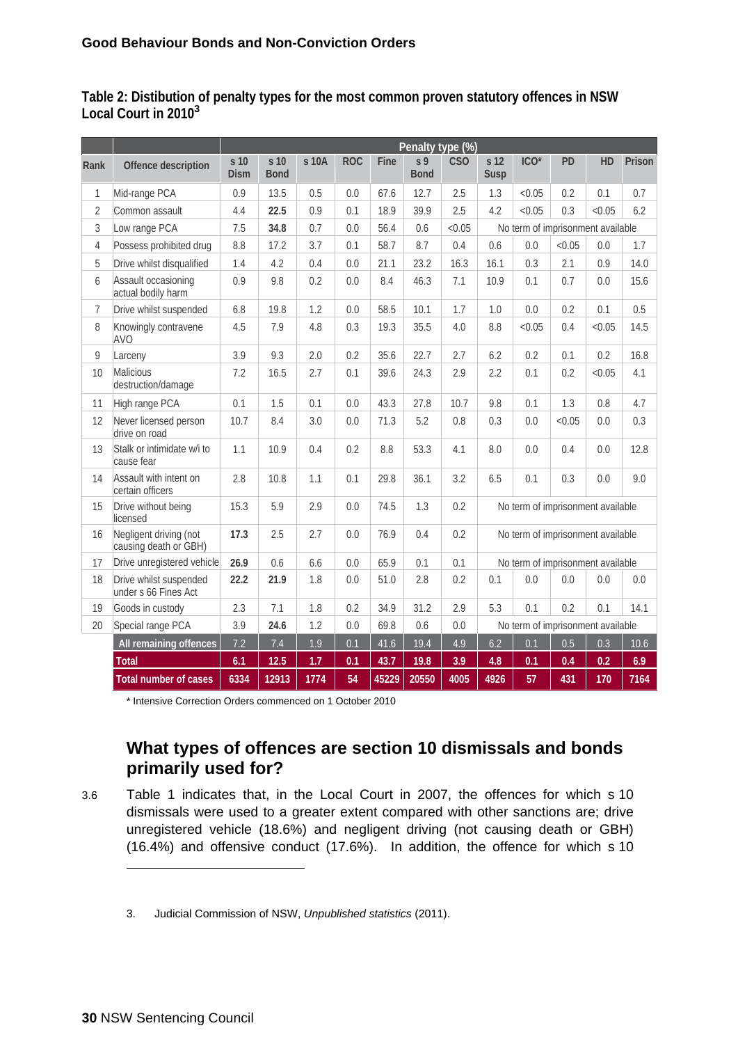**Table 2: Distibution of penalty types for the most common proven statutory offences in NSW Local Court in 2010**[3]

| Rank | Offence description | Penalty type (%) | | | | | | | | | | | |
|---|---|---|---|---|---|---|---|---|---|---|---|---|---|
| | | s 10 Dism | s 10 Bond | s 10A | ROC | Fine | s 9 Bond | CSO | s 12 Susp | ICO* | PD | HD | Prison |
| 1 | Mid-range PCA | 0.9 | 13.5 | 0.5 | 0.0 | 67.6 | 12.7 | 2.5 | 1.3 | <0.05 | 0.2 | 0.1 | 0.7 |
| 2 | Common assault | 4.4 | **22.5** | 0.9 | 0.1 | 18.9 | 39.9 | 2.5 | 4.2 | <0.05 | 0.3 | <0.05 | 6.2 |
| 3 | Low range PCA | 7.5 | **34.8** | 0.7 | 0.0 | 56.4 | 0.6 | <0.05 | No term of imprisonment available | | | | |
| 4 | Possess prohibited drug | 8.8 | 17.2 | 3.7 | 0.1 | 58.7 | 8.7 | 0.4 | 0.6 | 0.0 | <0.05 | 0.0 | 1.7 |
| 5 | Drive whilst disqualified | 1.4 | 4.2 | 0.4 | 0.0 | 21.1 | 23.2 | 16.3 | 16.1 | 0.3 | 2.1 | 0.9 | 14.0 |
| 6 | Assault occasioning actual bodily harm | 0.9 | 9.8 | 0.2 | 0.0 | 8.4 | 46.3 | 7.1 | 10.9 | 0.1 | 0.7 | 0.0 | 15.6 |
| 7 | Drive whilst suspended | 6.8 | 19.8 | 1.2 | 0.0 | 58.5 | 10.1 | 1.7 | 1.0 | 0.0 | 0.2 | 0.1 | 0.5 |
| 8 | Knowingly contravene AVO | 4.5 | 7.9 | 4.8 | 0.3 | 19.3 | 35.5 | 4.0 | 8.8 | <0.05 | 0.4 | <0.05 | 14.5 |
| 9 | Larceny | 3.9 | 9.3 | 2.0 | 0.2 | 35.6 | 22.7 | 2.7 | 6.2 | 0.2 | 0.1 | 0.2 | 16.8 |
| 10 | Malicious destruction/damage | 7.2 | 16.5 | 2.7 | 0.1 | 39.6 | 24.3 | 2.9 | 2.2 | 0.1 | 0.2 | <0.05 | 4.1 |
| 11 | High range PCA | 0.1 | 1.5 | 0.1 | 0.0 | 43.3 | 27.8 | 10.7 | 9.8 | 0.1 | 1.3 | 0.8 | 4.7 |
| 12 | Never licensed person drive on road | 10.7 | 8.4 | 3.0 | 0.0 | 71.3 | 5.2 | 0.8 | 0.3 | 0.0 | <0.05 | 0.0 | 0.3 |
| 13 | Stalk or intimidate w/i to cause fear | 1.1 | 10.9 | 0.4 | 0.2 | 8.8 | 53.3 | 4.1 | 8.0 | 0.0 | 0.4 | 0.0 | 12.8 |
| 14 | Assault with intent on certain officers | 2.8 | 10.8 | 1.1 | 0.1 | 29.8 | 36.1 | 3.2 | 6.5 | 0.1 | 0.3 | 0.0 | 9.0 |
| 15 | Drive without being licensed | 15.3 | 5.9 | 2.9 | 0.0 | 74.5 | 1.3 | 0.2 | No term of imprisonment available | | | | |
| 16 | Negligent driving (not causing death or GBH) | **17.3** | 2.5 | 2.7 | 0.0 | 76.9 | 0.4 | 0.2 | No term of imprisonment available | | | | |
| 17 | Drive unregistered vehicle | **26.9** | 0.6 | 6.6 | 0.0 | 65.9 | 0.1 | 0.1 | No term of imprisonment available | | | | |
| 18 | Drive whilst suspended under s 66 Fines Act | **22.2** | 21.9 | 1.8 | 0.0 | 51.0 | 2.8 | 0.2 | 0.1 | 0.0 | 0.0 | 0.0 | 0.0 |
| 19 | Goods in custody | 2.3 | 7.1 | 1.8 | 0.2 | 34.9 | 31.2 | 2.9 | 5.3 | 0.1 | 0.2 | 0.1 | 14.1 |
| 20 | Special range PCA | 3.9 | **24.6** | 1.2 | 0.0 | 69.8 | 0.6 | 0.0 | No term of imprisonment available | | | | |
| | **All remaining offences** | 7.2 | 7.4 | 1.9 | 0.1 | 41.6 | 19.4 | 4.9 | 6.2 | 0.1 | 0.5 | 0.3 | 10.6 |
| | **Total** | **6.1** | **12.5** | **1.7** | **0.1** | **43.7** | **19.8** | **3.9** | **4.8** | **0.1** | **0.4** | **0.2** | **6.9** |
| | **Total number of cases** | **6334** | **12913** | **1774** | **54** | **45229** | **20550** | **4005** | **4926** | **57** | **431** | **170** | **7164** |

* Intensive Correction Orders commenced on 1 October 2010

## What types of offences are section 10 dismissals and bonds primarily used for?

3.6 Table 1 indicates that, in the Local Court in 2007, the offences for which s 10 dismissals were used to a greater extent compared with other sanctions are; drive unregistered vehicle (18.6%) and negligent driving (not causing death or GBH) (16.4%) and offensive conduct (17.6%). In addition, the offence for which s 10

3. Judicial Commission of NSW, *Unpublished statistics* (2011).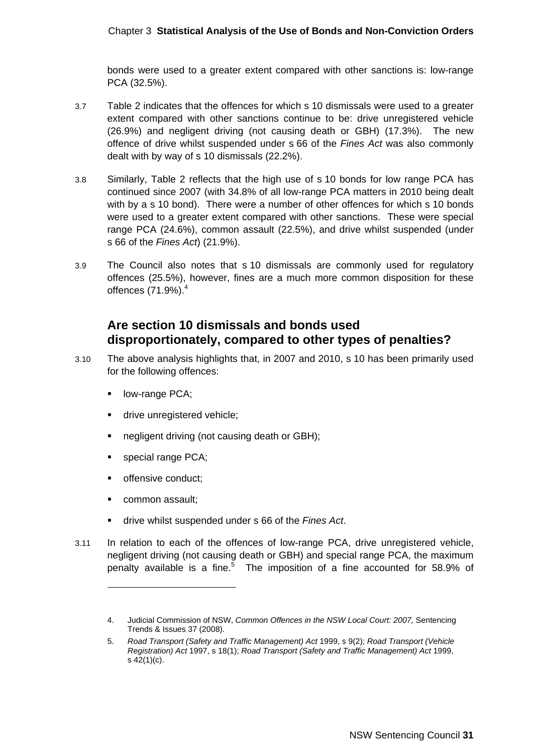bonds were used to a greater extent compared with other sanctions is: low-range PCA (32.5%).

3.7 Table 2 indicates that the offences for which s 10 dismissals were used to a greater extent compared with other sanctions continue to be: drive unregistered vehicle (26.9%) and negligent driving (not causing death or GBH) (17.3%). The new offence of drive whilst suspended under s 66 of the *Fines Act* was also commonly dealt with by way of s 10 dismissals (22.2%).

3.8 Similarly, Table 2 reflects that the high use of s 10 bonds for low range PCA has continued since 2007 (with 34.8% of all low-range PCA matters in 2010 being dealt with by a s 10 bond). There were a number of other offences for which s 10 bonds were used to a greater extent compared with other sanctions. These were special range PCA (24.6%), common assault (22.5%), and drive whilst suspended (under s 66 of the *Fines Act*) (21.9%).

3.9 The Council also notes that s 10 dismissals are commonly used for regulatory offences (25.5%), however, fines are a much more common disposition for these offences (71.9%).[4]

## Are section 10 dismissals and bonds used disproportionately, compared to other types of penalties?

3.10 The above analysis highlights that, in 2007 and 2010, s 10 has been primarily used for the following offences:

- low-range PCA;
- drive unregistered vehicle;
- negligent driving (not causing death or GBH);
- special range PCA;
- offensive conduct;
- common assault;
- drive whilst suspended under s 66 of the *Fines Act*.

3.11 In relation to each of the offences of low-range PCA, drive unregistered vehicle, negligent driving (not causing death or GBH) and special range PCA, the maximum penalty available is a fine.[5] The imposition of a fine accounted for 58.9% of

---

4. Judicial Commission of NSW, *Common Offences in the NSW Local Court: 2007,* Sentencing Trends & Issues 37 (2008).

5. *Road Transport (Safety and Traffic Management) Act* 1999, s 9(2); *Road Transport (Vehicle Registration) Act* 1997, s 18(1); *Road Transport (Safety and Traffic Management) Act* 1999, s 42(1)(c).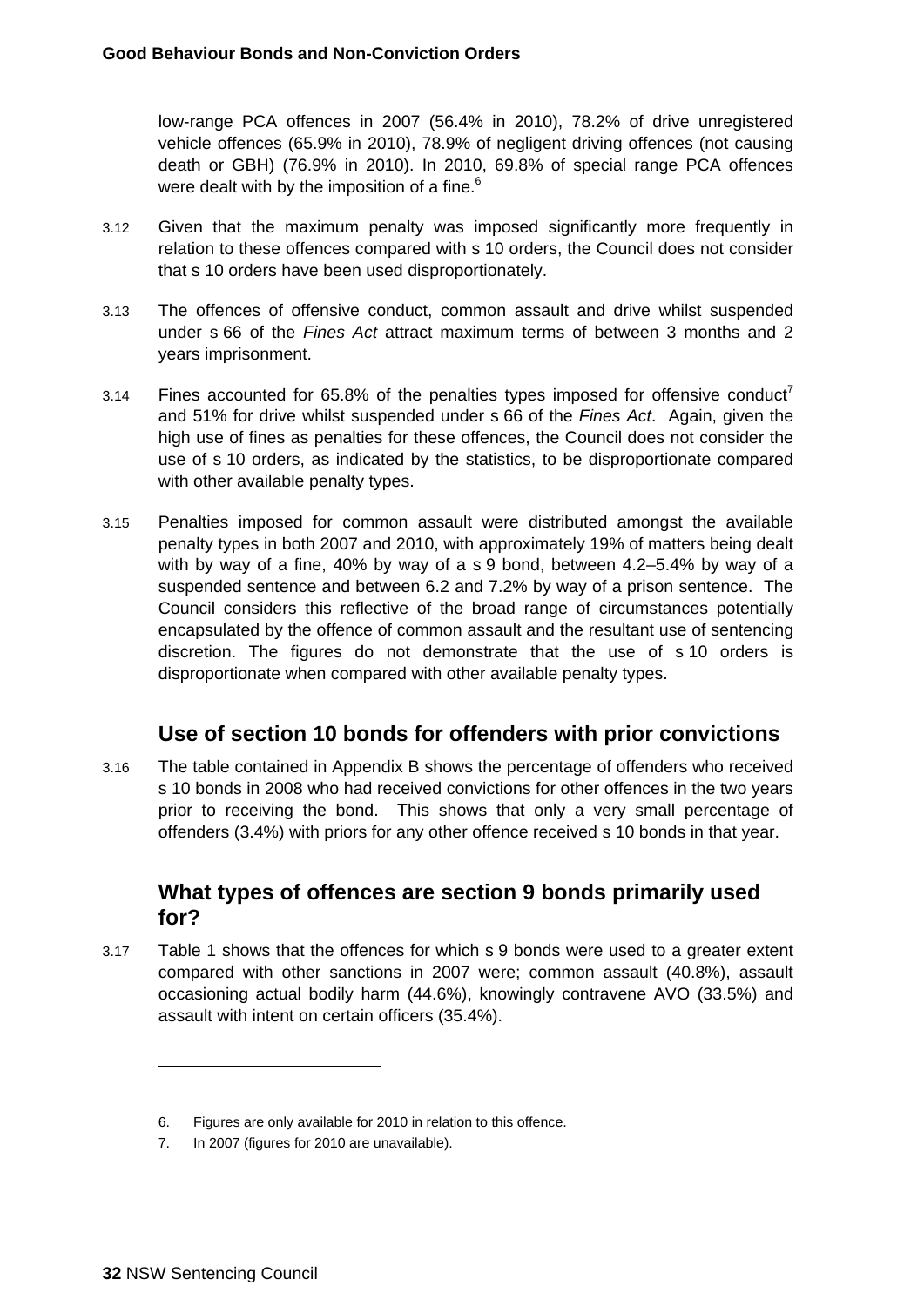low-range PCA offences in 2007 (56.4% in 2010), 78.2% of drive unregistered vehicle offences (65.9% in 2010), 78.9% of negligent driving offences (not causing death or GBH) (76.9% in 2010). In 2010, 69.8% of special range PCA offences were dealt with by the imposition of a fine.[6]

3.12 Given that the maximum penalty was imposed significantly more frequently in relation to these offences compared with s 10 orders, the Council does not consider that s 10 orders have been used disproportionately.

3.13 The offences of offensive conduct, common assault and drive whilst suspended under s 66 of the *Fines Act* attract maximum terms of between 3 months and 2 years imprisonment.

3.14 Fines accounted for 65.8% of the penalties types imposed for offensive conduct[7] and 51% for drive whilst suspended under s 66 of the *Fines Act*. Again, given the high use of fines as penalties for these offences, the Council does not consider the use of s 10 orders, as indicated by the statistics, to be disproportionate compared with other available penalty types.

3.15 Penalties imposed for common assault were distributed amongst the available penalty types in both 2007 and 2010, with approximately 19% of matters being dealt with by way of a fine, 40% by way of a s 9 bond, between 4.2–5.4% by way of a suspended sentence and between 6.2 and 7.2% by way of a prison sentence. The Council considers this reflective of the broad range of circumstances potentially encapsulated by the offence of common assault and the resultant use of sentencing discretion. The figures do not demonstrate that the use of s 10 orders is disproportionate when compared with other available penalty types.

## Use of section 10 bonds for offenders with prior convictions

3.16 The table contained in Appendix B shows the percentage of offenders who received s 10 bonds in 2008 who had received convictions for other offences in the two years prior to receiving the bond. This shows that only a very small percentage of offenders (3.4%) with priors for any other offence received s 10 bonds in that year.

## What types of offences are section 9 bonds primarily used for?

3.17 Table 1 shows that the offences for which s 9 bonds were used to a greater extent compared with other sanctions in 2007 were; common assault (40.8%), assault occasioning actual bodily harm (44.6%), knowingly contravene AVO (33.5%) and assault with intent on certain officers (35.4%).

---

6. Figures are only available for 2010 in relation to this offence.
7. In 2007 (figures for 2010 are unavailable).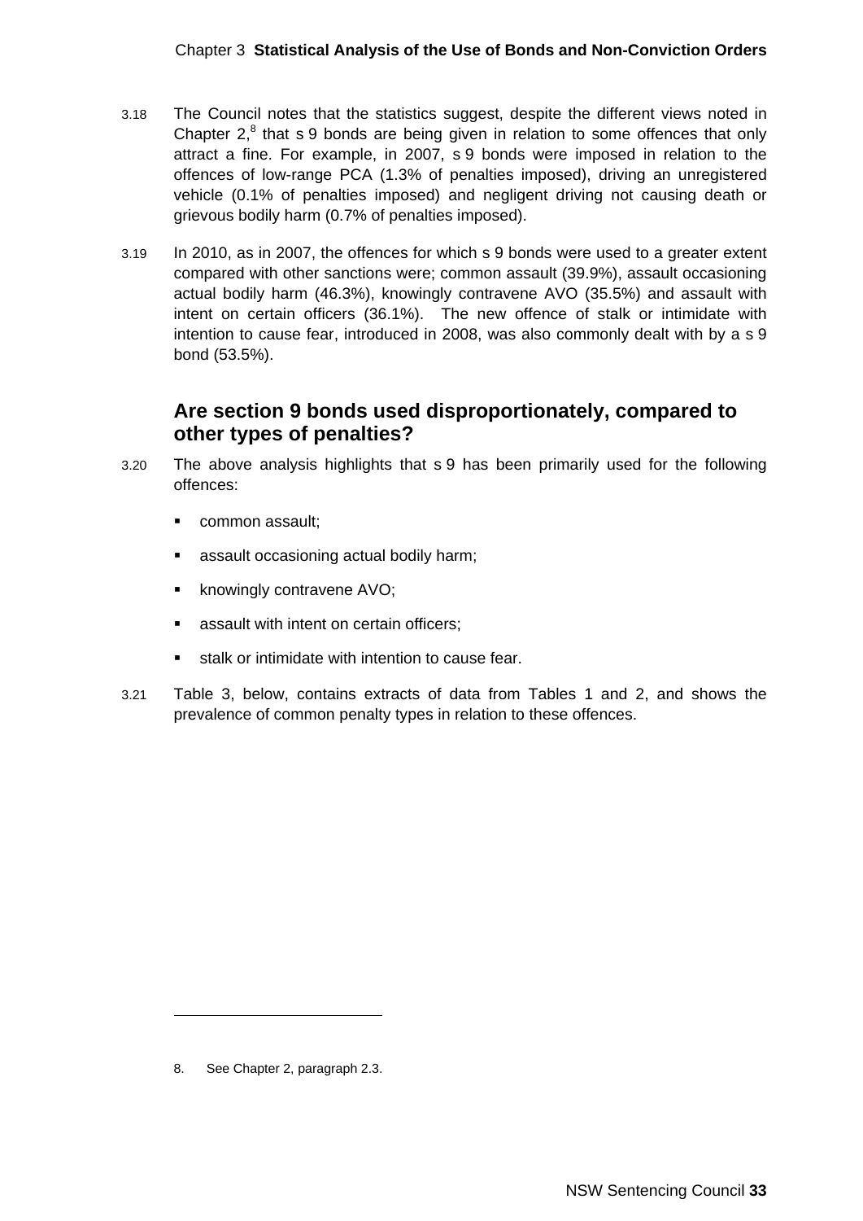3.18 The Council notes that the statistics suggest, despite the different views noted in Chapter 2,[8] that s 9 bonds are being given in relation to some offences that only attract a fine. For example, in 2007, s 9 bonds were imposed in relation to the offences of low-range PCA (1.3% of penalties imposed), driving an unregistered vehicle (0.1% of penalties imposed) and negligent driving not causing death or grievous bodily harm (0.7% of penalties imposed).

3.19 In 2010, as in 2007, the offences for which s 9 bonds were used to a greater extent compared with other sanctions were; common assault (39.9%), assault occasioning actual bodily harm (46.3%), knowingly contravene AVO (35.5%) and assault with intent on certain officers (36.1%). The new offence of stalk or intimidate with intention to cause fear, introduced in 2008, was also commonly dealt with by a s 9 bond (53.5%).

## Are section 9 bonds used disproportionately, compared to other types of penalties?

3.20 The above analysis highlights that s 9 has been primarily used for the following offences:

- common assault;
- assault occasioning actual bodily harm;
- knowingly contravene AVO;
- assault with intent on certain officers;
- stalk or intimidate with intention to cause fear.

3.21 Table 3, below, contains extracts of data from Tables 1 and 2, and shows the prevalence of common penalty types in relation to these offences.

8. See Chapter 2, paragraph 2.3.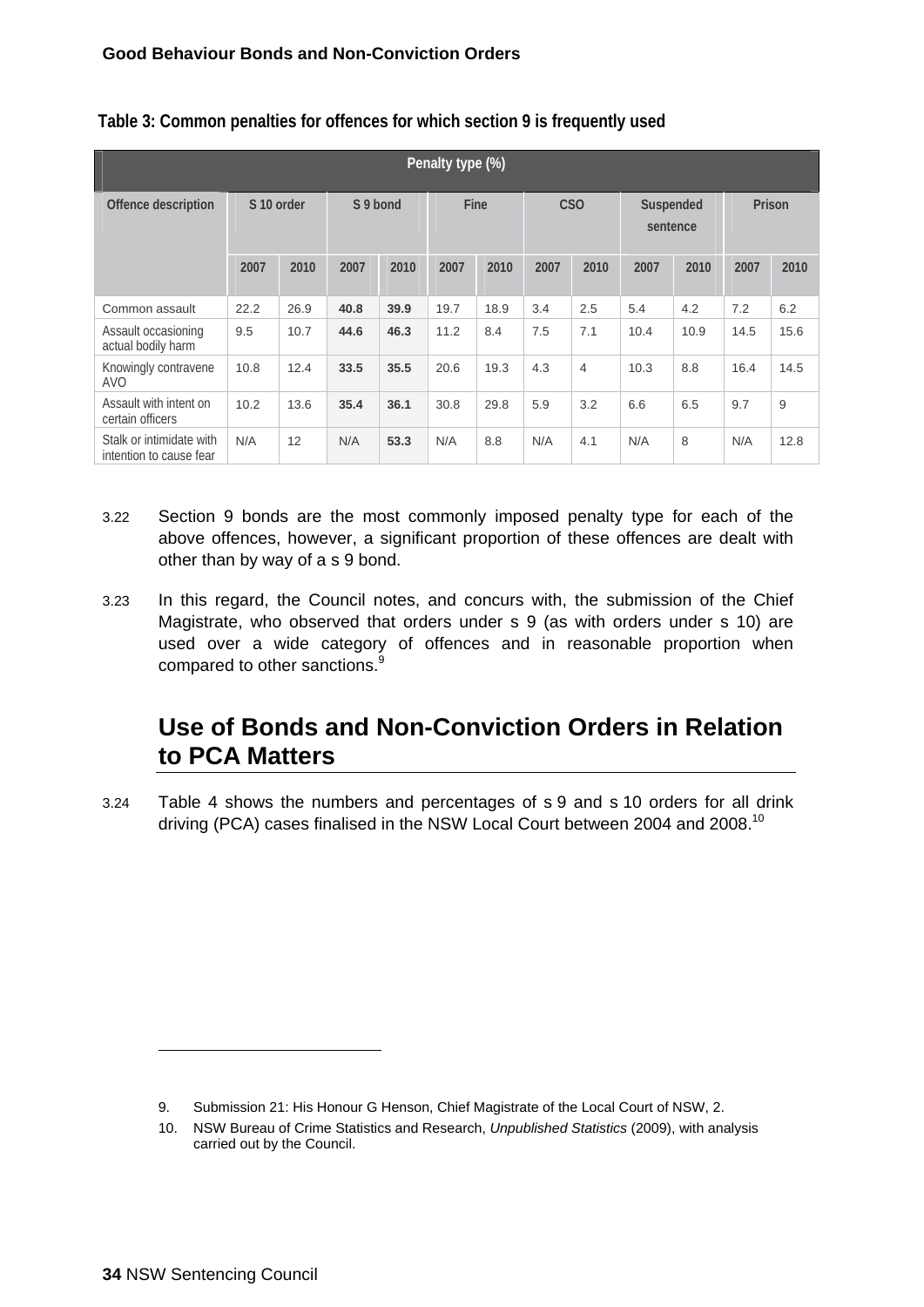**Table 3: Common penalties for offences for which section 9 is frequently used**

| | Penalty type (%) | | | | | | | | | | | |
|---|---|---|---|---|---|---|---|---|---|---|---|---|
| Offence description | S 10 order | | S 9 bond | | Fine | | CSO | | Suspended sentence | | Prison | |
| | 2007 | 2010 | 2007 | 2010 | 2007 | 2010 | 2007 | 2010 | 2007 | 2010 | 2007 | 2010 |
| Common assault | 22.2 | 26.9 | **40.8** | **39.9** | 19.7 | 18.9 | 3.4 | 2.5 | 5.4 | 4.2 | 7.2 | 6.2 |
| Assault occasioning actual bodily harm | 9.5 | 10.7 | **44.6** | **46.3** | 11.2 | 8.4 | 7.5 | 7.1 | 10.4 | 10.9 | 14.5 | 15.6 |
| Knowingly contravene AVO | 10.8 | 12.4 | **33.5** | **35.5** | 20.6 | 19.3 | 4.3 | 4 | 10.3 | 8.8 | 16.4 | 14.5 |
| Assault with intent on certain officers | 10.2 | 13.6 | **35.4** | **36.1** | 30.8 | 29.8 | 5.9 | 3.2 | 6.6 | 6.5 | 9.7 | 9 |
| Stalk or intimidate with intention to cause fear | N/A | 12 | N/A | **53.3** | N/A | 8.8 | N/A | 4.1 | N/A | 8 | N/A | 12.8 |

3.22 Section 9 bonds are the most commonly imposed penalty type for each of the above offences, however, a significant proportion of these offences are dealt with other than by way of a s 9 bond.

3.23 In this regard, the Council notes, and concurs with, the submission of the Chief Magistrate, who observed that orders under s 9 (as with orders under s 10) are used over a wide category of offences and in reasonable proportion when compared to other sanctions.[9]

## Use of Bonds and Non-Conviction Orders in Relation to PCA Matters

3.24 Table 4 shows the numbers and percentages of s 9 and s 10 orders for all drink driving (PCA) cases finalised in the NSW Local Court between 2004 and 2008.[10]

---

9. Submission 21: His Honour G Henson, Chief Magistrate of the Local Court of NSW, 2.

10. NSW Bureau of Crime Statistics and Research, *Unpublished Statistics* (2009), with analysis carried out by the Council.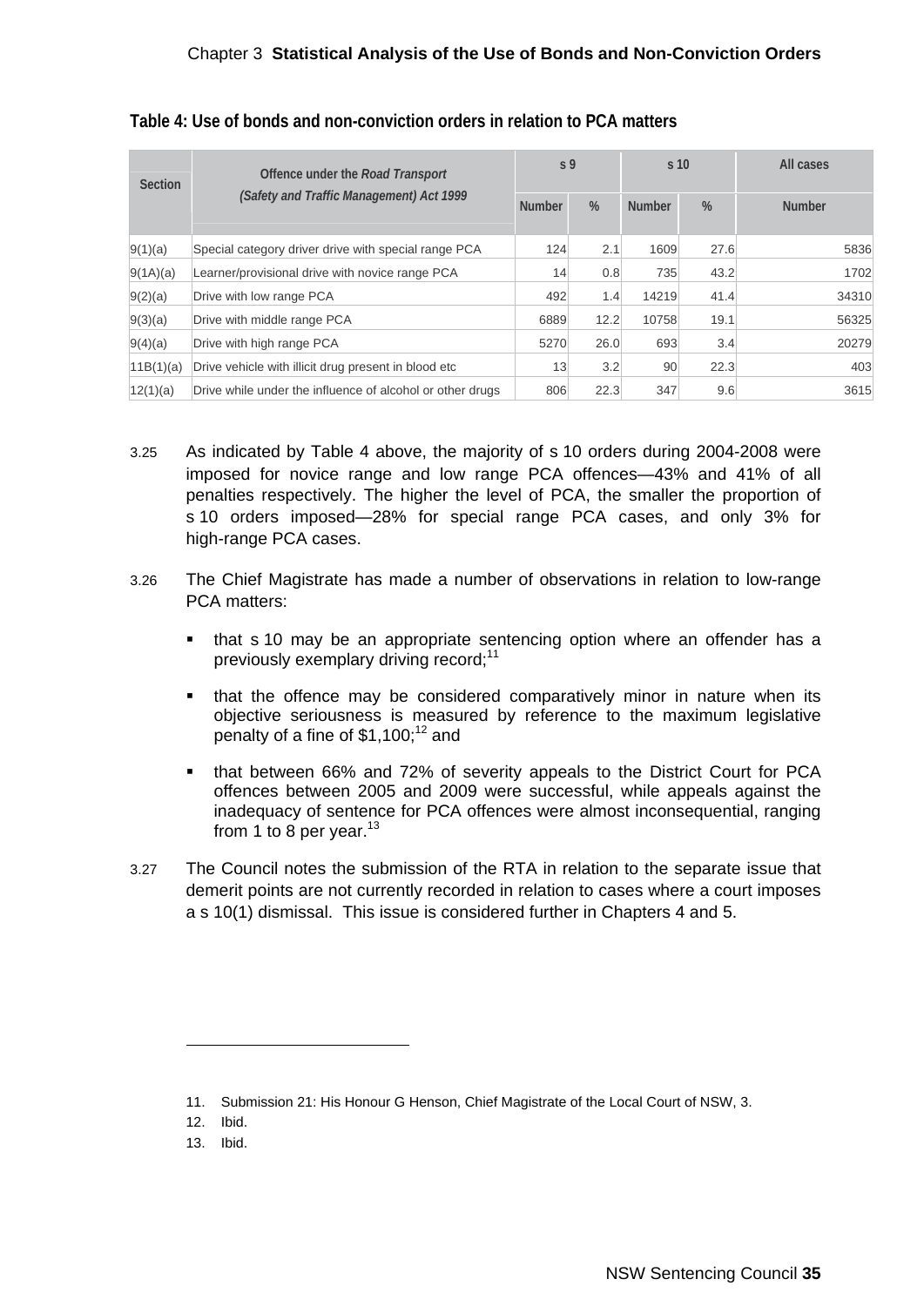**Table 4: Use of bonds and non-conviction orders in relation to PCA matters**

| Section | Offence under the *Road Transport (Safety and Traffic Management) Act 1999* | s 9 | | s 10 | | All cases |
|---|---|---|---|---|---|---|
| | | Number | % | Number | % | Number |
| 9(1)(a) | Special category driver drive with special range PCA | 124 | 2.1 | 1609 | 27.6 | 5836 |
| 9(1A)(a) | Learner/provisional drive with novice range PCA | 14 | 0.8 | 735 | 43.2 | 1702 |
| 9(2)(a) | Drive with low range PCA | 492 | 1.4 | 14219 | 41.4 | 34310 |
| 9(3)(a) | Drive with middle range PCA | 6889 | 12.2 | 10758 | 19.1 | 56325 |
| 9(4)(a) | Drive with high range PCA | 5270 | 26.0 | 693 | 3.4 | 20279 |
| 11B(1)(a) | Drive vehicle with illicit drug present in blood etc | 13 | 3.2 | 90 | 22.3 | 403 |
| 12(1)(a) | Drive while under the influence of alcohol or other drugs | 806 | 22.3 | 347 | 9.6 | 3615 |

3.25 As indicated by Table 4 above, the majority of s 10 orders during 2004-2008 were imposed for novice range and low range PCA offences—43% and 41% of all penalties respectively. The higher the level of PCA, the smaller the proportion of s 10 orders imposed—28% for special range PCA cases, and only 3% for high-range PCA cases.

3.26 The Chief Magistrate has made a number of observations in relation to low-range PCA matters:

- that s 10 may be an appropriate sentencing option where an offender has a previously exemplary driving record;[11]
- that the offence may be considered comparatively minor in nature when its objective seriousness is measured by reference to the maximum legislative penalty of a fine of $1,100;[12] and
- that between 66% and 72% of severity appeals to the District Court for PCA offences between 2005 and 2009 were successful, while appeals against the inadequacy of sentence for PCA offences were almost inconsequential, ranging from 1 to 8 per year.[13]

3.27 The Council notes the submission of the RTA in relation to the separate issue that demerit points are not currently recorded in relation to cases where a court imposes a s 10(1) dismissal. This issue is considered further in Chapters 4 and 5.

---

11. Submission 21: His Honour G Henson, Chief Magistrate of the Local Court of NSW, 3.
12. Ibid.
13. Ibid.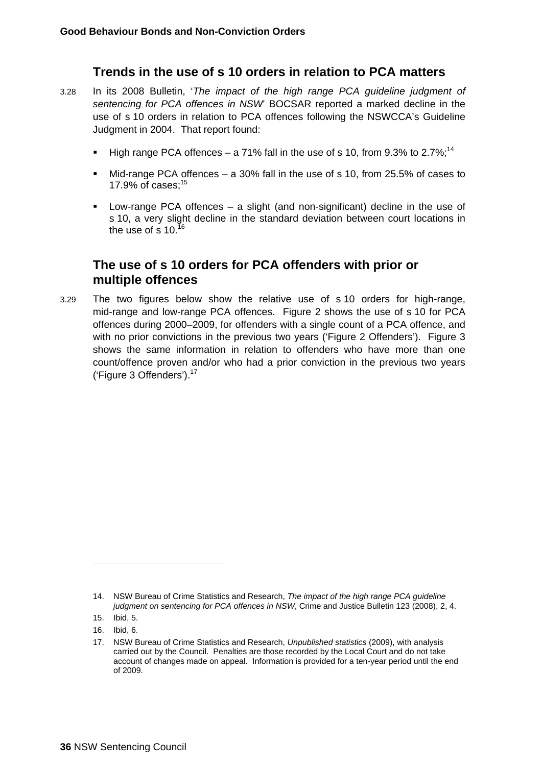## Trends in the use of s 10 orders in relation to PCA matters

3.28 In its 2008 Bulletin, '*The impact of the high range PCA guideline judgment of sentencing for PCA offences in NSW*' BOCSAR reported a marked decline in the use of s 10 orders in relation to PCA offences following the NSWCCA's Guideline Judgment in 2004. That report found:

- High range PCA offences – a 71% fall in the use of s 10, from 9.3% to 2.7%;[14]
- Mid-range PCA offences – a 30% fall in the use of s 10, from 25.5% of cases to 17.9% of cases;[15]
- Low-range PCA offences – a slight (and non-significant) decline in the use of s 10, a very slight decline in the standard deviation between court locations in the use of s 10.[16]

## The use of s 10 orders for PCA offenders with prior or multiple offences

3.29 The two figures below show the relative use of s 10 orders for high-range, mid-range and low-range PCA offences. Figure 2 shows the use of s 10 for PCA offences during 2000–2009, for offenders with a single count of a PCA offence, and with no prior convictions in the previous two years ('Figure 2 Offenders'). Figure 3 shows the same information in relation to offenders who have more than one count/offence proven and/or who had a prior conviction in the previous two years ('Figure 3 Offenders').[17]

---

14. NSW Bureau of Crime Statistics and Research, *The impact of the high range PCA guideline judgment on sentencing for PCA offences in NSW*, Crime and Justice Bulletin 123 (2008), 2, 4.
15. Ibid, 5.
16. Ibid, 6.
17. NSW Bureau of Crime Statistics and Research, *Unpublished statistics* (2009), with analysis carried out by the Council. Penalties are those recorded by the Local Court and do not take account of changes made on appeal. Information is provided for a ten-year period until the end of 2009.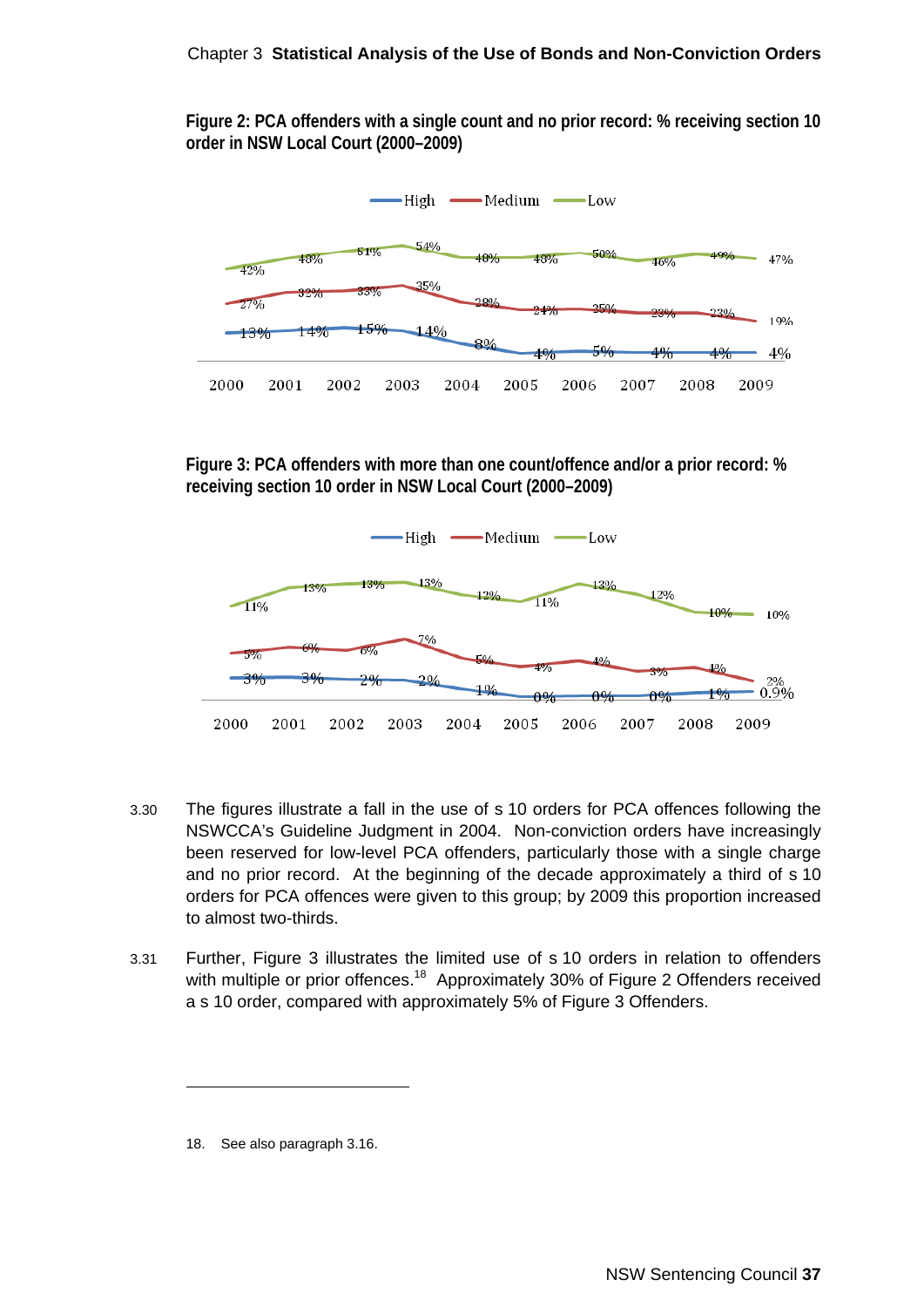**Figure 2: PCA offenders with a single count and no prior record: % receiving section 10 order in NSW Local Court (2000–2009)**

**Figure 3: PCA offenders with more than one count/offence and/or a prior record: % receiving section 10 order in NSW Local Court (2000–2009)**

3.30 The figures illustrate a fall in the use of s 10 orders for PCA offences following the NSWCCA's Guideline Judgment in 2004. Non-conviction orders have increasingly been reserved for low-level PCA offenders, particularly those with a single charge and no prior record. At the beginning of the decade approximately a third of s 10 orders for PCA offences were given to this group; by 2009 this proportion increased to almost two-thirds.

3.31 Further, Figure 3 illustrates the limited use of s 10 orders in relation to offenders with multiple or prior offences.[18] Approximately 30% of Figure 2 Offenders received a s 10 order, compared with approximately 5% of Figure 3 Offenders.

---

18. See also paragraph 3.16.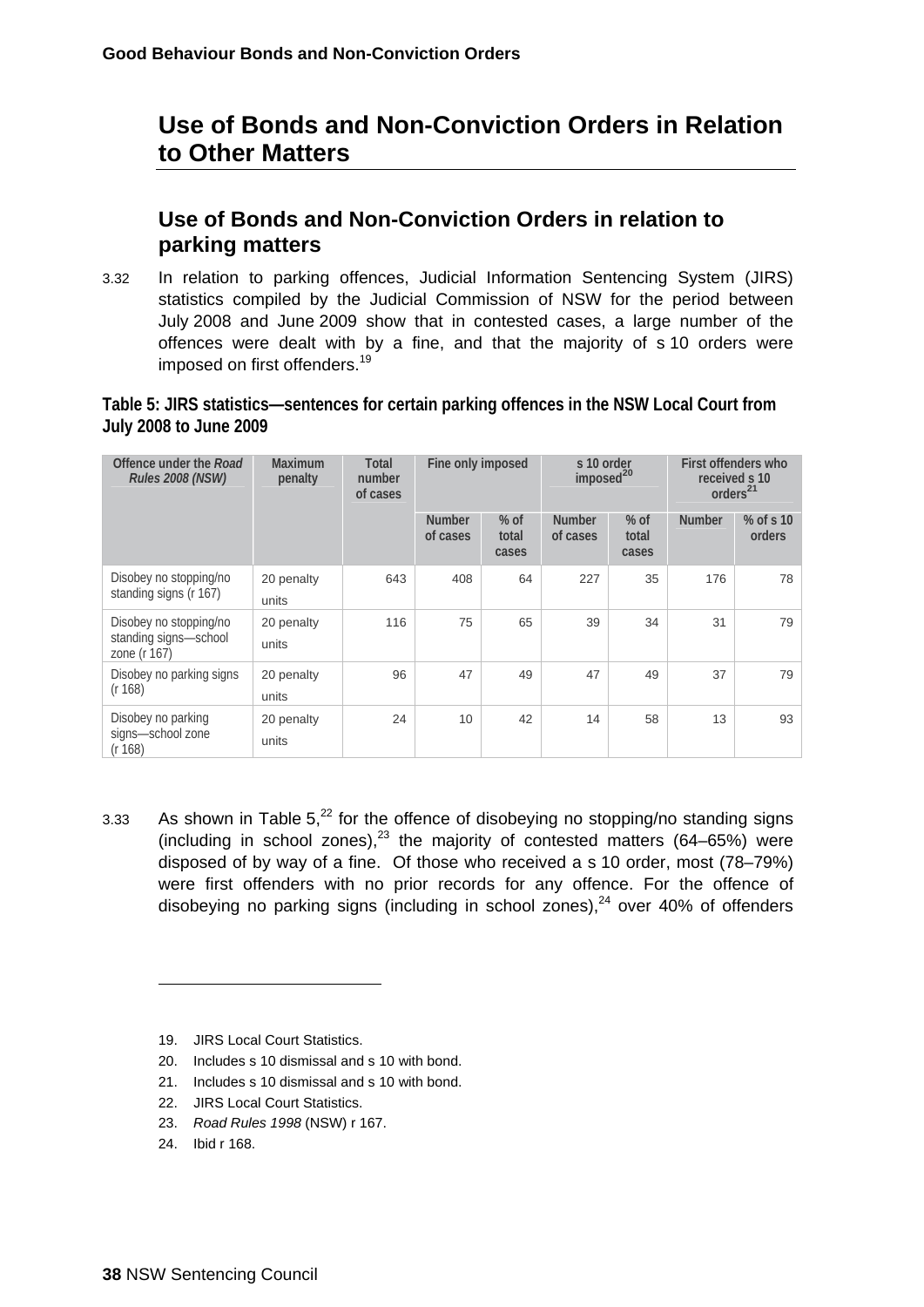# Use of Bonds and Non-Conviction Orders in Relation to Other Matters

## Use of Bonds and Non-Conviction Orders in relation to parking matters

3.32 In relation to parking offences, Judicial Information Sentencing System (JIRS) statistics compiled by the Judicial Commission of NSW for the period between July 2008 and June 2009 show that in contested cases, a large number of the offences were dealt with by a fine, and that the majority of s 10 orders were imposed on first offenders.[19]

**Table 5: JIRS statistics—sentences for certain parking offences in the NSW Local Court from July 2008 to June 2009**

| Offence under the *Road Rules 2008 (NSW)* | Maximum penalty | Total number of cases | Fine only imposed | | s 10 order imposed[20] | | First offenders who received s 10 orders[21] | |
|---|---|---|---|---|---|---|---|---|
| | | | Number of cases | % of total cases | Number of cases | % of total cases | Number | % of s 10 orders |
| Disobey no stopping/no standing signs (r 167) | 20 penalty units | 643 | 408 | 64 | 227 | 35 | 176 | 78 |
| Disobey no stopping/no standing signs—school zone (r 167) | 20 penalty units | 116 | 75 | 65 | 39 | 34 | 31 | 79 |
| Disobey no parking signs (r 168) | 20 penalty units | 96 | 47 | 49 | 47 | 49 | 37 | 79 |
| Disobey no parking signs—school zone (r 168) | 20 penalty units | 24 | 10 | 42 | 14 | 58 | 13 | 93 |

3.33 As shown in Table 5,[22] for the offence of disobeying no stopping/no standing signs (including in school zones),[23] the majority of contested matters (64–65%) were disposed of by way of a fine. Of those who received a s 10 order, most (78–79%) were first offenders with no prior records for any offence. For the offence of disobeying no parking signs (including in school zones),[24] over 40% of offenders

---

19. JIRS Local Court Statistics.
20. Includes s 10 dismissal and s 10 with bond.
21. Includes s 10 dismissal and s 10 with bond.
22. JIRS Local Court Statistics.
23. *Road Rules 1998* (NSW) r 167.
24. Ibid r 168.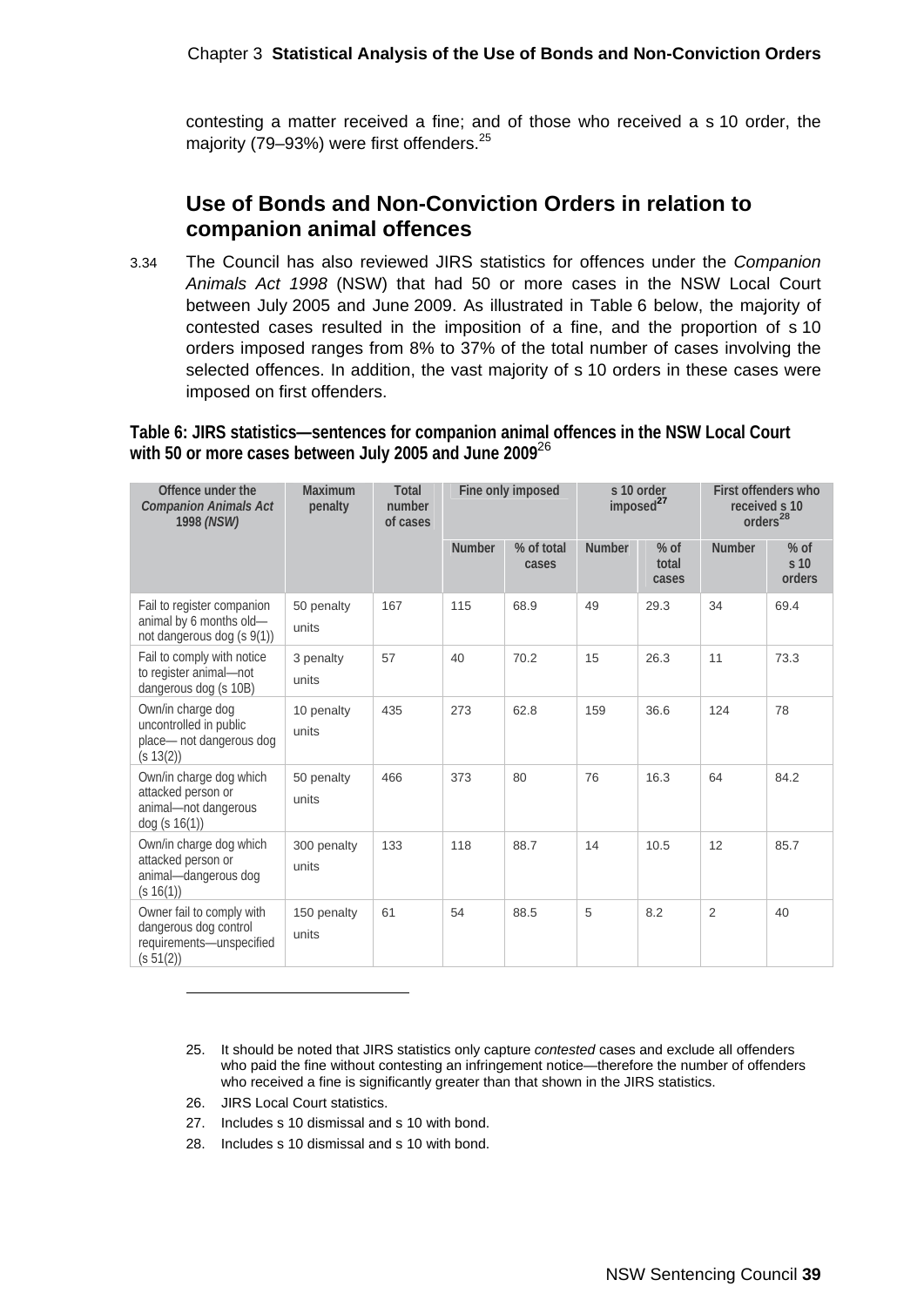contesting a matter received a fine; and of those who received a s 10 order, the majority (79–93%) were first offenders.[25]

## Use of Bonds and Non-Conviction Orders in relation to companion animal offences

3.34 The Council has also reviewed JIRS statistics for offences under the *Companion Animals Act 1998* (NSW) that had 50 or more cases in the NSW Local Court between July 2005 and June 2009. As illustrated in Table 6 below, the majority of contested cases resulted in the imposition of a fine, and the proportion of s 10 orders imposed ranges from 8% to 37% of the total number of cases involving the selected offences. In addition, the vast majority of s 10 orders in these cases were imposed on first offenders.

**Table 6: JIRS statistics—sentences for companion animal offences in the NSW Local Court with 50 or more cases between July 2005 and June 2009**[26]

| Offence under the *Companion Animals Act 1998 (NSW)* | Maximum penalty | Total number of cases | Fine only imposed | | s 10 order imposed[27] | | First offenders who received s 10 orders[28] | |
|---|---|---|---|---|---|---|---|---|
| | | | Number | % of total cases | Number | % of total cases | Number | % of s 10 orders |
| Fail to register companion animal by 6 months old—not dangerous dog (s 9(1)) | 50 penalty units | 167 | 115 | 68.9 | 49 | 29.3 | 34 | 69.4 |
| Fail to comply with notice to register animal—not dangerous dog (s 10B) | 3 penalty units | 57 | 40 | 70.2 | 15 | 26.3 | 11 | 73.3 |
| Own/in charge dog uncontrolled in public place— not dangerous dog (s 13(2)) | 10 penalty units | 435 | 273 | 62.8 | 159 | 36.6 | 124 | 78 |
| Own/in charge dog which attacked person or animal—not dangerous dog (s 16(1)) | 50 penalty units | 466 | 373 | 80 | 76 | 16.3 | 64 | 84.2 |
| Own/in charge dog which attacked person or animal—dangerous dog (s 16(1)) | 300 penalty units | 133 | 118 | 88.7 | 14 | 10.5 | 12 | 85.7 |
| Owner fail to comply with dangerous dog control requirements—unspecified (s 51(2)) | 150 penalty units | 61 | 54 | 88.5 | 5 | 8.2 | 2 | 40 |

25. It should be noted that JIRS statistics only capture *contested* cases and exclude all offenders who paid the fine without contesting an infringement notice—therefore the number of offenders who received a fine is significantly greater than that shown in the JIRS statistics.
26. JIRS Local Court statistics.
27. Includes s 10 dismissal and s 10 with bond.
28. Includes s 10 dismissal and s 10 with bond.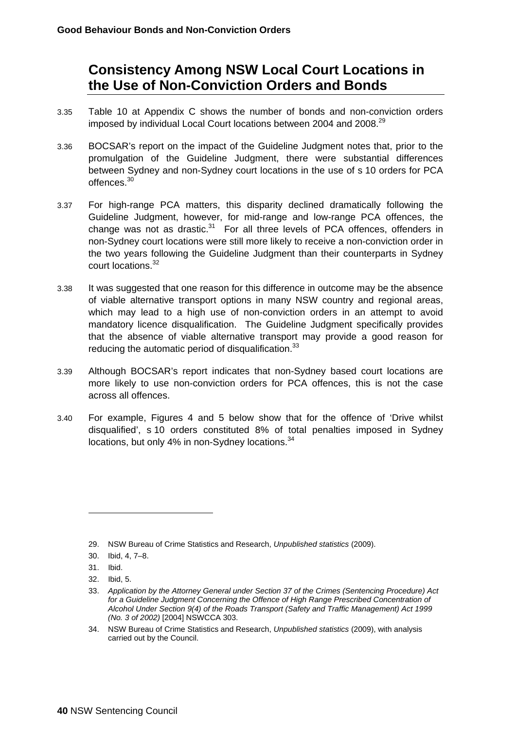## Consistency Among NSW Local Court Locations in the Use of Non-Conviction Orders and Bonds

3.35 Table 10 at Appendix C shows the number of bonds and non-conviction orders imposed by individual Local Court locations between 2004 and 2008.[29]

3.36 BOCSAR's report on the impact of the Guideline Judgment notes that, prior to the promulgation of the Guideline Judgment, there were substantial differences between Sydney and non-Sydney court locations in the use of s 10 orders for PCA offences.[30]

3.37 For high-range PCA matters, this disparity declined dramatically following the Guideline Judgment, however, for mid-range and low-range PCA offences, the change was not as drastic.[31] For all three levels of PCA offences, offenders in non-Sydney court locations were still more likely to receive a non-conviction order in the two years following the Guideline Judgment than their counterparts in Sydney court locations.[32]

3.38 It was suggested that one reason for this difference in outcome may be the absence of viable alternative transport options in many NSW country and regional areas, which may lead to a high use of non-conviction orders in an attempt to avoid mandatory licence disqualification. The Guideline Judgment specifically provides that the absence of viable alternative transport may provide a good reason for reducing the automatic period of disqualification.[33]

3.39 Although BOCSAR's report indicates that non-Sydney based court locations are more likely to use non-conviction orders for PCA offences, this is not the case across all offences.

3.40 For example, Figures 4 and 5 below show that for the offence of 'Drive whilst disqualified', s 10 orders constituted 8% of total penalties imposed in Sydney locations, but only 4% in non-Sydney locations.[34]

---

29. NSW Bureau of Crime Statistics and Research, *Unpublished statistics* (2009).
30. Ibid, 4, 7–8.
31. Ibid.
32. Ibid, 5.
33. *Application by the Attorney General under Section 37 of the Crimes (Sentencing Procedure) Act for a Guideline Judgment Concerning the Offence of High Range Prescribed Concentration of Alcohol Under Section 9(4) of the Roads Transport (Safety and Traffic Management) Act 1999 (No. 3 of 2002)* [2004] NSWCCA 303.
34. NSW Bureau of Crime Statistics and Research, *Unpublished statistics* (2009), with analysis carried out by the Council.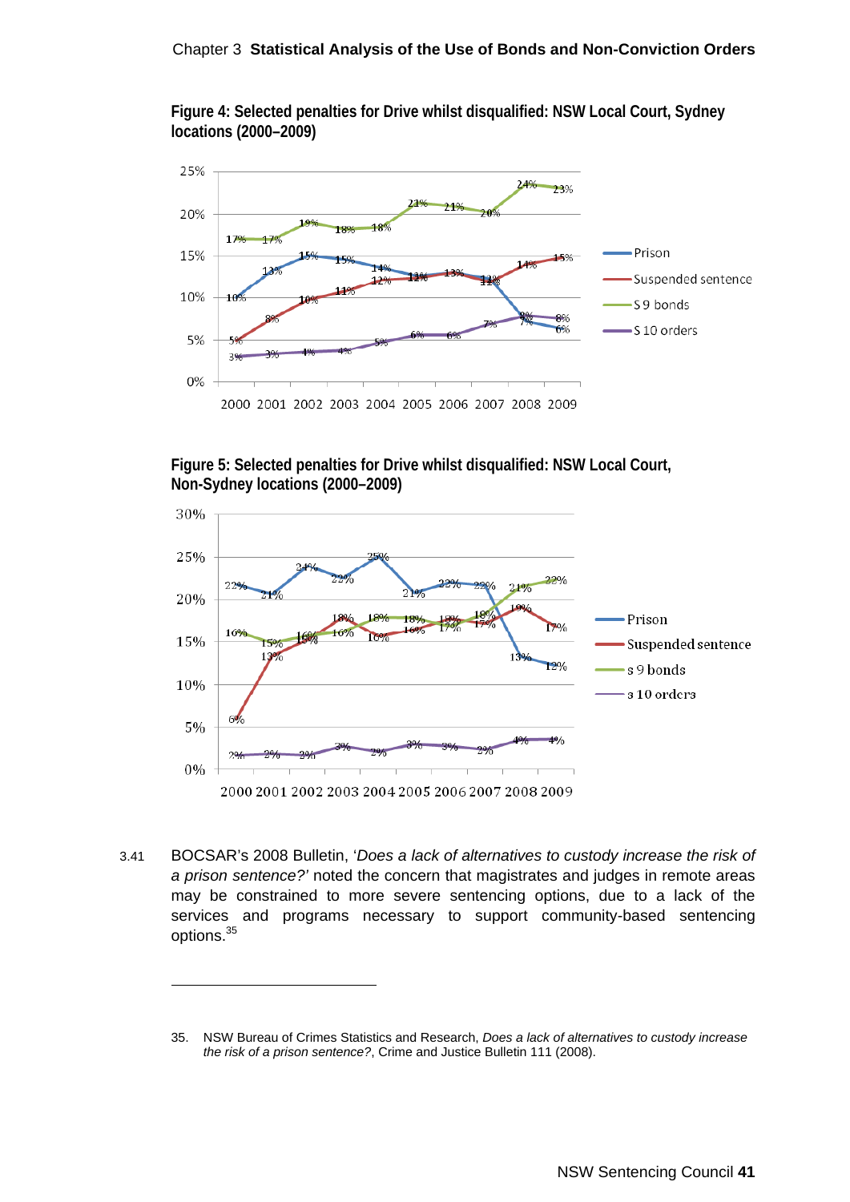**Figure 4: Selected penalties for Drive whilst disqualified: NSW Local Court, Sydney locations (2000–2009)**

**Figure 5: Selected penalties for Drive whilst disqualified: NSW Local Court, Non-Sydney locations (2000–2009)**

3.41 BOCSAR's 2008 Bulletin, '*Does a lack of alternatives to custody increase the risk of a prison sentence?*' noted the concern that magistrates and judges in remote areas may be constrained to more severe sentencing options, due to a lack of the services and programs necessary to support community-based sentencing options.[35]

---

35. NSW Bureau of Crimes Statistics and Research, *Does a lack of alternatives to custody increase the risk of a prison sentence?*, Crime and Justice Bulletin 111 (2008).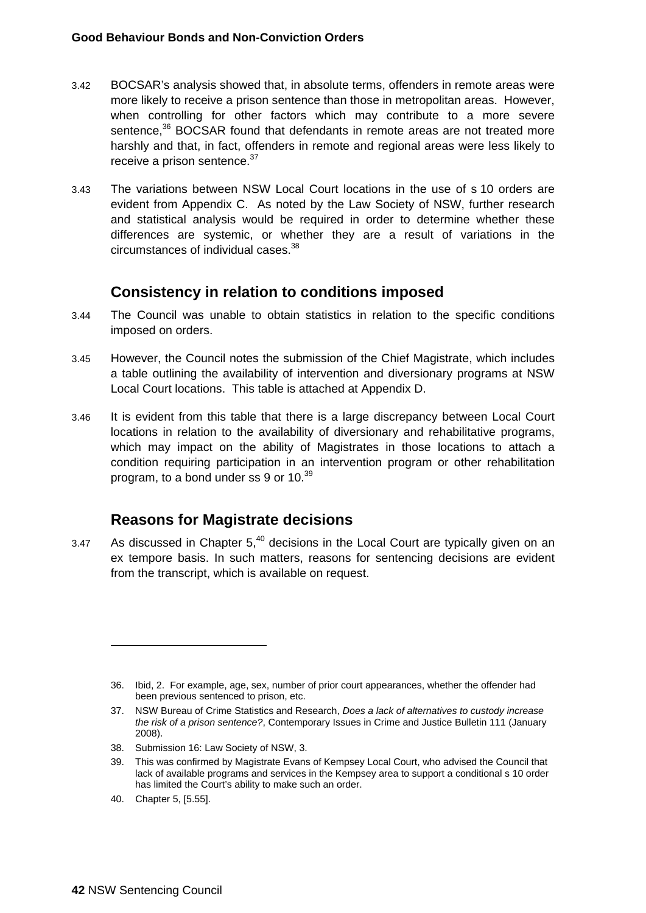3.42 BOCSAR's analysis showed that, in absolute terms, offenders in remote areas were more likely to receive a prison sentence than those in metropolitan areas. However, when controlling for other factors which may contribute to a more severe sentence,[36] BOCSAR found that defendants in remote areas are not treated more harshly and that, in fact, offenders in remote and regional areas were less likely to receive a prison sentence.[37]

3.43 The variations between NSW Local Court locations in the use of s 10 orders are evident from Appendix C. As noted by the Law Society of NSW, further research and statistical analysis would be required in order to determine whether these differences are systemic, or whether they are a result of variations in the circumstances of individual cases.[38]

## Consistency in relation to conditions imposed

3.44 The Council was unable to obtain statistics in relation to the specific conditions imposed on orders.

3.45 However, the Council notes the submission of the Chief Magistrate, which includes a table outlining the availability of intervention and diversionary programs at NSW Local Court locations. This table is attached at Appendix D.

3.46 It is evident from this table that there is a large discrepancy between Local Court locations in relation to the availability of diversionary and rehabilitative programs, which may impact on the ability of Magistrates in those locations to attach a condition requiring participation in an intervention program or other rehabilitation program, to a bond under ss 9 or 10.[39]

## Reasons for Magistrate decisions

3.47 As discussed in Chapter 5,[40] decisions in the Local Court are typically given on an ex tempore basis. In such matters, reasons for sentencing decisions are evident from the transcript, which is available on request.

---

36. Ibid, 2. For example, age, sex, number of prior court appearances, whether the offender had been previous sentenced to prison, etc.

37. NSW Bureau of Crime Statistics and Research, *Does a lack of alternatives to custody increase the risk of a prison sentence?*, Contemporary Issues in Crime and Justice Bulletin 111 (January 2008).

38. Submission 16: Law Society of NSW, 3.

39. This was confirmed by Magistrate Evans of Kempsey Local Court, who advised the Council that lack of available programs and services in the Kempsey area to support a conditional s 10 order has limited the Court's ability to make such an order.

40. Chapter 5, [5.55].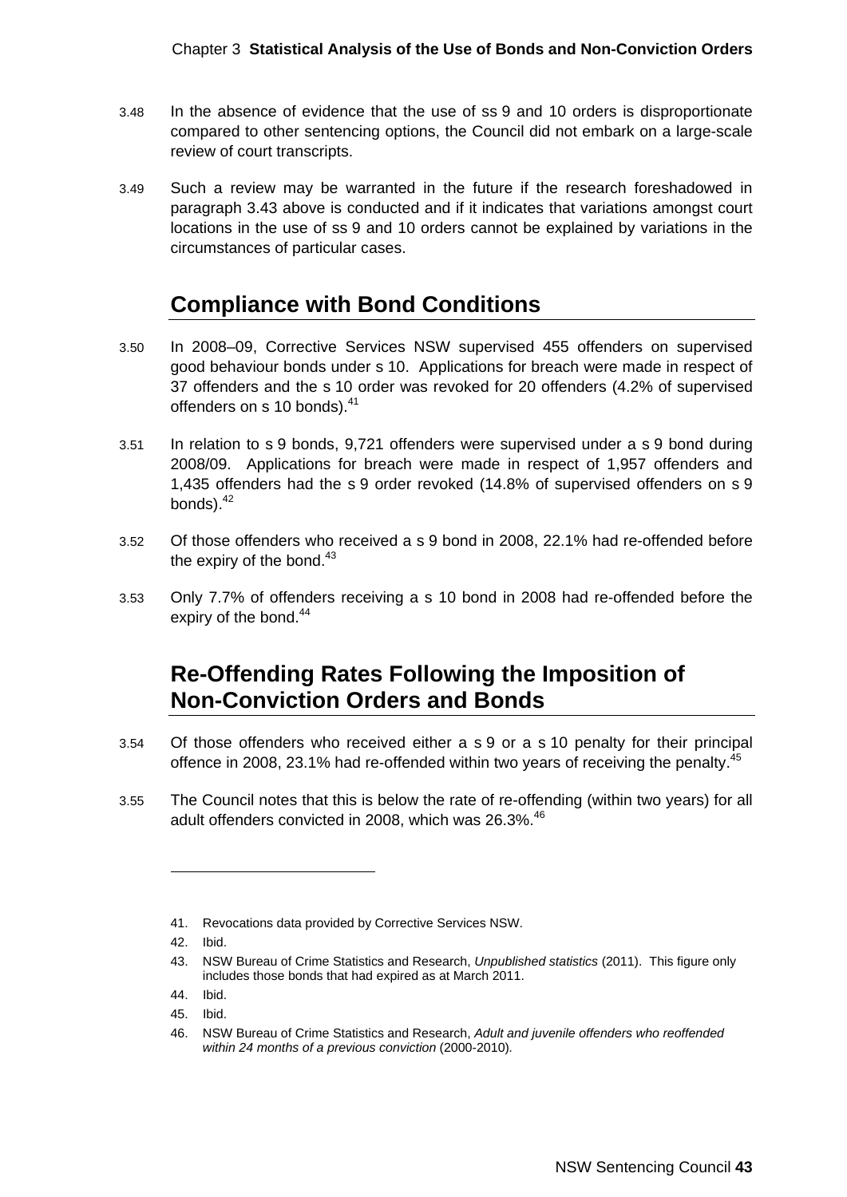3.48 In the absence of evidence that the use of ss 9 and 10 orders is disproportionate compared to other sentencing options, the Council did not embark on a large-scale review of court transcripts.

3.49 Such a review may be warranted in the future if the research foreshadowed in paragraph 3.43 above is conducted and if it indicates that variations amongst court locations in the use of ss 9 and 10 orders cannot be explained by variations in the circumstances of particular cases.

## Compliance with Bond Conditions

3.50 In 2008–09, Corrective Services NSW supervised 455 offenders on supervised good behaviour bonds under s 10. Applications for breach were made in respect of 37 offenders and the s 10 order was revoked for 20 offenders (4.2% of supervised offenders on s 10 bonds).[41]

3.51 In relation to s 9 bonds, 9,721 offenders were supervised under a s 9 bond during 2008/09. Applications for breach were made in respect of 1,957 offenders and 1,435 offenders had the s 9 order revoked (14.8% of supervised offenders on s 9 bonds).[42]

3.52 Of those offenders who received a s 9 bond in 2008, 22.1% had re-offended before the expiry of the bond.[43]

3.53 Only 7.7% of offenders receiving a s 10 bond in 2008 had re-offended before the expiry of the bond.[44]

## Re-Offending Rates Following the Imposition of Non-Conviction Orders and Bonds

3.54 Of those offenders who received either a s 9 or a s 10 penalty for their principal offence in 2008, 23.1% had re-offended within two years of receiving the penalty.[45]

3.55 The Council notes that this is below the rate of re-offending (within two years) for all adult offenders convicted in 2008, which was 26.3%.[46]

---

41. Revocations data provided by Corrective Services NSW.
42. Ibid.
43. NSW Bureau of Crime Statistics and Research, *Unpublished statistics* (2011). This figure only includes those bonds that had expired as at March 2011.
44. Ibid.
45. Ibid.
46. NSW Bureau of Crime Statistics and Research, *Adult and juvenile offenders who reoffended within 24 months of a previous conviction* (2000-2010).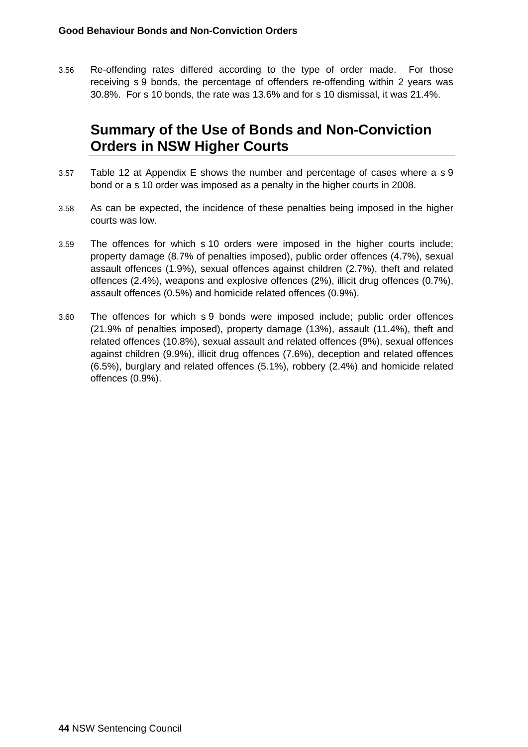3.56 Re-offending rates differed according to the type of order made. For those receiving s 9 bonds, the percentage of offenders re-offending within 2 years was 30.8%. For s 10 bonds, the rate was 13.6% and for s 10 dismissal, it was 21.4%.

## Summary of the Use of Bonds and Non-Conviction Orders in NSW Higher Courts

3.57 Table 12 at Appendix E shows the number and percentage of cases where a s 9 bond or a s 10 order was imposed as a penalty in the higher courts in 2008.

3.58 As can be expected, the incidence of these penalties being imposed in the higher courts was low.

3.59 The offences for which s 10 orders were imposed in the higher courts include; property damage (8.7% of penalties imposed), public order offences (4.7%), sexual assault offences (1.9%), sexual offences against children (2.7%), theft and related offences (2.4%), weapons and explosive offences (2%), illicit drug offences (0.7%), assault offences (0.5%) and homicide related offences (0.9%).

3.60 The offences for which s 9 bonds were imposed include; public order offences (21.9% of penalties imposed), property damage (13%), assault (11.4%), theft and related offences (10.8%), sexual assault and related offences (9%), sexual offences against children (9.9%), illicit drug offences (7.6%), deception and related offences (6.5%), burglary and related offences (5.1%), robbery (2.4%) and homicide related offences (0.9%).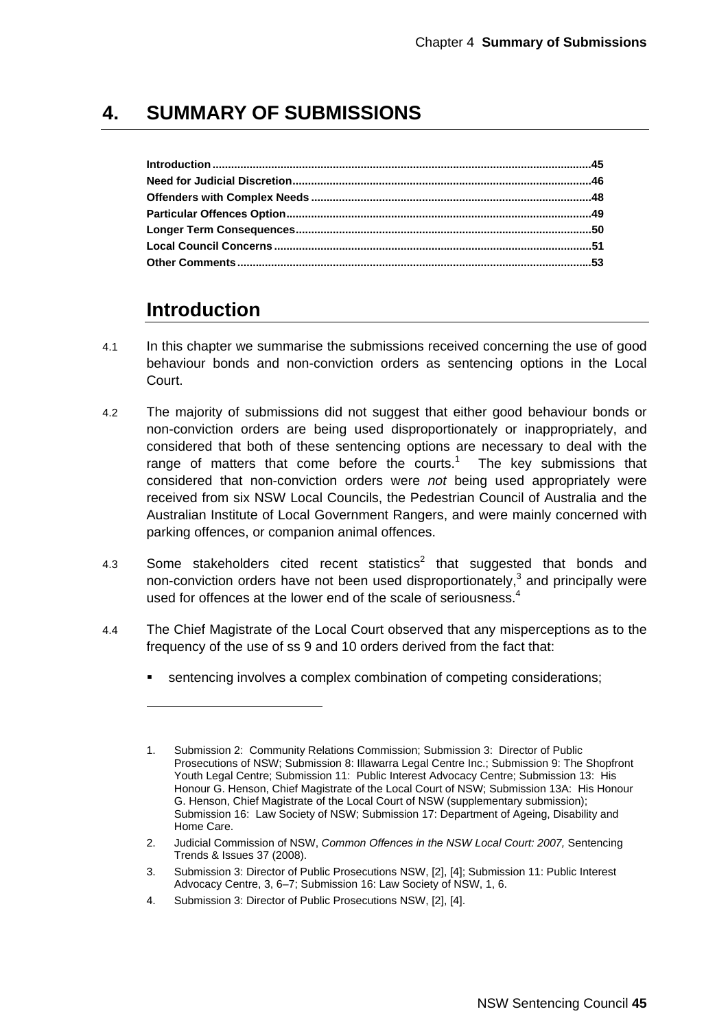# 4. SUMMARY OF SUBMISSIONS

Introduction .....45
Need for Judicial Discretion .....46
Offenders with Complex Needs .....48
Particular Offences Option .....49
Longer Term Consequences .....50
Local Council Concerns .....51
Other Comments .....53

## Introduction

4.1 In this chapter we summarise the submissions received concerning the use of good behaviour bonds and non-conviction orders as sentencing options in the Local Court.

4.2 The majority of submissions did not suggest that either good behaviour bonds or non-conviction orders are being used disproportionately or inappropriately, and considered that both of these sentencing options are necessary to deal with the range of matters that come before the courts.[1] The key submissions that considered that non-conviction orders were *not* being used appropriately were received from six NSW Local Councils, the Pedestrian Council of Australia and the Australian Institute of Local Government Rangers, and were mainly concerned with parking offences, or companion animal offences.

4.3 Some stakeholders cited recent statistics[2] that suggested that bonds and non-conviction orders have not been used disproportionately,[3] and principally were used for offences at the lower end of the scale of seriousness.[4]

4.4 The Chief Magistrate of the Local Court observed that any misperceptions as to the frequency of the use of ss 9 and 10 orders derived from the fact that:

- sentencing involves a complex combination of competing considerations;

---

1. Submission 2: Community Relations Commission; Submission 3: Director of Public Prosecutions of NSW; Submission 8: Illawarra Legal Centre Inc.; Submission 9: The Shopfront Youth Legal Centre; Submission 11: Public Interest Advocacy Centre; Submission 13: His Honour G. Henson, Chief Magistrate of the Local Court of NSW; Submission 13A: His Honour G. Henson, Chief Magistrate of the Local Court of NSW (supplementary submission); Submission 16: Law Society of NSW; Submission 17: Department of Ageing, Disability and Home Care.
2. Judicial Commission of NSW, *Common Offences in the NSW Local Court: 2007,* Sentencing Trends & Issues 37 (2008).
3. Submission 3: Director of Public Prosecutions NSW, [2], [4]; Submission 11: Public Interest Advocacy Centre, 3, 6–7; Submission 16: Law Society of NSW, 1, 6.
4. Submission 3: Director of Public Prosecutions NSW, [2], [4].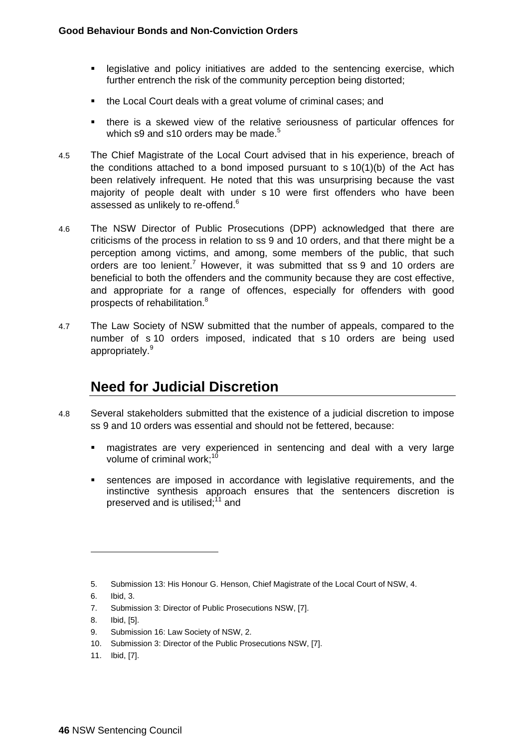- legislative and policy initiatives are added to the sentencing exercise, which further entrench the risk of the community perception being distorted;
- the Local Court deals with a great volume of criminal cases; and
- there is a skewed view of the relative seriousness of particular offences for which s9 and s10 orders may be made.[5]

4.5 The Chief Magistrate of the Local Court advised that in his experience, breach of the conditions attached to a bond imposed pursuant to s 10(1)(b) of the Act has been relatively infrequent. He noted that this was unsurprising because the vast majority of people dealt with under s 10 were first offenders who have been assessed as unlikely to re-offend.[6]

4.6 The NSW Director of Public Prosecutions (DPP) acknowledged that there are criticisms of the process in relation to ss 9 and 10 orders, and that there might be a perception among victims, and among, some members of the public, that such orders are too lenient.[7] However, it was submitted that ss 9 and 10 orders are beneficial to both the offenders and the community because they are cost effective, and appropriate for a range of offences, especially for offenders with good prospects of rehabilitation.[8]

4.7 The Law Society of NSW submitted that the number of appeals, compared to the number of s 10 orders imposed, indicated that s 10 orders are being used appropriately.[9]

## Need for Judicial Discretion

4.8 Several stakeholders submitted that the existence of a judicial discretion to impose ss 9 and 10 orders was essential and should not be fettered, because:

- magistrates are very experienced in sentencing and deal with a very large volume of criminal work;[10]
- sentences are imposed in accordance with legislative requirements, and the instinctive synthesis approach ensures that the sentencers discretion is preserved and is utilised;[11] and

---

5. Submission 13: His Honour G. Henson, Chief Magistrate of the Local Court of NSW, 4.
6. Ibid, 3.
7. Submission 3: Director of Public Prosecutions NSW, [7].
8. Ibid, [5].
9. Submission 16: Law Society of NSW, 2.
10. Submission 3: Director of the Public Prosecutions NSW, [7].
11. Ibid, [7].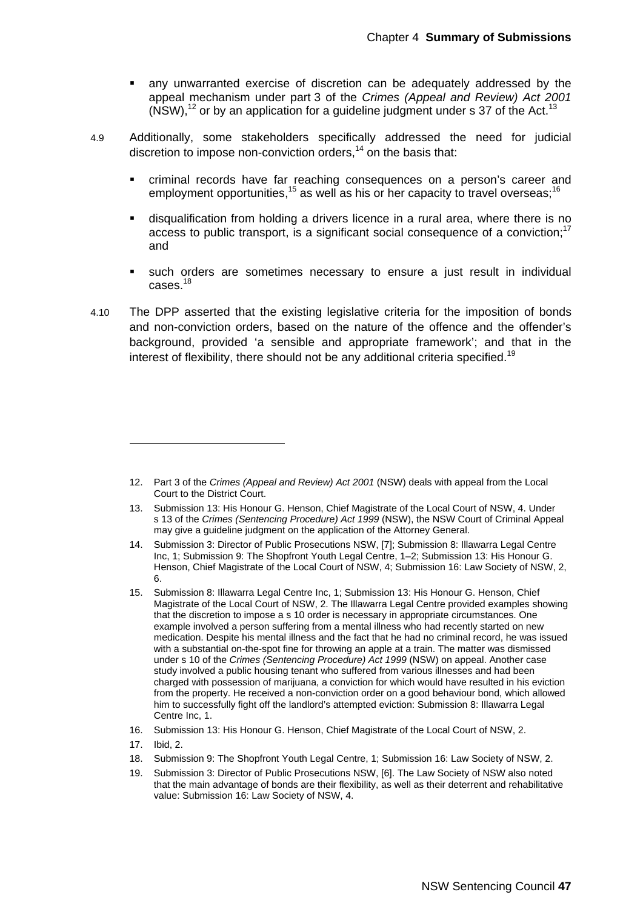- any unwarranted exercise of discretion can be adequately addressed by the appeal mechanism under part 3 of the *Crimes (Appeal and Review) Act 2001* (NSW),[12] or by an application for a guideline judgment under s 37 of the Act.[13]

4.9 Additionally, some stakeholders specifically addressed the need for judicial discretion to impose non-conviction orders,[14] on the basis that:

- criminal records have far reaching consequences on a person's career and employment opportunities,[15] as well as his or her capacity to travel overseas;[16]
- disqualification from holding a drivers licence in a rural area, where there is no access to public transport, is a significant social consequence of a conviction;[17] and
- such orders are sometimes necessary to ensure a just result in individual cases.[18]

4.10 The DPP asserted that the existing legislative criteria for the imposition of bonds and non-conviction orders, based on the nature of the offence and the offender's background, provided 'a sensible and appropriate framework'; and that in the interest of flexibility, there should not be any additional criteria specified.[19]

---

12. Part 3 of the *Crimes (Appeal and Review) Act 2001* (NSW) deals with appeal from the Local Court to the District Court.
13. Submission 13: His Honour G. Henson, Chief Magistrate of the Local Court of NSW, 4. Under s 13 of the *Crimes (Sentencing Procedure) Act 1999* (NSW), the NSW Court of Criminal Appeal may give a guideline judgment on the application of the Attorney General.
14. Submission 3: Director of Public Prosecutions NSW, [7]; Submission 8: Illawarra Legal Centre Inc, 1; Submission 9: The Shopfront Youth Legal Centre, 1–2; Submission 13: His Honour G. Henson, Chief Magistrate of the Local Court of NSW, 4; Submission 16: Law Society of NSW, 2, 6.
15. Submission 8: Illawarra Legal Centre Inc, 1; Submission 13: His Honour G. Henson, Chief Magistrate of the Local Court of NSW, 2. The Illawarra Legal Centre provided examples showing that the discretion to impose a s 10 order is necessary in appropriate circumstances. One example involved a person suffering from a mental illness who had recently started on new medication. Despite his mental illness and the fact that he had no criminal record, he was issued with a substantial on-the-spot fine for throwing an apple at a train. The matter was dismissed under s 10 of the *Crimes (Sentencing Procedure) Act 1999* (NSW) on appeal. Another case study involved a public housing tenant who suffered from various illnesses and had been charged with possession of marijuana, a conviction for which would have resulted in his eviction from the property. He received a non-conviction order on a good behaviour bond, which allowed him to successfully fight off the landlord's attempted eviction: Submission 8: Illawarra Legal Centre Inc, 1.
16. Submission 13: His Honour G. Henson, Chief Magistrate of the Local Court of NSW, 2.
17. Ibid, 2.
18. Submission 9: The Shopfront Youth Legal Centre, 1; Submission 16: Law Society of NSW, 2.
19. Submission 3: Director of Public Prosecutions NSW, [6]. The Law Society of NSW also noted that the main advantage of bonds are their flexibility, as well as their deterrent and rehabilitative value: Submission 16: Law Society of NSW, 4.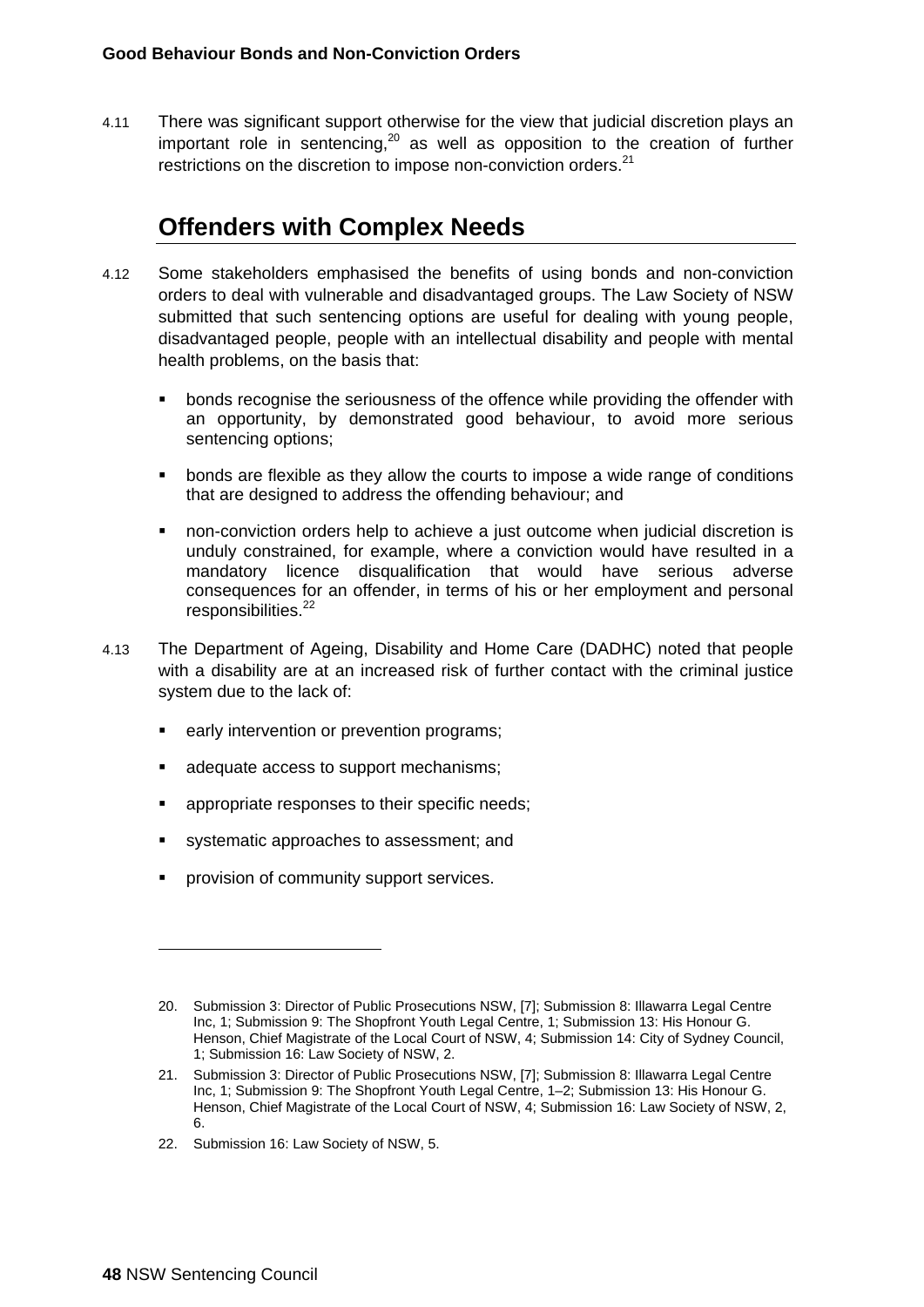4.11 There was significant support otherwise for the view that judicial discretion plays an important role in sentencing,[20] as well as opposition to the creation of further restrictions on the discretion to impose non-conviction orders.[21]

## Offenders with Complex Needs

4.12 Some stakeholders emphasised the benefits of using bonds and non-conviction orders to deal with vulnerable and disadvantaged groups. The Law Society of NSW submitted that such sentencing options are useful for dealing with young people, disadvantaged people, people with an intellectual disability and people with mental health problems, on the basis that:

- bonds recognise the seriousness of the offence while providing the offender with an opportunity, by demonstrated good behaviour, to avoid more serious sentencing options;
- bonds are flexible as they allow the courts to impose a wide range of conditions that are designed to address the offending behaviour; and
- non-conviction orders help to achieve a just outcome when judicial discretion is unduly constrained, for example, where a conviction would have resulted in a mandatory licence disqualification that would have serious adverse consequences for an offender, in terms of his or her employment and personal responsibilities.[22]

4.13 The Department of Ageing, Disability and Home Care (DADHC) noted that people with a disability are at an increased risk of further contact with the criminal justice system due to the lack of:

- early intervention or prevention programs;
- adequate access to support mechanisms;
- appropriate responses to their specific needs;
- systematic approaches to assessment; and
- provision of community support services.

---

20. Submission 3: Director of Public Prosecutions NSW, [7]; Submission 8: Illawarra Legal Centre Inc, 1; Submission 9: The Shopfront Youth Legal Centre, 1; Submission 13: His Honour G. Henson, Chief Magistrate of the Local Court of NSW, 4; Submission 14: City of Sydney Council, 1; Submission 16: Law Society of NSW, 2.

21. Submission 3: Director of Public Prosecutions NSW, [7]; Submission 8: Illawarra Legal Centre Inc, 1; Submission 9: The Shopfront Youth Legal Centre, 1–2; Submission 13: His Honour G. Henson, Chief Magistrate of the Local Court of NSW, 4; Submission 16: Law Society of NSW, 2, 6.

22. Submission 16: Law Society of NSW, 5.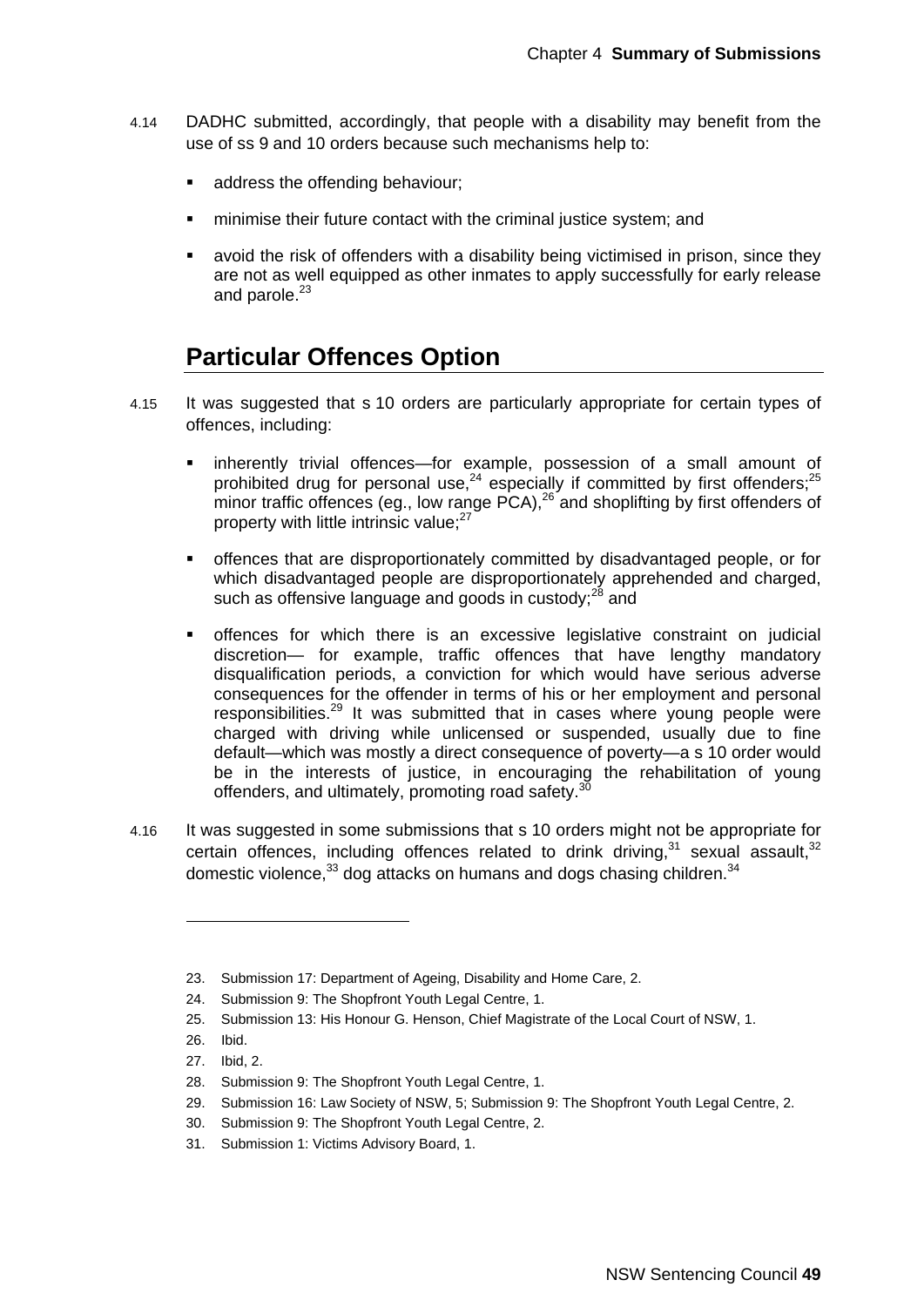4.14 DADHC submitted, accordingly, that people with a disability may benefit from the use of ss 9 and 10 orders because such mechanisms help to:

- address the offending behaviour;
- minimise their future contact with the criminal justice system; and
- avoid the risk of offenders with a disability being victimised in prison, since they are not as well equipped as other inmates to apply successfully for early release and parole.[23]

## Particular Offences Option

4.15 It was suggested that s 10 orders are particularly appropriate for certain types of offences, including:

- inherently trivial offences—for example, possession of a small amount of prohibited drug for personal use,[24] especially if committed by first offenders;[25] minor traffic offences (eg., low range PCA),[26] and shoplifting by first offenders of property with little intrinsic value;[27]
- offences that are disproportionately committed by disadvantaged people, or for which disadvantaged people are disproportionately apprehended and charged, such as offensive language and goods in custody;[28] and
- offences for which there is an excessive legislative constraint on judicial discretion— for example, traffic offences that have lengthy mandatory disqualification periods, a conviction for which would have serious adverse consequences for the offender in terms of his or her employment and personal responsibilities.[29] It was submitted that in cases where young people were charged with driving while unlicensed or suspended, usually due to fine default—which was mostly a direct consequence of poverty—a s 10 order would be in the interests of justice, in encouraging the rehabilitation of young offenders, and ultimately, promoting road safety.[30]

4.16 It was suggested in some submissions that s 10 orders might not be appropriate for certain offences, including offences related to drink driving,[31] sexual assault,[32] domestic violence,[33] dog attacks on humans and dogs chasing children.[34]

---

23. Submission 17: Department of Ageing, Disability and Home Care, 2.
24. Submission 9: The Shopfront Youth Legal Centre, 1.
25. Submission 13: His Honour G. Henson, Chief Magistrate of the Local Court of NSW, 1.
26. Ibid.
27. Ibid, 2.
28. Submission 9: The Shopfront Youth Legal Centre, 1.
29. Submission 16: Law Society of NSW, 5; Submission 9: The Shopfront Youth Legal Centre, 2.
30. Submission 9: The Shopfront Youth Legal Centre, 2.
31. Submission 1: Victims Advisory Board, 1.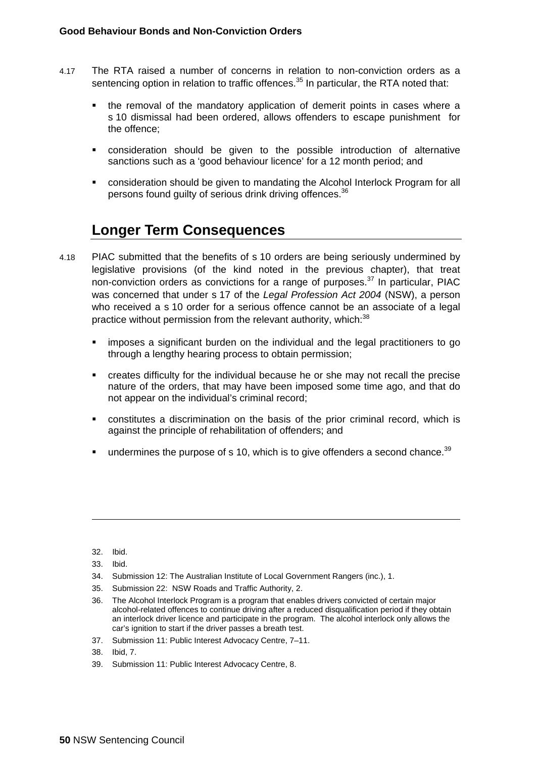4.17 The RTA raised a number of concerns in relation to non-conviction orders as a sentencing option in relation to traffic offences.[35] In particular, the RTA noted that:

- the removal of the mandatory application of demerit points in cases where a s 10 dismissal had been ordered, allows offenders to escape punishment for the offence;
- consideration should be given to the possible introduction of alternative sanctions such as a 'good behaviour licence' for a 12 month period; and
- consideration should be given to mandating the Alcohol Interlock Program for all persons found guilty of serious drink driving offences.[36]

## Longer Term Consequences

4.18 PIAC submitted that the benefits of s 10 orders are being seriously undermined by legislative provisions (of the kind noted in the previous chapter), that treat non-conviction orders as convictions for a range of purposes.[37] In particular, PIAC was concerned that under s 17 of the *Legal Profession Act 2004* (NSW), a person who received a s 10 order for a serious offence cannot be an associate of a legal practice without permission from the relevant authority, which:[38]

- imposes a significant burden on the individual and the legal practitioners to go through a lengthy hearing process to obtain permission;
- creates difficulty for the individual because he or she may not recall the precise nature of the orders, that may have been imposed some time ago, and that do not appear on the individual's criminal record;
- constitutes a discrimination on the basis of the prior criminal record, which is against the principle of rehabilitation of offenders; and
- undermines the purpose of s 10, which is to give offenders a second chance.[39]

---

32. Ibid.
33. Ibid.
34. Submission 12: The Australian Institute of Local Government Rangers (inc.), 1.
35. Submission 22: NSW Roads and Traffic Authority, 2.
36. The Alcohol Interlock Program is a program that enables drivers convicted of certain major alcohol-related offences to continue driving after a reduced disqualification period if they obtain an interlock driver licence and participate in the program. The alcohol interlock only allows the car's ignition to start if the driver passes a breath test.
37. Submission 11: Public Interest Advocacy Centre, 7–11.
38. Ibid, 7.
39. Submission 11: Public Interest Advocacy Centre, 8.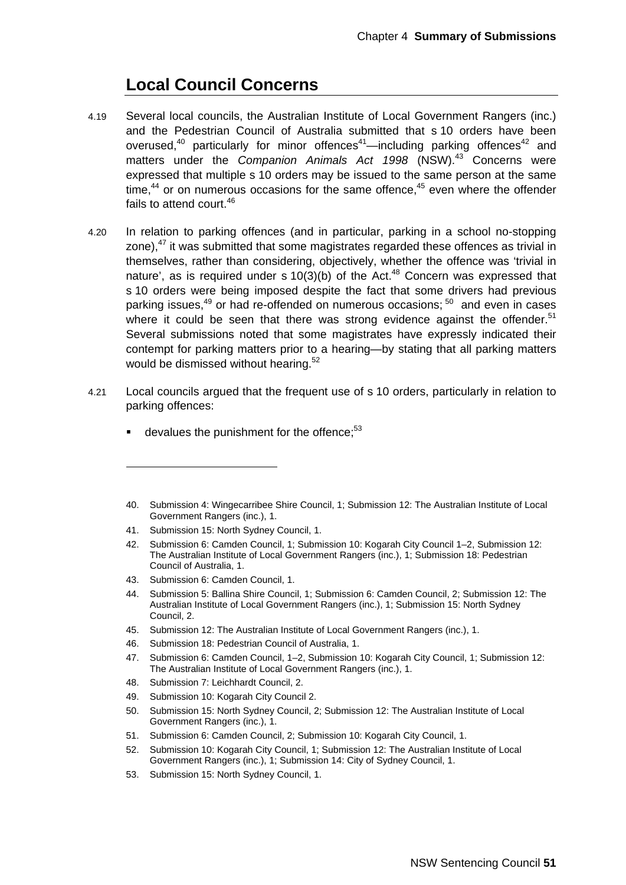## Local Council Concerns

4.19 Several local councils, the Australian Institute of Local Government Rangers (inc.) and the Pedestrian Council of Australia submitted that s 10 orders have been overused,[40] particularly for minor offences[41]—including parking offences[42] and matters under the *Companion Animals Act 1998* (NSW).[43] Concerns were expressed that multiple s 10 orders may be issued to the same person at the same time,[44] or on numerous occasions for the same offence,[45] even where the offender fails to attend court.[46]

4.20 In relation to parking offences (and in particular, parking in a school no-stopping zone),[47] it was submitted that some magistrates regarded these offences as trivial in themselves, rather than considering, objectively, whether the offence was 'trivial in nature', as is required under s 10(3)(b) of the Act.[48] Concern was expressed that s 10 orders were being imposed despite the fact that some drivers had previous parking issues,[49] or had re-offended on numerous occasions;[50] and even in cases where it could be seen that there was strong evidence against the offender.[51] Several submissions noted that some magistrates have expressly indicated their contempt for parking matters prior to a hearing—by stating that all parking matters would be dismissed without hearing.[52]

4.21 Local councils argued that the frequent use of s 10 orders, particularly in relation to parking offences:

- devalues the punishment for the offence;[53]

---

40. Submission 4: Wingecarribee Shire Council, 1; Submission 12: The Australian Institute of Local Government Rangers (inc.), 1.
41. Submission 15: North Sydney Council, 1.
42. Submission 6: Camden Council, 1; Submission 10: Kogarah City Council 1–2, Submission 12: The Australian Institute of Local Government Rangers (inc.), 1; Submission 18: Pedestrian Council of Australia, 1.
43. Submission 6: Camden Council, 1.
44. Submission 5: Ballina Shire Council, 1; Submission 6: Camden Council, 2; Submission 12: The Australian Institute of Local Government Rangers (inc.), 1; Submission 15: North Sydney Council, 2.
45. Submission 12: The Australian Institute of Local Government Rangers (inc.), 1.
46. Submission 18: Pedestrian Council of Australia, 1.
47. Submission 6: Camden Council, 1–2, Submission 10: Kogarah City Council, 1; Submission 12: The Australian Institute of Local Government Rangers (inc.), 1.
48. Submission 7: Leichhardt Council, 2.
49. Submission 10: Kogarah City Council 2.
50. Submission 15: North Sydney Council, 2; Submission 12: The Australian Institute of Local Government Rangers (inc.), 1.
51. Submission 6: Camden Council, 2; Submission 10: Kogarah City Council, 1.
52. Submission 10: Kogarah City Council, 1; Submission 12: The Australian Institute of Local Government Rangers (inc.), 1; Submission 14: City of Sydney Council, 1.
53. Submission 15: North Sydney Council, 1.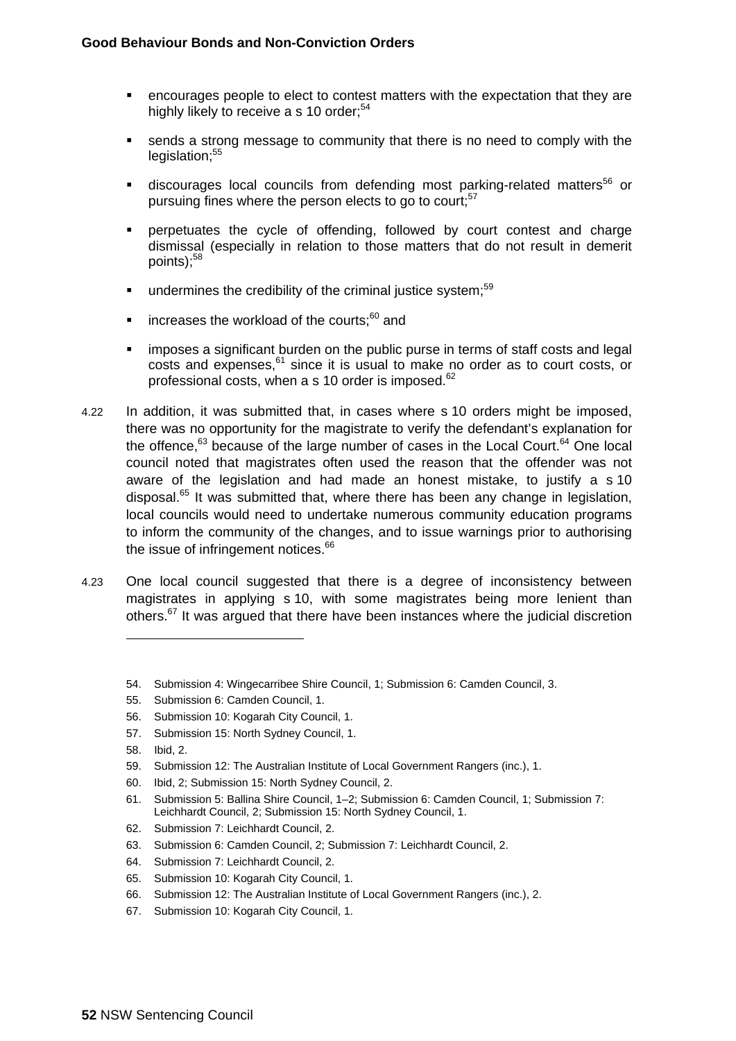- encourages people to elect to contest matters with the expectation that they are highly likely to receive a s 10 order;[54]
- sends a strong message to community that there is no need to comply with the legislation;[55]
- discourages local councils from defending most parking-related matters[56] or pursuing fines where the person elects to go to court;[57]
- perpetuates the cycle of offending, followed by court contest and charge dismissal (especially in relation to those matters that do not result in demerit points);[58]
- undermines the credibility of the criminal justice system;[59]
- increases the workload of the courts;[60] and
- imposes a significant burden on the public purse in terms of staff costs and legal costs and expenses,[61] since it is usual to make no order as to court costs, or professional costs, when a s 10 order is imposed.[62]

4.22 In addition, it was submitted that, in cases where s 10 orders might be imposed, there was no opportunity for the magistrate to verify the defendant's explanation for the offence,[63] because of the large number of cases in the Local Court.[64] One local council noted that magistrates often used the reason that the offender was not aware of the legislation and had made an honest mistake, to justify a s 10 disposal.[65] It was submitted that, where there has been any change in legislation, local councils would need to undertake numerous community education programs to inform the community of the changes, and to issue warnings prior to authorising the issue of infringement notices.[66]

4.23 One local council suggested that there is a degree of inconsistency between magistrates in applying s 10, with some magistrates being more lenient than others.[67] It was argued that there have been instances where the judicial discretion

---

54. Submission 4: Wingecarribee Shire Council, 1; Submission 6: Camden Council, 3.
55. Submission 6: Camden Council, 1.
56. Submission 10: Kogarah City Council, 1.
57. Submission 15: North Sydney Council, 1.
58. Ibid, 2.
59. Submission 12: The Australian Institute of Local Government Rangers (inc.), 1.
60. Ibid, 2; Submission 15: North Sydney Council, 2.
61. Submission 5: Ballina Shire Council, 1–2; Submission 6: Camden Council, 1; Submission 7: Leichhardt Council, 2; Submission 15: North Sydney Council, 1.
62. Submission 7: Leichhardt Council, 2.
63. Submission 6: Camden Council, 2; Submission 7: Leichhardt Council, 2.
64. Submission 7: Leichhardt Council, 2.
65. Submission 10: Kogarah City Council, 1.
66. Submission 12: The Australian Institute of Local Government Rangers (inc.), 2.
67. Submission 10: Kogarah City Council, 1.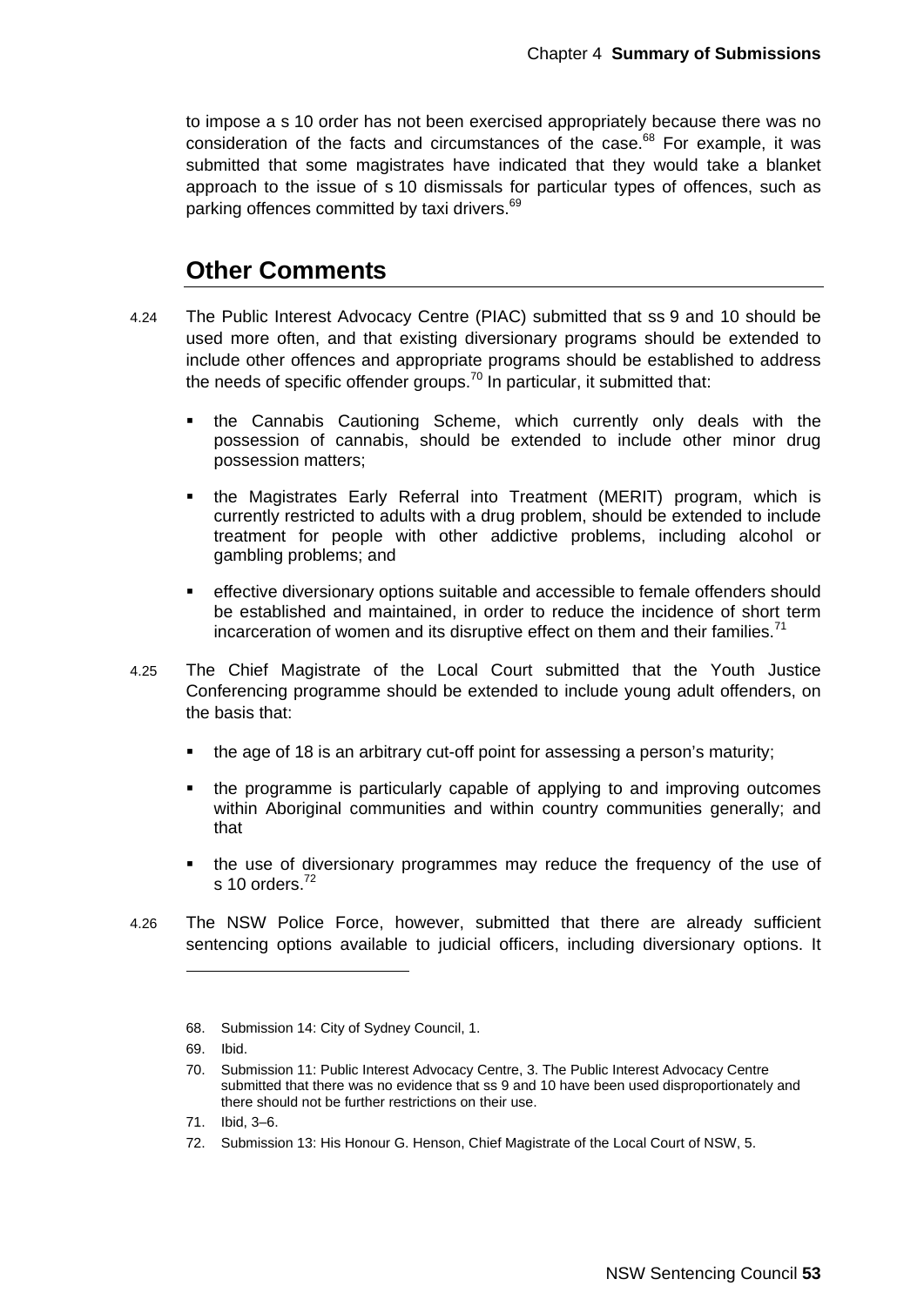to impose a s 10 order has not been exercised appropriately because there was no consideration of the facts and circumstances of the case.[68] For example, it was submitted that some magistrates have indicated that they would take a blanket approach to the issue of s 10 dismissals for particular types of offences, such as parking offences committed by taxi drivers.[69]

## Other Comments

4.24 The Public Interest Advocacy Centre (PIAC) submitted that ss 9 and 10 should be used more often, and that existing diversionary programs should be extended to include other offences and appropriate programs should be established to address the needs of specific offender groups.[70] In particular, it submitted that:

- the Cannabis Cautioning Scheme, which currently only deals with the possession of cannabis, should be extended to include other minor drug possession matters;
- the Magistrates Early Referral into Treatment (MERIT) program, which is currently restricted to adults with a drug problem, should be extended to include treatment for people with other addictive problems, including alcohol or gambling problems; and
- effective diversionary options suitable and accessible to female offenders should be established and maintained, in order to reduce the incidence of short term incarceration of women and its disruptive effect on them and their families.[71]

4.25 The Chief Magistrate of the Local Court submitted that the Youth Justice Conferencing programme should be extended to include young adult offenders, on the basis that:

- the age of 18 is an arbitrary cut-off point for assessing a person's maturity;
- the programme is particularly capable of applying to and improving outcomes within Aboriginal communities and within country communities generally; and that
- the use of diversionary programmes may reduce the frequency of the use of s 10 orders.[72]

4.26 The NSW Police Force, however, submitted that there are already sufficient sentencing options available to judicial officers, including diversionary options. It

---

68. Submission 14: City of Sydney Council, 1.
69. Ibid.
70. Submission 11: Public Interest Advocacy Centre, 3. The Public Interest Advocacy Centre submitted that there was no evidence that ss 9 and 10 have been used disproportionately and there should not be further restrictions on their use.
71. Ibid, 3–6.
72. Submission 13: His Honour G. Henson, Chief Magistrate of the Local Court of NSW, 5.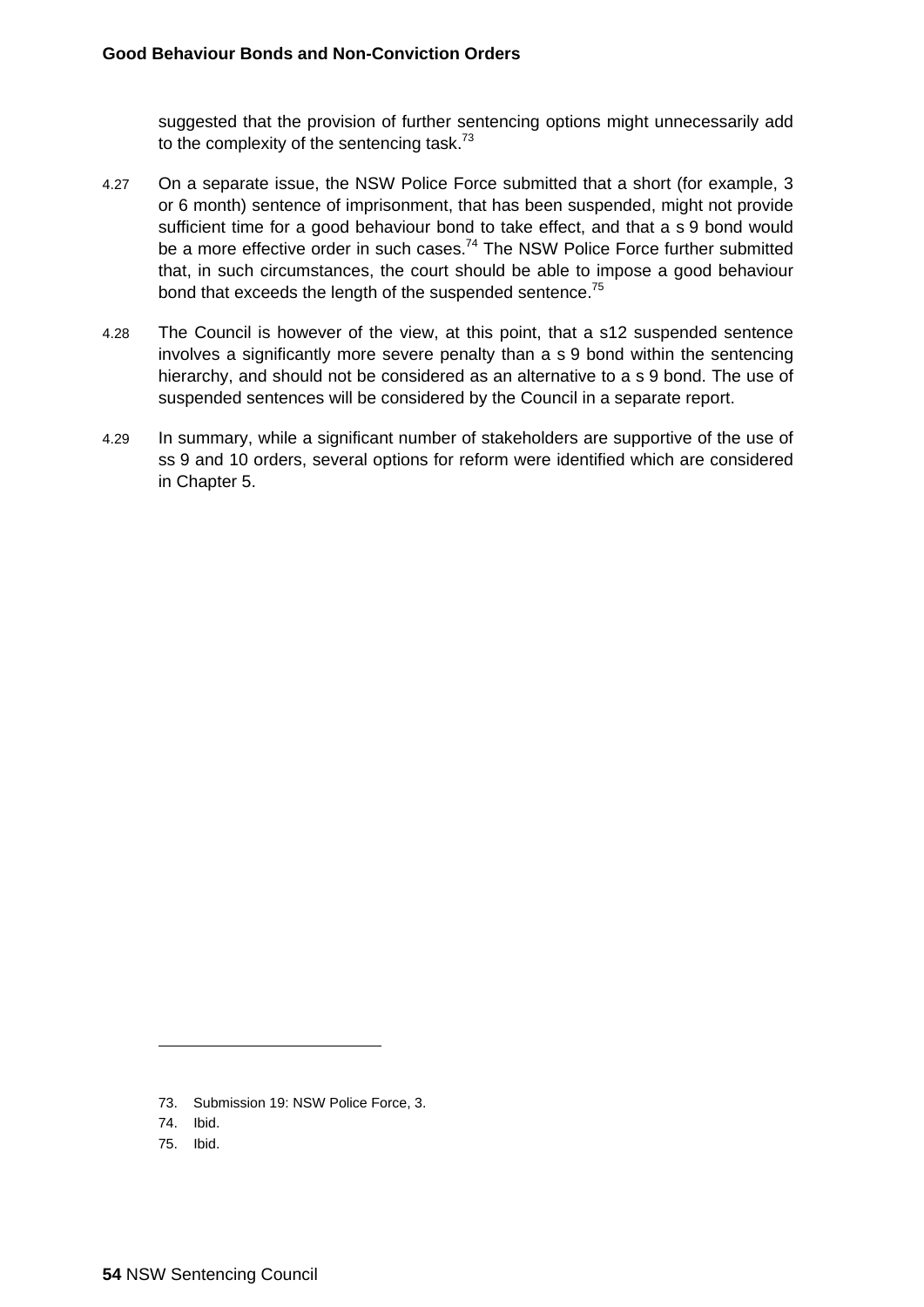suggested that the provision of further sentencing options might unnecessarily add to the complexity of the sentencing task.[73]

4.27 On a separate issue, the NSW Police Force submitted that a short (for example, 3 or 6 month) sentence of imprisonment, that has been suspended, might not provide sufficient time for a good behaviour bond to take effect, and that a s 9 bond would be a more effective order in such cases.[74] The NSW Police Force further submitted that, in such circumstances, the court should be able to impose a good behaviour bond that exceeds the length of the suspended sentence.[75]

4.28 The Council is however of the view, at this point, that a s12 suspended sentence involves a significantly more severe penalty than a s 9 bond within the sentencing hierarchy, and should not be considered as an alternative to a s 9 bond. The use of suspended sentences will be considered by the Council in a separate report.

4.29 In summary, while a significant number of stakeholders are supportive of the use of ss 9 and 10 orders, several options for reform were identified which are considered in Chapter 5.

---

73. Submission 19: NSW Police Force, 3.
74. Ibid.
75. Ibid.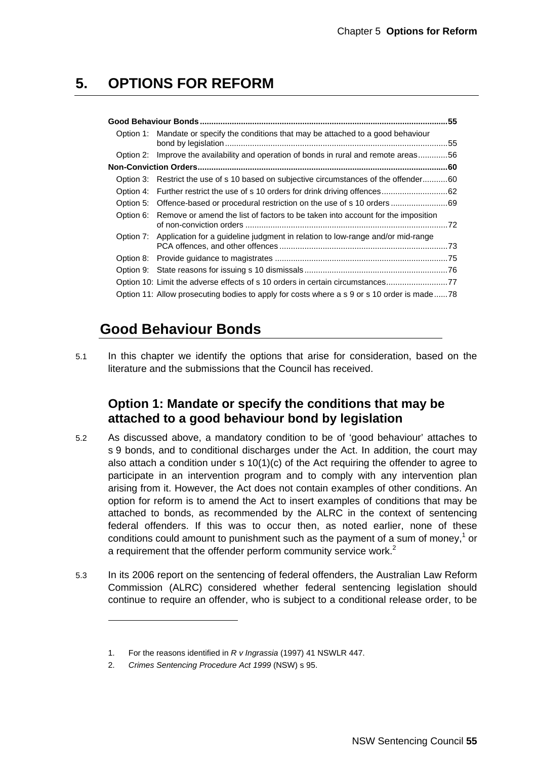# 5. OPTIONS FOR REFORM

**Good Behaviour Bonds** .......... 55

- Option 1: Mandate or specify the conditions that may be attached to a good behaviour bond by legislation .......... 55
- Option 2: Improve the availability and operation of bonds in rural and remote areas .......... 56

**Non-Conviction Orders** .......... 60

- Option 3: Restrict the use of s 10 based on subjective circumstances of the offender .......... 60
- Option 4: Further restrict the use of s 10 orders for drink driving offences .......... 62
- Option 5: Offence-based or procedural restriction on the use of s 10 orders .......... 69
- Option 6: Remove or amend the list of factors to be taken into account for the imposition of non-conviction orders .......... 72
- Option 7: Application for a guideline judgment in relation to low-range and/or mid-range PCA offences, and other offences .......... 73
- Option 8: Provide guidance to magistrates .......... 75
- Option 9: State reasons for issuing s 10 dismissals .......... 76
- Option 10: Limit the adverse effects of s 10 orders in certain circumstances .......... 77
- Option 11: Allow prosecuting bodies to apply for costs where a s 9 or s 10 order is made .......... 78

## Good Behaviour Bonds

5.1 In this chapter we identify the options that arise for consideration, based on the literature and the submissions that the Council has received.

### Option 1: Mandate or specify the conditions that may be attached to a good behaviour bond by legislation

5.2 As discussed above, a mandatory condition to be of 'good behaviour' attaches to s 9 bonds, and to conditional discharges under the Act. In addition, the court may also attach a condition under s 10(1)(c) of the Act requiring the offender to agree to participate in an intervention program and to comply with any intervention plan arising from it. However, the Act does not contain examples of other conditions. An option for reform is to amend the Act to insert examples of conditions that may be attached to bonds, as recommended by the ALRC in the context of sentencing federal offenders. If this was to occur then, as noted earlier, none of these conditions could amount to punishment such as the payment of a sum of money,[1] or a requirement that the offender perform community service work.[2]

5.3 In its 2006 report on the sentencing of federal offenders, the Australian Law Reform Commission (ALRC) considered whether federal sentencing legislation should continue to require an offender, who is subject to a conditional release order, to be

---

1. For the reasons identified in *R v Ingrassia* (1997) 41 NSWLR 447.
2. *Crimes Sentencing Procedure Act 1999* (NSW) s 95.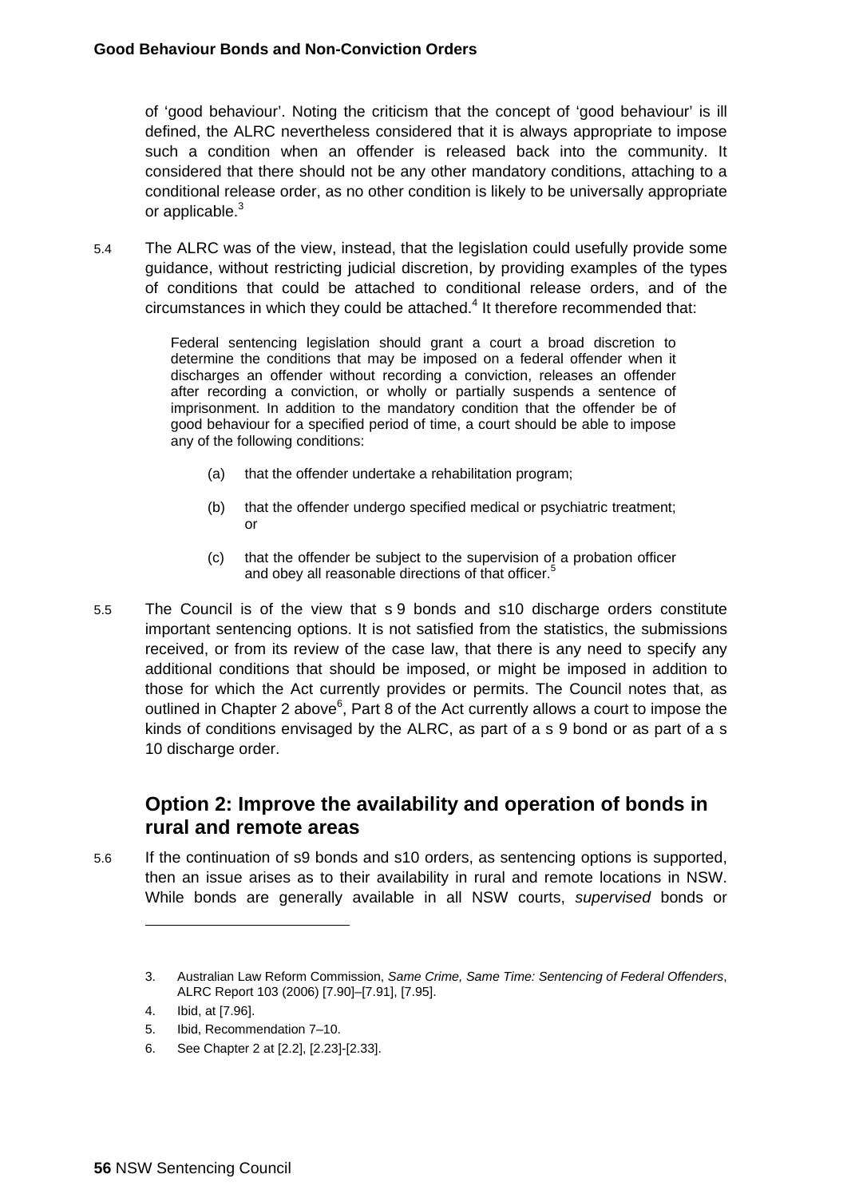of 'good behaviour'. Noting the criticism that the concept of 'good behaviour' is ill defined, the ALRC nevertheless considered that it is always appropriate to impose such a condition when an offender is released back into the community. It considered that there should not be any other mandatory conditions, attaching to a conditional release order, as no other condition is likely to be universally appropriate or applicable.[3]

5.4 The ALRC was of the view, instead, that the legislation could usefully provide some guidance, without restricting judicial discretion, by providing examples of the types of conditions that could be attached to conditional release orders, and of the circumstances in which they could be attached.[4] It therefore recommended that:

> Federal sentencing legislation should grant a court a broad discretion to determine the conditions that may be imposed on a federal offender when it discharges an offender without recording a conviction, releases an offender after recording a conviction, or wholly or partially suspends a sentence of imprisonment. In addition to the mandatory condition that the offender be of good behaviour for a specified period of time, a court should be able to impose any of the following conditions:
>
> (a) that the offender undertake a rehabilitation program;
>
> (b) that the offender undergo specified medical or psychiatric treatment; or
>
> (c) that the offender be subject to the supervision of a probation officer and obey all reasonable directions of that officer.[5]

5.5 The Council is of the view that s 9 bonds and s10 discharge orders constitute important sentencing options. It is not satisfied from the statistics, the submissions received, or from its review of the case law, that there is any need to specify any additional conditions that should be imposed, or might be imposed in addition to those for which the Act currently provides or permits. The Council notes that, as outlined in Chapter 2 above[6], Part 8 of the Act currently allows a court to impose the kinds of conditions envisaged by the ALRC, as part of a s 9 bond or as part of a s 10 discharge order.

## Option 2: Improve the availability and operation of bonds in rural and remote areas

5.6 If the continuation of s9 bonds and s10 orders, as sentencing options is supported, then an issue arises as to their availability in rural and remote locations in NSW. While bonds are generally available in all NSW courts, *supervised* bonds or

---

3. Australian Law Reform Commission, *Same Crime, Same Time: Sentencing of Federal Offenders*, ALRC Report 103 (2006) [7.90]–[7.91], [7.95].
4. Ibid, at [7.96].
5. Ibid, Recommendation 7–10.
6. See Chapter 2 at [2.2], [2.23]-[2.33].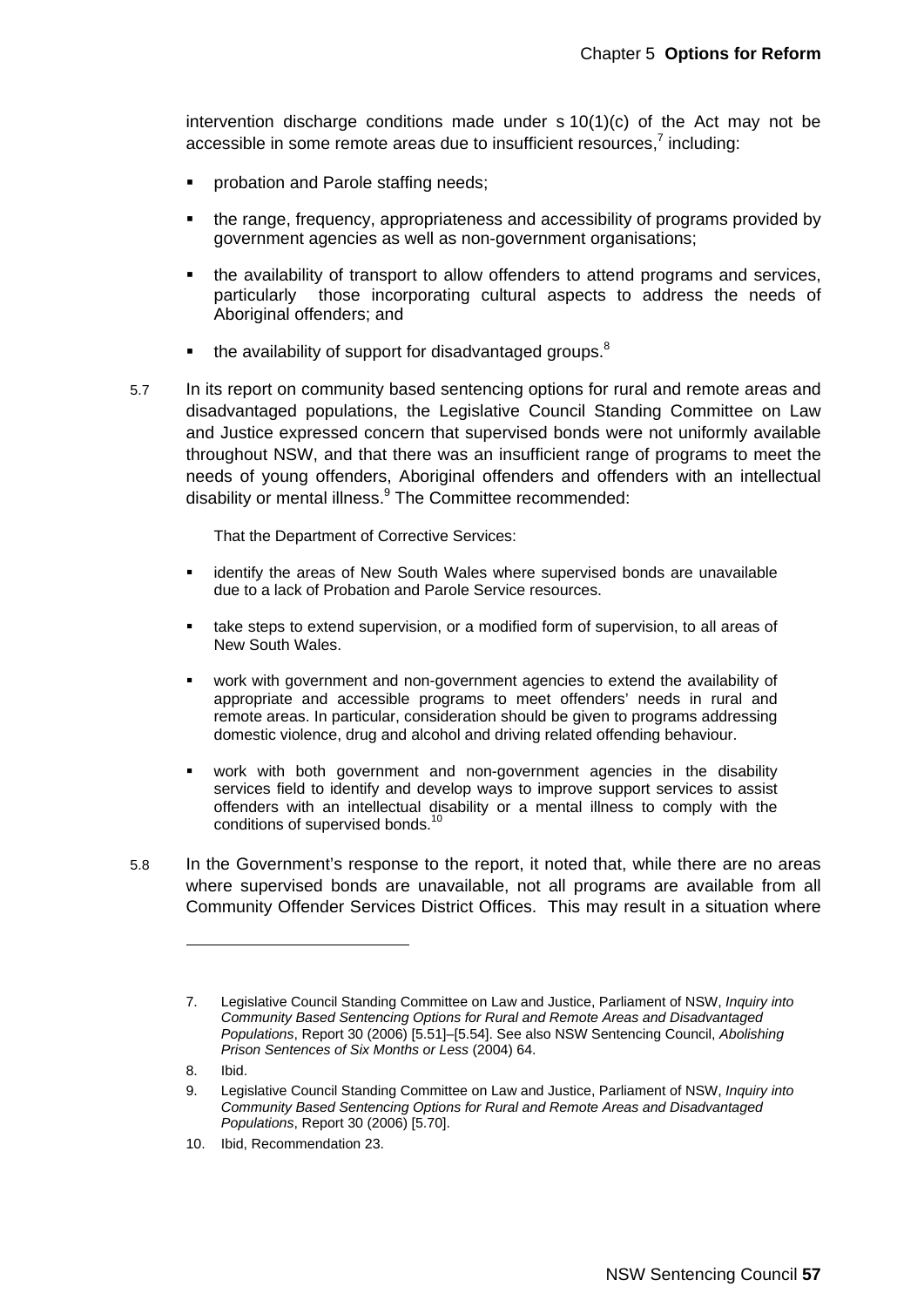intervention discharge conditions made under s 10(1)(c) of the Act may not be accessible in some remote areas due to insufficient resources,[7] including:

- probation and Parole staffing needs;
- the range, frequency, appropriateness and accessibility of programs provided by government agencies as well as non-government organisations;
- the availability of transport to allow offenders to attend programs and services, particularly those incorporating cultural aspects to address the needs of Aboriginal offenders; and
- the availability of support for disadvantaged groups.[8]

5.7 In its report on community based sentencing options for rural and remote areas and disadvantaged populations, the Legislative Council Standing Committee on Law and Justice expressed concern that supervised bonds were not uniformly available throughout NSW, and that there was an insufficient range of programs to meet the needs of young offenders, Aboriginal offenders and offenders with an intellectual disability or mental illness.[9] The Committee recommended:

> That the Department of Corrective Services:
>
> - identify the areas of New South Wales where supervised bonds are unavailable due to a lack of Probation and Parole Service resources.
> - take steps to extend supervision, or a modified form of supervision, to all areas of New South Wales.
> - work with government and non-government agencies to extend the availability of appropriate and accessible programs to meet offenders' needs in rural and remote areas. In particular, consideration should be given to programs addressing domestic violence, drug and alcohol and driving related offending behaviour.
> - work with both government and non-government agencies in the disability services field to identify and develop ways to improve support services to assist offenders with an intellectual disability or a mental illness to comply with the conditions of supervised bonds.[10]

5.8 In the Government's response to the report, it noted that, while there are no areas where supervised bonds are unavailable, not all programs are available from all Community Offender Services District Offices. This may result in a situation where

---

7. Legislative Council Standing Committee on Law and Justice, Parliament of NSW, *Inquiry into Community Based Sentencing Options for Rural and Remote Areas and Disadvantaged Populations*, Report 30 (2006) [5.51]–[5.54]. See also NSW Sentencing Council, *Abolishing Prison Sentences of Six Months or Less* (2004) 64.
8. Ibid.
9. Legislative Council Standing Committee on Law and Justice, Parliament of NSW, *Inquiry into Community Based Sentencing Options for Rural and Remote Areas and Disadvantaged Populations*, Report 30 (2006) [5.70].
10. Ibid, Recommendation 23.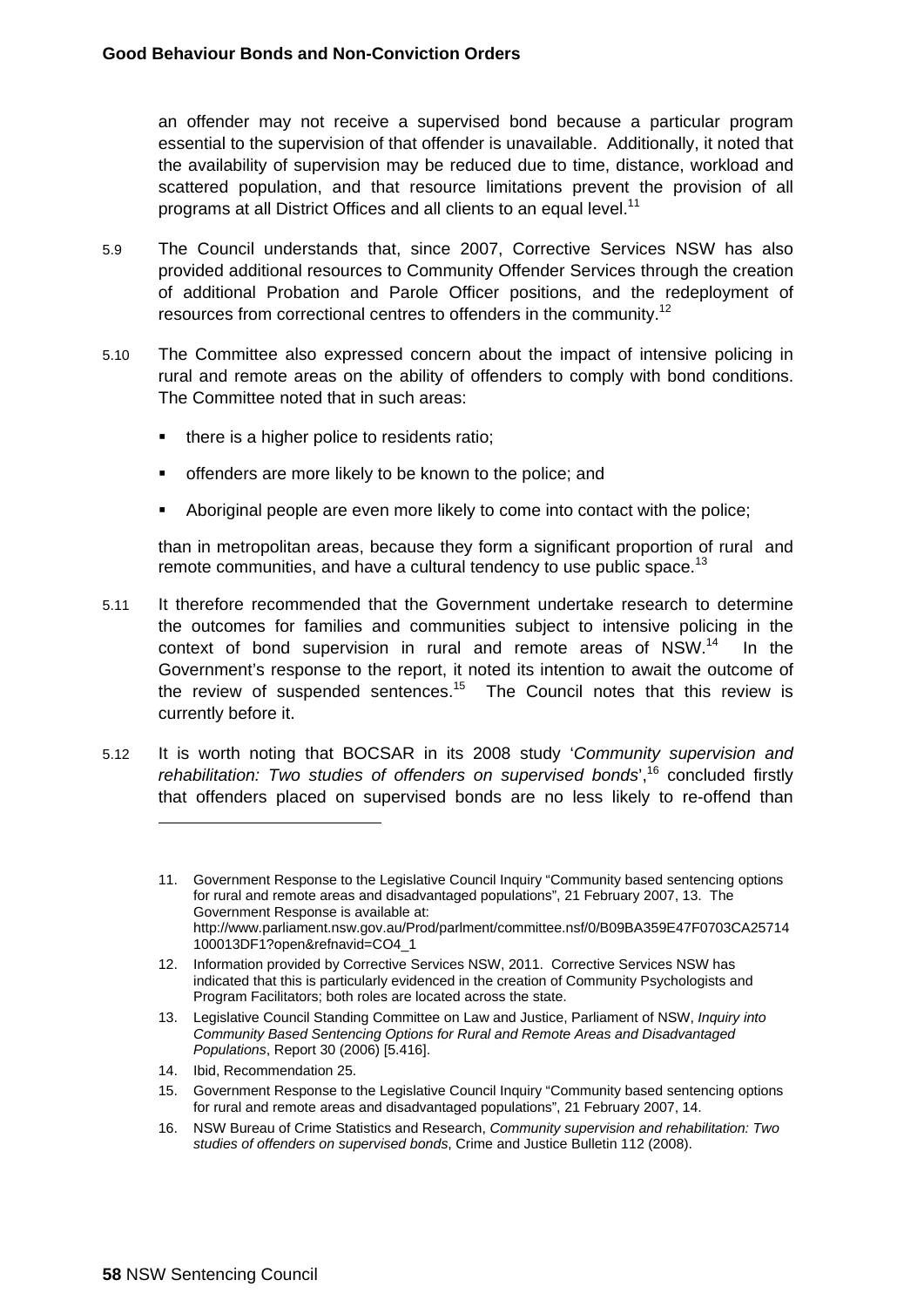an offender may not receive a supervised bond because a particular program essential to the supervision of that offender is unavailable. Additionally, it noted that the availability of supervision may be reduced due to time, distance, workload and scattered population, and that resource limitations prevent the provision of all programs at all District Offices and all clients to an equal level.[11]

5.9 The Council understands that, since 2007, Corrective Services NSW has also provided additional resources to Community Offender Services through the creation of additional Probation and Parole Officer positions, and the redeployment of resources from correctional centres to offenders in the community.[12]

5.10 The Committee also expressed concern about the impact of intensive policing in rural and remote areas on the ability of offenders to comply with bond conditions. The Committee noted that in such areas:

- there is a higher police to residents ratio;
- offenders are more likely to be known to the police; and
- Aboriginal people are even more likely to come into contact with the police;

than in metropolitan areas, because they form a significant proportion of rural and remote communities, and have a cultural tendency to use public space.[13]

5.11 It therefore recommended that the Government undertake research to determine the outcomes for families and communities subject to intensive policing in the context of bond supervision in rural and remote areas of NSW.[14] In the Government's response to the report, it noted its intention to await the outcome of the review of suspended sentences.[15] The Council notes that this review is currently before it.

5.12 It is worth noting that BOCSAR in its 2008 study '*Community supervision and rehabilitation: Two studies of offenders on supervised bonds*',[16] concluded firstly that offenders placed on supervised bonds are no less likely to re-offend than

---

11. Government Response to the Legislative Council Inquiry "Community based sentencing options for rural and remote areas and disadvantaged populations", 21 February 2007, 13. The Government Response is available at: http://www.parliament.nsw.gov.au/Prod/parlment/committee.nsf/0/B09BA359E47F0703CA25714100013DF1?open&refnavid=CO4_1

12. Information provided by Corrective Services NSW, 2011. Corrective Services NSW has indicated that this is particularly evidenced in the creation of Community Psychologists and Program Facilitators; both roles are located across the state.

13. Legislative Council Standing Committee on Law and Justice, Parliament of NSW, *Inquiry into Community Based Sentencing Options for Rural and Remote Areas and Disadvantaged Populations*, Report 30 (2006) [5.416].

14. Ibid, Recommendation 25.

15. Government Response to the Legislative Council Inquiry "Community based sentencing options for rural and remote areas and disadvantaged populations", 21 February 2007, 14.

16. NSW Bureau of Crime Statistics and Research, *Community supervision and rehabilitation: Two studies of offenders on supervised bonds*, Crime and Justice Bulletin 112 (2008).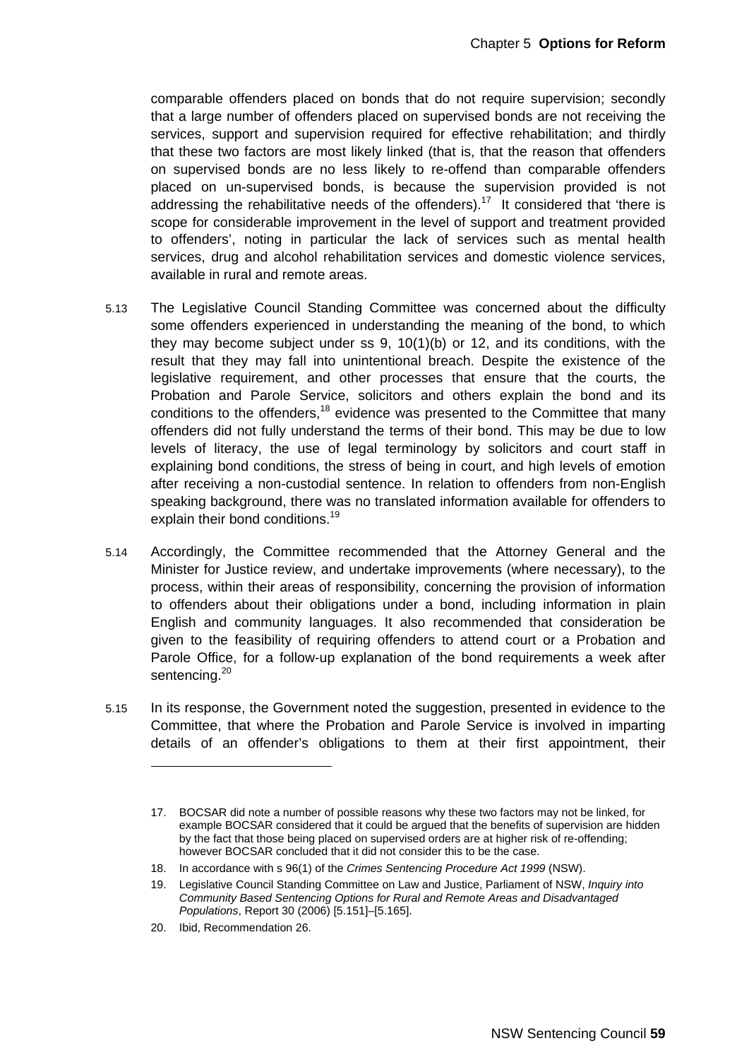comparable offenders placed on bonds that do not require supervision; secondly that a large number of offenders placed on supervised bonds are not receiving the services, support and supervision required for effective rehabilitation; and thirdly that these two factors are most likely linked (that is, that the reason that offenders on supervised bonds are no less likely to re-offend than comparable offenders placed on un-supervised bonds, is because the supervision provided is not addressing the rehabilitative needs of the offenders).[17] It considered that 'there is scope for considerable improvement in the level of support and treatment provided to offenders', noting in particular the lack of services such as mental health services, drug and alcohol rehabilitation services and domestic violence services, available in rural and remote areas.

5.13 The Legislative Council Standing Committee was concerned about the difficulty some offenders experienced in understanding the meaning of the bond, to which they may become subject under ss 9, 10(1)(b) or 12, and its conditions, with the result that they may fall into unintentional breach. Despite the existence of the legislative requirement, and other processes that ensure that the courts, the Probation and Parole Service, solicitors and others explain the bond and its conditions to the offenders,[18] evidence was presented to the Committee that many offenders did not fully understand the terms of their bond. This may be due to low levels of literacy, the use of legal terminology by solicitors and court staff in explaining bond conditions, the stress of being in court, and high levels of emotion after receiving a non-custodial sentence. In relation to offenders from non-English speaking background, there was no translated information available for offenders to explain their bond conditions.[19]

5.14 Accordingly, the Committee recommended that the Attorney General and the Minister for Justice review, and undertake improvements (where necessary), to the process, within their areas of responsibility, concerning the provision of information to offenders about their obligations under a bond, including information in plain English and community languages. It also recommended that consideration be given to the feasibility of requiring offenders to attend court or a Probation and Parole Office, for a follow-up explanation of the bond requirements a week after sentencing.[20]

5.15 In its response, the Government noted the suggestion, presented in evidence to the Committee, that where the Probation and Parole Service is involved in imparting details of an offender's obligations to them at their first appointment, their

---

17. BOCSAR did note a number of possible reasons why these two factors may not be linked, for example BOCSAR considered that it could be argued that the benefits of supervision are hidden by the fact that those being placed on supervised orders are at higher risk of re-offending; however BOCSAR concluded that it did not consider this to be the case.

18. In accordance with s 96(1) of the *Crimes Sentencing Procedure Act 1999* (NSW).

19. Legislative Council Standing Committee on Law and Justice, Parliament of NSW, *Inquiry into Community Based Sentencing Options for Rural and Remote Areas and Disadvantaged Populations*, Report 30 (2006) [5.151]–[5.165].

20. Ibid, Recommendation 26.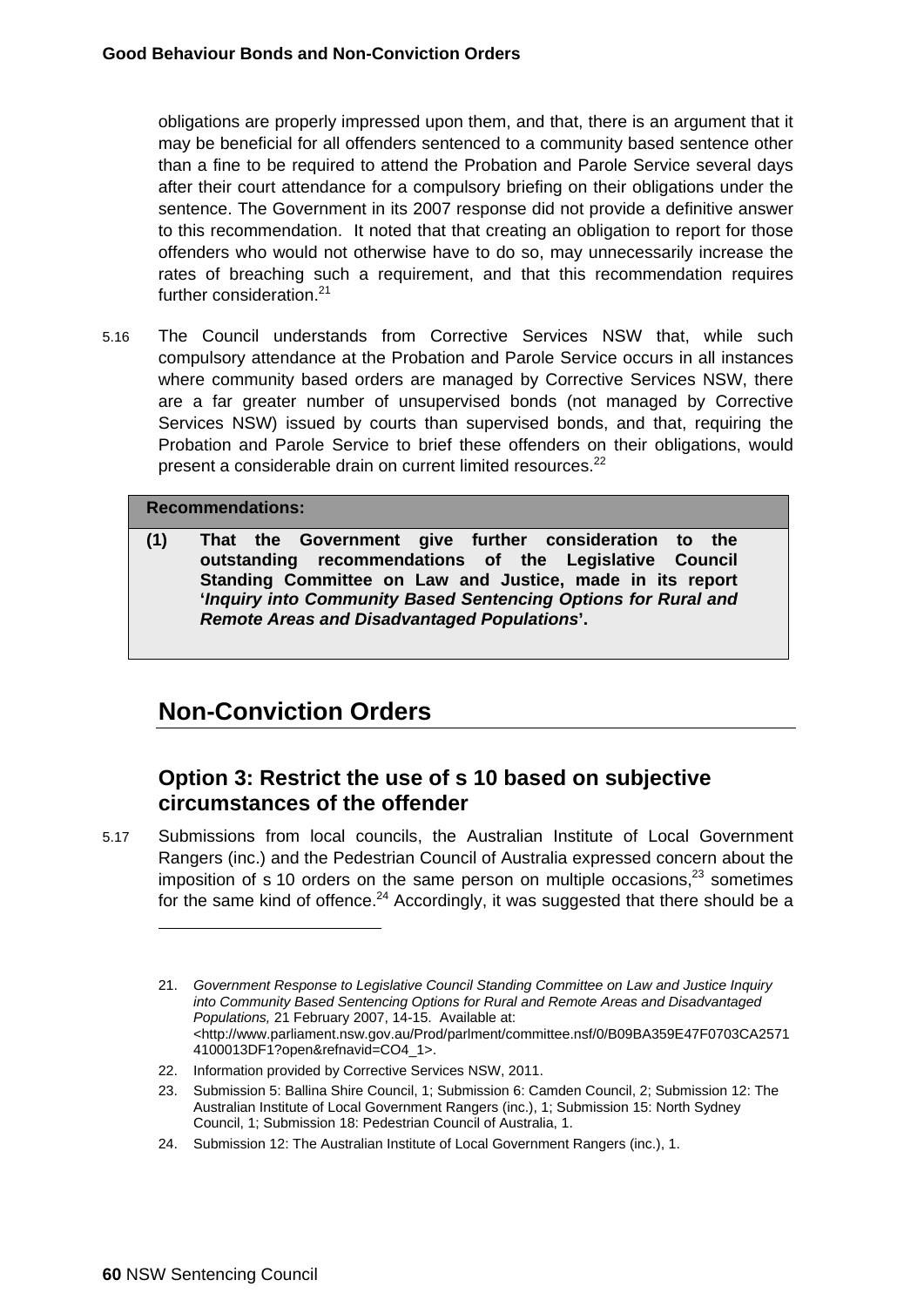obligations are properly impressed upon them, and that, there is an argument that it may be beneficial for all offenders sentenced to a community based sentence other than a fine to be required to attend the Probation and Parole Service several days after their court attendance for a compulsory briefing on their obligations under the sentence. The Government in its 2007 response did not provide a definitive answer to this recommendation. It noted that that creating an obligation to report for those offenders who would not otherwise have to do so, may unnecessarily increase the rates of breaching such a requirement, and that this recommendation requires further consideration.[21]

5.16 The Council understands from Corrective Services NSW that, while such compulsory attendance at the Probation and Parole Service occurs in all instances where community based orders are managed by Corrective Services NSW, there are a far greater number of unsupervised bonds (not managed by Corrective Services NSW) issued by courts than supervised bonds, and that, requiring the Probation and Parole Service to brief these offenders on their obligations, would present a considerable drain on current limited resources.[22]

| **Recommendations:** |
|---|
| **(1) That the Government give further consideration to the outstanding recommendations of the Legislative Council Standing Committee on Law and Justice, made in its report '*Inquiry into Community Based Sentencing Options for Rural and Remote Areas and Disadvantaged Populations*'.** |

## Non-Conviction Orders

### Option 3: Restrict the use of s 10 based on subjective circumstances of the offender

5.17 Submissions from local councils, the Australian Institute of Local Government Rangers (inc.) and the Pedestrian Council of Australia expressed concern about the imposition of s 10 orders on the same person on multiple occasions,[23] sometimes for the same kind of offence.[24] Accordingly, it was suggested that there should be a

---

21. *Government Response to Legislative Council Standing Committee on Law and Justice Inquiry into Community Based Sentencing Options for Rural and Remote Areas and Disadvantaged Populations,* 21 February 2007, 14-15. Available at: <http://www.parliament.nsw.gov.au/Prod/parlment/committee.nsf/0/B09BA359E47F0703CA2571 4100013DF1?open&refnavid=CO4_1>.
22. Information provided by Corrective Services NSW, 2011.
23. Submission 5: Ballina Shire Council, 1; Submission 6: Camden Council, 2; Submission 12: The Australian Institute of Local Government Rangers (inc.), 1; Submission 15: North Sydney Council, 1; Submission 18: Pedestrian Council of Australia, 1.
24. Submission 12: The Australian Institute of Local Government Rangers (inc.), 1.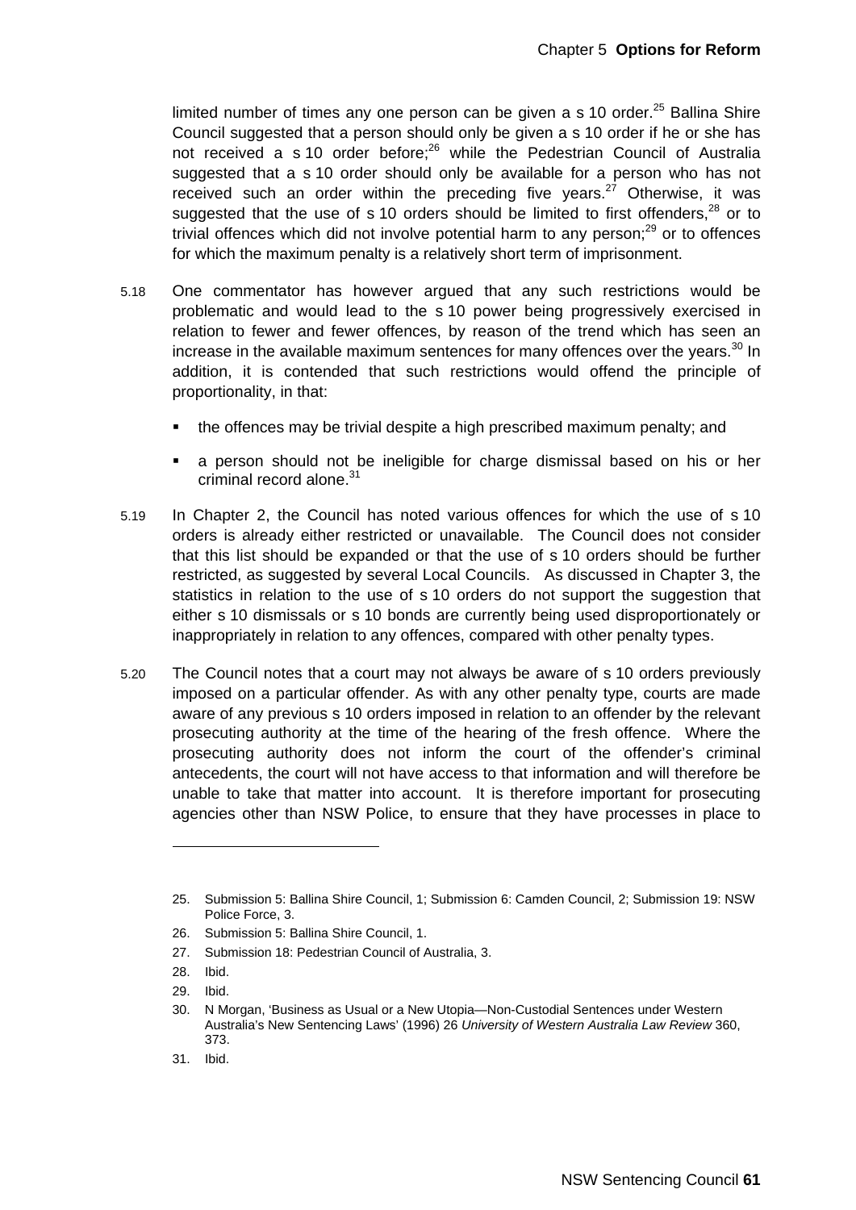limited number of times any one person can be given a s 10 order.[25] Ballina Shire Council suggested that a person should only be given a s 10 order if he or she has not received a s 10 order before;[26] while the Pedestrian Council of Australia suggested that a s 10 order should only be available for a person who has not received such an order within the preceding five years.[27] Otherwise, it was suggested that the use of s 10 orders should be limited to first offenders,[28] or to trivial offences which did not involve potential harm to any person;[29] or to offences for which the maximum penalty is a relatively short term of imprisonment.

5.18 One commentator has however argued that any such restrictions would be problematic and would lead to the s 10 power being progressively exercised in relation to fewer and fewer offences, by reason of the trend which has seen an increase in the available maximum sentences for many offences over the years.[30] In addition, it is contended that such restrictions would offend the principle of proportionality, in that:

- the offences may be trivial despite a high prescribed maximum penalty; and
- a person should not be ineligible for charge dismissal based on his or her criminal record alone.[31]

5.19 In Chapter 2, the Council has noted various offences for which the use of s 10 orders is already either restricted or unavailable. The Council does not consider that this list should be expanded or that the use of s 10 orders should be further restricted, as suggested by several Local Councils. As discussed in Chapter 3, the statistics in relation to the use of s 10 orders do not support the suggestion that either s 10 dismissals or s 10 bonds are currently being used disproportionately or inappropriately in relation to any offences, compared with other penalty types.

5.20 The Council notes that a court may not always be aware of s 10 orders previously imposed on a particular offender. As with any other penalty type, courts are made aware of any previous s 10 orders imposed in relation to an offender by the relevant prosecuting authority at the time of the hearing of the fresh offence. Where the prosecuting authority does not inform the court of the offender's criminal antecedents, the court will not have access to that information and will therefore be unable to take that matter into account. It is therefore important for prosecuting agencies other than NSW Police, to ensure that they have processes in place to

---

25. Submission 5: Ballina Shire Council, 1; Submission 6: Camden Council, 2; Submission 19: NSW Police Force, 3.
26. Submission 5: Ballina Shire Council, 1.
27. Submission 18: Pedestrian Council of Australia, 3.
28. Ibid.
29. Ibid.
30. N Morgan, 'Business as Usual or a New Utopia—Non-Custodial Sentences under Western Australia's New Sentencing Laws' (1996) 26 *University of Western Australia Law Review* 360, 373.
31. Ibid.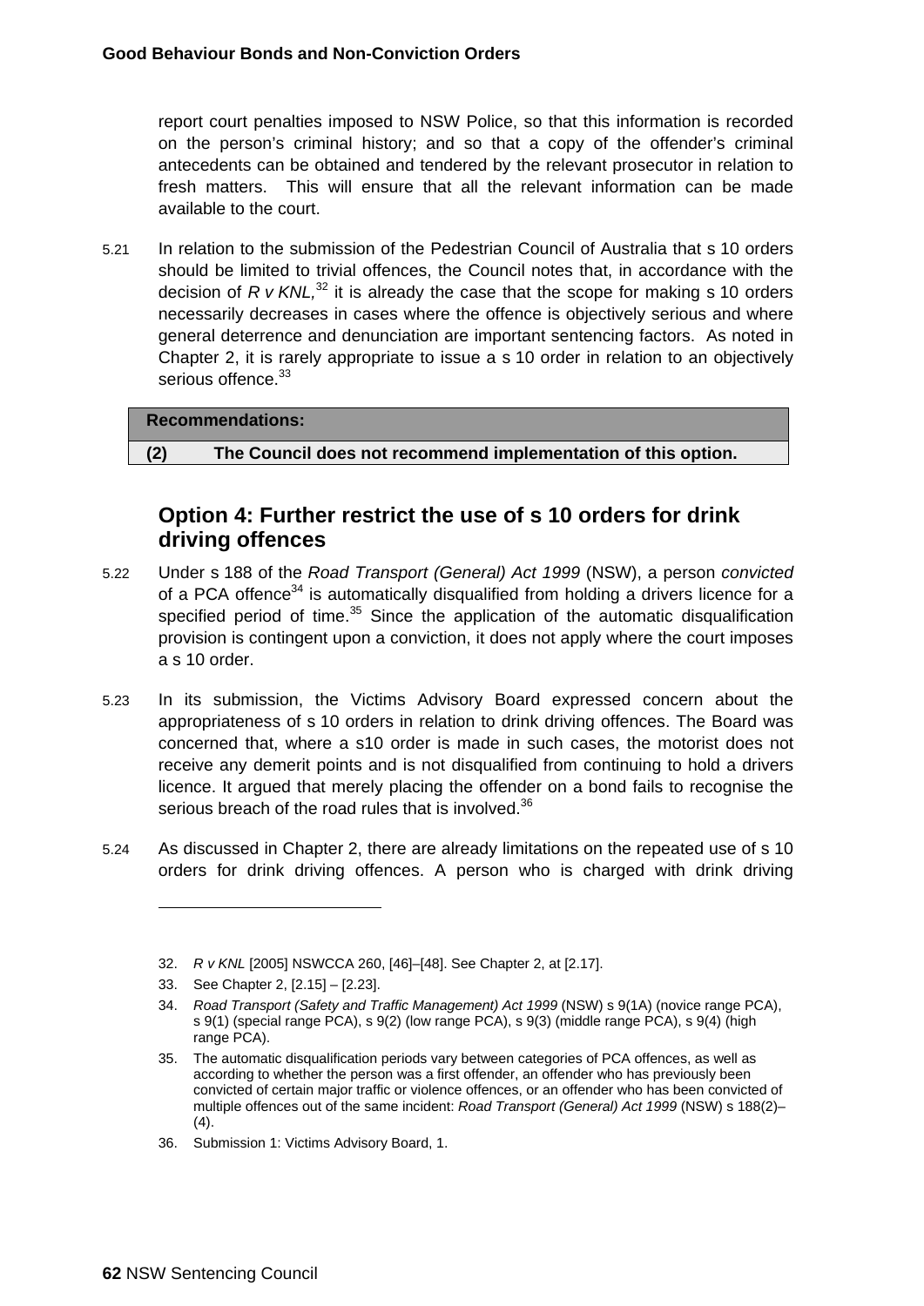report court penalties imposed to NSW Police, so that this information is recorded on the person's criminal history; and so that a copy of the offender's criminal antecedents can be obtained and tendered by the relevant prosecutor in relation to fresh matters. This will ensure that all the relevant information can be made available to the court.

5.21 In relation to the submission of the Pedestrian Council of Australia that s 10 orders should be limited to trivial offences, the Council notes that, in accordance with the decision of *R v KNL,*[32] it is already the case that the scope for making s 10 orders necessarily decreases in cases where the offence is objectively serious and where general deterrence and denunciation are important sentencing factors. As noted in Chapter 2, it is rarely appropriate to issue a s 10 order in relation to an objectively serious offence.[33]

| **Recommendations:** |
|---|
| **(2) The Council does not recommend implementation of this option.** |

## Option 4: Further restrict the use of s 10 orders for drink driving offences

5.22 Under s 188 of the *Road Transport (General) Act 1999* (NSW), a person *convicted* of a PCA offence[34] is automatically disqualified from holding a drivers licence for a specified period of time.[35] Since the application of the automatic disqualification provision is contingent upon a conviction, it does not apply where the court imposes a s 10 order.

5.23 In its submission, the Victims Advisory Board expressed concern about the appropriateness of s 10 orders in relation to drink driving offences. The Board was concerned that, where a s10 order is made in such cases, the motorist does not receive any demerit points and is not disqualified from continuing to hold a drivers licence. It argued that merely placing the offender on a bond fails to recognise the serious breach of the road rules that is involved.[36]

5.24 As discussed in Chapter 2, there are already limitations on the repeated use of s 10 orders for drink driving offences. A person who is charged with drink driving

---

32. *R v KNL* [2005] NSWCCA 260, [46]–[48]. See Chapter 2, at [2.17].

33. See Chapter 2, [2.15] – [2.23].

34. *Road Transport (Safety and Traffic Management) Act 1999* (NSW) s 9(1A) (novice range PCA), s 9(1) (special range PCA), s 9(2) (low range PCA), s 9(3) (middle range PCA), s 9(4) (high range PCA).

35. The automatic disqualification periods vary between categories of PCA offences, as well as according to whether the person was a first offender, an offender who has previously been convicted of certain major traffic or violence offences, or an offender who has been convicted of multiple offences out of the same incident: *Road Transport (General) Act 1999* (NSW) s 188(2)–(4).

36. Submission 1: Victims Advisory Board, 1.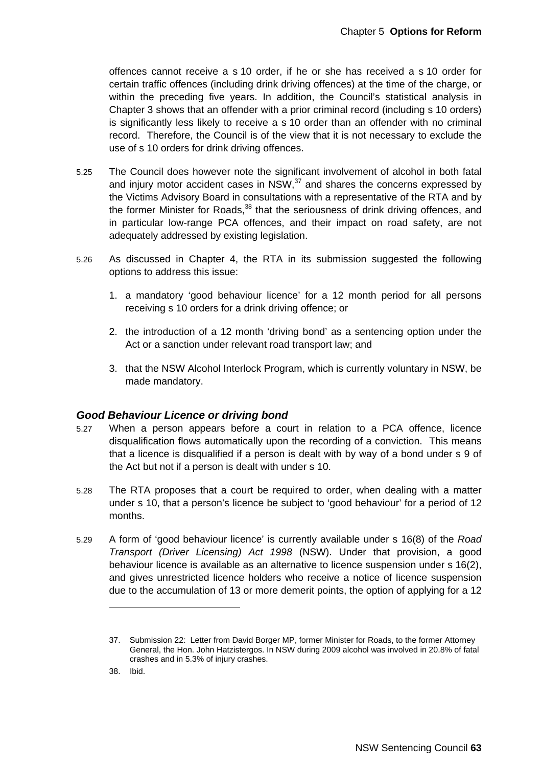offences cannot receive a s 10 order, if he or she has received a s 10 order for certain traffic offences (including drink driving offences) at the time of the charge, or within the preceding five years. In addition, the Council's statistical analysis in Chapter 3 shows that an offender with a prior criminal record (including s 10 orders) is significantly less likely to receive a s 10 order than an offender with no criminal record. Therefore, the Council is of the view that it is not necessary to exclude the use of s 10 orders for drink driving offences.

5.25 The Council does however note the significant involvement of alcohol in both fatal and injury motor accident cases in NSW,[37] and shares the concerns expressed by the Victims Advisory Board in consultations with a representative of the RTA and by the former Minister for Roads,[38] that the seriousness of drink driving offences, and in particular low-range PCA offences, and their impact on road safety, are not adequately addressed by existing legislation.

5.26 As discussed in Chapter 4, the RTA in its submission suggested the following options to address this issue:

1. a mandatory 'good behaviour licence' for a 12 month period for all persons receiving s 10 orders for a drink driving offence; or
2. the introduction of a 12 month 'driving bond' as a sentencing option under the Act or a sanction under relevant road transport law; and
3. that the NSW Alcohol Interlock Program, which is currently voluntary in NSW, be made mandatory.

### *Good Behaviour Licence or driving bond*

5.27 When a person appears before a court in relation to a PCA offence, licence disqualification flows automatically upon the recording of a conviction. This means that a licence is disqualified if a person is dealt with by way of a bond under s 9 of the Act but not if a person is dealt with under s 10.

5.28 The RTA proposes that a court be required to order, when dealing with a matter under s 10, that a person's licence be subject to 'good behaviour' for a period of 12 months.

5.29 A form of 'good behaviour licence' is currently available under s 16(8) of the *Road Transport (Driver Licensing) Act 1998* (NSW). Under that provision, a good behaviour licence is available as an alternative to licence suspension under s 16(2), and gives unrestricted licence holders who receive a notice of licence suspension due to the accumulation of 13 or more demerit points, the option of applying for a 12

---

37. Submission 22: Letter from David Borger MP, former Minister for Roads, to the former Attorney General, the Hon. John Hatzistergos. In NSW during 2009 alcohol was involved in 20.8% of fatal crashes and in 5.3% of injury crashes.

38. Ibid.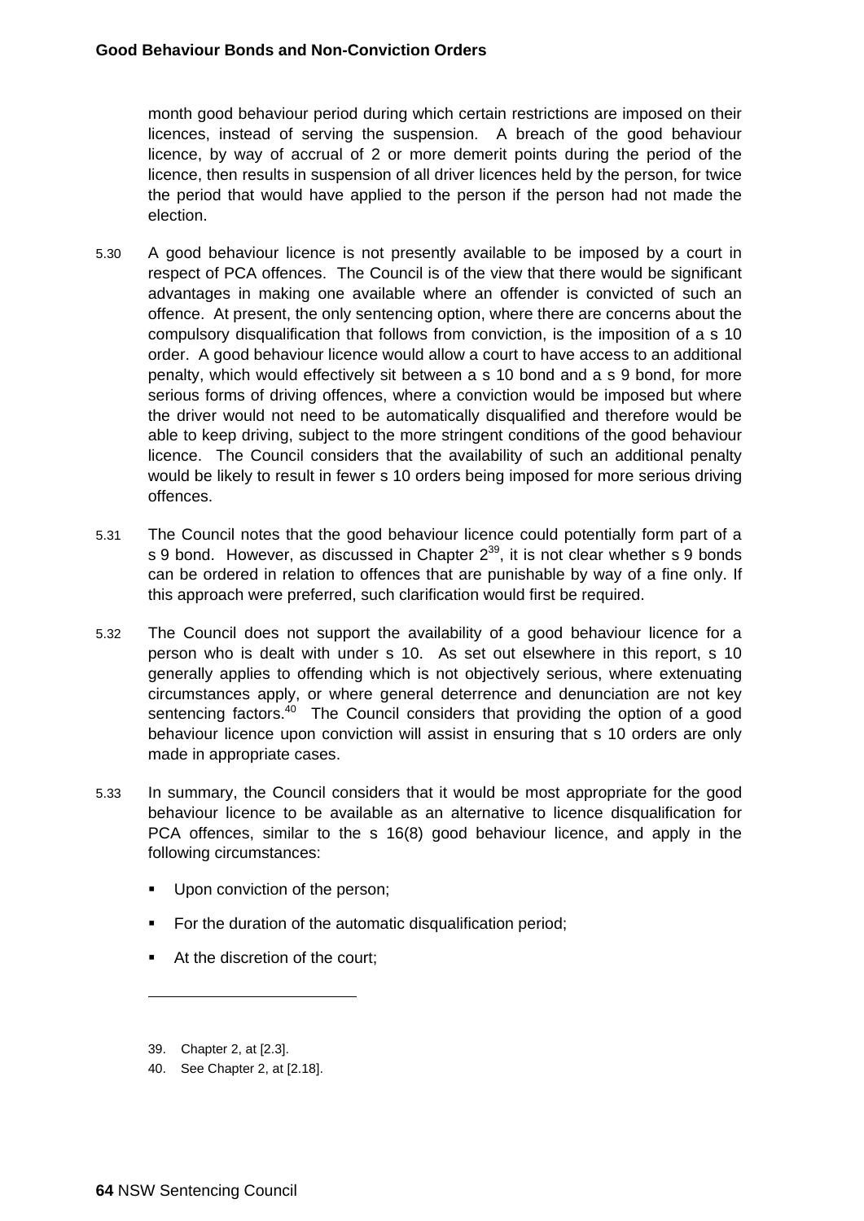month good behaviour period during which certain restrictions are imposed on their licences, instead of serving the suspension. A breach of the good behaviour licence, by way of accrual of 2 or more demerit points during the period of the licence, then results in suspension of all driver licences held by the person, for twice the period that would have applied to the person if the person had not made the election.

5.30 A good behaviour licence is not presently available to be imposed by a court in respect of PCA offences. The Council is of the view that there would be significant advantages in making one available where an offender is convicted of such an offence. At present, the only sentencing option, where there are concerns about the compulsory disqualification that follows from conviction, is the imposition of a s 10 order. A good behaviour licence would allow a court to have access to an additional penalty, which would effectively sit between a s 10 bond and a s 9 bond, for more serious forms of driving offences, where a conviction would be imposed but where the driver would not need to be automatically disqualified and therefore would be able to keep driving, subject to the more stringent conditions of the good behaviour licence. The Council considers that the availability of such an additional penalty would be likely to result in fewer s 10 orders being imposed for more serious driving offences.

5.31 The Council notes that the good behaviour licence could potentially form part of a s 9 bond. However, as discussed in Chapter 2[39], it is not clear whether s 9 bonds can be ordered in relation to offences that are punishable by way of a fine only. If this approach were preferred, such clarification would first be required.

5.32 The Council does not support the availability of a good behaviour licence for a person who is dealt with under s 10. As set out elsewhere in this report, s 10 generally applies to offending which is not objectively serious, where extenuating circumstances apply, or where general deterrence and denunciation are not key sentencing factors.[40] The Council considers that providing the option of a good behaviour licence upon conviction will assist in ensuring that s 10 orders are only made in appropriate cases.

5.33 In summary, the Council considers that it would be most appropriate for the good behaviour licence to be available as an alternative to licence disqualification for PCA offences, similar to the s 16(8) good behaviour licence, and apply in the following circumstances:

- Upon conviction of the person;
- For the duration of the automatic disqualification period;
- At the discretion of the court;

---

39. Chapter 2, at [2.3].
40. See Chapter 2, at [2.18].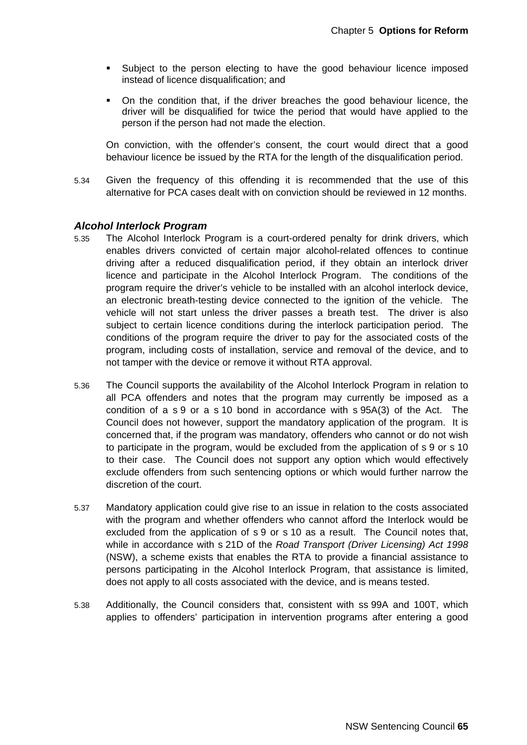- Subject to the person electing to have the good behaviour licence imposed instead of licence disqualification; and
- On the condition that, if the driver breaches the good behaviour licence, the driver will be disqualified for twice the period that would have applied to the person if the person had not made the election.

On conviction, with the offender's consent, the court would direct that a good behaviour licence be issued by the RTA for the length of the disqualification period.

5.34 Given the frequency of this offending it is recommended that the use of this alternative for PCA cases dealt with on conviction should be reviewed in 12 months.

### *Alcohol Interlock Program*

5.35 The Alcohol Interlock Program is a court-ordered penalty for drink drivers, which enables drivers convicted of certain major alcohol-related offences to continue driving after a reduced disqualification period, if they obtain an interlock driver licence and participate in the Alcohol Interlock Program. The conditions of the program require the driver's vehicle to be installed with an alcohol interlock device, an electronic breath-testing device connected to the ignition of the vehicle. The vehicle will not start unless the driver passes a breath test. The driver is also subject to certain licence conditions during the interlock participation period. The conditions of the program require the driver to pay for the associated costs of the program, including costs of installation, service and removal of the device, and to not tamper with the device or remove it without RTA approval.

5.36 The Council supports the availability of the Alcohol Interlock Program in relation to all PCA offenders and notes that the program may currently be imposed as a condition of a s 9 or a s 10 bond in accordance with s 95A(3) of the Act. The Council does not however, support the mandatory application of the program. It is concerned that, if the program was mandatory, offenders who cannot or do not wish to participate in the program, would be excluded from the application of s 9 or s 10 to their case. The Council does not support any option which would effectively exclude offenders from such sentencing options or which would further narrow the discretion of the court.

5.37 Mandatory application could give rise to an issue in relation to the costs associated with the program and whether offenders who cannot afford the Interlock would be excluded from the application of s 9 or s 10 as a result. The Council notes that, while in accordance with s 21D of the *Road Transport (Driver Licensing) Act 1998* (NSW), a scheme exists that enables the RTA to provide a financial assistance to persons participating in the Alcohol Interlock Program, that assistance is limited, does not apply to all costs associated with the device, and is means tested.

5.38 Additionally, the Council considers that, consistent with ss 99A and 100T, which applies to offenders' participation in intervention programs after entering a good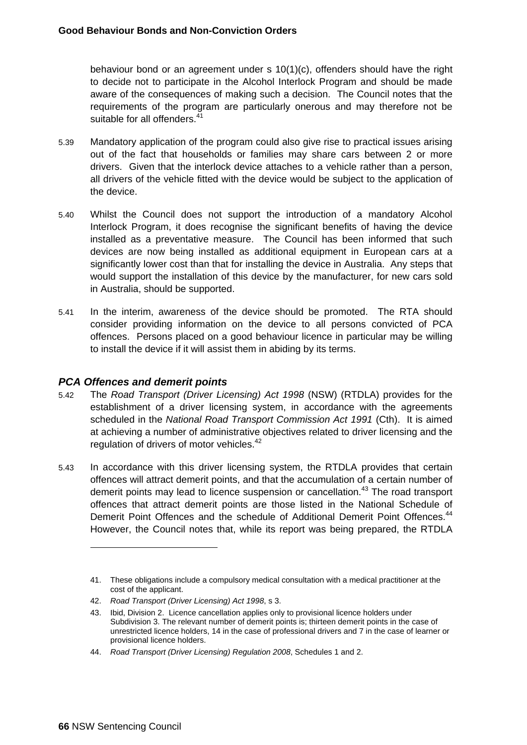behaviour bond or an agreement under s 10(1)(c), offenders should have the right to decide not to participate in the Alcohol Interlock Program and should be made aware of the consequences of making such a decision. The Council notes that the requirements of the program are particularly onerous and may therefore not be suitable for all offenders.[41]

5.39 Mandatory application of the program could also give rise to practical issues arising out of the fact that households or families may share cars between 2 or more drivers. Given that the interlock device attaches to a vehicle rather than a person, all drivers of the vehicle fitted with the device would be subject to the application of the device.

5.40 Whilst the Council does not support the introduction of a mandatory Alcohol Interlock Program, it does recognise the significant benefits of having the device installed as a preventative measure. The Council has been informed that such devices are now being installed as additional equipment in European cars at a significantly lower cost than that for installing the device in Australia. Any steps that would support the installation of this device by the manufacturer, for new cars sold in Australia, should be supported.

5.41 In the interim, awareness of the device should be promoted. The RTA should consider providing information on the device to all persons convicted of PCA offences. Persons placed on a good behaviour licence in particular may be willing to install the device if it will assist them in abiding by its terms.

### *PCA Offences and demerit points*

5.42 The *Road Transport (Driver Licensing) Act 1998* (NSW) (RTDLA) provides for the establishment of a driver licensing system, in accordance with the agreements scheduled in the *National Road Transport Commission Act 1991* (Cth). It is aimed at achieving a number of administrative objectives related to driver licensing and the regulation of drivers of motor vehicles.[42]

5.43 In accordance with this driver licensing system, the RTDLA provides that certain offences will attract demerit points, and that the accumulation of a certain number of demerit points may lead to licence suspension or cancellation.[43] The road transport offences that attract demerit points are those listed in the National Schedule of Demerit Point Offences and the schedule of Additional Demerit Point Offences.[44] However, the Council notes that, while its report was being prepared, the RTDLA

---

41. These obligations include a compulsory medical consultation with a medical practitioner at the cost of the applicant.
42. *Road Transport (Driver Licensing) Act 1998*, s 3.
43. Ibid, Division 2. Licence cancellation applies only to provisional licence holders under Subdivision 3. The relevant number of demerit points is; thirteen demerit points in the case of unrestricted licence holders, 14 in the case of professional drivers and 7 in the case of learner or provisional licence holders.
44. *Road Transport (Driver Licensing) Regulation 2008*, Schedules 1 and 2.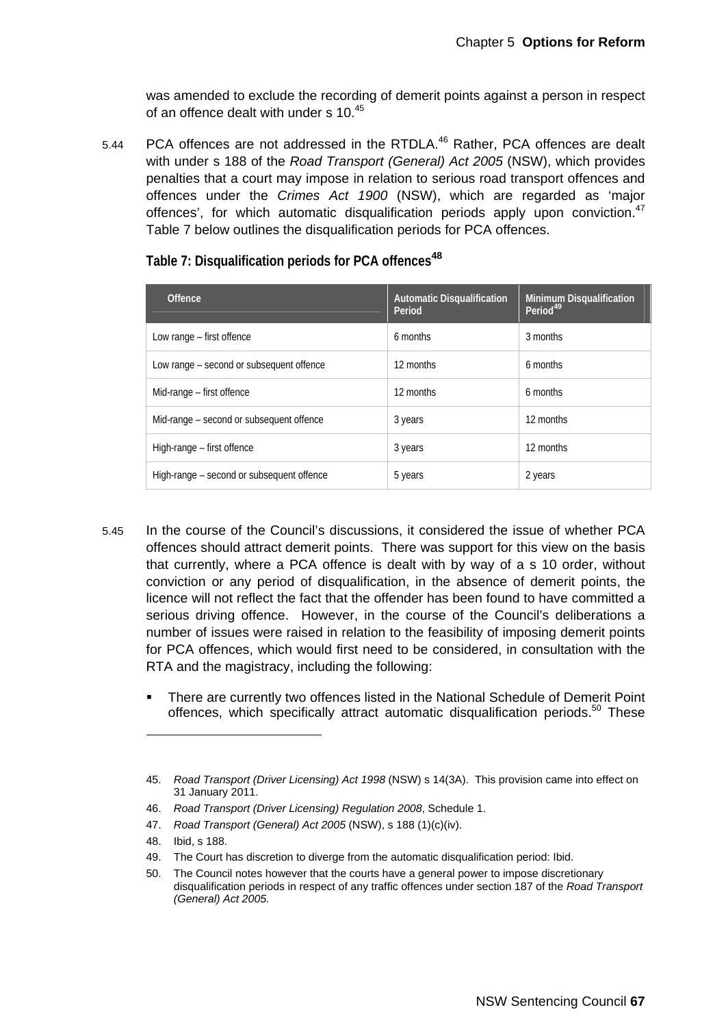was amended to exclude the recording of demerit points against a person in respect of an offence dealt with under s 10.[45]

5.44 PCA offences are not addressed in the RTDLA.[46] Rather, PCA offences are dealt with under s 188 of the *Road Transport (General) Act 2005* (NSW), which provides penalties that a court may impose in relation to serious road transport offences and offences under the *Crimes Act 1900* (NSW), which are regarded as 'major offences', for which automatic disqualification periods apply upon conviction.[47] Table 7 below outlines the disqualification periods for PCA offences.

**Table 7: Disqualification periods for PCA offences[48]**

| Offence | Automatic Disqualification Period | Minimum Disqualification Period[49] |
|---|---|---|
| Low range – first offence | 6 months | 3 months |
| Low range – second or subsequent offence | 12 months | 6 months |
| Mid-range – first offence | 12 months | 6 months |
| Mid-range – second or subsequent offence | 3 years | 12 months |
| High-range – first offence | 3 years | 12 months |
| High-range – second or subsequent offence | 5 years | 2 years |

5.45 In the course of the Council's discussions, it considered the issue of whether PCA offences should attract demerit points. There was support for this view on the basis that currently, where a PCA offence is dealt with by way of a s 10 order, without conviction or any period of disqualification, in the absence of demerit points, the licence will not reflect the fact that the offender has been found to have committed a serious driving offence. However, in the course of the Council's deliberations a number of issues were raised in relation to the feasibility of imposing demerit points for PCA offences, which would first need to be considered, in consultation with the RTA and the magistracy, including the following:

- There are currently two offences listed in the National Schedule of Demerit Point offences, which specifically attract automatic disqualification periods.[50] These

---

45. *Road Transport (Driver Licensing) Act 1998* (NSW) s 14(3A). This provision came into effect on 31 January 2011.
46. *Road Transport (Driver Licensing) Regulation 2008*, Schedule 1.
47. *Road Transport (General) Act 2005* (NSW), s 188 (1)(c)(iv).
48. Ibid, s 188.
49. The Court has discretion to diverge from the automatic disqualification period: Ibid.
50. The Council notes however that the courts have a general power to impose discretionary disqualification periods in respect of any traffic offences under section 187 of the *Road Transport (General) Act 2005.*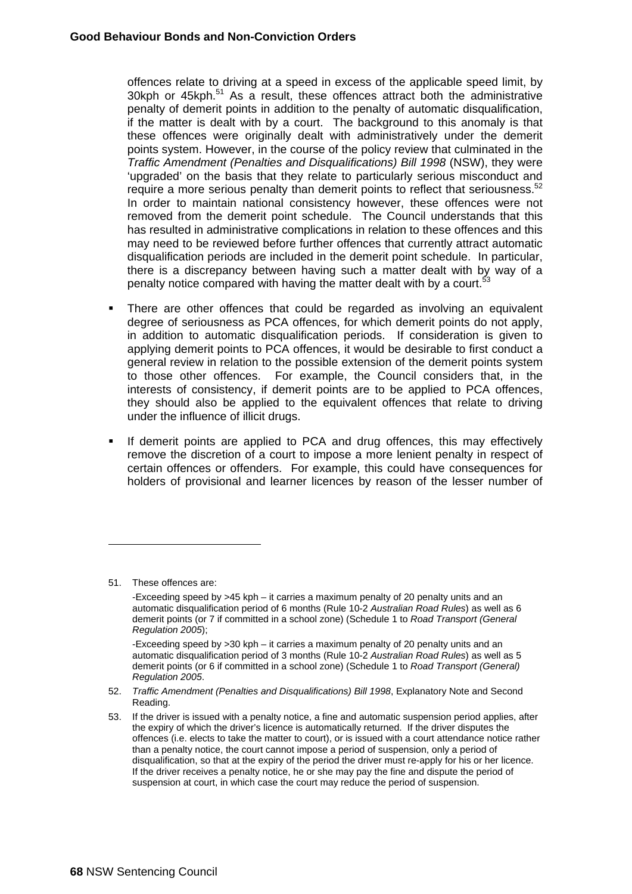offences relate to driving at a speed in excess of the applicable speed limit, by 30kph or 45kph.[51] As a result, these offences attract both the administrative penalty of demerit points in addition to the penalty of automatic disqualification, if the matter is dealt with by a court. The background to this anomaly is that these offences were originally dealt with administratively under the demerit points system. However, in the course of the policy review that culminated in the *Traffic Amendment (Penalties and Disqualifications) Bill 1998* (NSW), they were 'upgraded' on the basis that they relate to particularly serious misconduct and require a more serious penalty than demerit points to reflect that seriousness.[52] In order to maintain national consistency however, these offences were not removed from the demerit point schedule. The Council understands that this has resulted in administrative complications in relation to these offences and this may need to be reviewed before further offences that currently attract automatic disqualification periods are included in the demerit point schedule. In particular, there is a discrepancy between having such a matter dealt with by way of a penalty notice compared with having the matter dealt with by a court.[53]

- There are other offences that could be regarded as involving an equivalent degree of seriousness as PCA offences, for which demerit points do not apply, in addition to automatic disqualification periods. If consideration is given to applying demerit points to PCA offences, it would be desirable to first conduct a general review in relation to the possible extension of the demerit points system to those other offences. For example, the Council considers that, in the interests of consistency, if demerit points are to be applied to PCA offences, they should also be applied to the equivalent offences that relate to driving under the influence of illicit drugs.
- If demerit points are applied to PCA and drug offences, this may effectively remove the discretion of a court to impose a more lenient penalty in respect of certain offences or offenders. For example, this could have consequences for holders of provisional and learner licences by reason of the lesser number of

---

51. These offences are:

    -Exceeding speed by >45 kph – it carries a maximum penalty of 20 penalty units and an automatic disqualification period of 6 months (Rule 10-2 *Australian Road Rules*) as well as 6 demerit points (or 7 if committed in a school zone) (Schedule 1 to *Road Transport (General Regulation 2005*);

    -Exceeding speed by >30 kph – it carries a maximum penalty of 20 penalty units and an automatic disqualification period of 3 months (Rule 10-2 *Australian Road Rules*) as well as 5 demerit points (or 6 if committed in a school zone) (Schedule 1 to *Road Transport (General) Regulation 2005*.

52. *Traffic Amendment (Penalties and Disqualifications) Bill 1998*, Explanatory Note and Second Reading.

53. If the driver is issued with a penalty notice, a fine and automatic suspension period applies, after the expiry of which the driver's licence is automatically returned. If the driver disputes the offences (i.e. elects to take the matter to court), or is issued with a court attendance notice rather than a penalty notice, the court cannot impose a period of suspension, only a period of disqualification, so that at the expiry of the period the driver must re-apply for his or her licence. If the driver receives a penalty notice, he or she may pay the fine and dispute the period of suspension at court, in which case the court may reduce the period of suspension.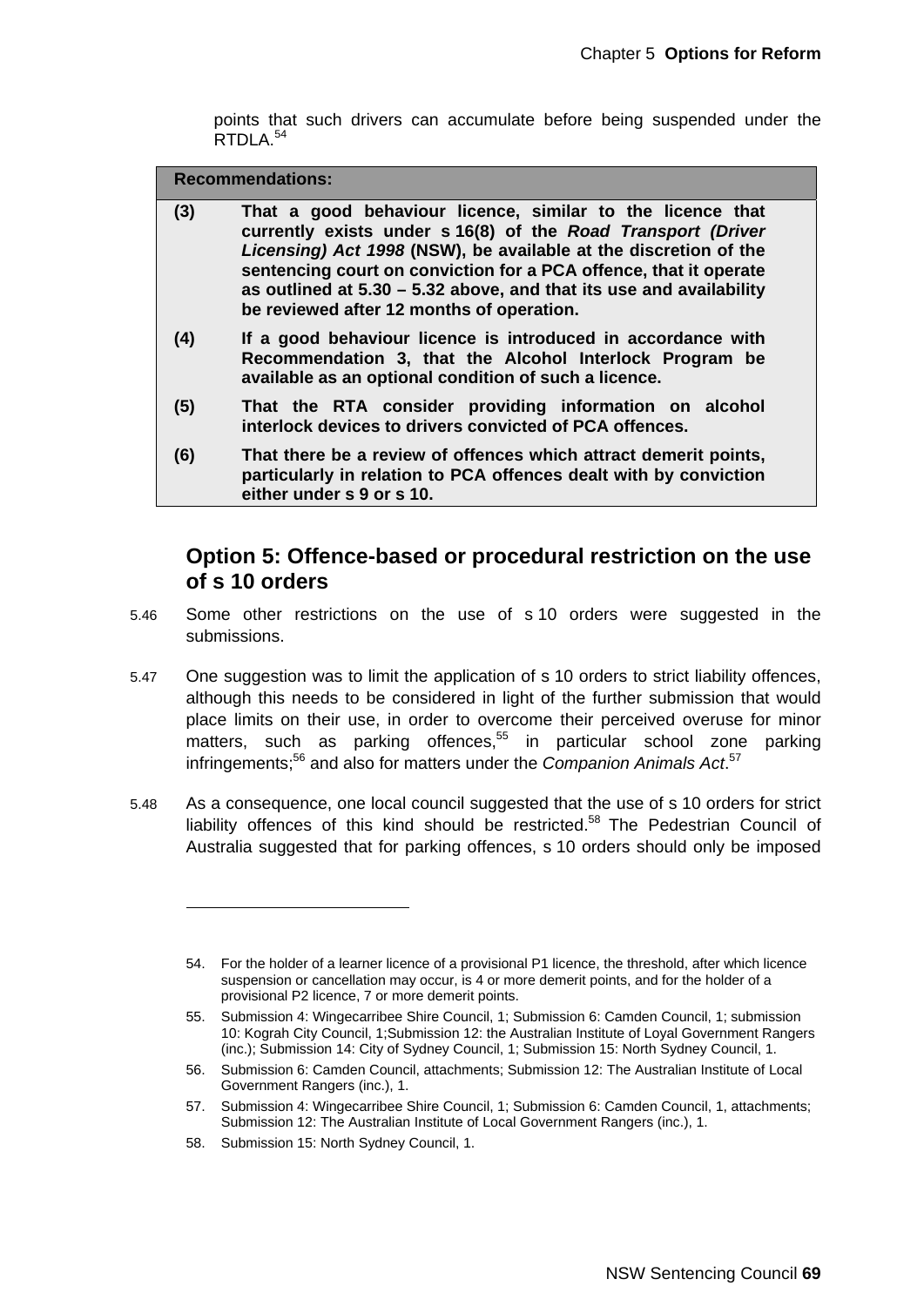points that such drivers can accumulate before being suspended under the RTDLA.[54]

| **Recommendations:** | |
|---|---|
| **(3)** | **That a good behaviour licence, similar to the licence that currently exists under s 16(8) of the *Road Transport (Driver Licensing) Act 1998* (NSW), be available at the discretion of the sentencing court on conviction for a PCA offence, that it operate as outlined at 5.30 – 5.32 above, and that its use and availability be reviewed after 12 months of operation.** |
| **(4)** | **If a good behaviour licence is introduced in accordance with Recommendation 3, that the Alcohol Interlock Program be available as an optional condition of such a licence.** |
| **(5)** | **That the RTA consider providing information on alcohol interlock devices to drivers convicted of PCA offences.** |
| **(6)** | **That there be a review of offences which attract demerit points, particularly in relation to PCA offences dealt with by conviction either under s 9 or s 10.** |

## Option 5: Offence-based or procedural restriction on the use of s 10 orders

5.46 Some other restrictions on the use of s 10 orders were suggested in the submissions.

5.47 One suggestion was to limit the application of s 10 orders to strict liability offences, although this needs to be considered in light of the further submission that would place limits on their use, in order to overcome their perceived overuse for minor matters, such as parking offences,[55] in particular school zone parking infringements;[56] and also for matters under the *Companion Animals Act*.[57]

5.48 As a consequence, one local council suggested that the use of s 10 orders for strict liability offences of this kind should be restricted.[58] The Pedestrian Council of Australia suggested that for parking offences, s 10 orders should only be imposed

---

54. For the holder of a learner licence of a provisional P1 licence, the threshold, after which licence suspension or cancellation may occur, is 4 or more demerit points, and for the holder of a provisional P2 licence, 7 or more demerit points.

55. Submission 4: Wingecarribee Shire Council, 1; Submission 6: Camden Council, 1; submission 10: Kograh City Council, 1;Submission 12: the Australian Institute of Loyal Government Rangers (inc.); Submission 14: City of Sydney Council, 1; Submission 15: North Sydney Council, 1.

56. Submission 6: Camden Council, attachments; Submission 12: The Australian Institute of Local Government Rangers (inc.), 1.

57. Submission 4: Wingecarribee Shire Council, 1; Submission 6: Camden Council, 1, attachments; Submission 12: The Australian Institute of Local Government Rangers (inc.), 1.

58. Submission 15: North Sydney Council, 1.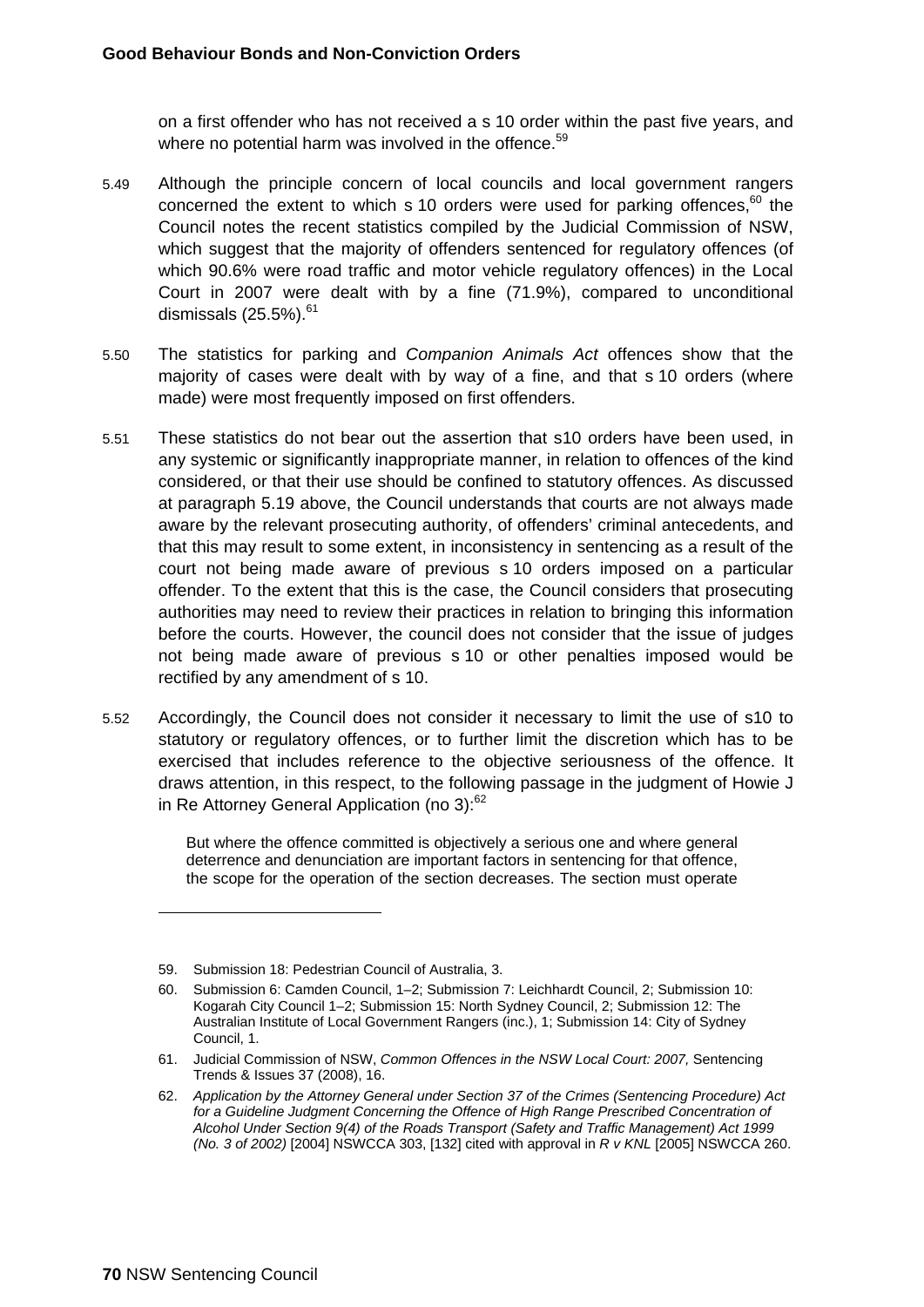on a first offender who has not received a s 10 order within the past five years, and where no potential harm was involved in the offence.[59]

5.49 Although the principle concern of local councils and local government rangers concerned the extent to which s 10 orders were used for parking offences,[60] the Council notes the recent statistics compiled by the Judicial Commission of NSW, which suggest that the majority of offenders sentenced for regulatory offences (of which 90.6% were road traffic and motor vehicle regulatory offences) in the Local Court in 2007 were dealt with by a fine (71.9%), compared to unconditional dismissals (25.5%).[61]

5.50 The statistics for parking and *Companion Animals Act* offences show that the majority of cases were dealt with by way of a fine, and that s 10 orders (where made) were most frequently imposed on first offenders.

5.51 These statistics do not bear out the assertion that s10 orders have been used, in any systemic or significantly inappropriate manner, in relation to offences of the kind considered, or that their use should be confined to statutory offences. As discussed at paragraph 5.19 above, the Council understands that courts are not always made aware by the relevant prosecuting authority, of offenders' criminal antecedents, and that this may result to some extent, in inconsistency in sentencing as a result of the court not being made aware of previous s 10 orders imposed on a particular offender. To the extent that this is the case, the Council considers that prosecuting authorities may need to review their practices in relation to bringing this information before the courts. However, the council does not consider that the issue of judges not being made aware of previous s 10 or other penalties imposed would be rectified by any amendment of s 10.

5.52 Accordingly, the Council does not consider it necessary to limit the use of s10 to statutory or regulatory offences, or to further limit the discretion which has to be exercised that includes reference to the objective seriousness of the offence. It draws attention, in this respect, to the following passage in the judgment of Howie J in Re Attorney General Application (no 3):[62]

> But where the offence committed is objectively a serious one and where general deterrence and denunciation are important factors in sentencing for that offence, the scope for the operation of the section decreases. The section must operate

---

59. Submission 18: Pedestrian Council of Australia, 3.

60. Submission 6: Camden Council, 1–2; Submission 7: Leichhardt Council, 2; Submission 10: Kogarah City Council 1–2; Submission 15: North Sydney Council, 2; Submission 12: The Australian Institute of Local Government Rangers (inc.), 1; Submission 14: City of Sydney Council, 1.

61. Judicial Commission of NSW, *Common Offences in the NSW Local Court: 2007,* Sentencing Trends & Issues 37 (2008), 16.

62. *Application by the Attorney General under Section 37 of the Crimes (Sentencing Procedure) Act for a Guideline Judgment Concerning the Offence of High Range Prescribed Concentration of Alcohol Under Section 9(4) of the Roads Transport (Safety and Traffic Management) Act 1999 (No. 3 of 2002)* [2004] NSWCCA 303, [132] cited with approval in *R v KNL* [2005] NSWCCA 260.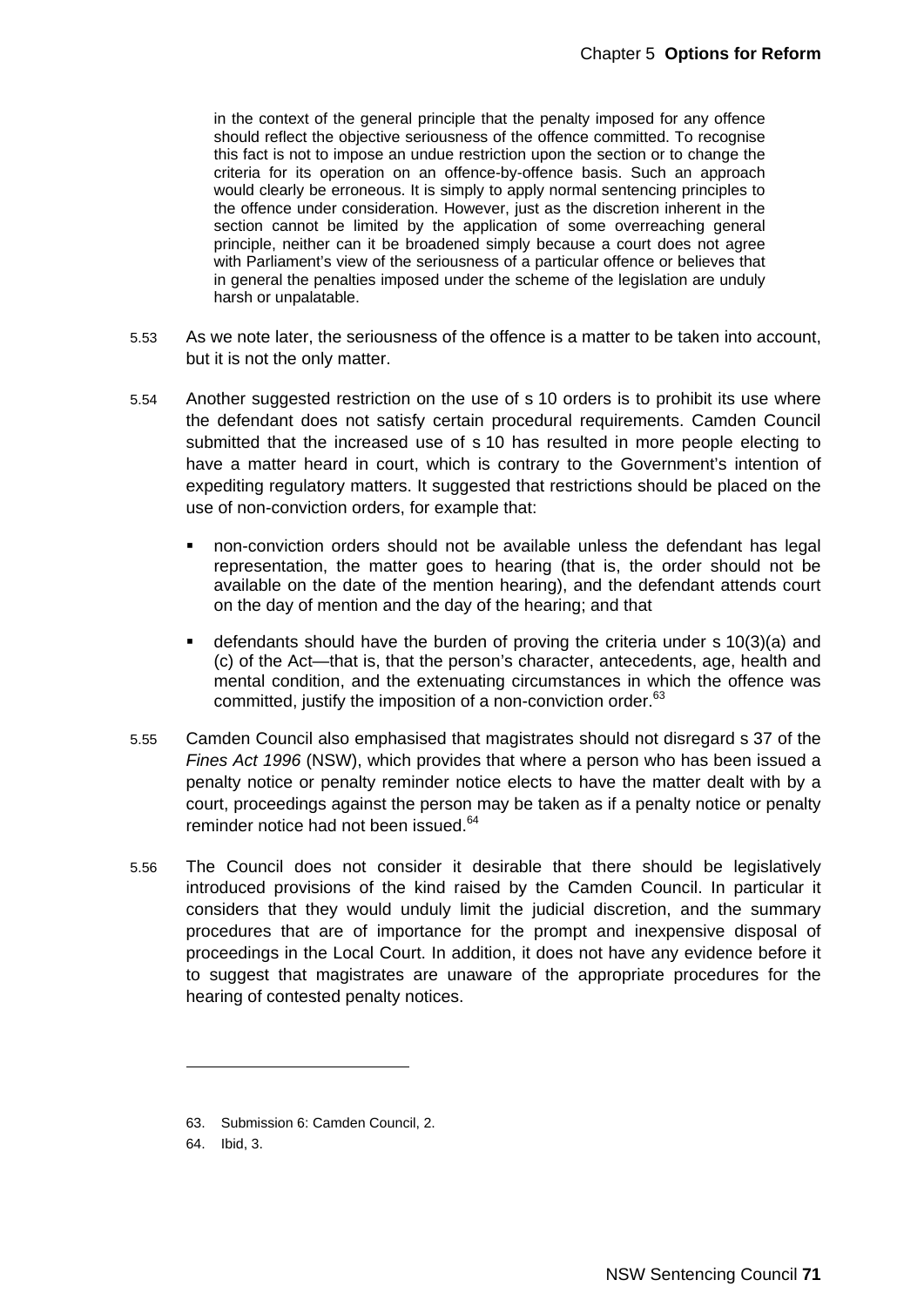> in the context of the general principle that the penalty imposed for any offence should reflect the objective seriousness of the offence committed. To recognise this fact is not to impose an undue restriction upon the section or to change the criteria for its operation on an offence-by-offence basis. Such an approach would clearly be erroneous. It is simply to apply normal sentencing principles to the offence under consideration. However, just as the discretion inherent in the section cannot be limited by the application of some overreaching general principle, neither can it be broadened simply because a court does not agree with Parliament's view of the seriousness of a particular offence or believes that in general the penalties imposed under the scheme of the legislation are unduly harsh or unpalatable.

5.53 As we note later, the seriousness of the offence is a matter to be taken into account, but it is not the only matter.

5.54 Another suggested restriction on the use of s 10 orders is to prohibit its use where the defendant does not satisfy certain procedural requirements. Camden Council submitted that the increased use of s 10 has resulted in more people electing to have a matter heard in court, which is contrary to the Government's intention of expediting regulatory matters. It suggested that restrictions should be placed on the use of non-conviction orders, for example that:

- non-conviction orders should not be available unless the defendant has legal representation, the matter goes to hearing (that is, the order should not be available on the date of the mention hearing), and the defendant attends court on the day of mention and the day of the hearing; and that
- defendants should have the burden of proving the criteria under s 10(3)(a) and (c) of the Act—that is, that the person's character, antecedents, age, health and mental condition, and the extenuating circumstances in which the offence was committed, justify the imposition of a non-conviction order.[63]

5.55 Camden Council also emphasised that magistrates should not disregard s 37 of the *Fines Act 1996* (NSW), which provides that where a person who has been issued a penalty notice or penalty reminder notice elects to have the matter dealt with by a court, proceedings against the person may be taken as if a penalty notice or penalty reminder notice had not been issued.[64]

5.56 The Council does not consider it desirable that there should be legislatively introduced provisions of the kind raised by the Camden Council. In particular it considers that they would unduly limit the judicial discretion, and the summary procedures that are of importance for the prompt and inexpensive disposal of proceedings in the Local Court. In addition, it does not have any evidence before it to suggest that magistrates are unaware of the appropriate procedures for the hearing of contested penalty notices.

---

63. Submission 6: Camden Council, 2.
64. Ibid, 3.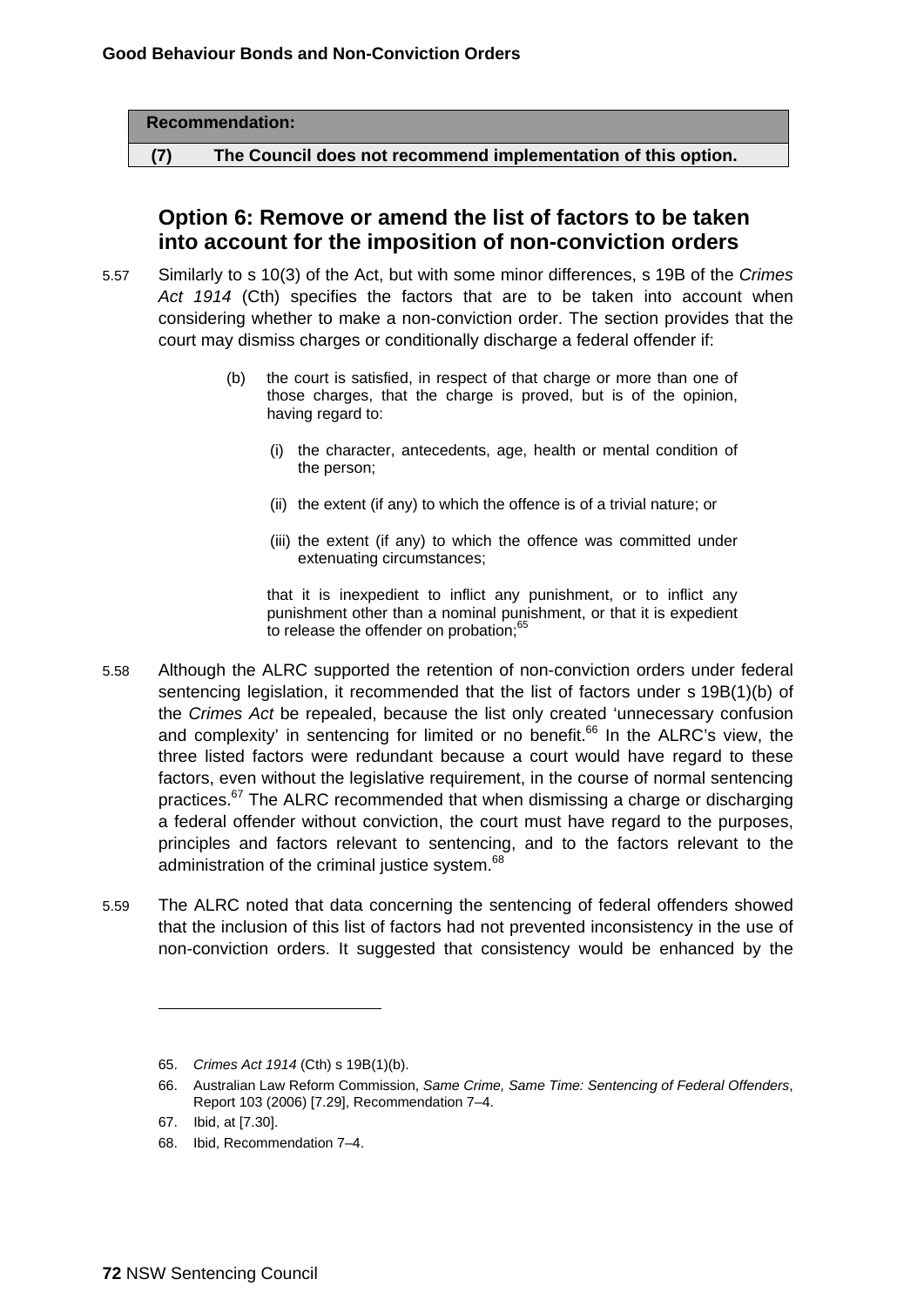| Recommendation: | |
|---|---|
| (7) | The Council does not recommend implementation of this option. |

## Option 6: Remove or amend the list of factors to be taken into account for the imposition of non-conviction orders

5.57 Similarly to s 10(3) of the Act, but with some minor differences, s 19B of the *Crimes Act 1914* (Cth) specifies the factors that are to be taken into account when considering whether to make a non-conviction order. The section provides that the court may dismiss charges or conditionally discharge a federal offender if:

> (b) the court is satisfied, in respect of that charge or more than one of those charges, that the charge is proved, but is of the opinion, having regard to:
>
> (i) the character, antecedents, age, health or mental condition of the person;
>
> (ii) the extent (if any) to which the offence is of a trivial nature; or
>
> (iii) the extent (if any) to which the offence was committed under extenuating circumstances;
>
> that it is inexpedient to inflict any punishment, or to inflict any punishment other than a nominal punishment, or that it is expedient to release the offender on probation;[65]

5.58 Although the ALRC supported the retention of non-conviction orders under federal sentencing legislation, it recommended that the list of factors under s 19B(1)(b) of the *Crimes Act* be repealed, because the list only created 'unnecessary confusion and complexity' in sentencing for limited or no benefit.[66] In the ALRC's view, the three listed factors were redundant because a court would have regard to these factors, even without the legislative requirement, in the course of normal sentencing practices.[67] The ALRC recommended that when dismissing a charge or discharging a federal offender without conviction, the court must have regard to the purposes, principles and factors relevant to sentencing, and to the factors relevant to the administration of the criminal justice system.[68]

5.59 The ALRC noted that data concerning the sentencing of federal offenders showed that the inclusion of this list of factors had not prevented inconsistency in the use of non-conviction orders. It suggested that consistency would be enhanced by the

---

65. *Crimes Act 1914* (Cth) s 19B(1)(b).

66. Australian Law Reform Commission, *Same Crime, Same Time: Sentencing of Federal Offenders*, Report 103 (2006) [7.29], Recommendation 7–4.

67. Ibid, at [7.30].

68. Ibid, Recommendation 7–4.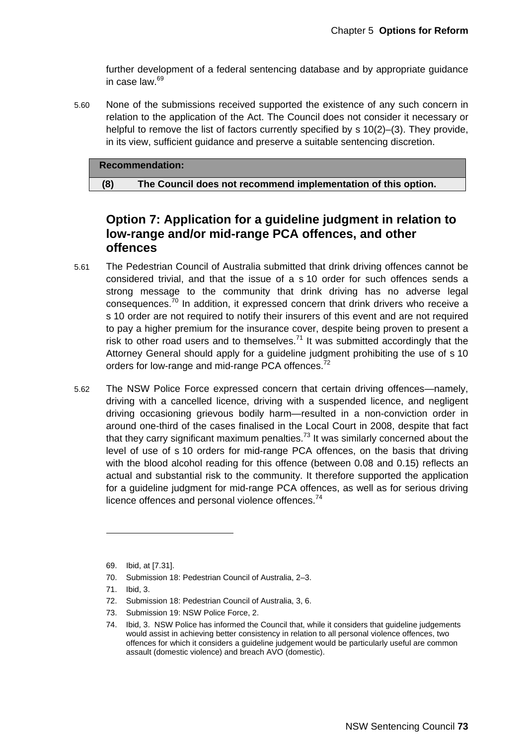further development of a federal sentencing database and by appropriate guidance in case law.[69]

5.60 None of the submissions received supported the existence of any such concern in relation to the application of the Act. The Council does not consider it necessary or helpful to remove the list of factors currently specified by s 10(2)–(3). They provide, in its view, sufficient guidance and preserve a suitable sentencing discretion.

| **Recommendation:** | |
|---|---|
| **(8)** | **The Council does not recommend implementation of this option.** |

## Option 7: Application for a guideline judgment in relation to low-range and/or mid-range PCA offences, and other offences

5.61 The Pedestrian Council of Australia submitted that drink driving offences cannot be considered trivial, and that the issue of a s 10 order for such offences sends a strong message to the community that drink driving has no adverse legal consequences.[70] In addition, it expressed concern that drink drivers who receive a s 10 order are not required to notify their insurers of this event and are not required to pay a higher premium for the insurance cover, despite being proven to present a risk to other road users and to themselves.[71] It was submitted accordingly that the Attorney General should apply for a guideline judgment prohibiting the use of s 10 orders for low-range and mid-range PCA offences.[72]

5.62 The NSW Police Force expressed concern that certain driving offences—namely, driving with a cancelled licence, driving with a suspended licence, and negligent driving occasioning grievous bodily harm—resulted in a non-conviction order in around one-third of the cases finalised in the Local Court in 2008, despite that fact that they carry significant maximum penalties.[73] It was similarly concerned about the level of use of s 10 orders for mid-range PCA offences, on the basis that driving with the blood alcohol reading for this offence (between 0.08 and 0.15) reflects an actual and substantial risk to the community. It therefore supported the application for a guideline judgment for mid-range PCA offences, as well as for serious driving licence offences and personal violence offences.[74]

---

69. Ibid, at [7.31].
70. Submission 18: Pedestrian Council of Australia, 2–3.
71. Ibid, 3.
72. Submission 18: Pedestrian Council of Australia, 3, 6.
73. Submission 19: NSW Police Force, 2.
74. Ibid, 3. NSW Police has informed the Council that, while it considers that guideline judgements would assist in achieving better consistency in relation to all personal violence offences, two offences for which it considers a guideline judgement would be particularly useful are common assault (domestic violence) and breach AVO (domestic).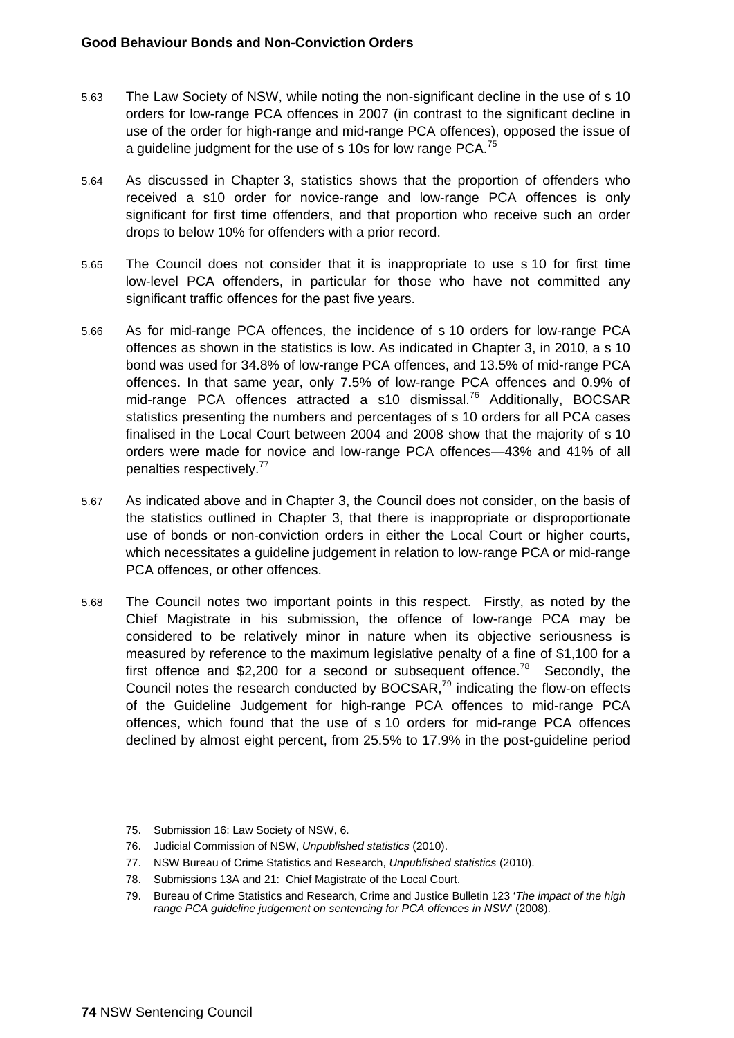5.63 The Law Society of NSW, while noting the non-significant decline in the use of s 10 orders for low-range PCA offences in 2007 (in contrast to the significant decline in use of the order for high-range and mid-range PCA offences), opposed the issue of a guideline judgment for the use of s 10s for low range PCA.[75]

5.64 As discussed in Chapter 3, statistics shows that the proportion of offenders who received a s10 order for novice-range and low-range PCA offences is only significant for first time offenders, and that proportion who receive such an order drops to below 10% for offenders with a prior record.

5.65 The Council does not consider that it is inappropriate to use s 10 for first time low-level PCA offenders, in particular for those who have not committed any significant traffic offences for the past five years.

5.66 As for mid-range PCA offences, the incidence of s 10 orders for low-range PCA offences as shown in the statistics is low. As indicated in Chapter 3, in 2010, a s 10 bond was used for 34.8% of low-range PCA offences, and 13.5% of mid-range PCA offences. In that same year, only 7.5% of low-range PCA offences and 0.9% of mid-range PCA offences attracted a s10 dismissal.[76] Additionally, BOCSAR statistics presenting the numbers and percentages of s 10 orders for all PCA cases finalised in the Local Court between 2004 and 2008 show that the majority of s 10 orders were made for novice and low-range PCA offences—43% and 41% of all penalties respectively.[77]

5.67 As indicated above and in Chapter 3, the Council does not consider, on the basis of the statistics outlined in Chapter 3, that there is inappropriate or disproportionate use of bonds or non-conviction orders in either the Local Court or higher courts, which necessitates a guideline judgement in relation to low-range PCA or mid-range PCA offences, or other offences.

5.68 The Council notes two important points in this respect. Firstly, as noted by the Chief Magistrate in his submission, the offence of low-range PCA may be considered to be relatively minor in nature when its objective seriousness is measured by reference to the maximum legislative penalty of a fine of $1,100 for a first offence and $2,200 for a second or subsequent offence.[78] Secondly, the Council notes the research conducted by BOCSAR,[79] indicating the flow-on effects of the Guideline Judgement for high-range PCA offences to mid-range PCA offences, which found that the use of s 10 orders for mid-range PCA offences declined by almost eight percent, from 25.5% to 17.9% in the post-guideline period

---

75. Submission 16: Law Society of NSW, 6.
76. Judicial Commission of NSW, *Unpublished statistics* (2010).
77. NSW Bureau of Crime Statistics and Research, *Unpublished statistics* (2010).
78. Submissions 13A and 21: Chief Magistrate of the Local Court.
79. Bureau of Crime Statistics and Research, Crime and Justice Bulletin 123 '*The impact of the high range PCA guideline judgement on sentencing for PCA offences in NSW*' (2008).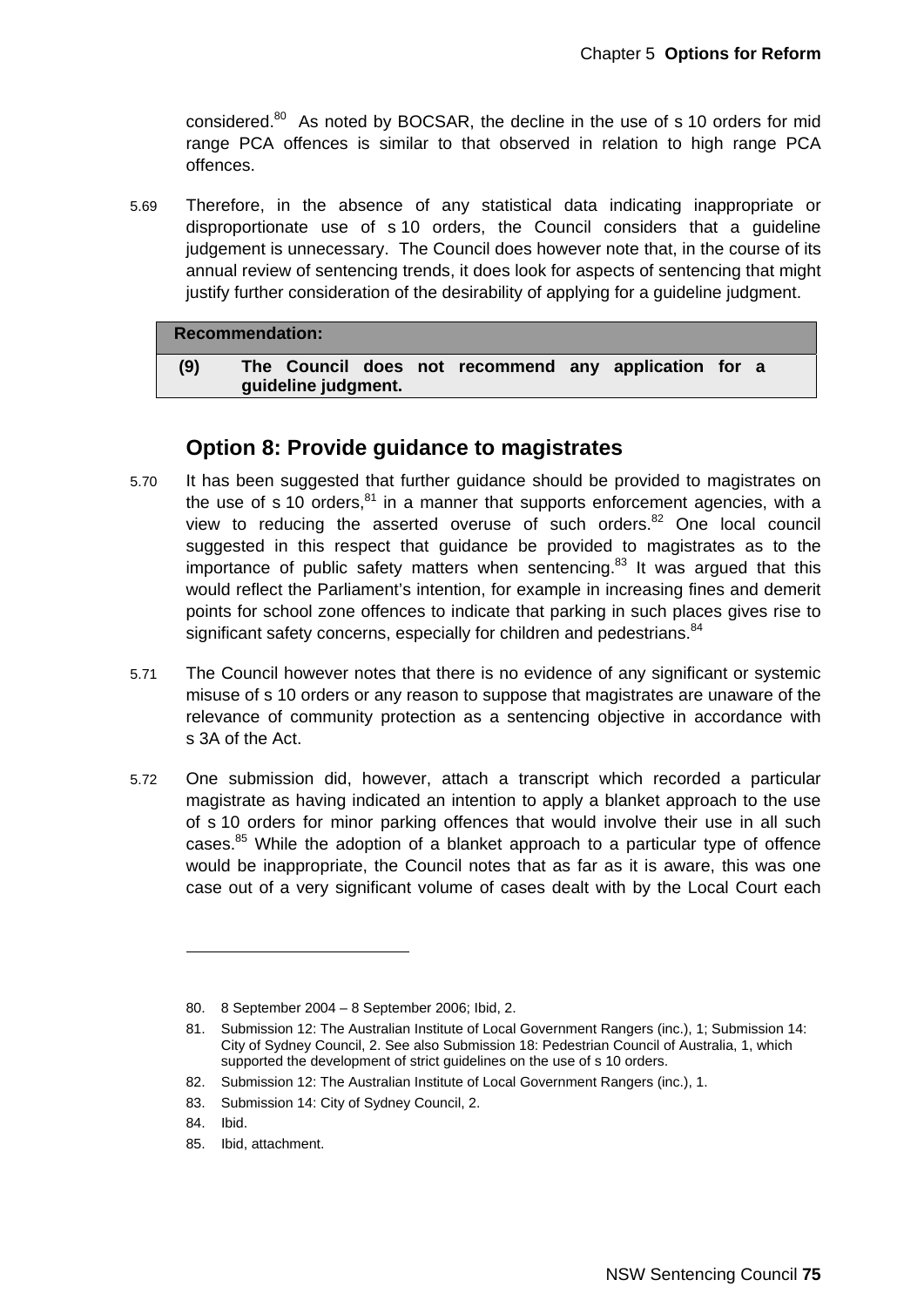considered.[80] As noted by BOCSAR, the decline in the use of s 10 orders for mid range PCA offences is similar to that observed in relation to high range PCA offences.

5.69 Therefore, in the absence of any statistical data indicating inappropriate or disproportionate use of s 10 orders, the Council considers that a guideline judgement is unnecessary. The Council does however note that, in the course of its annual review of sentencing trends, it does look for aspects of sentencing that might justify further consideration of the desirability of applying for a guideline judgment.

| **Recommendation:** | |
|---|---|
| **(9)** | **The Council does not recommend any application for a guideline judgment.** |

## Option 8: Provide guidance to magistrates

5.70 It has been suggested that further guidance should be provided to magistrates on the use of s 10 orders,[81] in a manner that supports enforcement agencies, with a view to reducing the asserted overuse of such orders.[82] One local council suggested in this respect that guidance be provided to magistrates as to the importance of public safety matters when sentencing.[83] It was argued that this would reflect the Parliament's intention, for example in increasing fines and demerit points for school zone offences to indicate that parking in such places gives rise to significant safety concerns, especially for children and pedestrians.[84]

5.71 The Council however notes that there is no evidence of any significant or systemic misuse of s 10 orders or any reason to suppose that magistrates are unaware of the relevance of community protection as a sentencing objective in accordance with s 3A of the Act.

5.72 One submission did, however, attach a transcript which recorded a particular magistrate as having indicated an intention to apply a blanket approach to the use of s 10 orders for minor parking offences that would involve their use in all such cases.[85] While the adoption of a blanket approach to a particular type of offence would be inappropriate, the Council notes that as far as it is aware, this was one case out of a very significant volume of cases dealt with by the Local Court each

---

80. 8 September 2004 – 8 September 2006; Ibid, 2.
81. Submission 12: The Australian Institute of Local Government Rangers (inc.), 1; Submission 14: City of Sydney Council, 2. See also Submission 18: Pedestrian Council of Australia, 1, which supported the development of strict guidelines on the use of s 10 orders.
82. Submission 12: The Australian Institute of Local Government Rangers (inc.), 1.
83. Submission 14: City of Sydney Council, 2.
84. Ibid.
85. Ibid, attachment.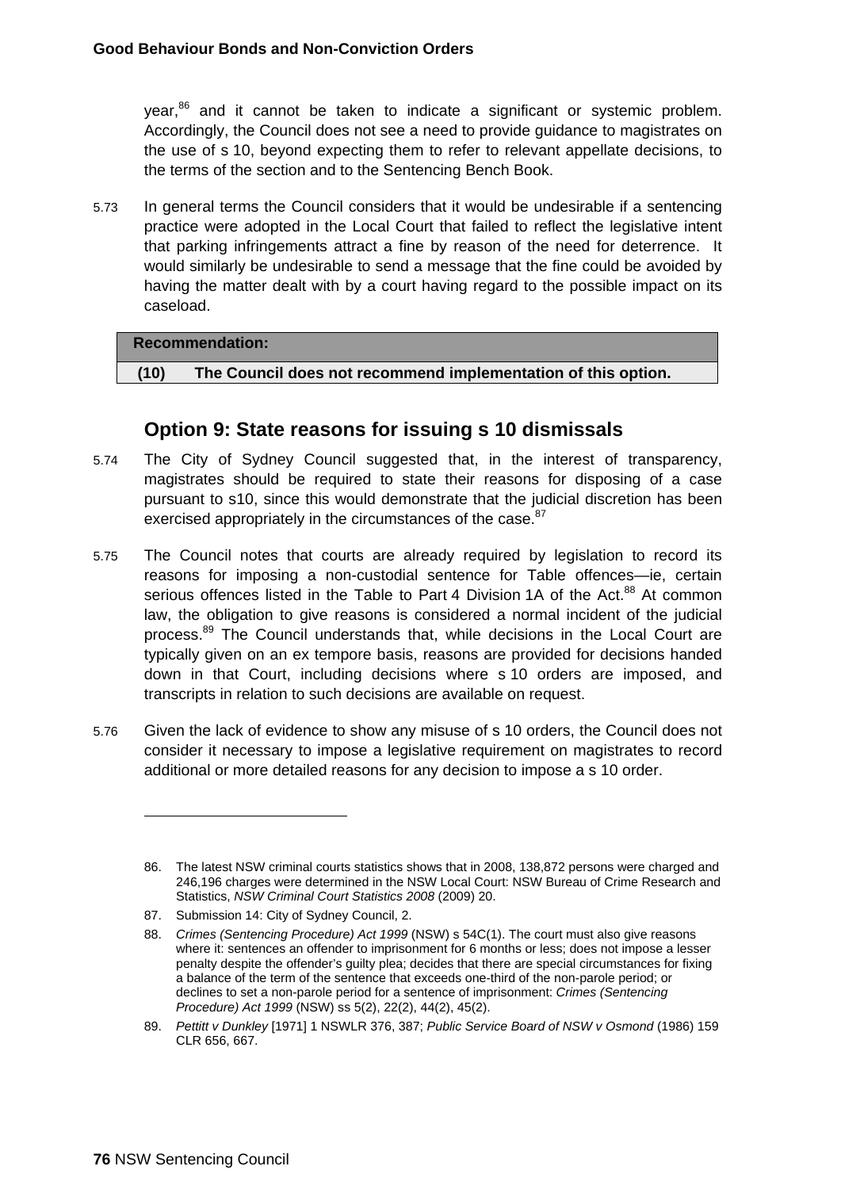year,[86] and it cannot be taken to indicate a significant or systemic problem. Accordingly, the Council does not see a need to provide guidance to magistrates on the use of s 10, beyond expecting them to refer to relevant appellate decisions, to the terms of the section and to the Sentencing Bench Book.

5.73 In general terms the Council considers that it would be undesirable if a sentencing practice were adopted in the Local Court that failed to reflect the legislative intent that parking infringements attract a fine by reason of the need for deterrence. It would similarly be undesirable to send a message that the fine could be avoided by having the matter dealt with by a court having regard to the possible impact on its caseload.

| **Recommendation:** |
|---|
| **(10) The Council does not recommend implementation of this option.** |

## Option 9: State reasons for issuing s 10 dismissals

5.74 The City of Sydney Council suggested that, in the interest of transparency, magistrates should be required to state their reasons for disposing of a case pursuant to s10, since this would demonstrate that the judicial discretion has been exercised appropriately in the circumstances of the case.[87]

5.75 The Council notes that courts are already required by legislation to record its reasons for imposing a non-custodial sentence for Table offences—ie, certain serious offences listed in the Table to Part 4 Division 1A of the Act.[88] At common law, the obligation to give reasons is considered a normal incident of the judicial process.[89] The Council understands that, while decisions in the Local Court are typically given on an ex tempore basis, reasons are provided for decisions handed down in that Court, including decisions where s 10 orders are imposed, and transcripts in relation to such decisions are available on request.

5.76 Given the lack of evidence to show any misuse of s 10 orders, the Council does not consider it necessary to impose a legislative requirement on magistrates to record additional or more detailed reasons for any decision to impose a s 10 order.

---

86. The latest NSW criminal courts statistics shows that in 2008, 138,872 persons were charged and 246,196 charges were determined in the NSW Local Court: NSW Bureau of Crime Research and Statistics, *NSW Criminal Court Statistics 2008* (2009) 20.

87. Submission 14: City of Sydney Council, 2.

88. *Crimes (Sentencing Procedure) Act 1999* (NSW) s 54C(1). The court must also give reasons where it: sentences an offender to imprisonment for 6 months or less; does not impose a lesser penalty despite the offender's guilty plea; decides that there are special circumstances for fixing a balance of the term of the sentence that exceeds one-third of the non-parole period; or declines to set a non-parole period for a sentence of imprisonment: *Crimes (Sentencing Procedure) Act 1999* (NSW) ss 5(2), 22(2), 44(2), 45(2).

89. *Pettitt v Dunkley* [1971] 1 NSWLR 376, 387; *Public Service Board of NSW v Osmond* (1986) 159 CLR 656, 667.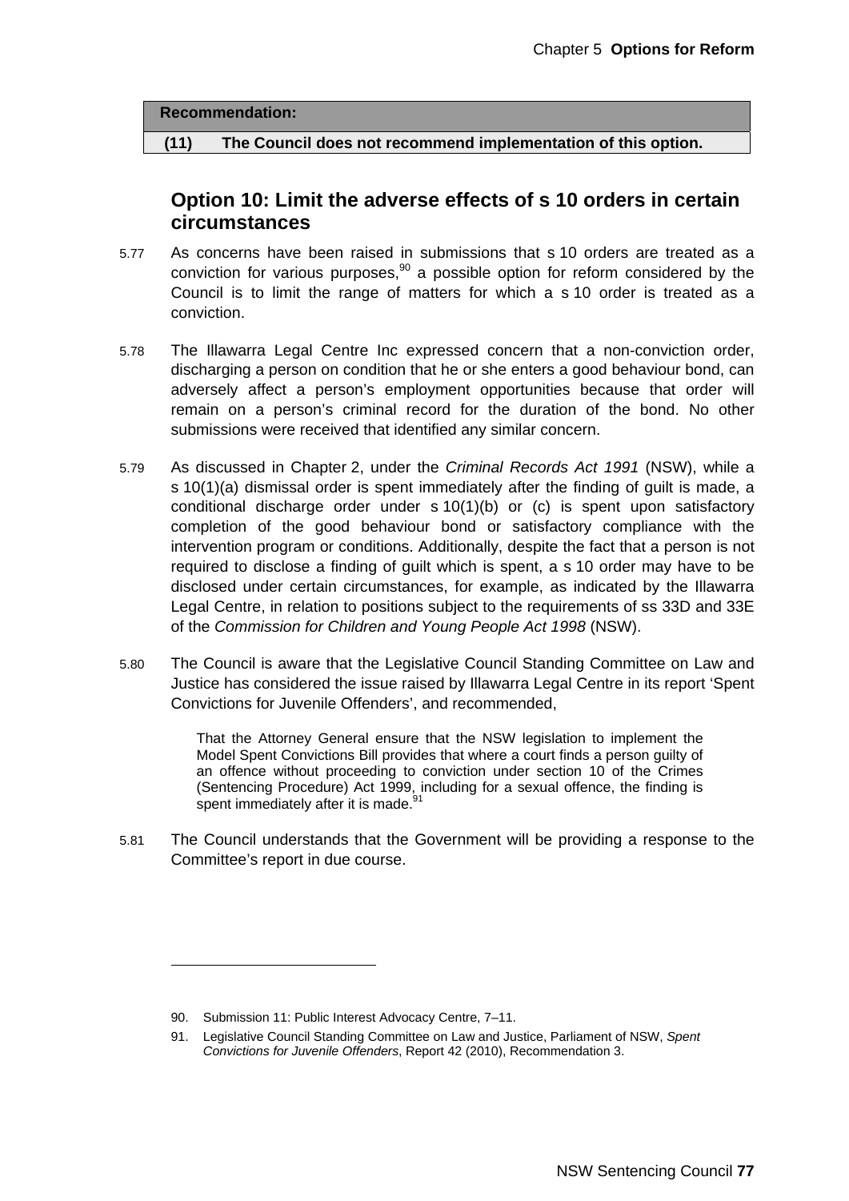| **Recommendation:** |
|---|
| **(11) The Council does not recommend implementation of this option.** |

## Option 10: Limit the adverse effects of s 10 orders in certain circumstances

5.77 As concerns have been raised in submissions that s 10 orders are treated as a conviction for various purposes,[90] a possible option for reform considered by the Council is to limit the range of matters for which a s 10 order is treated as a conviction.

5.78 The Illawarra Legal Centre Inc expressed concern that a non-conviction order, discharging a person on condition that he or she enters a good behaviour bond, can adversely affect a person's employment opportunities because that order will remain on a person's criminal record for the duration of the bond. No other submissions were received that identified any similar concern.

5.79 As discussed in Chapter 2, under the *Criminal Records Act 1991* (NSW), while a s 10(1)(a) dismissal order is spent immediately after the finding of guilt is made, a conditional discharge order under s 10(1)(b) or (c) is spent upon satisfactory completion of the good behaviour bond or satisfactory compliance with the intervention program or conditions. Additionally, despite the fact that a person is not required to disclose a finding of guilt which is spent, a s 10 order may have to be disclosed under certain circumstances, for example, as indicated by the Illawarra Legal Centre, in relation to positions subject to the requirements of ss 33D and 33E of the *Commission for Children and Young People Act 1998* (NSW).

5.80 The Council is aware that the Legislative Council Standing Committee on Law and Justice has considered the issue raised by Illawarra Legal Centre in its report 'Spent Convictions for Juvenile Offenders', and recommended,

> That the Attorney General ensure that the NSW legislation to implement the Model Spent Convictions Bill provides that where a court finds a person guilty of an offence without proceeding to conviction under section 10 of the Crimes (Sentencing Procedure) Act 1999, including for a sexual offence, the finding is spent immediately after it is made.[91]

5.81 The Council understands that the Government will be providing a response to the Committee's report in due course.

---

90. Submission 11: Public Interest Advocacy Centre, 7–11.

91. Legislative Council Standing Committee on Law and Justice, Parliament of NSW, *Spent Convictions for Juvenile Offenders*, Report 42 (2010), Recommendation 3.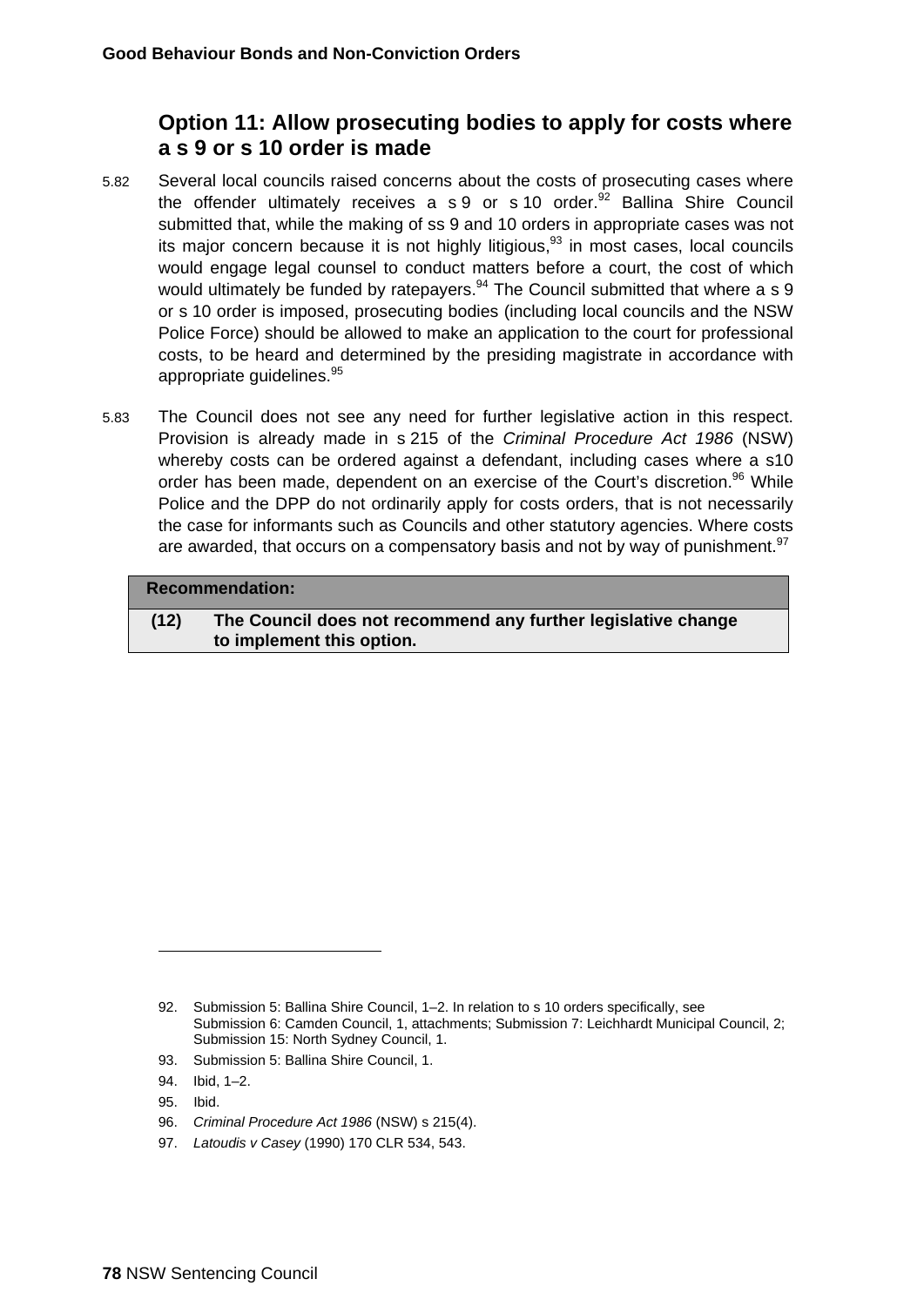## Option 11: Allow prosecuting bodies to apply for costs where a s 9 or s 10 order is made

5.82 Several local councils raised concerns about the costs of prosecuting cases where the offender ultimately receives a s 9 or s 10 order.[92] Ballina Shire Council submitted that, while the making of ss 9 and 10 orders in appropriate cases was not its major concern because it is not highly litigious,[93] in most cases, local councils would engage legal counsel to conduct matters before a court, the cost of which would ultimately be funded by ratepayers.[94] The Council submitted that where a s 9 or s 10 order is imposed, prosecuting bodies (including local councils and the NSW Police Force) should be allowed to make an application to the court for professional costs, to be heard and determined by the presiding magistrate in accordance with appropriate guidelines.[95]

5.83 The Council does not see any need for further legislative action in this respect. Provision is already made in s 215 of the *Criminal Procedure Act 1986* (NSW) whereby costs can be ordered against a defendant, including cases where a s10 order has been made, dependent on an exercise of the Court's discretion.[96] While Police and the DPP do not ordinarily apply for costs orders, that is not necessarily the case for informants such as Councils and other statutory agencies. Where costs are awarded, that occurs on a compensatory basis and not by way of punishment.[97]

| **Recommendation:** | |
|---|---|
| **(12)** | **The Council does not recommend any further legislative change to implement this option.** |

---

92. Submission 5: Ballina Shire Council, 1–2. In relation to s 10 orders specifically, see Submission 6: Camden Council, 1, attachments; Submission 7: Leichhardt Municipal Council, 2; Submission 15: North Sydney Council, 1.
93. Submission 5: Ballina Shire Council, 1.
94. Ibid, 1–2.
95. Ibid.
96. *Criminal Procedure Act 1986* (NSW) s 215(4).
97. *Latoudis v Casey* (1990) 170 CLR 534, 543.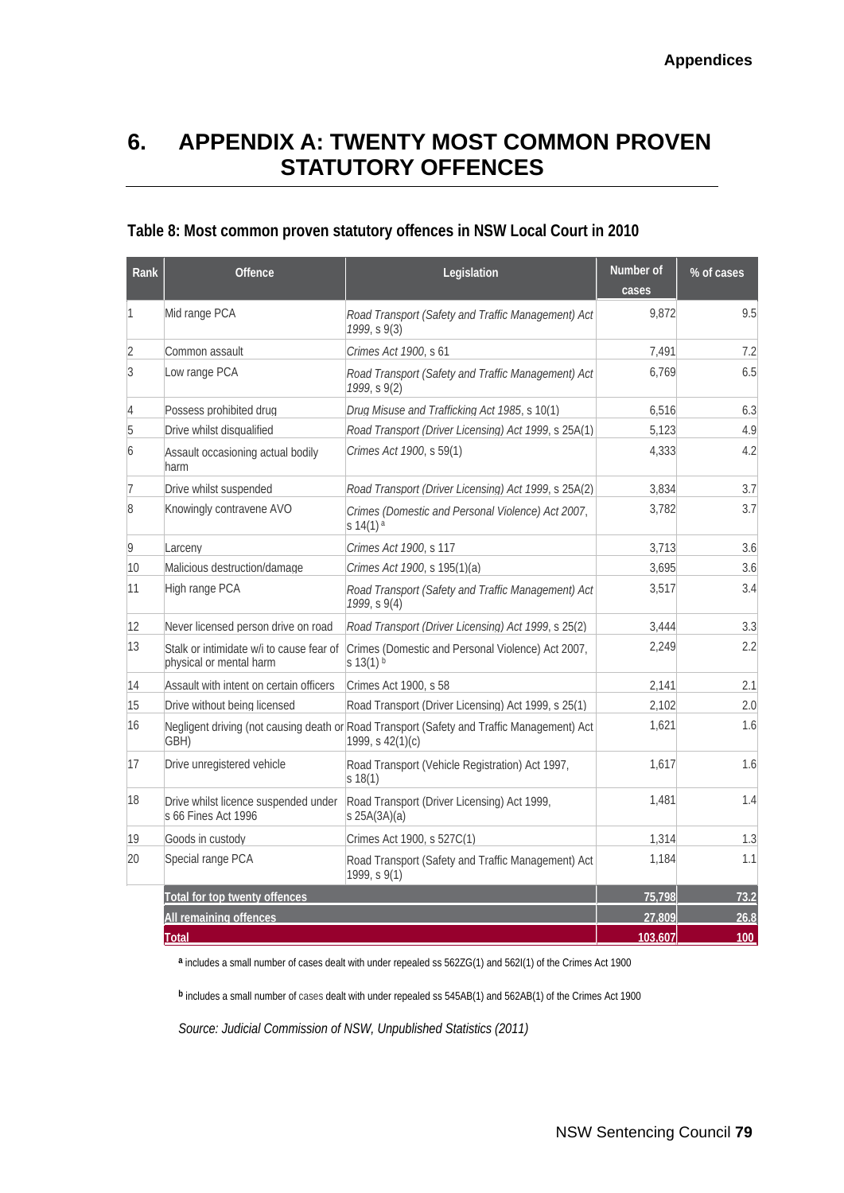# 6. APPENDIX A: TWENTY MOST COMMON PROVEN STATUTORY OFFENCES

### Table 8: Most common proven statutory offences in NSW Local Court in 2010

| Rank | Offence | Legislation | Number of cases | % of cases |
|---|---|---|---|---|
| 1 | Mid range PCA | *Road Transport (Safety and Traffic Management) Act 1999*, s 9(3) | 9,872 | 9.5 |
| 2 | Common assault | *Crimes Act 1900*, s 61 | 7,491 | 7.2 |
| 3 | Low range PCA | *Road Transport (Safety and Traffic Management) Act 1999*, s 9(2) | 6,769 | 6.5 |
| 4 | Possess prohibited drug | *Drug Misuse and Trafficking Act 1985*, s 10(1) | 6,516 | 6.3 |
| 5 | Drive whilst disqualified | *Road Transport (Driver Licensing) Act 1999*, s 25A(1) | 5,123 | 4.9 |
| 6 | Assault occasioning actual bodily harm | *Crimes Act 1900*, s 59(1) | 4,333 | 4.2 |
| 7 | Drive whilst suspended | *Road Transport (Driver Licensing) Act 1999*, s 25A(2) | 3,834 | 3.7 |
| 8 | Knowingly contravene AVO | *Crimes (Domestic and Personal Violence) Act 2007*, s 14(1) [a] | 3,782 | 3.7 |
| 9 | Larceny | *Crimes Act 1900*, s 117 | 3,713 | 3.6 |
| 10 | Malicious destruction/damage | *Crimes Act 1900*, s 195(1)(a) | 3,695 | 3.6 |
| 11 | High range PCA | *Road Transport (Safety and Traffic Management) Act 1999*, s 9(4) | 3,517 | 3.4 |
| 12 | Never licensed person drive on road | *Road Transport (Driver Licensing) Act 1999*, s 25(2) | 3,444 | 3.3 |
| 13 | Stalk or intimidate w/i to cause fear of physical or mental harm | Crimes (Domestic and Personal Violence) Act 2007, s 13(1) [b] | 2,249 | 2.2 |
| 14 | Assault with intent on certain officers | Crimes Act 1900, s 58 | 2,141 | 2.1 |
| 15 | Drive without being licensed | Road Transport (Driver Licensing) Act 1999, s 25(1) | 2,102 | 2.0 |
| 16 | Negligent driving (not causing death or GBH) | Road Transport (Safety and Traffic Management) Act 1999, s 42(1)(c) | 1,621 | 1.6 |
| 17 | Drive unregistered vehicle | Road Transport (Vehicle Registration) Act 1997, s 18(1) | 1,617 | 1.6 |
| 18 | Drive whilst licence suspended under s 66 Fines Act 1996 | Road Transport (Driver Licensing) Act 1999, s 25A(3A)(a) | 1,481 | 1.4 |
| 19 | Goods in custody | Crimes Act 1900, s 527C(1) | 1,314 | 1.3 |
| 20 | Special range PCA | Road Transport (Safety and Traffic Management) Act 1999, s 9(1) | 1,184 | 1.1 |
| | **Total for top twenty offences** | | **75,798** | **73.2** |
| | **All remaining offences** | | **27,809** | **26.8** |
| | **Total** | | **103,607** | **100** |

[a] includes a small number of cases dealt with under repealed ss 562ZG(1) and 562I(1) of the Crimes Act 1900

[b] includes a small number of cases dealt with under repealed ss 545AB(1) and 562AB(1) of the Crimes Act 1900

*Source: Judicial Commission of NSW, Unpublished Statistics (2011)*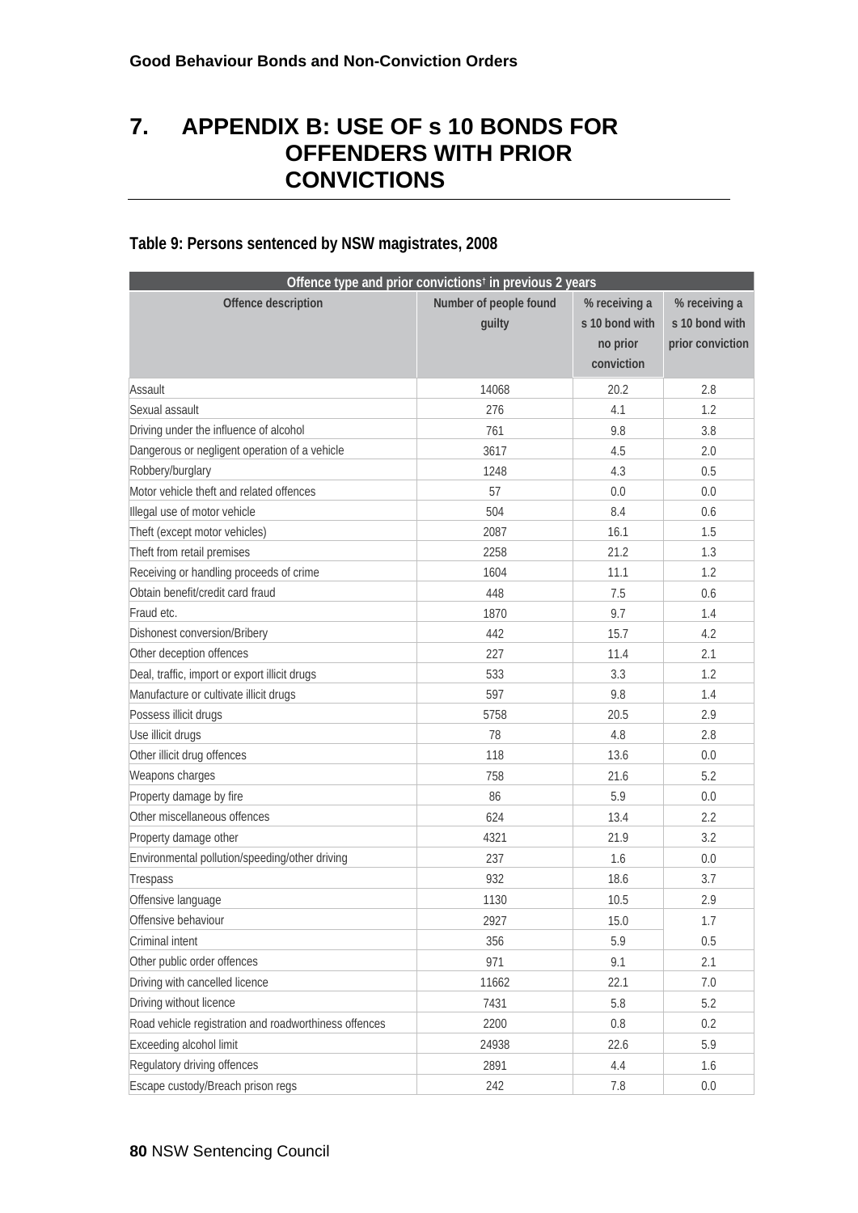# 7. APPENDIX B: USE OF s 10 BONDS FOR OFFENDERS WITH PRIOR CONVICTIONS

**Table 9: Persons sentenced by NSW magistrates, 2008**

| Offence type and prior convictions† in previous 2 years | | | |
|---|---|---|---|
| Offence description | Number of people found guilty | % receiving a s 10 bond with no prior conviction | % receiving a s 10 bond with prior conviction |
| Assault | 14068 | 20.2 | 2.8 |
| Sexual assault | 276 | 4.1 | 1.2 |
| Driving under the influence of alcohol | 761 | 9.8 | 3.8 |
| Dangerous or negligent operation of a vehicle | 3617 | 4.5 | 2.0 |
| Robbery/burglary | 1248 | 4.3 | 0.5 |
| Motor vehicle theft and related offences | 57 | 0.0 | 0.0 |
| Illegal use of motor vehicle | 504 | 8.4 | 0.6 |
| Theft (except motor vehicles) | 2087 | 16.1 | 1.5 |
| Theft from retail premises | 2258 | 21.2 | 1.3 |
| Receiving or handling proceeds of crime | 1604 | 11.1 | 1.2 |
| Obtain benefit/credit card fraud | 448 | 7.5 | 0.6 |
| Fraud etc. | 1870 | 9.7 | 1.4 |
| Dishonest conversion/Bribery | 442 | 15.7 | 4.2 |
| Other deception offences | 227 | 11.4 | 2.1 |
| Deal, traffic, import or export illicit drugs | 533 | 3.3 | 1.2 |
| Manufacture or cultivate illicit drugs | 597 | 9.8 | 1.4 |
| Possess illicit drugs | 5758 | 20.5 | 2.9 |
| Use illicit drugs | 78 | 4.8 | 2.8 |
| Other illicit drug offences | 118 | 13.6 | 0.0 |
| Weapons charges | 758 | 21.6 | 5.2 |
| Property damage by fire | 86 | 5.9 | 0.0 |
| Other miscellaneous offences | 624 | 13.4 | 2.2 |
| Property damage other | 4321 | 21.9 | 3.2 |
| Environmental pollution/speeding/other driving | 237 | 1.6 | 0.0 |
| Trespass | 932 | 18.6 | 3.7 |
| Offensive language | 1130 | 10.5 | 2.9 |
| Offensive behaviour | 2927 | 15.0 | 1.7 |
| Criminal intent | 356 | 5.9 | 0.5 |
| Other public order offences | 971 | 9.1 | 2.1 |
| Driving with cancelled licence | 11662 | 22.1 | 7.0 |
| Driving without licence | 7431 | 5.8 | 5.2 |
| Road vehicle registration and roadworthiness offences | 2200 | 0.8 | 0.2 |
| Exceeding alcohol limit | 24938 | 22.6 | 5.9 |
| Regulatory driving offences | 2891 | 4.4 | 1.6 |
| Escape custody/Breach prison regs | 242 | 7.8 | 0.0 |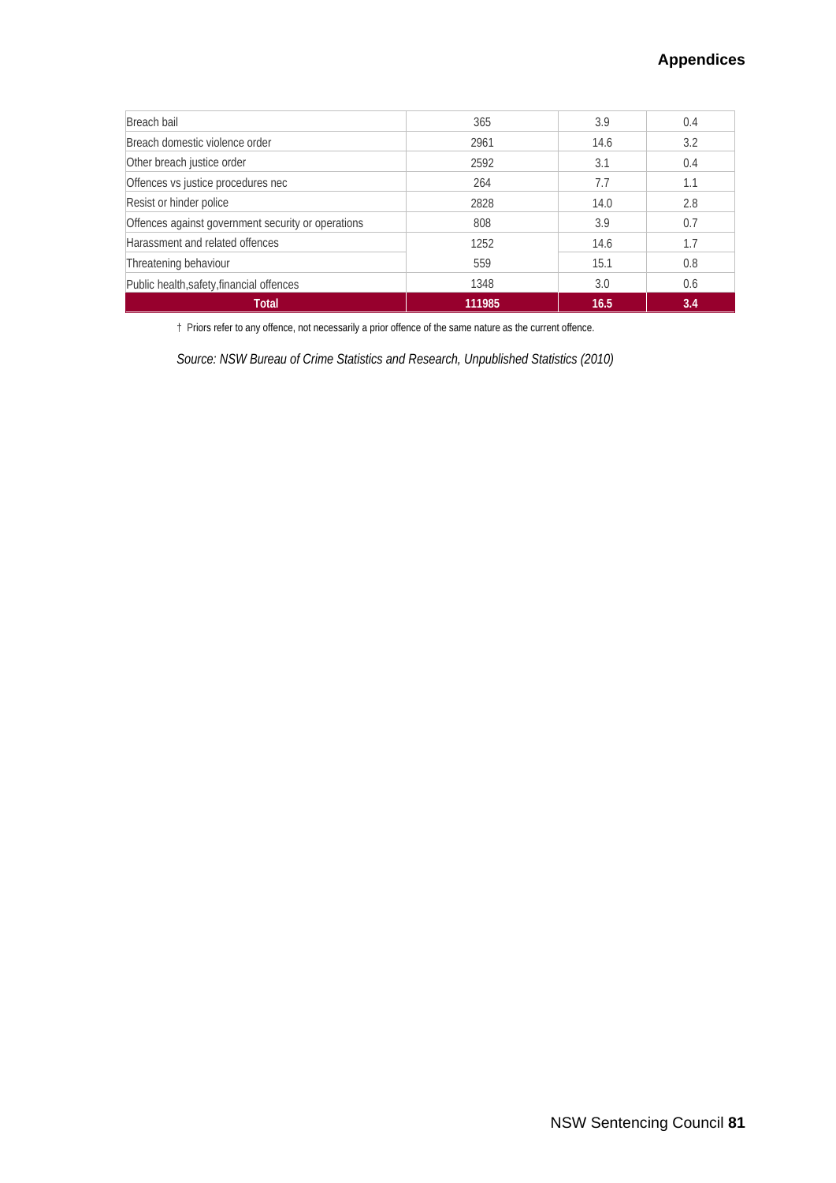| | | | |
|---|---|---|---|
| Breach bail | 365 | 3.9 | 0.4 |
| Breach domestic violence order | 2961 | 14.6 | 3.2 |
| Other breach justice order | 2592 | 3.1 | 0.4 |
| Offences vs justice procedures nec | 264 | 7.7 | 1.1 |
| Resist or hinder police | 2828 | 14.0 | 2.8 |
| Offences against government security or operations | 808 | 3.9 | 0.7 |
| Harassment and related offences | 1252 | 14.6 | 1.7 |
| Threatening behaviour | 559 | 15.1 | 0.8 |
| Public health,safety,financial offences | 1348 | 3.0 | 0.6 |
| **Total** | **111985** | **16.5** | **3.4** |

† Priors refer to any offence, not necessarily a prior offence of the same nature as the current offence.

*Source: NSW Bureau of Crime Statistics and Research, Unpublished Statistics (2010)*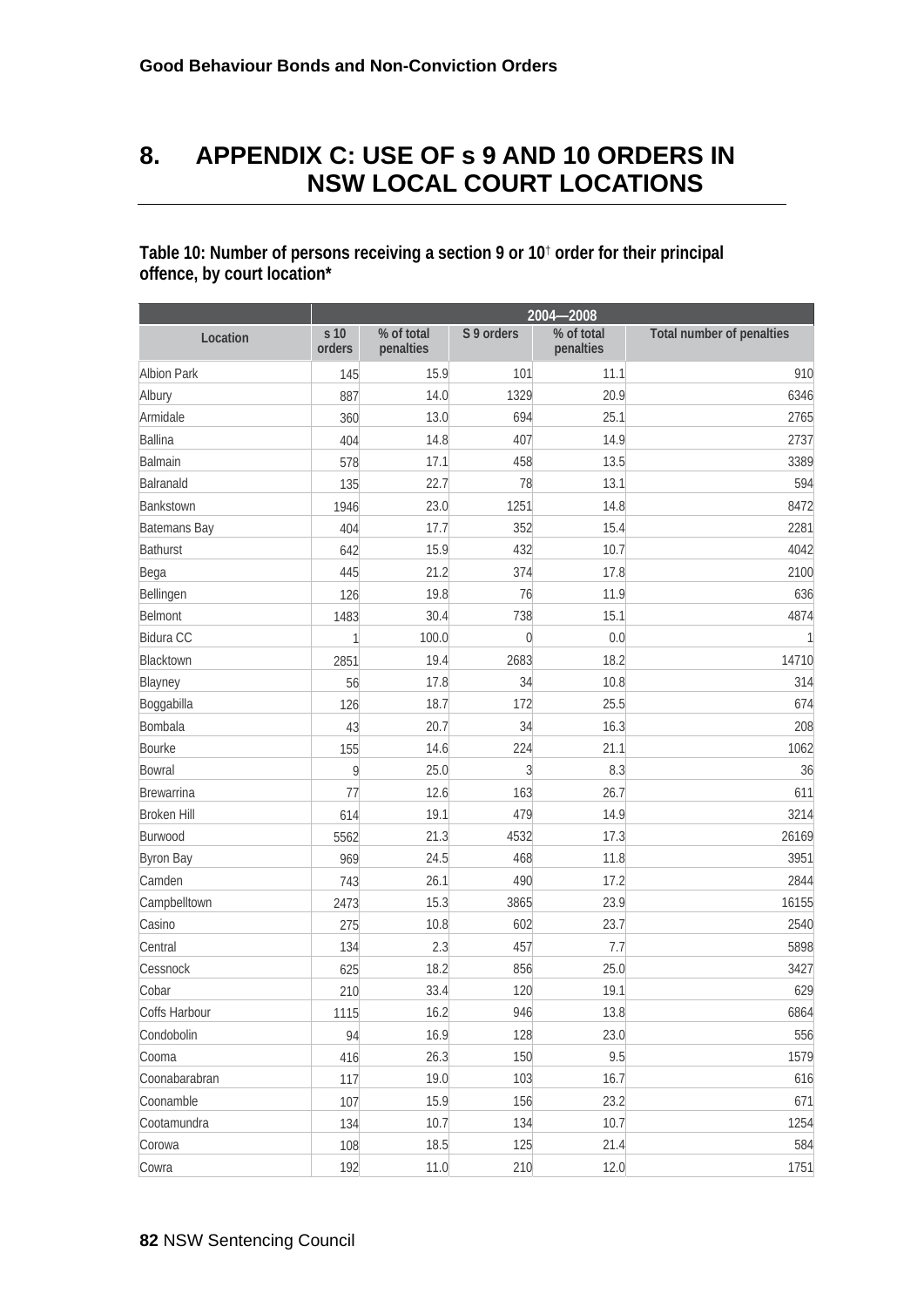# 8. APPENDIX C: USE OF s 9 AND 10 ORDERS IN NSW LOCAL COURT LOCATIONS

**Table 10: Number of persons receiving a section 9 or 10† order for their principal offence, by court location\***

| | 2004—2008 | | | | |
|---|---|---|---|---|---|
| Location | s 10 orders | % of total penalties | S 9 orders | % of total penalties | Total number of penalties |
| Albion Park | 145 | 15.9 | 101 | 11.1 | 910 |
| Albury | 887 | 14.0 | 1329 | 20.9 | 6346 |
| Armidale | 360 | 13.0 | 694 | 25.1 | 2765 |
| Ballina | 404 | 14.8 | 407 | 14.9 | 2737 |
| Balmain | 578 | 17.1 | 458 | 13.5 | 3389 |
| Balranald | 135 | 22.7 | 78 | 13.1 | 594 |
| Bankstown | 1946 | 23.0 | 1251 | 14.8 | 8472 |
| Batemans Bay | 404 | 17.7 | 352 | 15.4 | 2281 |
| Bathurst | 642 | 15.9 | 432 | 10.7 | 4042 |
| Bega | 445 | 21.2 | 374 | 17.8 | 2100 |
| Bellingen | 126 | 19.8 | 76 | 11.9 | 636 |
| Belmont | 1483 | 30.4 | 738 | 15.1 | 4874 |
| Bidura CC | 1 | 100.0 | 0 | 0.0 | 1 |
| Blacktown | 2851 | 19.4 | 2683 | 18.2 | 14710 |
| Blayney | 56 | 17.8 | 34 | 10.8 | 314 |
| Boggabilla | 126 | 18.7 | 172 | 25.5 | 674 |
| Bombala | 43 | 20.7 | 34 | 16.3 | 208 |
| Bourke | 155 | 14.6 | 224 | 21.1 | 1062 |
| Bowral | 9 | 25.0 | 3 | 8.3 | 36 |
| Brewarrina | 77 | 12.6 | 163 | 26.7 | 611 |
| Broken Hill | 614 | 19.1 | 479 | 14.9 | 3214 |
| Burwood | 5562 | 21.3 | 4532 | 17.3 | 26169 |
| Byron Bay | 969 | 24.5 | 468 | 11.8 | 3951 |
| Camden | 743 | 26.1 | 490 | 17.2 | 2844 |
| Campbelltown | 2473 | 15.3 | 3865 | 23.9 | 16155 |
| Casino | 275 | 10.8 | 602 | 23.7 | 2540 |
| Central | 134 | 2.3 | 457 | 7.7 | 5898 |
| Cessnock | 625 | 18.2 | 856 | 25.0 | 3427 |
| Cobar | 210 | 33.4 | 120 | 19.1 | 629 |
| Coffs Harbour | 1115 | 16.2 | 946 | 13.8 | 6864 |
| Condobolin | 94 | 16.9 | 128 | 23.0 | 556 |
| Cooma | 416 | 26.3 | 150 | 9.5 | 1579 |
| Coonabarabran | 117 | 19.0 | 103 | 16.7 | 616 |
| Coonamble | 107 | 15.9 | 156 | 23.2 | 671 |
| Cootamundra | 134 | 10.7 | 134 | 10.7 | 1254 |
| Corowa | 108 | 18.5 | 125 | 21.4 | 584 |
| Cowra | 192 | 11.0 | 210 | 12.0 | 1751 |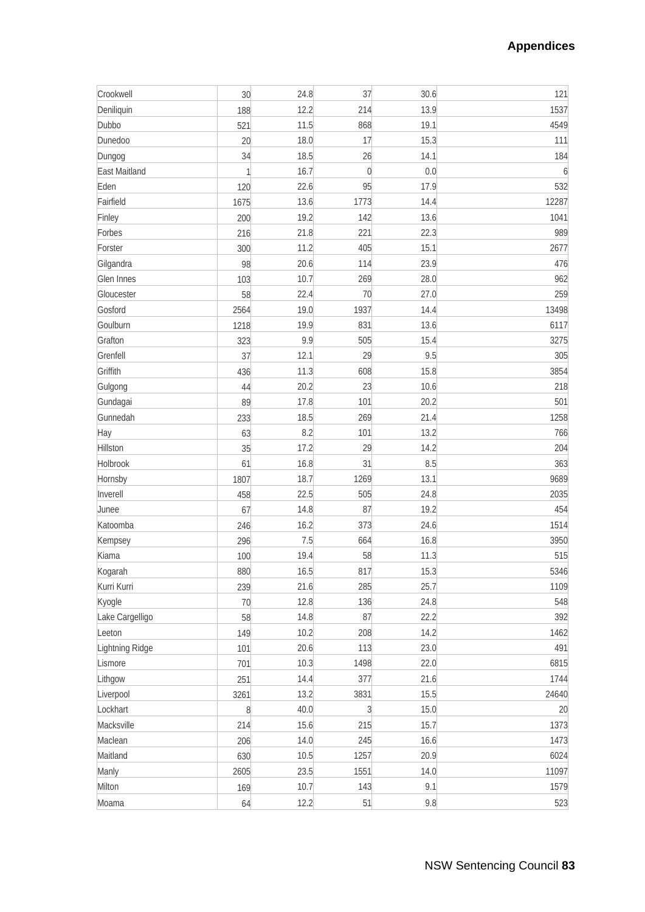| | | | | | |
|---|---|---|---|---|---|
| Crookwell | 30 | 24.8 | 37 | 30.6 | 121 |
| Deniliquin | 188 | 12.2 | 214 | 13.9 | 1537 |
| Dubbo | 521 | 11.5 | 868 | 19.1 | 4549 |
| Dunedoo | 20 | 18.0 | 17 | 15.3 | 111 |
| Dungog | 34 | 18.5 | 26 | 14.1 | 184 |
| East Maitland | 1 | 16.7 | 0 | 0.0 | 6 |
| Eden | 120 | 22.6 | 95 | 17.9 | 532 |
| Fairfield | 1675 | 13.6 | 1773 | 14.4 | 12287 |
| Finley | 200 | 19.2 | 142 | 13.6 | 1041 |
| Forbes | 216 | 21.8 | 221 | 22.3 | 989 |
| Forster | 300 | 11.2 | 405 | 15.1 | 2677 |
| Gilgandra | 98 | 20.6 | 114 | 23.9 | 476 |
| Glen Innes | 103 | 10.7 | 269 | 28.0 | 962 |
| Gloucester | 58 | 22.4 | 70 | 27.0 | 259 |
| Gosford | 2564 | 19.0 | 1937 | 14.4 | 13498 |
| Goulburn | 1218 | 19.9 | 831 | 13.6 | 6117 |
| Grafton | 323 | 9.9 | 505 | 15.4 | 3275 |
| Grenfell | 37 | 12.1 | 29 | 9.5 | 305 |
| Griffith | 436 | 11.3 | 608 | 15.8 | 3854 |
| Gulgong | 44 | 20.2 | 23 | 10.6 | 218 |
| Gundagai | 89 | 17.8 | 101 | 20.2 | 501 |
| Gunnedah | 233 | 18.5 | 269 | 21.4 | 1258 |
| Hay | 63 | 8.2 | 101 | 13.2 | 766 |
| Hillston | 35 | 17.2 | 29 | 14.2 | 204 |
| Holbrook | 61 | 16.8 | 31 | 8.5 | 363 |
| Hornsby | 1807 | 18.7 | 1269 | 13.1 | 9689 |
| Inverell | 458 | 22.5 | 505 | 24.8 | 2035 |
| Junee | 67 | 14.8 | 87 | 19.2 | 454 |
| Katoomba | 246 | 16.2 | 373 | 24.6 | 1514 |
| Kempsey | 296 | 7.5 | 664 | 16.8 | 3950 |
| Kiama | 100 | 19.4 | 58 | 11.3 | 515 |
| Kogarah | 880 | 16.5 | 817 | 15.3 | 5346 |
| Kurri Kurri | 239 | 21.6 | 285 | 25.7 | 1109 |
| Kyogle | 70 | 12.8 | 136 | 24.8 | 548 |
| Lake Cargelligo | 58 | 14.8 | 87 | 22.2 | 392 |
| Leeton | 149 | 10.2 | 208 | 14.2 | 1462 |
| Lightning Ridge | 101 | 20.6 | 113 | 23.0 | 491 |
| Lismore | 701 | 10.3 | 1498 | 22.0 | 6815 |
| Lithgow | 251 | 14.4 | 377 | 21.6 | 1744 |
| Liverpool | 3261 | 13.2 | 3831 | 15.5 | 24640 |
| Lockhart | 8 | 40.0 | 3 | 15.0 | 20 |
| Macksville | 214 | 15.6 | 215 | 15.7 | 1373 |
| Maclean | 206 | 14.0 | 245 | 16.6 | 1473 |
| Maitland | 630 | 10.5 | 1257 | 20.9 | 6024 |
| Manly | 2605 | 23.5 | 1551 | 14.0 | 11097 |
| Milton | 169 | 10.7 | 143 | 9.1 | 1579 |
| Moama | 64 | 12.2 | 51 | 9.8 | 523 |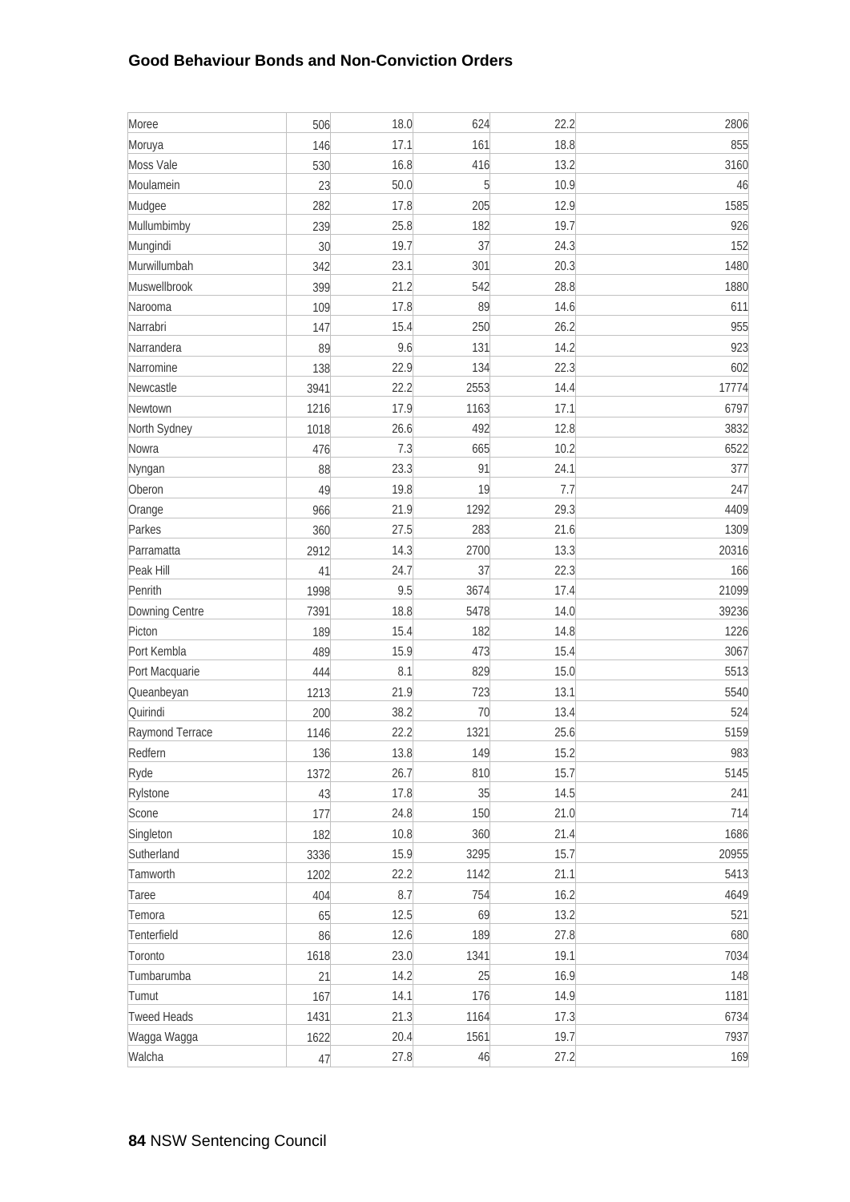## Good Behaviour Bonds and Non-Conviction Orders

| | | | | | |
|---|---|---|---|---|---|
| Moree | 506 | 18.0 | 624 | 22.2 | 2806 |
| Moruya | 146 | 17.1 | 161 | 18.8 | 855 |
| Moss Vale | 530 | 16.8 | 416 | 13.2 | 3160 |
| Moulamein | 23 | 50.0 | 5 | 10.9 | 46 |
| Mudgee | 282 | 17.8 | 205 | 12.9 | 1585 |
| Mullumbimby | 239 | 25.8 | 182 | 19.7 | 926 |
| Mungindi | 30 | 19.7 | 37 | 24.3 | 152 |
| Murwillumbah | 342 | 23.1 | 301 | 20.3 | 1480 |
| Muswellbrook | 399 | 21.2 | 542 | 28.8 | 1880 |
| Narooma | 109 | 17.8 | 89 | 14.6 | 611 |
| Narrabri | 147 | 15.4 | 250 | 26.2 | 955 |
| Narrandera | 89 | 9.6 | 131 | 14.2 | 923 |
| Narromine | 138 | 22.9 | 134 | 22.3 | 602 |
| Newcastle | 3941 | 22.2 | 2553 | 14.4 | 17774 |
| Newtown | 1216 | 17.9 | 1163 | 17.1 | 6797 |
| North Sydney | 1018 | 26.6 | 492 | 12.8 | 3832 |
| Nowra | 476 | 7.3 | 665 | 10.2 | 6522 |
| Nyngan | 88 | 23.3 | 91 | 24.1 | 377 |
| Oberon | 49 | 19.8 | 19 | 7.7 | 247 |
| Orange | 966 | 21.9 | 1292 | 29.3 | 4409 |
| Parkes | 360 | 27.5 | 283 | 21.6 | 1309 |
| Parramatta | 2912 | 14.3 | 2700 | 13.3 | 20316 |
| Peak Hill | 41 | 24.7 | 37 | 22.3 | 166 |
| Penrith | 1998 | 9.5 | 3674 | 17.4 | 21099 |
| Downing Centre | 7391 | 18.8 | 5478 | 14.0 | 39236 |
| Picton | 189 | 15.4 | 182 | 14.8 | 1226 |
| Port Kembla | 489 | 15.9 | 473 | 15.4 | 3067 |
| Port Macquarie | 444 | 8.1 | 829 | 15.0 | 5513 |
| Queanbeyan | 1213 | 21.9 | 723 | 13.1 | 5540 |
| Quirindi | 200 | 38.2 | 70 | 13.4 | 524 |
| Raymond Terrace | 1146 | 22.2 | 1321 | 25.6 | 5159 |
| Redfern | 136 | 13.8 | 149 | 15.2 | 983 |
| Ryde | 1372 | 26.7 | 810 | 15.7 | 5145 |
| Rylstone | 43 | 17.8 | 35 | 14.5 | 241 |
| Scone | 177 | 24.8 | 150 | 21.0 | 714 |
| Singleton | 182 | 10.8 | 360 | 21.4 | 1686 |
| Sutherland | 3336 | 15.9 | 3295 | 15.7 | 20955 |
| Tamworth | 1202 | 22.2 | 1142 | 21.1 | 5413 |
| Taree | 404 | 8.7 | 754 | 16.2 | 4649 |
| Temora | 65 | 12.5 | 69 | 13.2 | 521 |
| Tenterfield | 86 | 12.6 | 189 | 27.8 | 680 |
| Toronto | 1618 | 23.0 | 1341 | 19.1 | 7034 |
| Tumbarumba | 21 | 14.2 | 25 | 16.9 | 148 |
| Tumut | 167 | 14.1 | 176 | 14.9 | 1181 |
| Tweed Heads | 1431 | 21.3 | 1164 | 17.3 | 6734 |
| Wagga Wagga | 1622 | 20.4 | 1561 | 19.7 | 7937 |
| Walcha | 47 | 27.8 | 46 | 27.2 | 169 |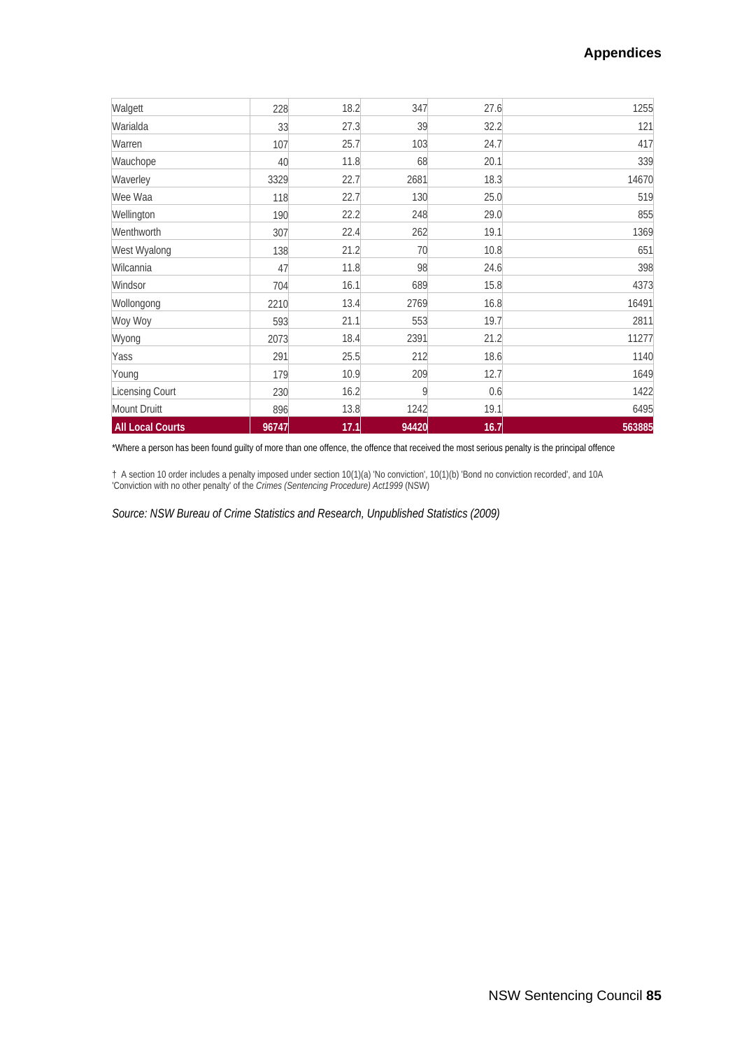| | | | | | |
|---|---|---|---|---|---|
| Walgett | 228 | 18.2 | 347 | 27.6 | 1255 |
| Warialda | 33 | 27.3 | 39 | 32.2 | 121 |
| Warren | 107 | 25.7 | 103 | 24.7 | 417 |
| Wauchope | 40 | 11.8 | 68 | 20.1 | 339 |
| Waverley | 3329 | 22.7 | 2681 | 18.3 | 14670 |
| Wee Waa | 118 | 22.7 | 130 | 25.0 | 519 |
| Wellington | 190 | 22.2 | 248 | 29.0 | 855 |
| Wenthworth | 307 | 22.4 | 262 | 19.1 | 1369 |
| West Wyalong | 138 | 21.2 | 70 | 10.8 | 651 |
| Wilcannia | 47 | 11.8 | 98 | 24.6 | 398 |
| Windsor | 704 | 16.1 | 689 | 15.8 | 4373 |
| Wollongong | 2210 | 13.4 | 2769 | 16.8 | 16491 |
| Woy Woy | 593 | 21.1 | 553 | 19.7 | 2811 |
| Wyong | 2073 | 18.4 | 2391 | 21.2 | 11277 |
| Yass | 291 | 25.5 | 212 | 18.6 | 1140 |
| Young | 179 | 10.9 | 209 | 12.7 | 1649 |
| Licensing Court | 230 | 16.2 | 9 | 0.6 | 1422 |
| Mount Druitt | 896 | 13.8 | 1242 | 19.1 | 6495 |
| **All Local Courts** | **96747** | **17.1** | **94420** | **16.7** | **563885** |

*Where a person has been found guilty of more than one offence, the offence that received the most serious penalty is the principal offence

† A section 10 order includes a penalty imposed under section 10(1)(a) 'No conviction', 10(1)(b) 'Bond no conviction recorded', and 10A 'Conviction with no other penalty' of the *Crimes (Sentencing Procedure) Act1999* (NSW)

*Source: NSW Bureau of Crime Statistics and Research, Unpublished Statistics (2009)*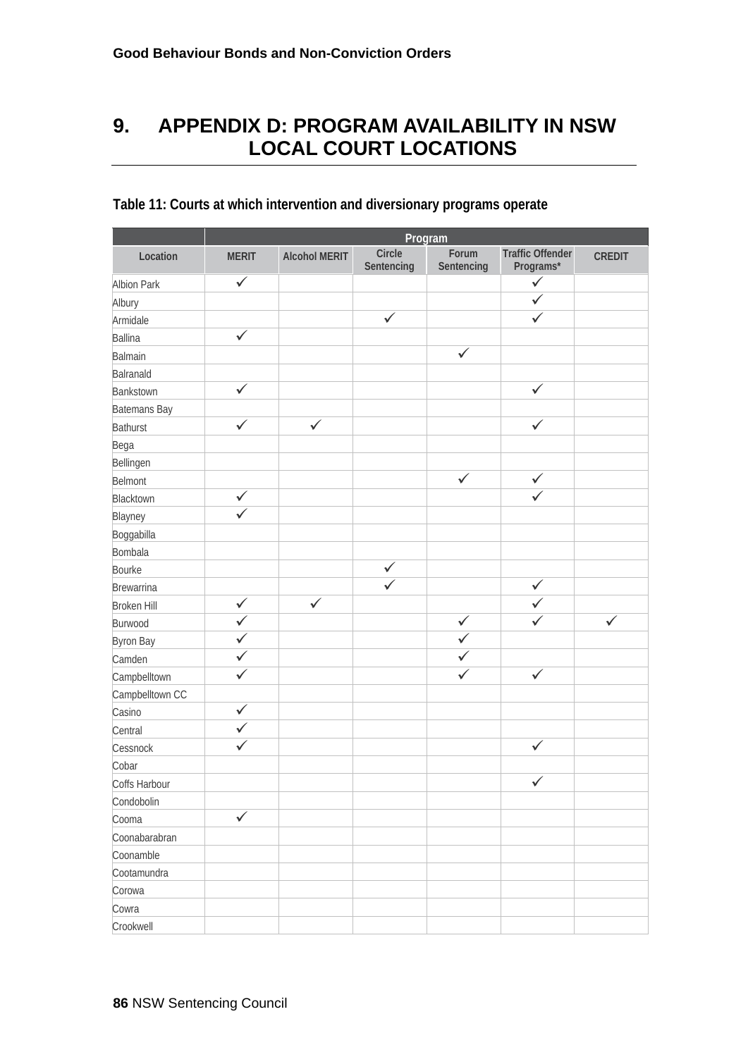# 9. APPENDIX D: PROGRAM AVAILABILITY IN NSW LOCAL COURT LOCATIONS

**Table 11: Courts at which intervention and diversionary programs operate**

| | Program | | | | | |
|---|---|---|---|---|---|---|
| Location | MERIT | Alcohol MERIT | Circle Sentencing | Forum Sentencing | Traffic Offender Programs* | CREDIT |
| Albion Park | ✓ | | | | ✓ | |
| Albury | | | | | ✓ | |
| Armidale | | | ✓ | | ✓ | |
| Ballina | ✓ | | | | | |
| Balmain | | | | ✓ | | |
| Balranald | | | | | | |
| Bankstown | ✓ | | | | ✓ | |
| Batemans Bay | | | | | | |
| Bathurst | ✓ | ✓ | | | ✓ | |
| Bega | | | | | | |
| Bellingen | | | | | | |
| Belmont | | | | ✓ | ✓ | |
| Blacktown | ✓ | | | | ✓ | |
| Blayney | ✓ | | | | | |
| Boggabilla | | | | | | |
| Bombala | | | | | | |
| Bourke | | | ✓ | | | |
| Brewarrina | | | ✓ | | ✓ | |
| Broken Hill | ✓ | ✓ | | | ✓ | |
| Burwood | ✓ | | | ✓ | ✓ | ✓ |
| Byron Bay | ✓ | | | ✓ | | |
| Camden | ✓ | | | ✓ | | |
| Campbelltown | ✓ | | | ✓ | ✓ | |
| Campbelltown CC | | | | | | |
| Casino | ✓ | | | | | |
| Central | ✓ | | | | | |
| Cessnock | ✓ | | | | ✓ | |
| Cobar | | | | | | |
| Coffs Harbour | | | | | ✓ | |
| Condobolin | | | | | | |
| Cooma | ✓ | | | | | |
| Coonabarabran | | | | | | |
| Coonamble | | | | | | |
| Cootamundra | | | | | | |
| Corowa | | | | | | |
| Cowra | | | | | | |
| Crookwell | | | | | | |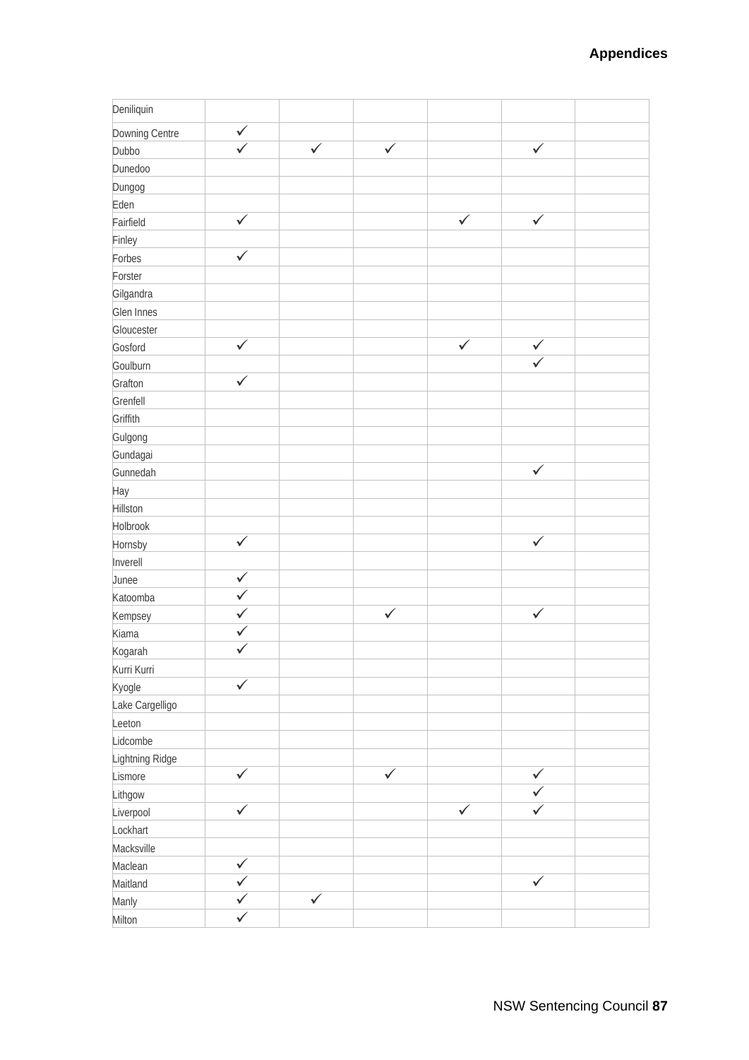| | | | | | | |
|---|---|---|---|---|---|---|
| Deniliquin | | | | | | |
| Downing Centre | ✓ | | | | | |
| Dubbo | ✓ | ✓ | ✓ | | ✓ | |
| Dunedoo | | | | | | |
| Dungog | | | | | | |
| Eden | | | | | | |
| Fairfield | ✓ | | | ✓ | ✓ | |
| Finley | | | | | | |
| Forbes | ✓ | | | | | |
| Forster | | | | | | |
| Gilgandra | | | | | | |
| Glen Innes | | | | | | |
| Gloucester | | | | | | |
| Gosford | ✓ | | | ✓ | ✓ | |
| Goulburn | | | | | ✓ | |
| Grafton | ✓ | | | | | |
| Grenfell | | | | | | |
| Griffith | | | | | | |
| Gulgong | | | | | | |
| Gundagai | | | | | | |
| Gunnedah | | | | | ✓ | |
| Hay | | | | | | |
| Hillston | | | | | | |
| Holbrook | | | | | | |
| Hornsby | ✓ | | | | ✓ | |
| Inverell | | | | | | |
| Junee | ✓ | | | | | |
| Katoomba | ✓ | | | | | |
| Kempsey | ✓ | | ✓ | | ✓ | |
| Kiama | ✓ | | | | | |
| Kogarah | ✓ | | | | | |
| Kurri Kurri | | | | | | |
| Kyogle | ✓ | | | | | |
| Lake Cargelligo | | | | | | |
| Leeton | | | | | | |
| Lidcombe | | | | | | |
| Lightning Ridge | | | | | | |
| Lismore | ✓ | | ✓ | | ✓ | |
| Lithgow | | | | | ✓ | |
| Liverpool | ✓ | | | ✓ | ✓ | |
| Lockhart | | | | | | |
| Macksville | | | | | | |
| Maclean | ✓ | | | | | |
| Maitland | ✓ | | | | ✓ | |
| Manly | ✓ | ✓ | | | | |
| Milton | ✓ | | | | | |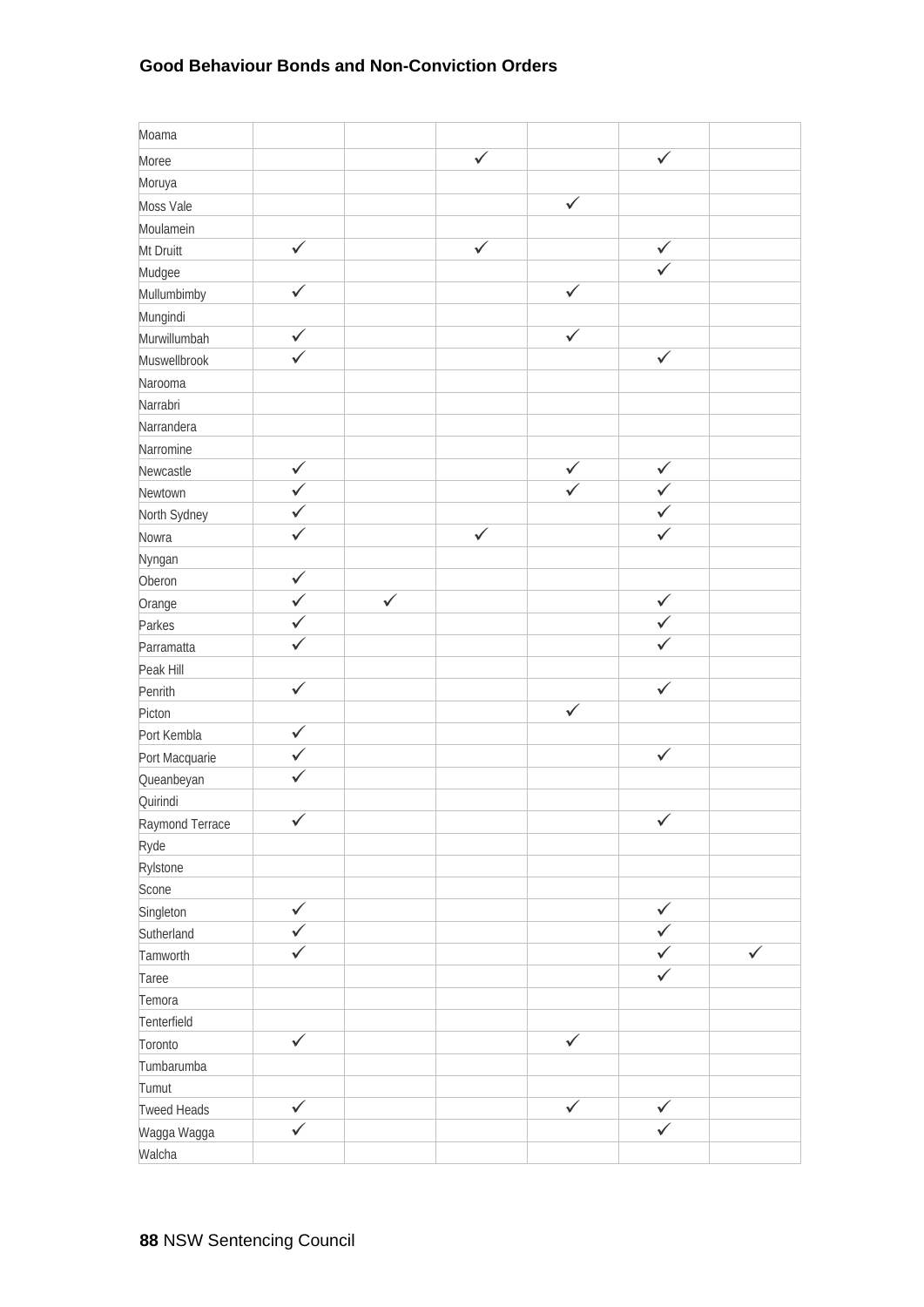| | | | | | | |
|---|---|---|---|---|---|---|
| Moama | | | | | | |
| Moree | | | ✓ | | ✓ | |
| Moruya | | | | | | |
| Moss Vale | | | | ✓ | | |
| Moulamein | | | | | | |
| Mt Druitt | ✓ | | ✓ | | ✓ | |
| Mudgee | | | | | ✓ | |
| Mullumbimby | ✓ | | | ✓ | | |
| Mungindi | | | | | | |
| Murwillumbah | ✓ | | | ✓ | | |
| Muswellbrook | ✓ | | | | ✓ | |
| Narooma | | | | | | |
| Narrabri | | | | | | |
| Narrandera | | | | | | |
| Narromine | | | | | | |
| Newcastle | ✓ | | | ✓ | ✓ | |
| Newtown | ✓ | | | ✓ | ✓ | |
| North Sydney | ✓ | | | | ✓ | |
| Nowra | ✓ | | ✓ | | ✓ | |
| Nyngan | | | | | | |
| Oberon | ✓ | | | | | |
| Orange | ✓ | ✓ | | | ✓ | |
| Parkes | ✓ | | | | ✓ | |
| Parramatta | ✓ | | | | ✓ | |
| Peak Hill | | | | | | |
| Penrith | ✓ | | | | ✓ | |
| Picton | | | | ✓ | | |
| Port Kembla | ✓ | | | | | |
| Port Macquarie | ✓ | | | | ✓ | |
| Queanbeyan | ✓ | | | | | |
| Quirindi | | | | | | |
| Raymond Terrace | ✓ | | | | ✓ | |
| Ryde | | | | | | |
| Rylstone | | | | | | |
| Scone | | | | | | |
| Singleton | ✓ | | | | ✓ | |
| Sutherland | ✓ | | | | ✓ | |
| Tamworth | ✓ | | | | ✓ | ✓ |
| Taree | | | | | ✓ | |
| Temora | | | | | | |
| Tenterfield | | | | | | |
| Toronto | ✓ | | | ✓ | | |
| Tumbarumba | | | | | | |
| Tumut | | | | | | |
| Tweed Heads | ✓ | | | ✓ | ✓ | |
| Wagga Wagga | ✓ | | | | ✓ | |
| Walcha | | | | | | |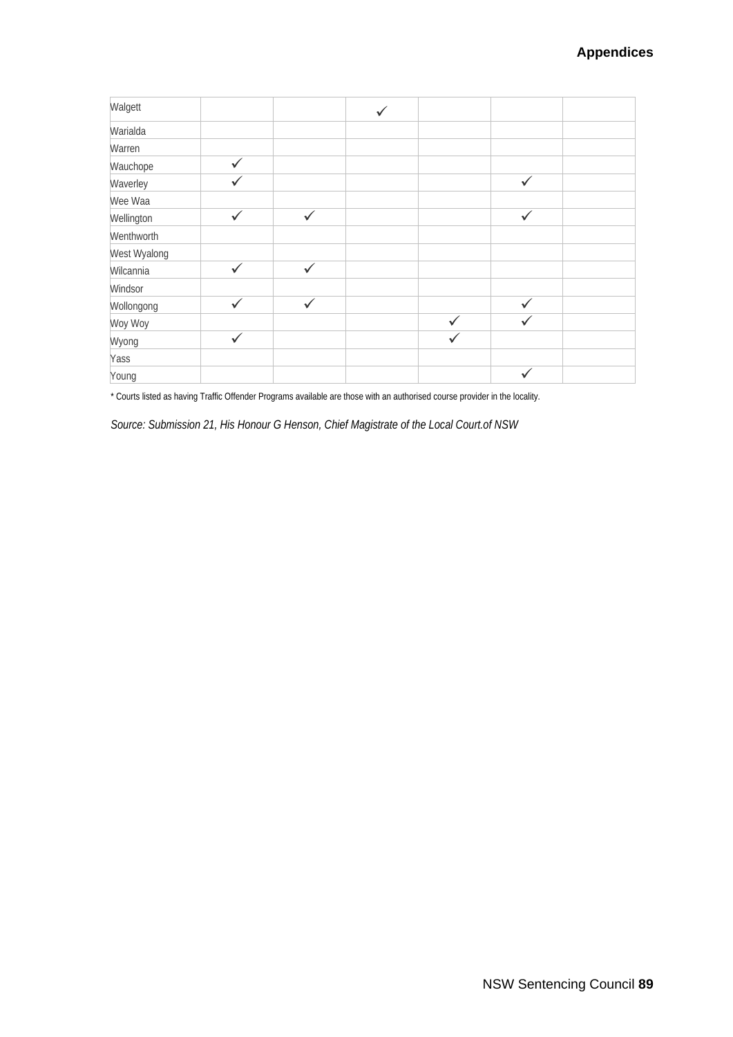| | | | | | | |
|---|---|---|---|---|---|---|
| Walgett | | | ✓ | | | |
| Warialda | | | | | | |
| Warren | | | | | | |
| Wauchope | ✓ | | | | | |
| Waverley | ✓ | | | | ✓ | |
| Wee Waa | | | | | | |
| Wellington | ✓ | ✓ | | | ✓ | |
| Wenthworth | | | | | | |
| West Wyalong | | | | | | |
| Wilcannia | ✓ | ✓ | | | | |
| Windsor | | | | | | |
| Wollongong | ✓ | ✓ | | | ✓ | |
| Woy Woy | | | | ✓ | ✓ | |
| Wyong | ✓ | | | ✓ | | |
| Yass | | | | | | |
| Young | | | | | ✓ | |

* Courts listed as having Traffic Offender Programs available are those with an authorised course provider in the locality.

*Source: Submission 21, His Honour G Henson, Chief Magistrate of the Local Court.of NSW*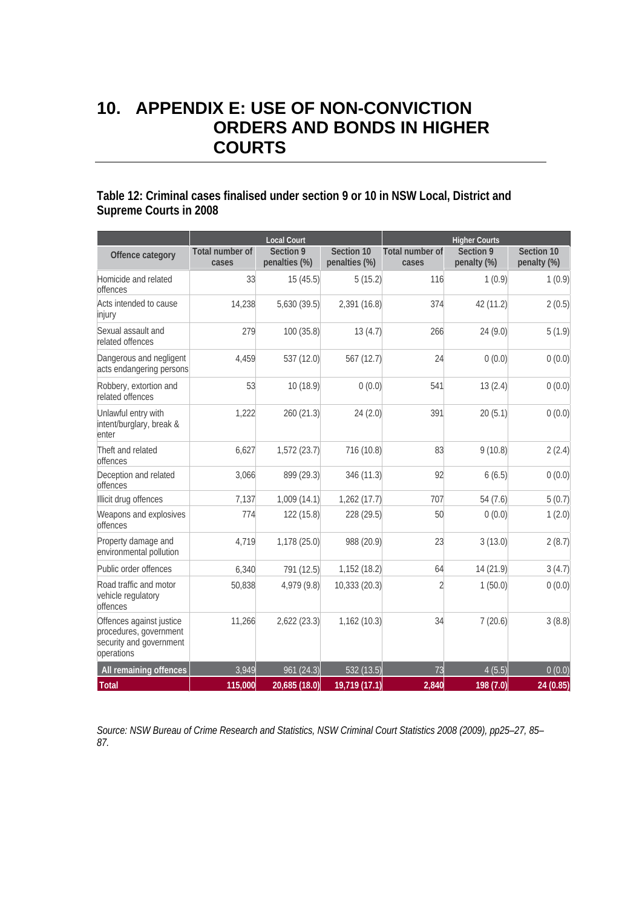# 10. APPENDIX E: USE OF NON-CONVICTION ORDERS AND BONDS IN HIGHER COURTS

### Table 12: Criminal cases finalised under section 9 or 10 in NSW Local, District and Supreme Courts in 2008

| | Local Court | | | Higher Courts | | |
|---|---|---|---|---|---|---|
| Offence category | Total number of cases | Section 9 penalties (%) | Section 10 penalties (%) | Total number of cases | Section 9 penalty (%) | Section 10 penalty (%) |
| Homicide and related offences | 33 | 15 (45.5) | 5 (15.2) | 116 | 1 (0.9) | 1 (0.9) |
| Acts intended to cause injury | 14,238 | 5,630 (39.5) | 2,391 (16.8) | 374 | 42 (11.2) | 2 (0.5) |
| Sexual assault and related offences | 279 | 100 (35.8) | 13 (4.7) | 266 | 24 (9.0) | 5 (1.9) |
| Dangerous and negligent acts endangering persons | 4,459 | 537 (12.0) | 567 (12.7) | 24 | 0 (0.0) | 0 (0.0) |
| Robbery, extortion and related offences | 53 | 10 (18.9) | 0 (0.0) | 541 | 13 (2.4) | 0 (0.0) |
| Unlawful entry with intent/burglary, break & enter | 1,222 | 260 (21.3) | 24 (2.0) | 391 | 20 (5.1) | 0 (0.0) |
| Theft and related offences | 6,627 | 1,572 (23.7) | 716 (10.8) | 83 | 9 (10.8) | 2 (2.4) |
| Deception and related offences | 3,066 | 899 (29.3) | 346 (11.3) | 92 | 6 (6.5) | 0 (0.0) |
| Illicit drug offences | 7,137 | 1,009 (14.1) | 1,262 (17.7) | 707 | 54 (7.6) | 5 (0.7) |
| Weapons and explosives offences | 774 | 122 (15.8) | 228 (29.5) | 50 | 0 (0.0) | 1 (2.0) |
| Property damage and environmental pollution | 4,719 | 1,178 (25.0) | 988 (20.9) | 23 | 3 (13.0) | 2 (8.7) |
| Public order offences | 6,340 | 791 (12.5) | 1,152 (18.2) | 64 | 14 (21.9) | 3 (4.7) |
| Road traffic and motor vehicle regulatory offences | 50,838 | 4,979 (9.8) | 10,333 (20.3) | 2 | 1 (50.0) | 0 (0.0) |
| Offences against justice procedures, government security and government operations | 11,266 | 2,622 (23.3) | 1,162 (10.3) | 34 | 7 (20.6) | 3 (8.8) |
| **All remaining offences** | 3,949 | 961 (24.3) | 532 (13.5) | 73 | 4 (5.5) | 0 (0.0) |
| **Total** | **115,000** | **20,685 (18.0)** | **19,719 (17.1)** | **2,840** | **198 (7.0)** | **24 (0.85)** |

*Source: NSW Bureau of Crime Research and Statistics, NSW Criminal Court Statistics 2008 (2009), pp25–27, 85–87.*